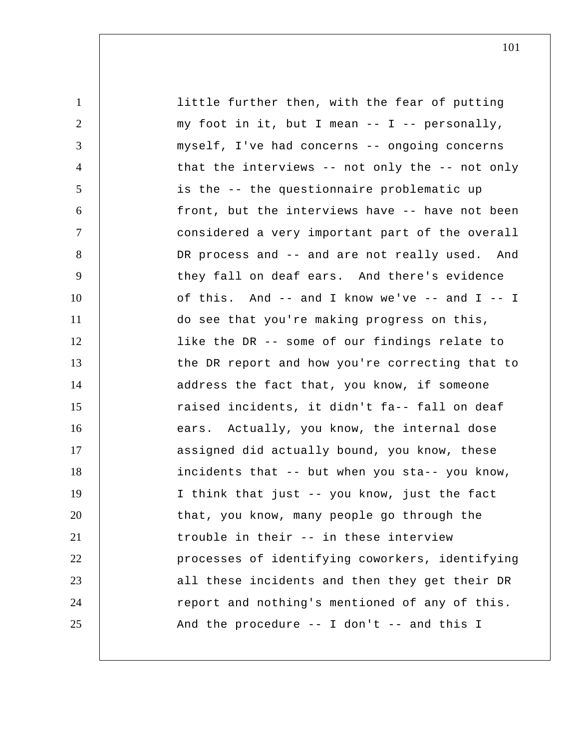little further then, with the fear of putting my foot in it, but I mean -- I -- personally, myself, I've had concerns -- ongoing concerns that the interviews -- not only the -- not only is the -- the questionnaire problematic up front, but the interviews have -- have not been considered a very important part of the overall DR process and -- and are not really used. And they fall on deaf ears. And there's evidence of this. And -- and I know we've -- and I -- I do see that you're making progress on this, like the DR -- some of our findings relate to the DR report and how you're correcting that to address the fact that, you know, if someone raised incidents, it didn't fa-- fall on deaf ears. Actually, you know, the internal dose assigned did actually bound, you know, these incidents that -- but when you sta-- you know, I think that just -- you know, just the fact that, you know, many people go through the trouble in their -- in these interview processes of identifying coworkers, identifying all these incidents and then they get their DR report and nothing's mentioned of any of this. And the procedure -- I don't -- and this I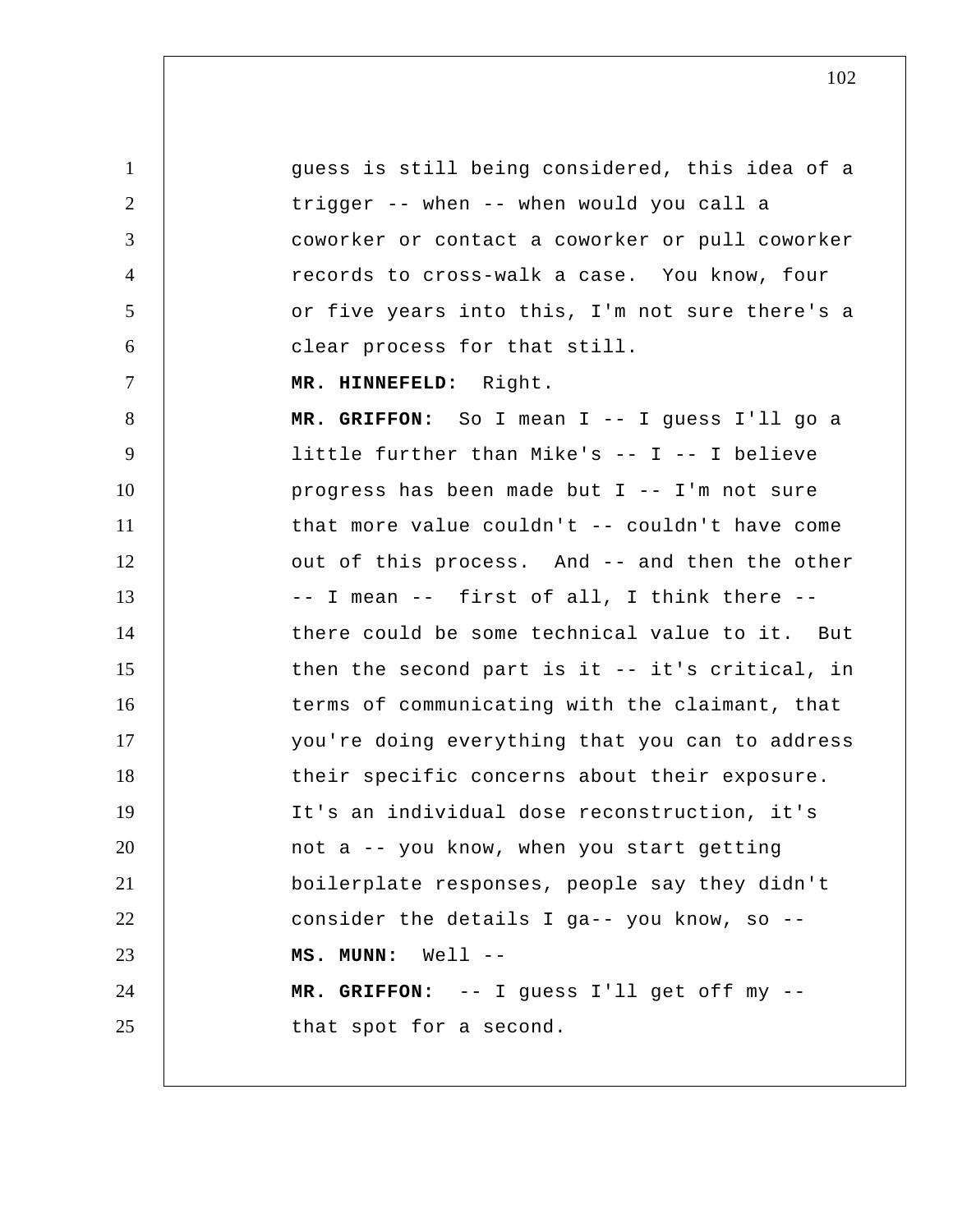guess is still being considered, this idea of a trigger -- when -- when would you call a coworker or contact a coworker or pull coworker records to cross-walk a case. You know, four or five years into this, I'm not sure there's a clear process for that still.

**MR. HINNEFELD:** Right.

**MR. GRIFFON:** So I mean I -- I guess I'll go a little further than Mike's -- I -- I believe progress has been made but I -- I'm not sure that more value couldn't -- couldn't have come out of this process. And -- and then the other -- I mean -- first of all, I think there -- there could be some technical value to it. But then the second part is it -- it's critical, in terms of communicating with the claimant, that you're doing everything that you can to address their specific concerns about their exposure. It's an individual dose reconstruction, it's not a -- you know, when you start getting boilerplate responses, people say they didn't consider the details I ga-- you know, so --

**MS. MUNN:** Well --

**MR. GRIFFON:** -- I guess I'll get off my -- that spot for a second.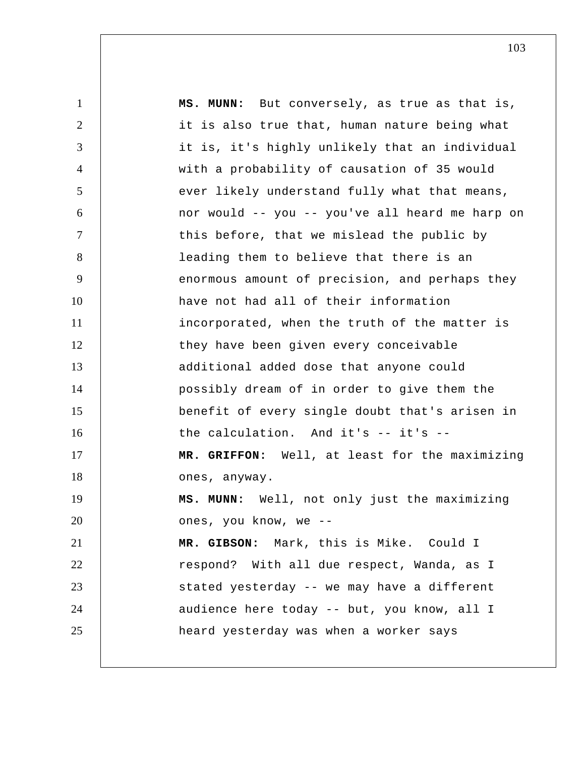**MS. MUNN:** But conversely, as true as that is, it is also true that, human nature being what it is, it's highly unlikely that an individual with a probability of causation of 35 would ever likely understand fully what that means, nor would -- you -- you've all heard me harp on this before, that we mislead the public by leading them to believe that there is an enormous amount of precision, and perhaps they have not had all of their information incorporated, when the truth of the matter is they have been given every conceivable additional added dose that anyone could possibly dream of in order to give them the benefit of every single doubt that's arisen in the calculation. And it's -- it's --

**MR. GRIFFON:** Well, at least for the maximizing ones, anyway.

**MS. MUNN:** Well, not only just the maximizing ones, you know, we --

**MR. GIBSON:** Mark, this is Mike. Could I respond? With all due respect, Wanda, as I stated yesterday -- we may have a different audience here today -- but, you know, all I heard yesterday was when a worker says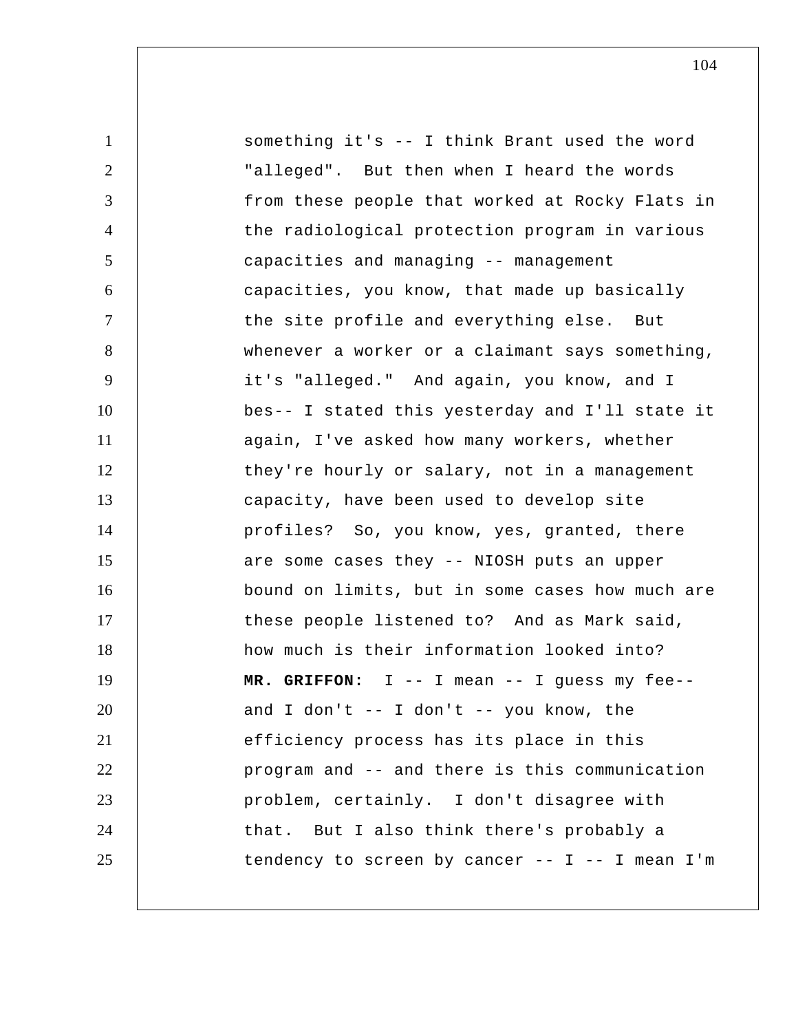something it's -- I think Brant used the word "alleged". But then when I heard the words from these people that worked at Rocky Flats in the radiological protection program in various capacities and managing -- management capacities, you know, that made up basically the site profile and everything else. But whenever a worker or a claimant says something, it's "alleged." And again, you know, and I bes-- I stated this yesterday and I'll state it again, I've asked how many workers, whether they're hourly or salary, not in a management capacity, have been used to develop site profiles? So, you know, yes, granted, there are some cases they -- NIOSH puts an upper bound on limits, but in some cases how much are these people listened to? And as Mark said, how much is their information looked into?

**MR. GRIFFON:** I -- I mean -- I guess my fee-- and I don't -- I don't -- you know, the efficiency process has its place in this program and -- and there is this communication problem, certainly. I don't disagree with that. But I also think there's probably a tendency to screen by cancer -- I -- I mean I'm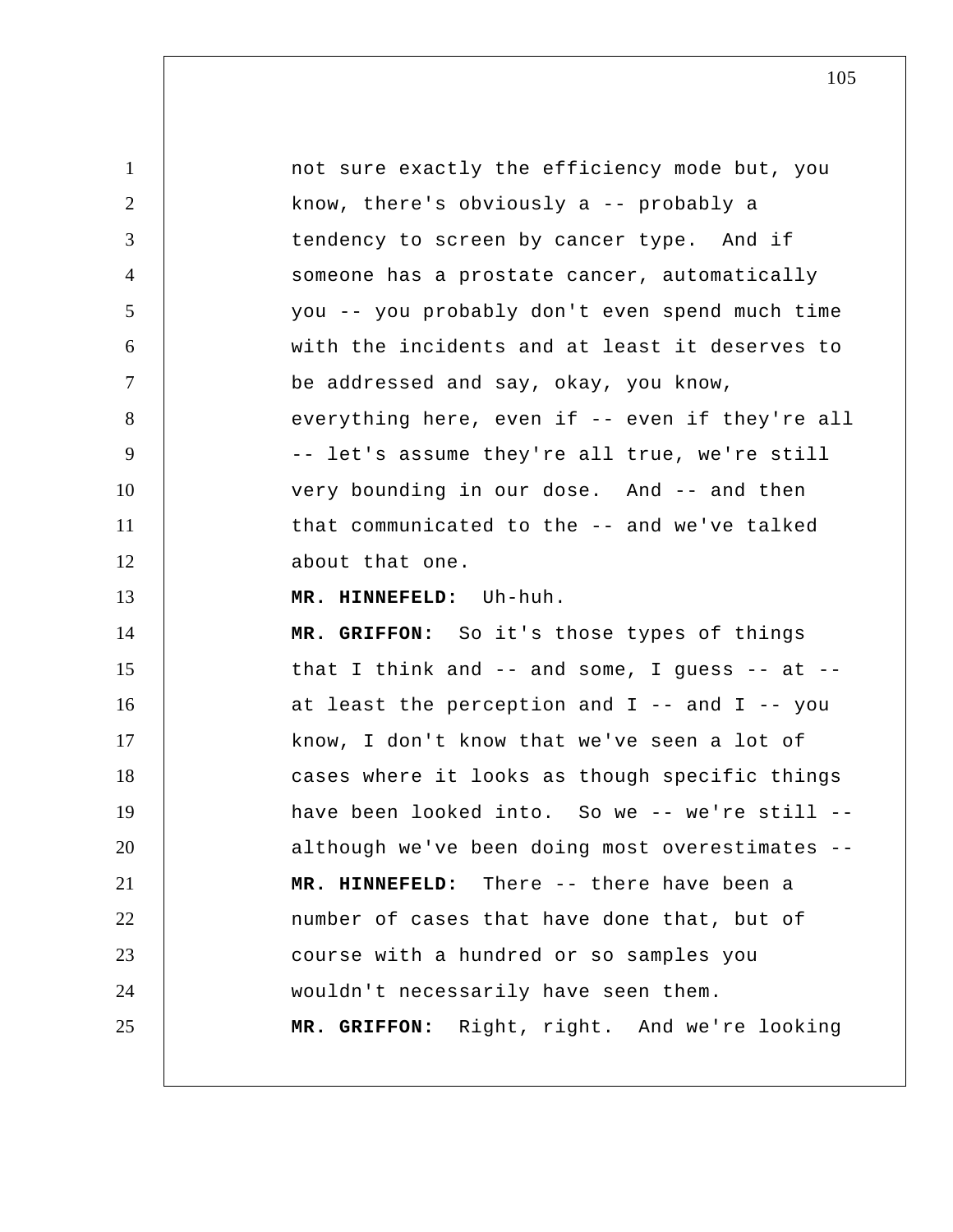not sure exactly the efficiency mode but, you know, there's obviously a -- probably a tendency to screen by cancer type. And if someone has a prostate cancer, automatically you -- you probably don't even spend much time with the incidents and at least it deserves to be addressed and say, okay, you know, everything here, even if -- even if they're all -- let's assume they're all true, we're still very bounding in our dose. And -- and then that communicated to the -- and we've talked about that one.

**MR. HINNEFELD:** Uh-huh.

**MR. GRIFFON:** So it's those types of things that I think and -- and some, I guess -- at -- at least the perception and I -- and I -- you know, I don't know that we've seen a lot of cases where it looks as though specific things have been looked into. So we -- we're still -- although we've been doing most overestimates --

**MR. HINNEFELD:** There -- there have been a number of cases that have done that, but of course with a hundred or so samples you wouldn't necessarily have seen them.

**MR. GRIFFON:** Right, right. And we're looking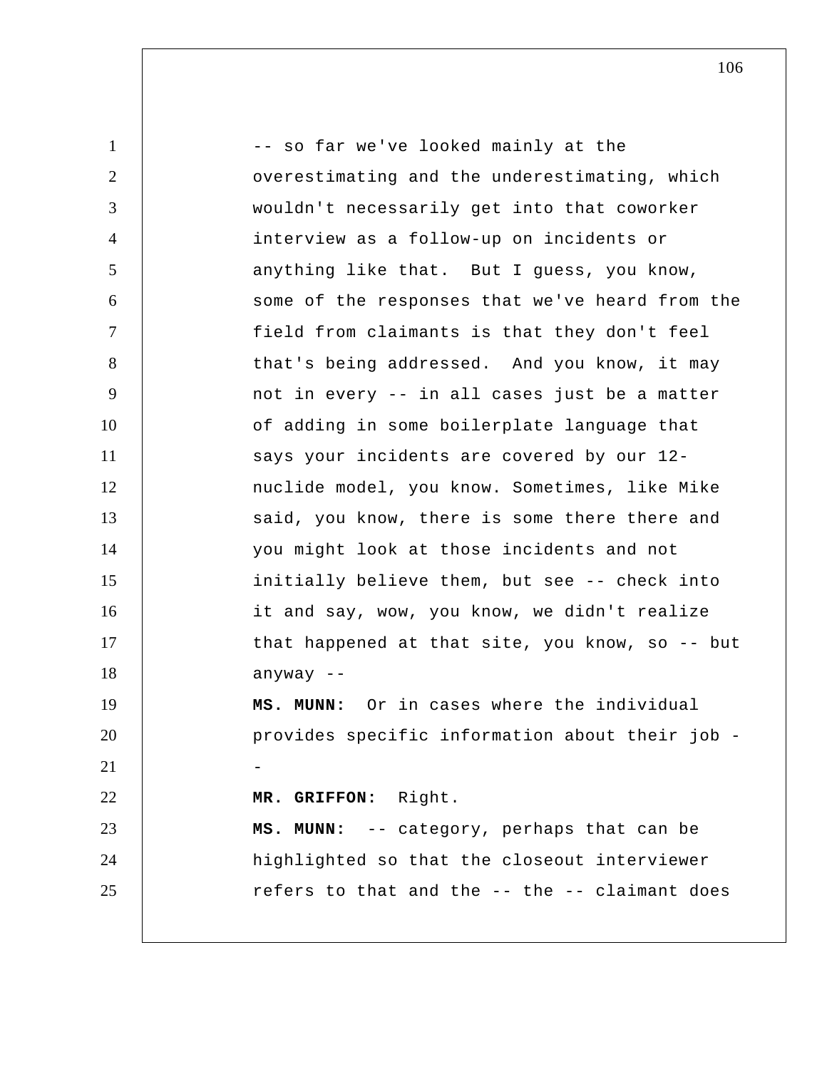-- so far we've looked mainly at the overestimating and the underestimating, which wouldn't necessarily get into that coworker interview as a follow-up on incidents or anything like that. But I guess, you know, some of the responses that we've heard from the field from claimants is that they don't feel that's being addressed. And you know, it may not in every -- in all cases just be a matter of adding in some boilerplate language that says your incidents are covered by our 12-nuclide model, you know. Sometimes, like Mike said, you know, there is some there there and you might look at those incidents and not initially believe them, but see -- check into it and say, wow, you know, we didn't realize that happened at that site, you know, so -- but anyway --

**MS. MUNN:** Or in cases where the individual provides specific information about their job --

**MR. GRIFFON:** Right.

**MS. MUNN:** -- category, perhaps that can be highlighted so that the closeout interviewer refers to that and the -- the -- claimant does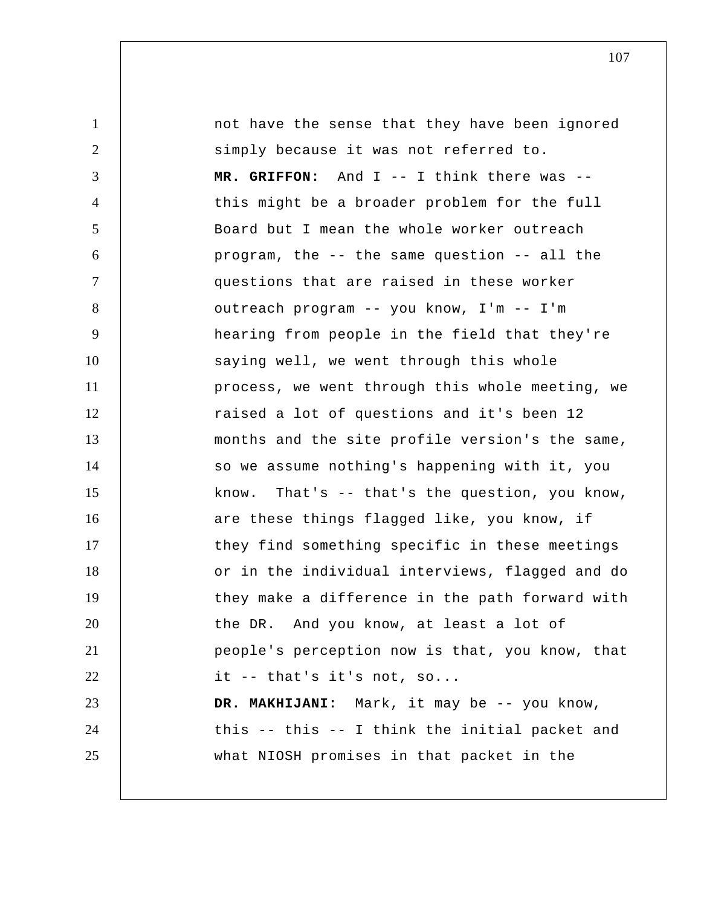not have the sense that they have been ignored simply because it was not referred to.

**MR. GRIFFON:** And I -- I think there was -- this might be a broader problem for the full Board but I mean the whole worker outreach program, the -- the same question -- all the questions that are raised in these worker outreach program -- you know, I'm -- I'm hearing from people in the field that they're saying well, we went through this whole process, we went through this whole meeting, we raised a lot of questions and it's been 12 months and the site profile version's the same, so we assume nothing's happening with it, you know. That's -- that's the question, you know, are these things flagged like, you know, if they find something specific in these meetings or in the individual interviews, flagged and do they make a difference in the path forward with the DR. And you know, at least a lot of people's perception now is that, you know, that it -- that's it's not, so...

**DR. MAKHIJANI:** Mark, it may be -- you know, this -- this -- I think the initial packet and what NIOSH promises in that packet in the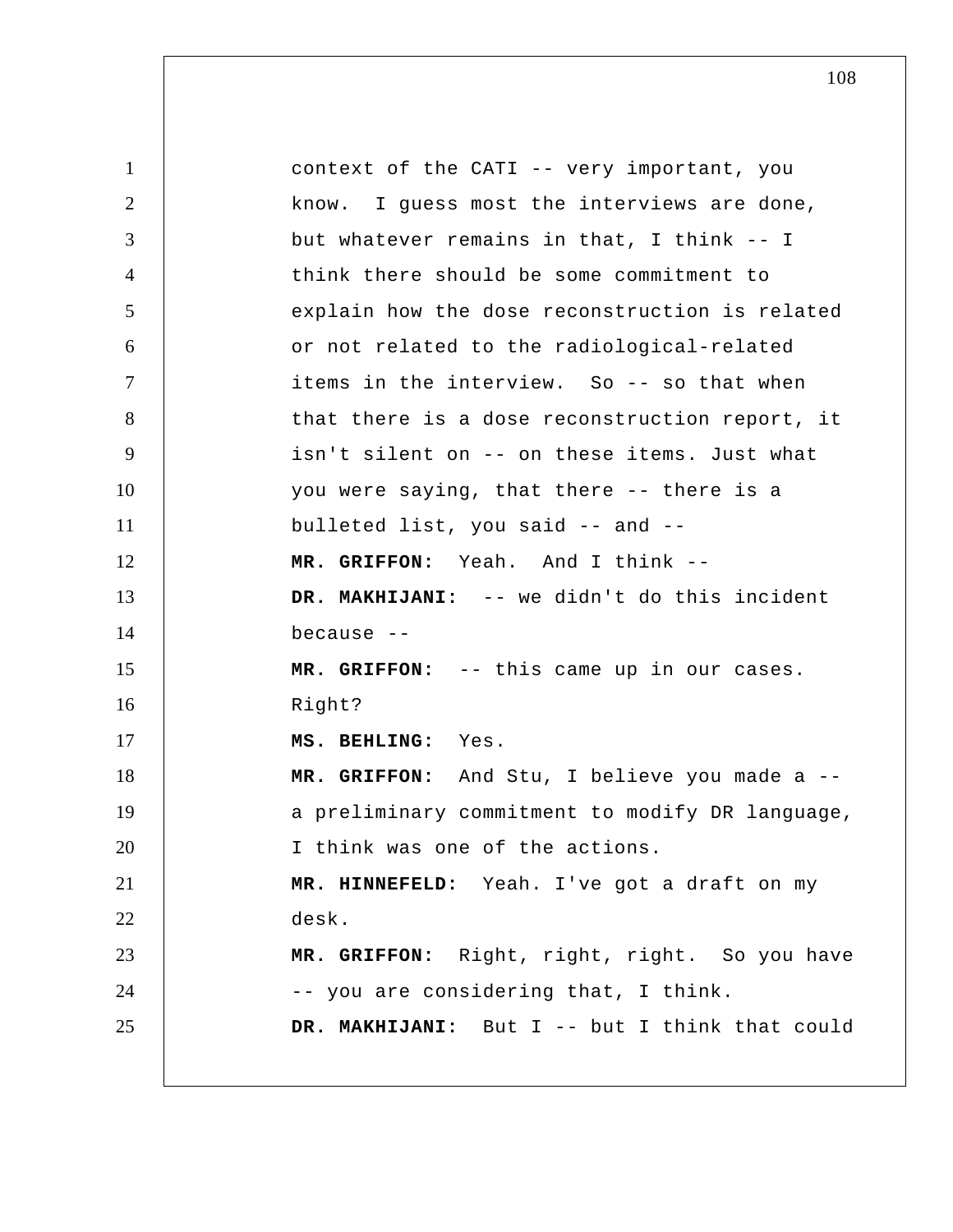context of the CATI -- very important, you know. I guess most the interviews are done, but whatever remains in that, I think -- I think there should be some commitment to explain how the dose reconstruction is related or not related to the radiological-related items in the interview. So -- so that when that there is a dose reconstruction report, it isn't silent on -- on these items. Just what you were saying, that there -- there is a bulleted list, you said -- and --

**MR. GRIFFON:** Yeah. And I think --

**DR. MAKHIJANI:** -- we didn't do this incident because --

**MR. GRIFFON:** -- this came up in our cases. Right?

**MS. BEHLING:** Yes.

**MR. GRIFFON:** And Stu, I believe you made a -- a preliminary commitment to modify DR language, I think was one of the actions.

**MR. HINNEFELD:** Yeah. I've got a draft on my desk.

**MR. GRIFFON:** Right, right, right. So you have -- you are considering that, I think.

**DR. MAKHIJANI:** But I -- but I think that could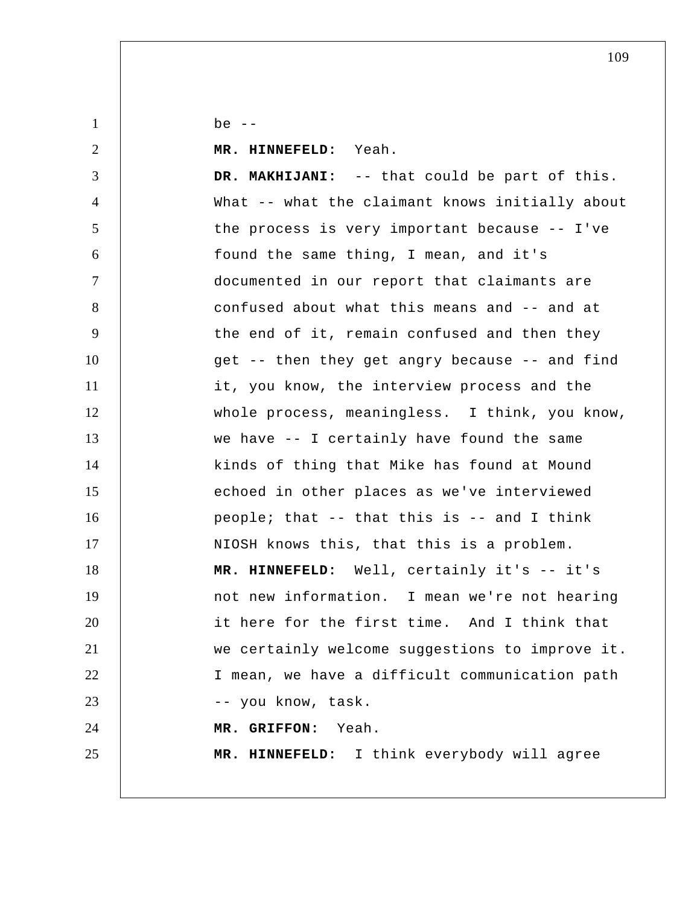be --

**MR. HINNEFELD:** Yeah.

**DR. MAKHIJANI:** -- that could be part of this. What -- what the claimant knows initially about the process is very important because -- I've found the same thing, I mean, and it's documented in our report that claimants are confused about what this means and -- and at the end of it, remain confused and then they get -- then they get angry because -- and find it, you know, the interview process and the whole process, meaningless. I think, you know, we have -- I certainly have found the same kinds of thing that Mike has found at Mound echoed in other places as we've interviewed people; that -- that this is -- and I think NIOSH knows this, that this is a problem.

**MR. HINNEFELD:** Well, certainly it's -- it's not new information. I mean we're not hearing it here for the first time. And I think that we certainly welcome suggestions to improve it. I mean, we have a difficult communication path -- you know, task.

**MR. GRIFFON:** Yeah.

**MR. HINNEFELD:** I think everybody will agree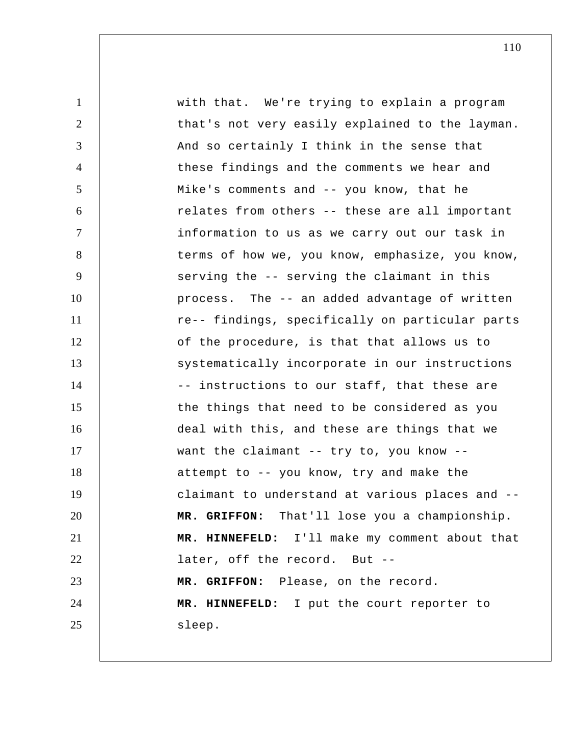with that. We're trying to explain a program that's not very easily explained to the layman. And so certainly I think in the sense that these findings and the comments we hear and Mike's comments and -- you know, that he relates from others -- these are all important information to us as we carry out our task in terms of how we, you know, emphasize, you know, serving the -- serving the claimant in this process. The -- an added advantage of written re-- findings, specifically on particular parts of the procedure, is that that allows us to systematically incorporate in our instructions -- instructions to our staff, that these are the things that need to be considered as you deal with this, and these are things that we want the claimant -- try to, you know -- attempt to -- you know, try and make the claimant to understand at various places and --

**MR. GRIFFON:** That'll lose you a championship.

**MR. HINNEFELD:** I'll make my comment about that later, off the record. But --

**MR. GRIFFON:** Please, on the record.

**MR. HINNEFELD:** I put the court reporter to sleep.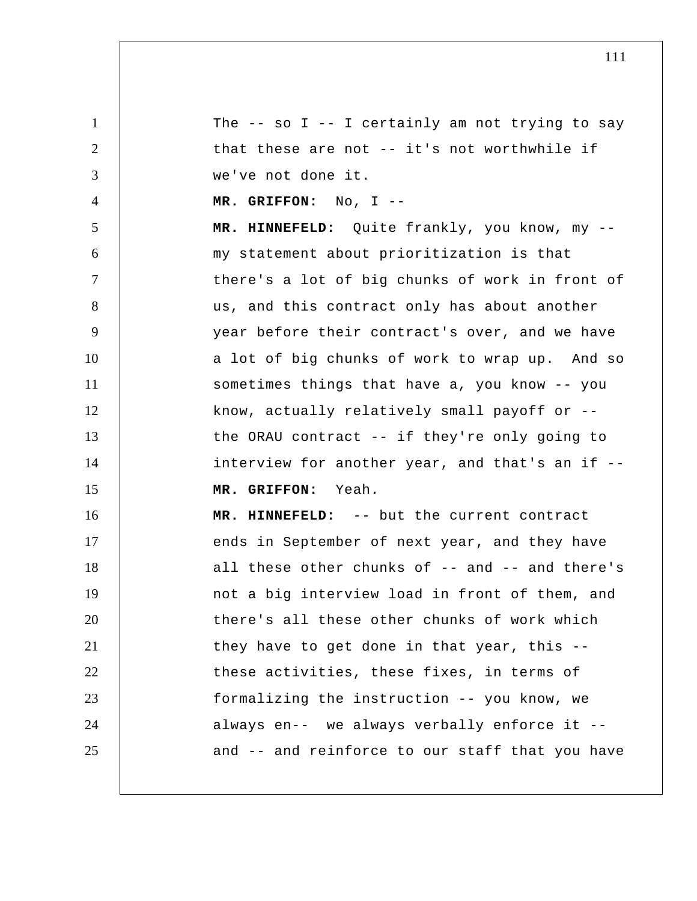The -- so I -- I certainly am not trying to say that these are not -- it's not worthwhile if we've not done it.

**MR. GRIFFON:** No, I --

**MR. HINNEFELD:** Quite frankly, you know, my -- my statement about prioritization is that there's a lot of big chunks of work in front of us, and this contract only has about another year before their contract's over, and we have a lot of big chunks of work to wrap up. And so sometimes things that have a, you know -- you know, actually relatively small payoff or -- the ORAU contract -- if they're only going to interview for another year, and that's an if --

**MR. GRIFFON:** Yeah.

**MR. HINNEFELD:** -- but the current contract ends in September of next year, and they have all these other chunks of -- and -- and there's not a big interview load in front of them, and there's all these other chunks of work which they have to get done in that year, this -- these activities, these fixes, in terms of formalizing the instruction -- you know, we always en-- we always verbally enforce it -- and -- and reinforce to our staff that you have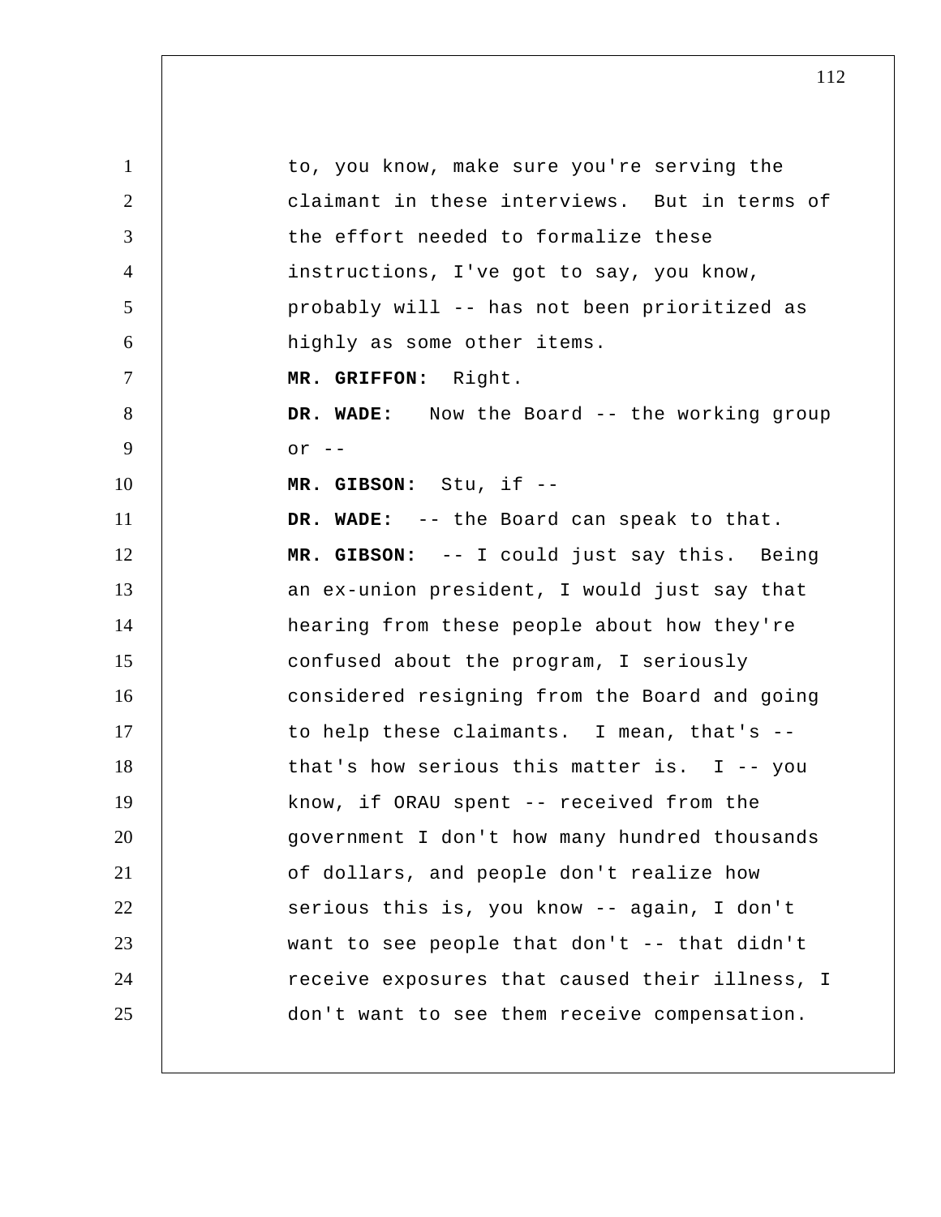to, you know, make sure you're serving the claimant in these interviews. But in terms of the effort needed to formalize these instructions, I've got to say, you know, probably will -- has not been prioritized as highly as some other items.

**MR. GRIFFON:** Right.

**DR. WADE:** Now the Board -- the working group or --

**MR. GIBSON:** Stu, if --

**DR. WADE:** -- the Board can speak to that.

**MR. GIBSON:** -- I could just say this. Being an ex-union president, I would just say that hearing from these people about how they're confused about the program, I seriously considered resigning from the Board and going to help these claimants. I mean, that's -- that's how serious this matter is. I -- you know, if ORAU spent -- received from the government I don't how many hundred thousands of dollars, and people don't realize how serious this is, you know -- again, I don't want to see people that don't -- that didn't receive exposures that caused their illness, I don't want to see them receive compensation.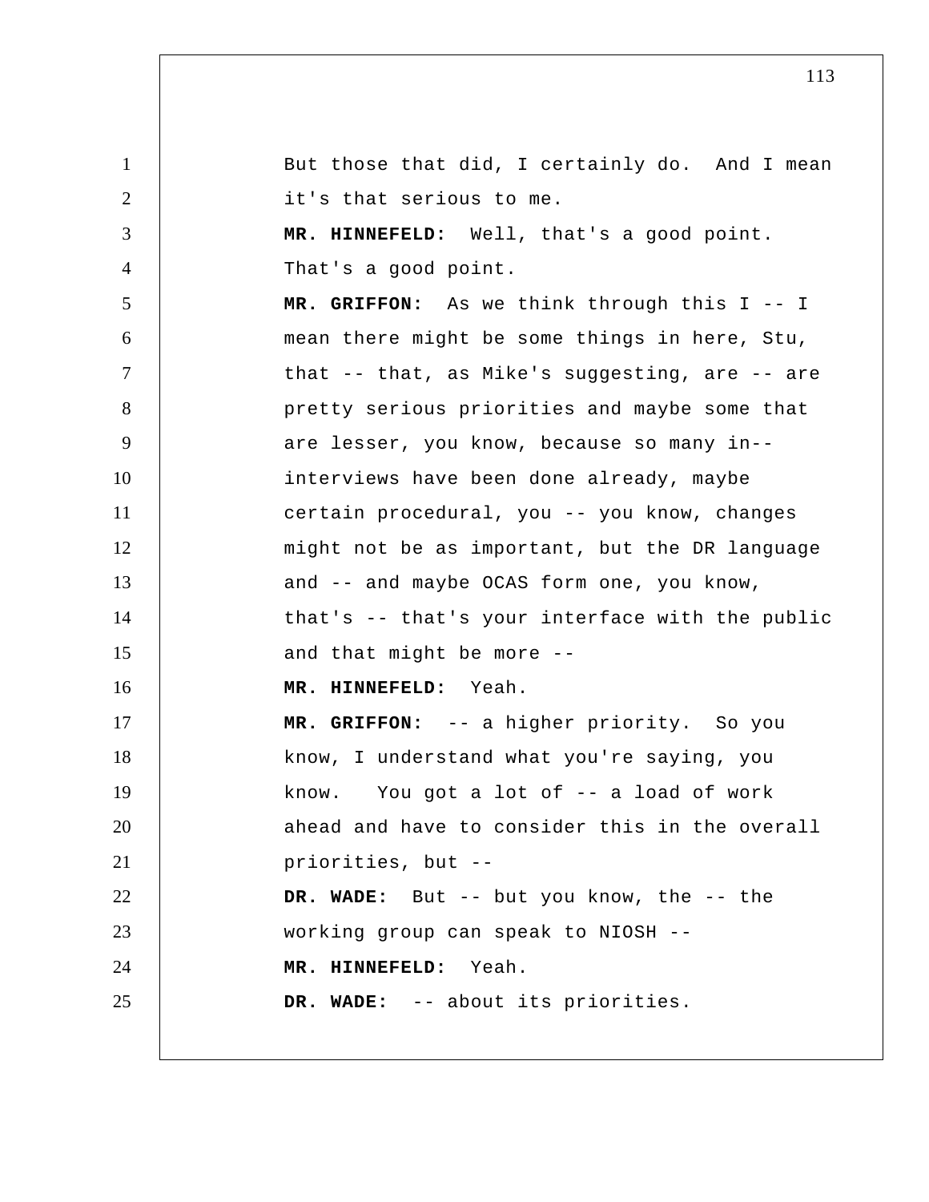But those that did, I certainly do. And I mean it's that serious to me.

**MR. HINNEFELD:** Well, that's a good point. That's a good point.

**MR. GRIFFON:** As we think through this I -- I mean there might be some things in here, Stu, that -- that, as Mike's suggesting, are -- are pretty serious priorities and maybe some that are lesser, you know, because so many in-- interviews have been done already, maybe certain procedural, you -- you know, changes might not be as important, but the DR language and -- and maybe OCAS form one, you know, that's -- that's your interface with the public and that might be more --

**MR. HINNEFELD:** Yeah.

**MR. GRIFFON:** -- a higher priority. So you know, I understand what you're saying, you know. You got a lot of -- a load of work ahead and have to consider this in the overall priorities, but --

**DR. WADE:** But -- but you know, the -- the working group can speak to NIOSH --

**MR. HINNEFELD:** Yeah.

**DR. WADE:** -- about its priorities.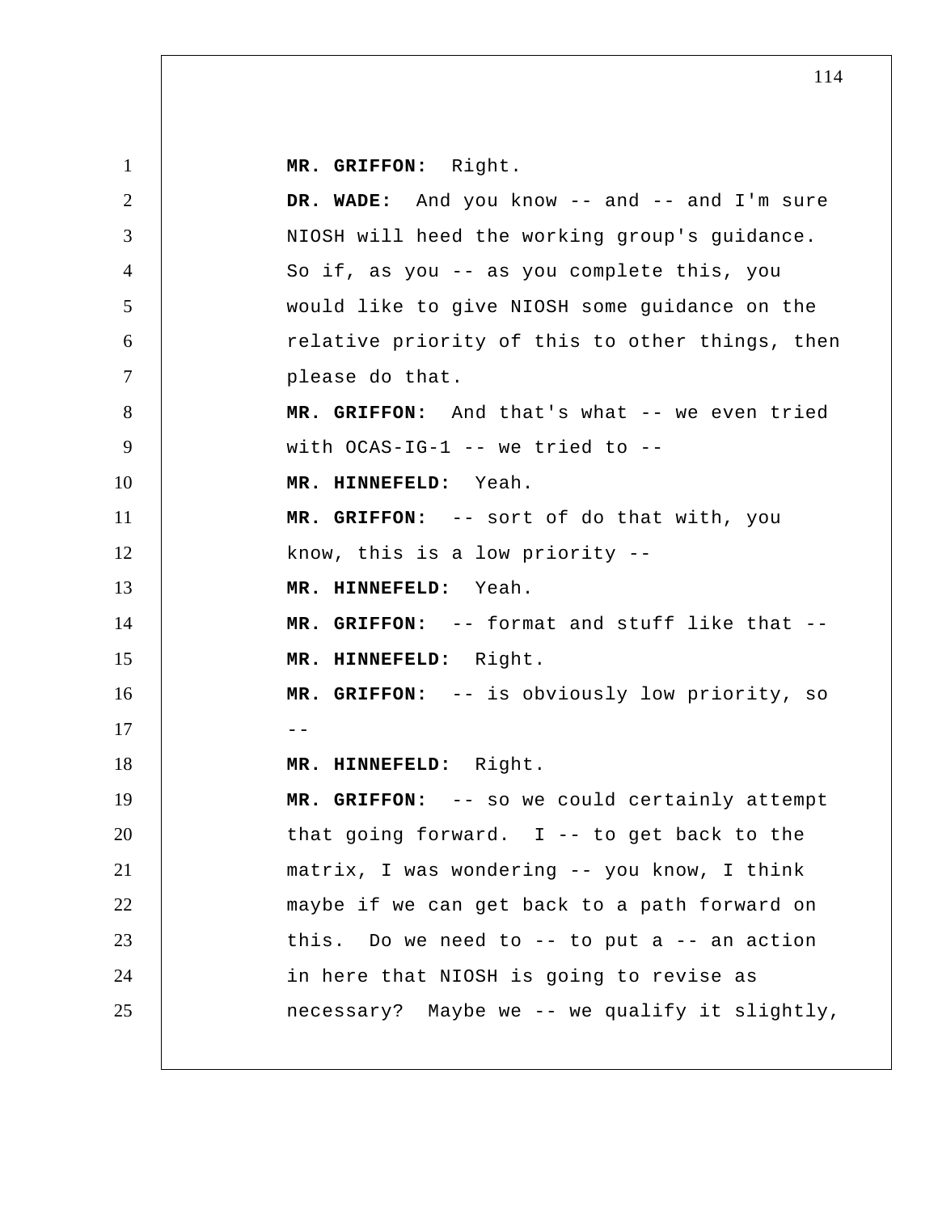**MR. GRIFFON:** Right.

**DR. WADE:** And you know -- and -- and I'm sure NIOSH will heed the working group's guidance. So if, as you -- as you complete this, you would like to give NIOSH some guidance on the relative priority of this to other things, then please do that.

**MR. GRIFFON:** And that's what -- we even tried with OCAS-IG-1 -- we tried to --

**MR. HINNEFELD:** Yeah.

**MR. GRIFFON:** -- sort of do that with, you know, this is a low priority --

**MR. HINNEFELD:** Yeah.

**MR. GRIFFON:** -- format and stuff like that --

**MR. HINNEFELD:** Right.

**MR. GRIFFON:** -- is obviously low priority, so --

**MR. HINNEFELD:** Right.

**MR. GRIFFON:** -- so we could certainly attempt that going forward. I -- to get back to the matrix, I was wondering -- you know, I think maybe if we can get back to a path forward on this. Do we need to -- to put a -- an action in here that NIOSH is going to revise as necessary? Maybe we -- we qualify it slightly,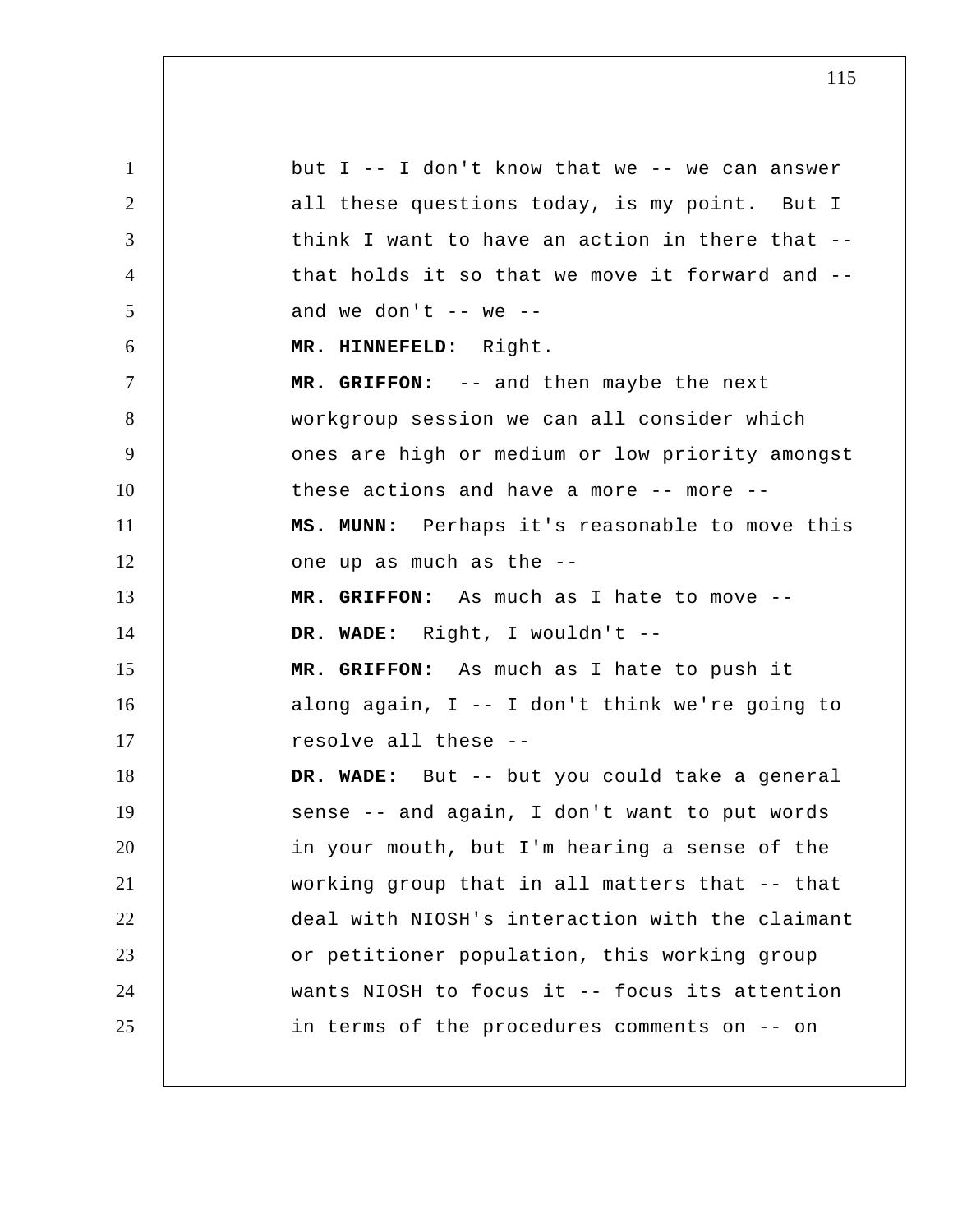but I -- I don't know that we -- we can answer all these questions today, is my point. But I think I want to have an action in there that -- that holds it so that we move it forward and -- and we don't -- we --

**MR. HINNEFELD:** Right.

**MR. GRIFFON:** -- and then maybe the next workgroup session we can all consider which ones are high or medium or low priority amongst these actions and have a more -- more --

**MS. MUNN:** Perhaps it's reasonable to move this one up as much as the --

**MR. GRIFFON:** As much as I hate to move --

**DR. WADE:** Right, I wouldn't --

**MR. GRIFFON:** As much as I hate to push it along again, I -- I don't think we're going to resolve all these --

**DR. WADE:** But -- but you could take a general sense -- and again, I don't want to put words in your mouth, but I'm hearing a sense of the working group that in all matters that -- that deal with NIOSH's interaction with the claimant or petitioner population, this working group wants NIOSH to focus it -- focus its attention in terms of the procedures comments on -- on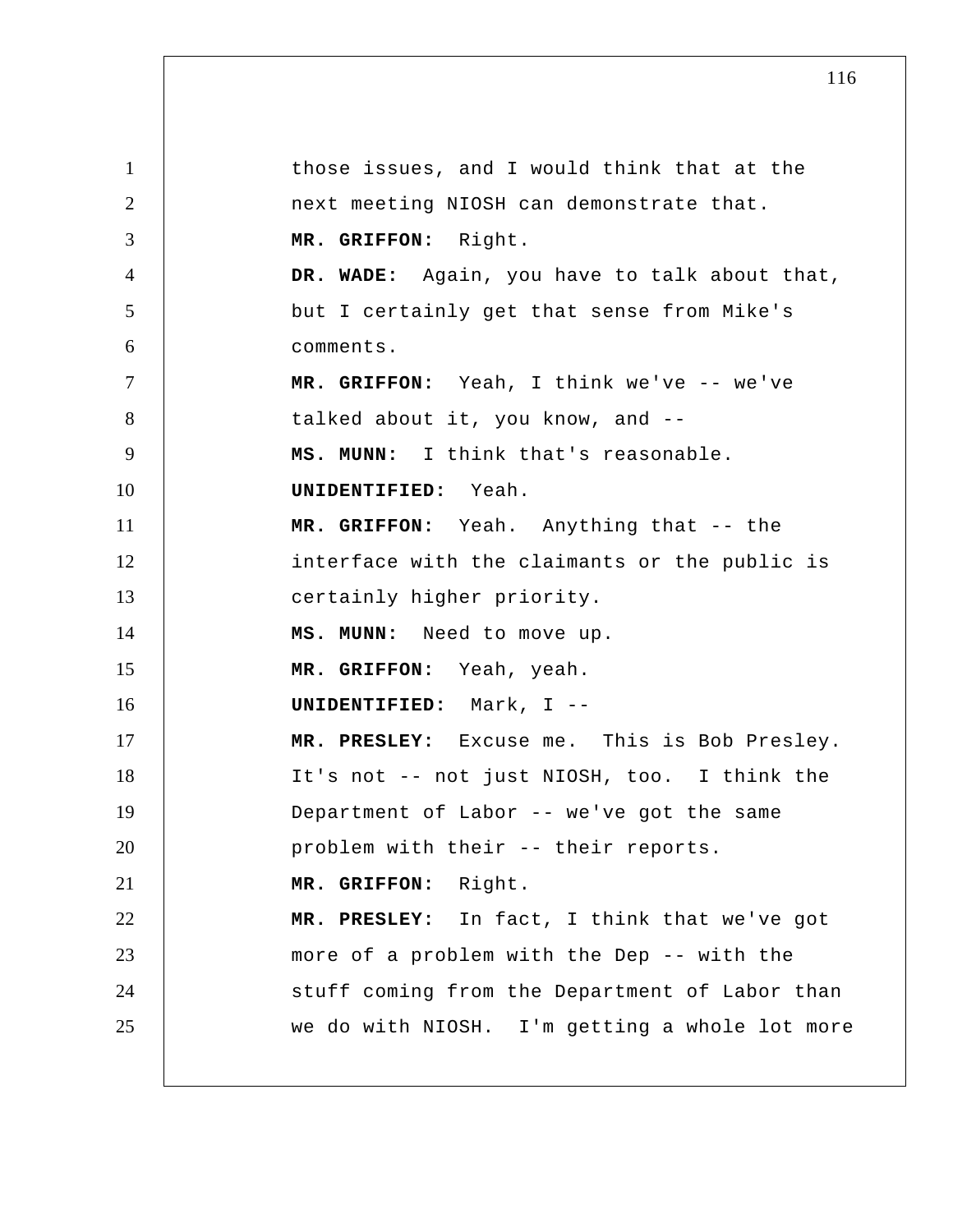those issues, and I would think that at the next meeting NIOSH can demonstrate that.

**MR. GRIFFON:** Right.

**DR. WADE:** Again, you have to talk about that, but I certainly get that sense from Mike's comments.

**MR. GRIFFON:** Yeah, I think we've -- we've talked about it, you know, and --

**MS. MUNN:** I think that's reasonable.

**UNIDENTIFIED:** Yeah.

**MR. GRIFFON:** Yeah. Anything that -- the interface with the claimants or the public is certainly higher priority.

**MS. MUNN:** Need to move up.

**MR. GRIFFON:** Yeah, yeah.

**UNIDENTIFIED:** Mark, I --

**MR. PRESLEY:** Excuse me. This is Bob Presley. It's not -- not just NIOSH, too. I think the Department of Labor -- we've got the same problem with their -- their reports.

**MR. GRIFFON:** Right.

**MR. PRESLEY:** In fact, I think that we've got more of a problem with the Dep -- with the stuff coming from the Department of Labor than we do with NIOSH. I'm getting a whole lot more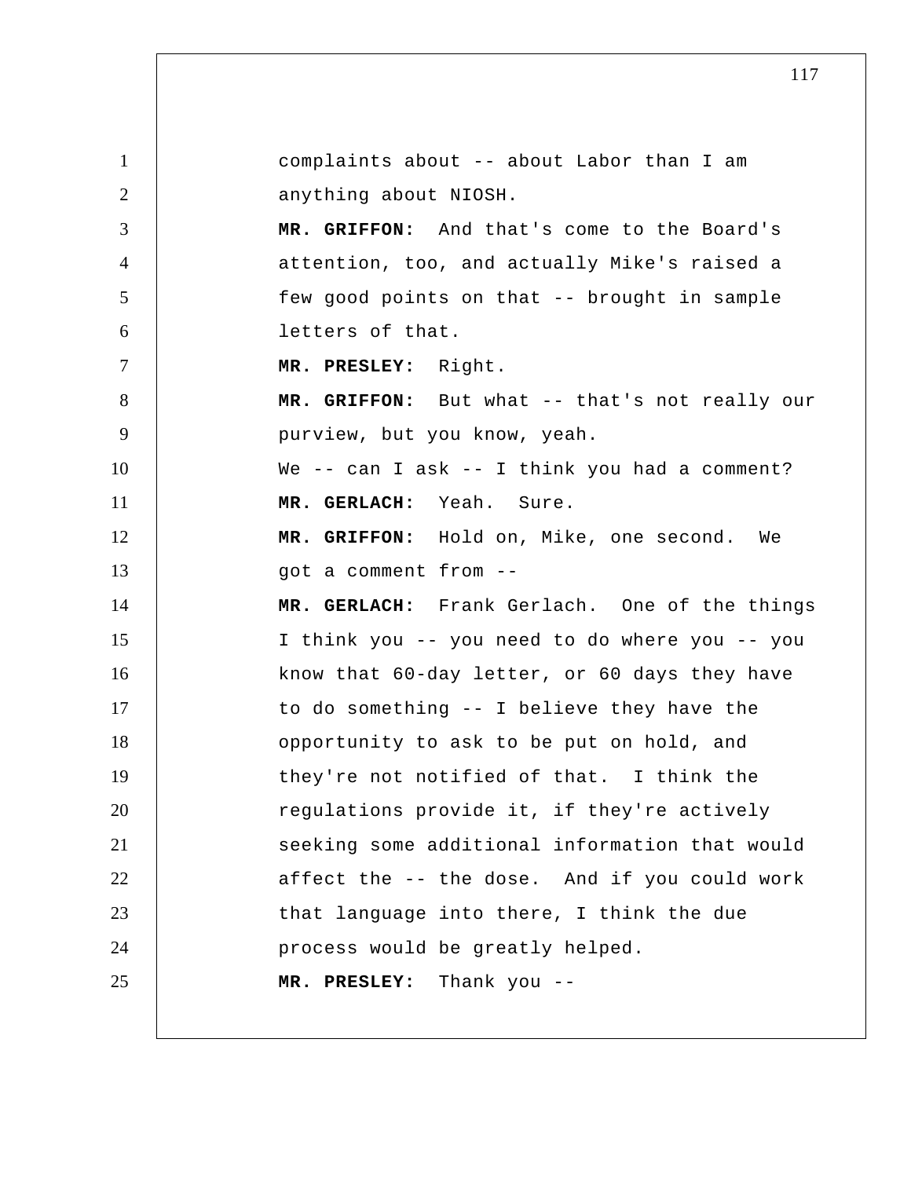complaints about -- about Labor than I am anything about NIOSH.

**MR. GRIFFON:** And that's come to the Board's attention, too, and actually Mike's raised a few good points on that -- brought in sample letters of that.

**MR. PRESLEY:** Right.

**MR. GRIFFON:** But what -- that's not really our purview, but you know, yeah.

We -- can I ask -- I think you had a comment?

**MR. GERLACH:** Yeah. Sure.

**MR. GRIFFON:** Hold on, Mike, one second. We got a comment from --

**MR. GERLACH:** Frank Gerlach. One of the things I think you -- you need to do where you -- you know that 60-day letter, or 60 days they have to do something -- I believe they have the opportunity to ask to be put on hold, and they're not notified of that. I think the regulations provide it, if they're actively seeking some additional information that would affect the -- the dose. And if you could work that language into there, I think the due process would be greatly helped.

**MR. PRESLEY:** Thank you --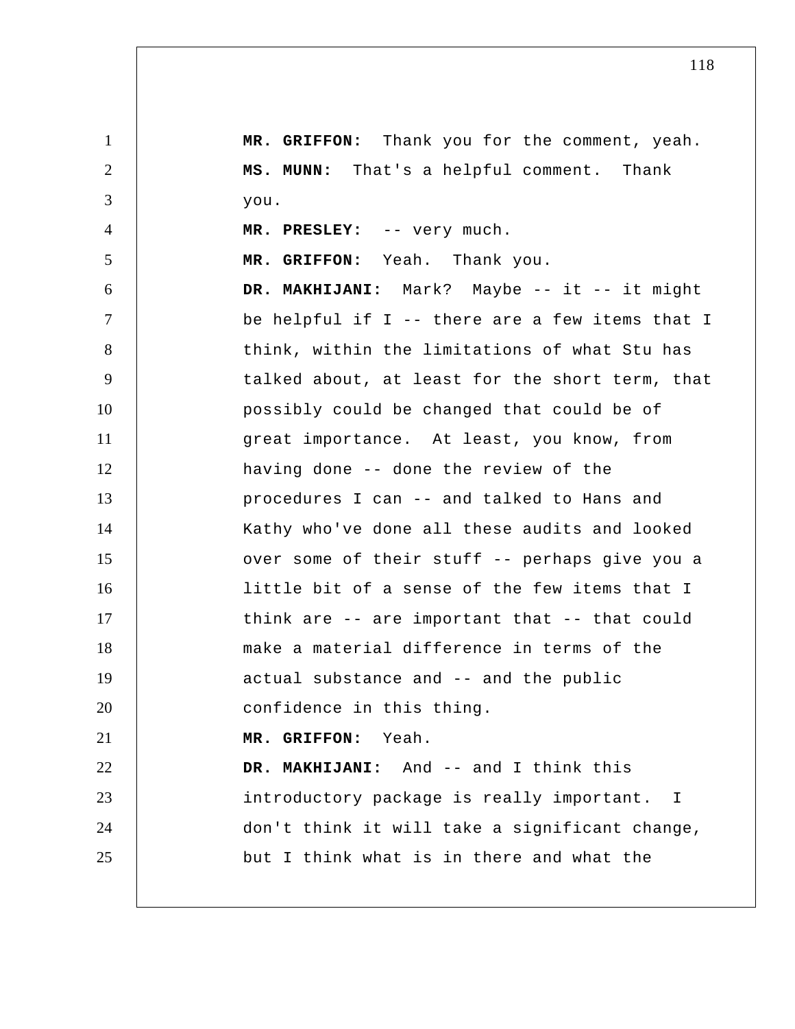**MR. GRIFFON:** Thank you for the comment, yeah.

**MS. MUNN:** That's a helpful comment. Thank you.

**MR. PRESLEY:** -- very much.

**MR. GRIFFON:** Yeah. Thank you.

**DR. MAKHIJANI:** Mark? Maybe -- it -- it might be helpful if I -- there are a few items that I think, within the limitations of what Stu has talked about, at least for the short term, that possibly could be changed that could be of great importance. At least, you know, from having done -- done the review of the procedures I can -- and talked to Hans and Kathy who've done all these audits and looked over some of their stuff -- perhaps give you a little bit of a sense of the few items that I think are -- are important that -- that could make a material difference in terms of the actual substance and -- and the public confidence in this thing.

**MR. GRIFFON:** Yeah.

**DR. MAKHIJANI:** And -- and I think this introductory package is really important. I don't think it will take a significant change, but I think what is in there and what the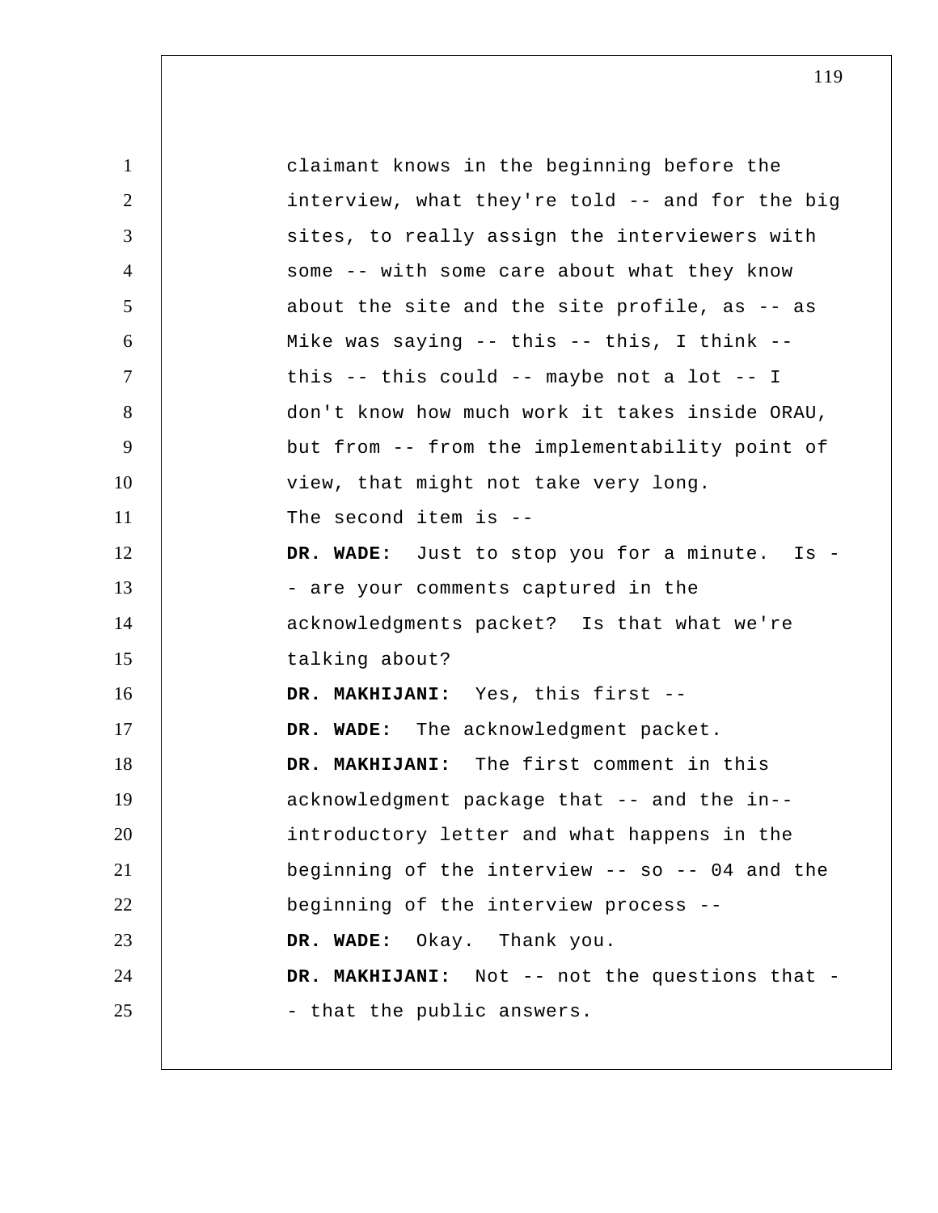claimant knows in the beginning before the interview, what they're told -- and for the big sites, to really assign the interviewers with some -- with some care about what they know about the site and the site profile, as -- as Mike was saying -- this -- this, I think -- this -- this could -- maybe not a lot -- I don't know how much work it takes inside ORAU, but from -- from the implementability point of view, that might not take very long.

The second item is --

**DR. WADE:** Just to stop you for a minute. Is -- are your comments captured in the acknowledgments packet? Is that what we're talking about?

**DR. MAKHIJANI:** Yes, this first --

**DR. WADE:** The acknowledgment packet.

**DR. MAKHIJANI:** The first comment in this acknowledgment package that -- and the in-- introductory letter and what happens in the beginning of the interview -- so -- 04 and the beginning of the interview process --

**DR. WADE:** Okay. Thank you.

**DR. MAKHIJANI:** Not -- not the questions that -- that the public answers.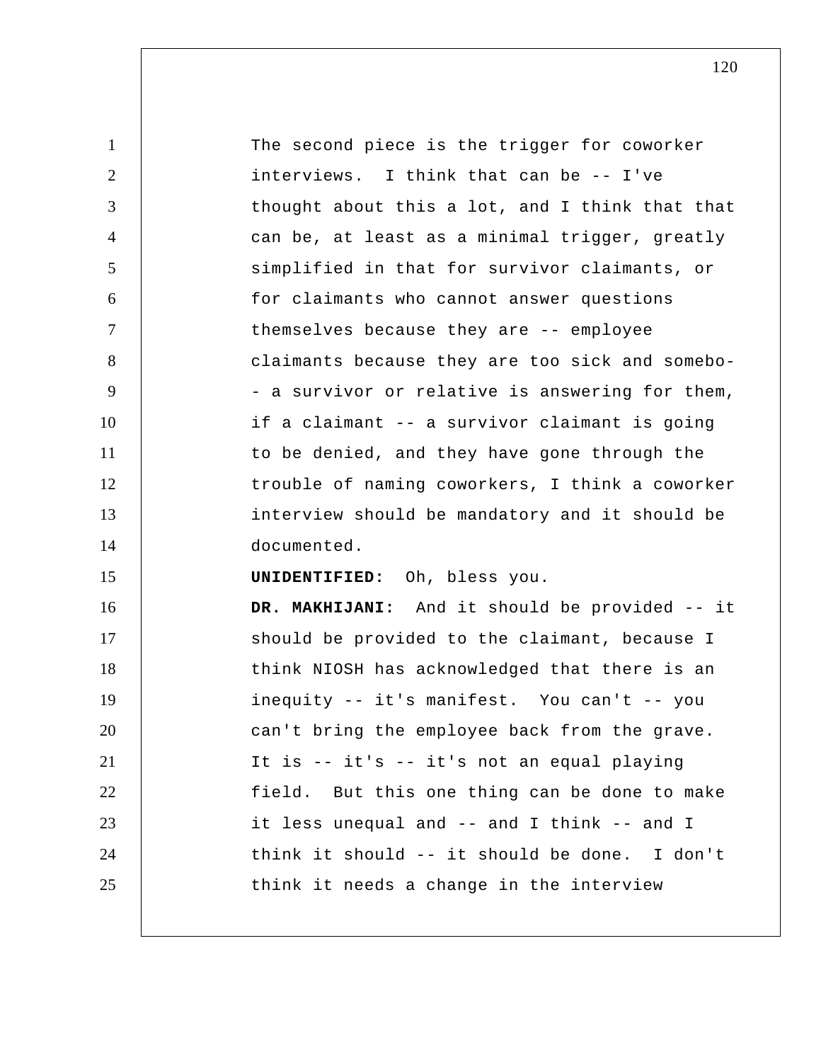The second piece is the trigger for coworker interviews. I think that can be -- I've thought about this a lot, and I think that that can be, at least as a minimal trigger, greatly simplified in that for survivor claimants, or for claimants who cannot answer questions themselves because they are -- employee claimants because they are too sick and somebo- - a survivor or relative is answering for them, if a claimant -- a survivor claimant is going to be denied, and they have gone through the trouble of naming coworkers, I think a coworker interview should be mandatory and it should be documented.

**UNIDENTIFIED:** Oh, bless you.

**DR. MAKHIJANI:** And it should be provided -- it should be provided to the claimant, because I think NIOSH has acknowledged that there is an inequity -- it's manifest. You can't -- you can't bring the employee back from the grave. It is -- it's -- it's not an equal playing field. But this one thing can be done to make it less unequal and -- and I think -- and I think it should -- it should be done. I don't think it needs a change in the interview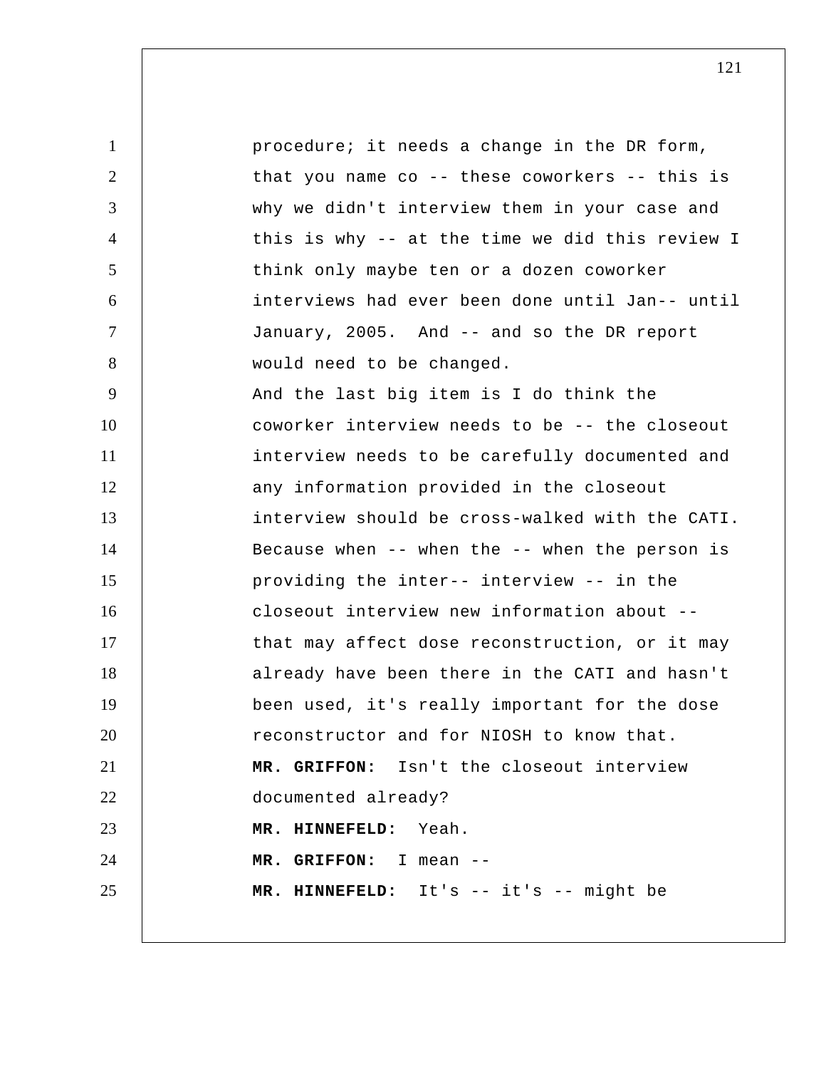procedure; it needs a change in the DR form, that you name co -- these coworkers -- this is why we didn't interview them in your case and this is why -- at the time we did this review I think only maybe ten or a dozen coworker interviews had ever been done until Jan-- until January, 2005. And -- and so the DR report would need to be changed.

And the last big item is I do think the coworker interview needs to be -- the closeout interview needs to be carefully documented and any information provided in the closeout interview should be cross-walked with the CATI. Because when -- when the -- when the person is providing the inter-- interview -- in the closeout interview new information about -- that may affect dose reconstruction, or it may already have been there in the CATI and hasn't been used, it's really important for the dose reconstructor and for NIOSH to know that.

**MR. GRIFFON:** Isn't the closeout interview documented already?

**MR. HINNEFELD:** Yeah.

**MR. GRIFFON:** I mean --

**MR. HINNEFELD:** It's -- it's -- might be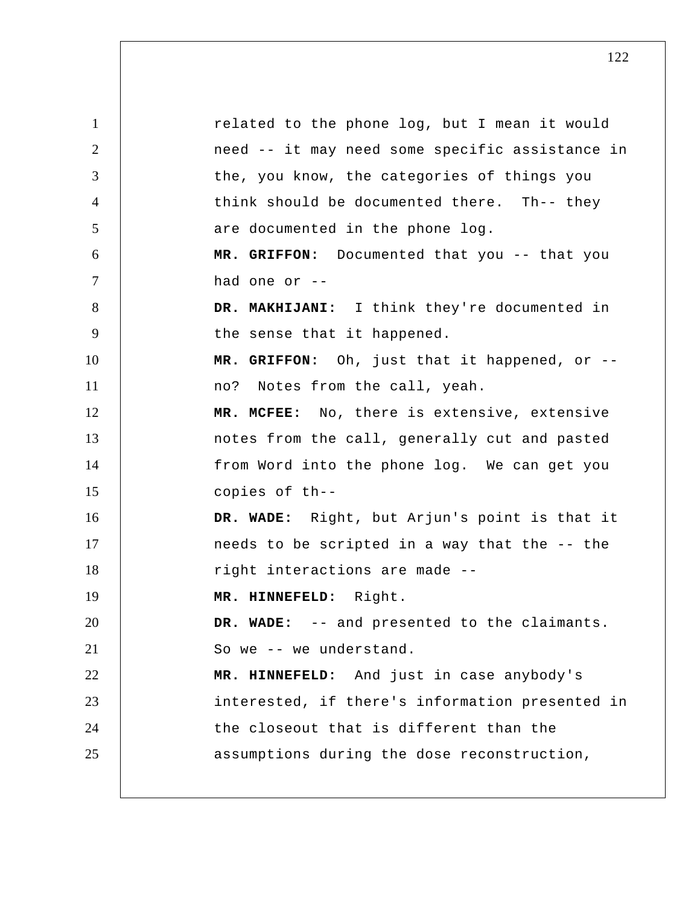related to the phone log, but I mean it would need -- it may need some specific assistance in the, you know, the categories of things you think should be documented there. Th-- they are documented in the phone log.

**MR. GRIFFON:** Documented that you -- that you had one or --

**DR. MAKHIJANI:** I think they're documented in the sense that it happened.

**MR. GRIFFON:** Oh, just that it happened, or -- no? Notes from the call, yeah.

**MR. MCFEE:** No, there is extensive, extensive notes from the call, generally cut and pasted from Word into the phone log. We can get you copies of th--

**DR. WADE:** Right, but Arjun's point is that it needs to be scripted in a way that the -- the right interactions are made --

**MR. HINNEFELD:** Right.

**DR. WADE:** -- and presented to the claimants. So we -- we understand.

**MR. HINNEFELD:** And just in case anybody's interested, if there's information presented in the closeout that is different than the assumptions during the dose reconstruction,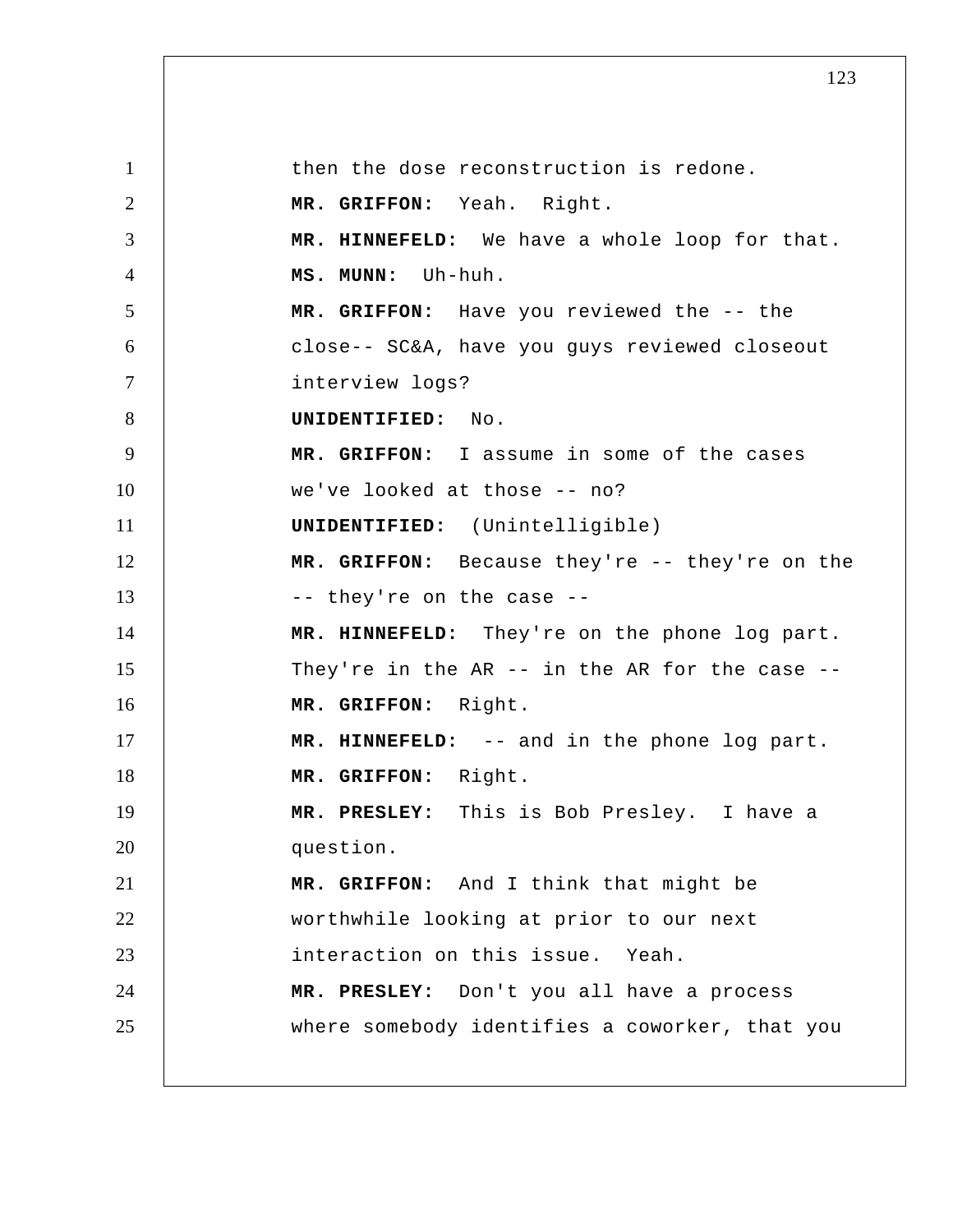then the dose reconstruction is redone.

**MR. GRIFFON:** Yeah. Right.

**MR. HINNEFELD:** We have a whole loop for that.

**MS. MUNN:** Uh-huh.

**MR. GRIFFON:** Have you reviewed the -- the close-- SC&A, have you guys reviewed closeout interview logs?

**UNIDENTIFIED:** No.

**MR. GRIFFON:** I assume in some of the cases we've looked at those -- no?

**UNIDENTIFIED:** (Unintelligible)

**MR. GRIFFON:** Because they're -- they're on the -- they're on the case --

**MR. HINNEFELD:** They're on the phone log part. They're in the AR -- in the AR for the case --

**MR. GRIFFON:** Right.

**MR. HINNEFELD:** -- and in the phone log part.

**MR. GRIFFON:** Right.

**MR. PRESLEY:** This is Bob Presley. I have a question.

**MR. GRIFFON:** And I think that might be worthwhile looking at prior to our next interaction on this issue. Yeah.

**MR. PRESLEY:** Don't you all have a process where somebody identifies a coworker, that you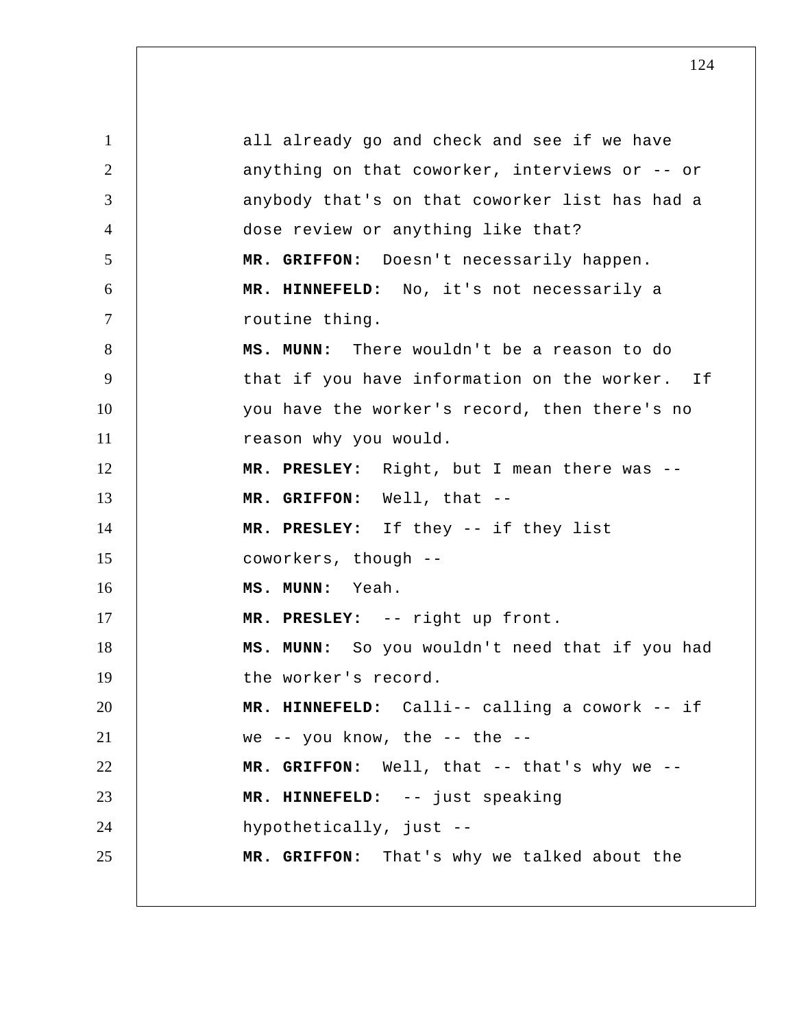all already go and check and see if we have anything on that coworker, interviews or -- or anybody that's on that coworker list has had a dose review or anything like that?

**MR. GRIFFON:** Doesn't necessarily happen.

**MR. HINNEFELD:** No, it's not necessarily a routine thing.

**MS. MUNN:** There wouldn't be a reason to do that if you have information on the worker. If you have the worker's record, then there's no reason why you would.

**MR. PRESLEY:** Right, but I mean there was --

**MR. GRIFFON:** Well, that --

**MR. PRESLEY:** If they -- if they list coworkers, though --

**MS. MUNN:** Yeah.

**MR. PRESLEY:** -- right up front.

**MS. MUNN:** So you wouldn't need that if you had the worker's record.

**MR. HINNEFELD:** Calli-- calling a cowork -- if we -- you know, the -- the --

**MR. GRIFFON:** Well, that -- that's why we --

**MR. HINNEFELD:** -- just speaking hypothetically, just --

**MR. GRIFFON:** That's why we talked about the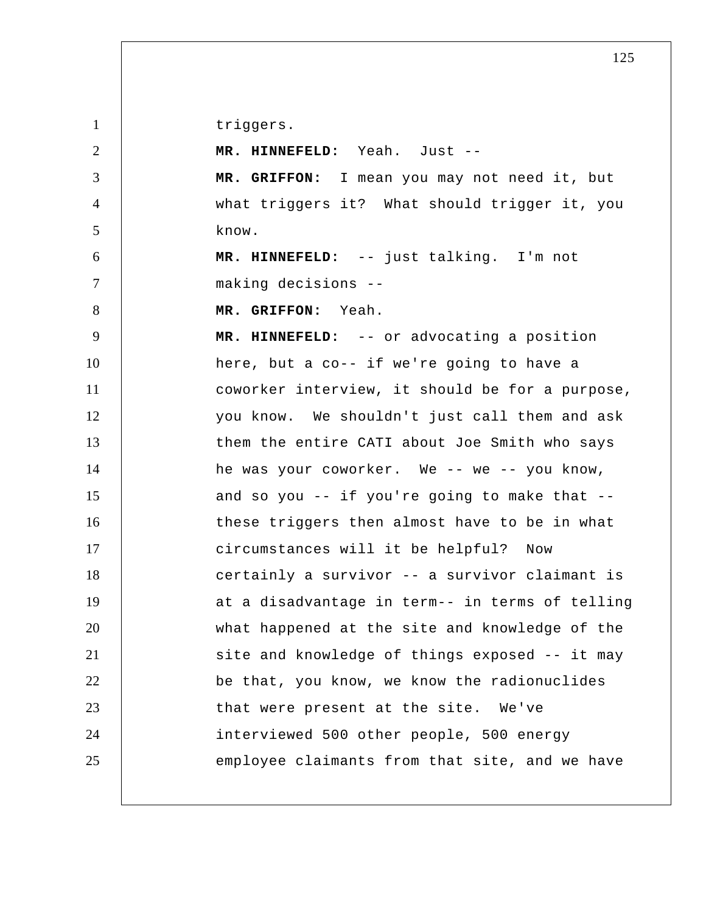triggers.

**MR. HINNEFELD:** Yeah. Just --

**MR. GRIFFON:** I mean you may not need it, but what triggers it? What should trigger it, you know.

**MR. HINNEFELD:** -- just talking. I'm not making decisions --

**MR. GRIFFON:** Yeah.

**MR. HINNEFELD:** -- or advocating a position here, but a co-- if we're going to have a coworker interview, it should be for a purpose, you know. We shouldn't just call them and ask them the entire CATI about Joe Smith who says he was your coworker. We -- we -- you know, and so you -- if you're going to make that -- these triggers then almost have to be in what circumstances will it be helpful? Now certainly a survivor -- a survivor claimant is at a disadvantage in term-- in terms of telling what happened at the site and knowledge of the site and knowledge of things exposed -- it may be that, you know, we know the radionuclides that were present at the site. We've interviewed 500 other people, 500 energy employee claimants from that site, and we have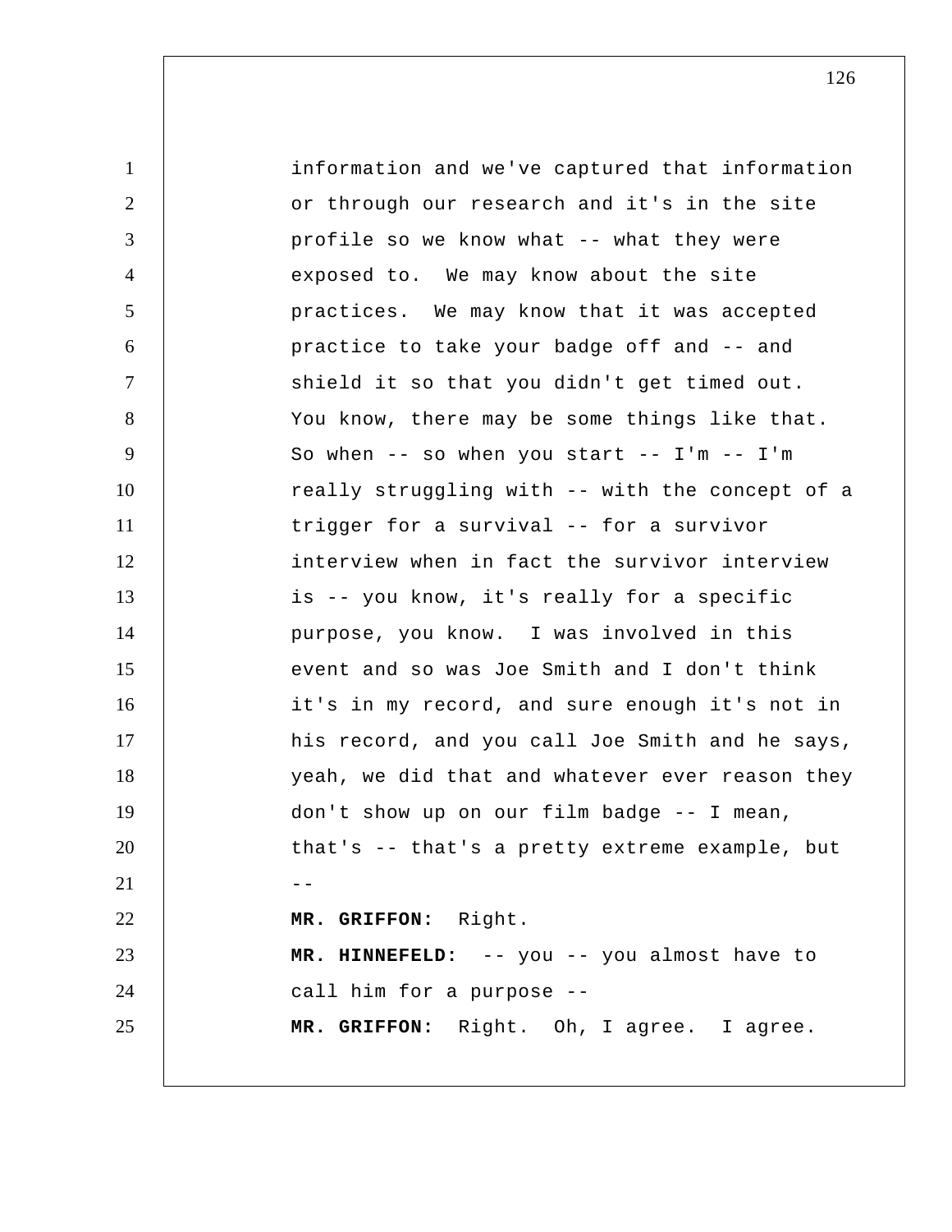information and we've captured that information or through our research and it's in the site profile so we know what -- what they were exposed to. We may know about the site practices. We may know that it was accepted practice to take your badge off and -- and shield it so that you didn't get timed out. You know, there may be some things like that. So when -- so when you start -- I'm -- I'm really struggling with -- with the concept of a trigger for a survival -- for a survivor interview when in fact the survivor interview is -- you know, it's really for a specific purpose, you know. I was involved in this event and so was Joe Smith and I don't think it's in my record, and sure enough it's not in his record, and you call Joe Smith and he says, yeah, we did that and whatever ever reason they don't show up on our film badge -- I mean, that's -- that's a pretty extreme example, but --

**MR. GRIFFON:** Right.

**MR. HINNEFELD:** -- you -- you almost have to call him for a purpose --

**MR. GRIFFON:** Right. Oh, I agree. I agree.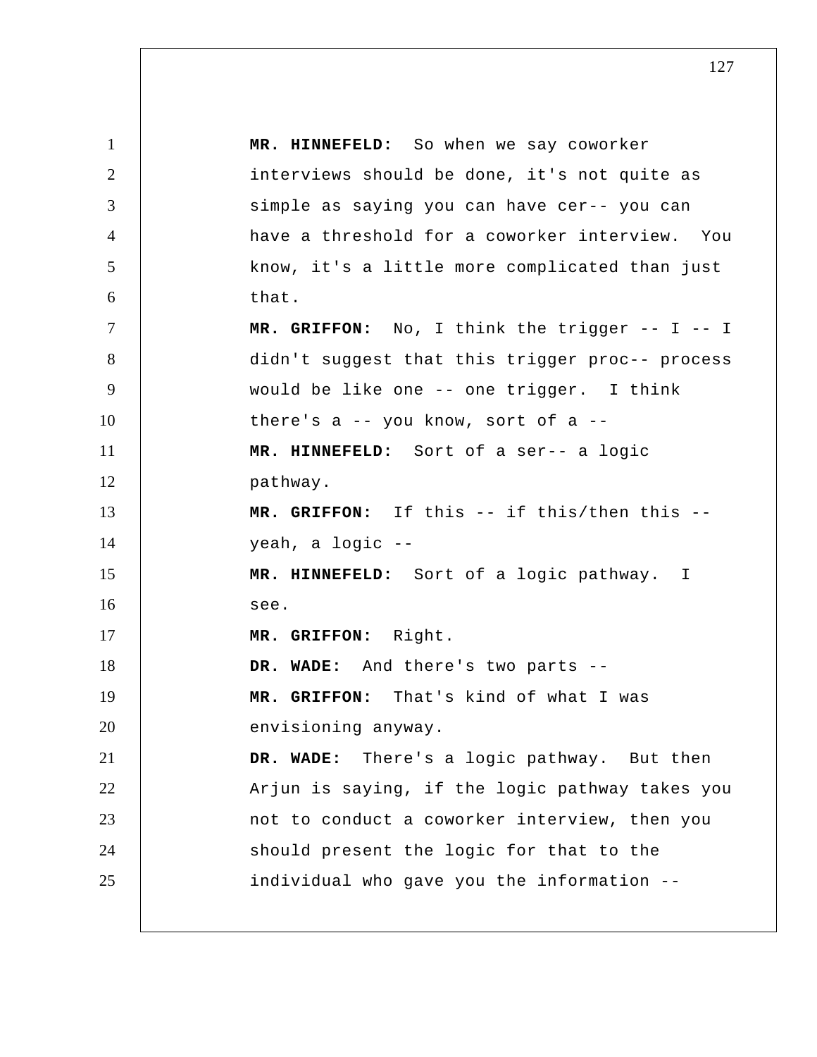**MR. HINNEFELD:** So when we say coworker interviews should be done, it's not quite as simple as saying you can have cer-- you can have a threshold for a coworker interview. You know, it's a little more complicated than just that.

**MR. GRIFFON:** No, I think the trigger -- I -- I didn't suggest that this trigger proc-- process would be like one -- one trigger. I think there's a -- you know, sort of a --

**MR. HINNEFELD:** Sort of a ser-- a logic pathway.

**MR. GRIFFON:** If this -- if this/then this -- yeah, a logic --

**MR. HINNEFELD:** Sort of a logic pathway. I see.

**MR. GRIFFON:** Right.

**DR. WADE:** And there's two parts --

**MR. GRIFFON:** That's kind of what I was envisioning anyway.

**DR. WADE:** There's a logic pathway. But then Arjun is saying, if the logic pathway takes you not to conduct a coworker interview, then you should present the logic for that to the individual who gave you the information --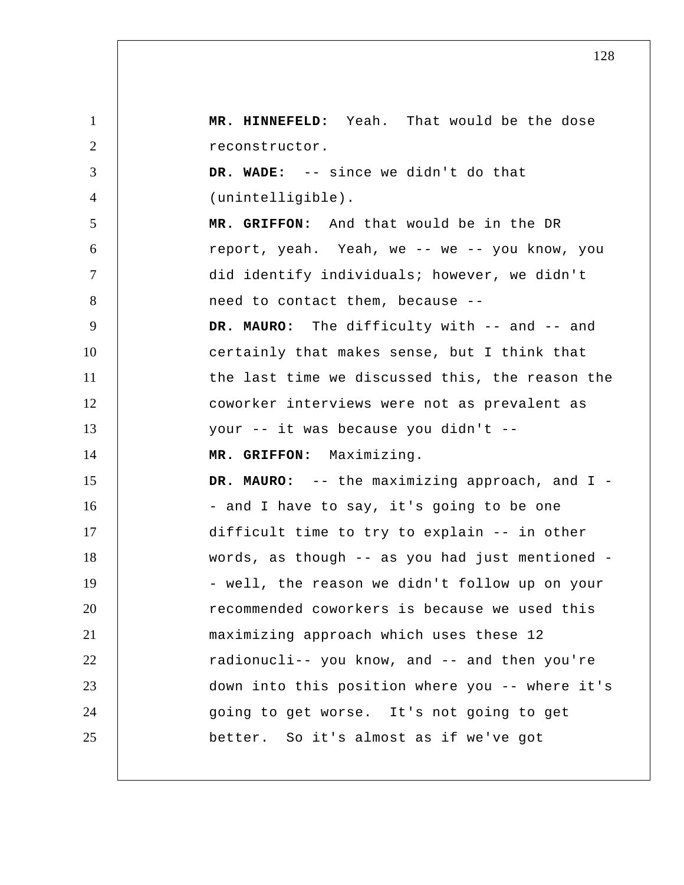**MR. HINNEFELD:** Yeah. That would be the dose reconstructor.

**DR. WADE:** -- since we didn't do that (unintelligible).

**MR. GRIFFON:** And that would be in the DR report, yeah. Yeah, we -- we -- you know, you did identify individuals; however, we didn't need to contact them, because --

**DR. MAURO:** The difficulty with -- and -- and certainly that makes sense, but I think that the last time we discussed this, the reason the coworker interviews were not as prevalent as your -- it was because you didn't --

**MR. GRIFFON:** Maximizing.

**DR. MAURO:** -- the maximizing approach, and I -- and I have to say, it's going to be one difficult time to try to explain -- in other words, as though -- as you had just mentioned -- well, the reason we didn't follow up on your recommended coworkers is because we used this maximizing approach which uses these 12 radionucli-- you know, and -- and then you're down into this position where you -- where it's going to get worse. It's not going to get better. So it's almost as if we've got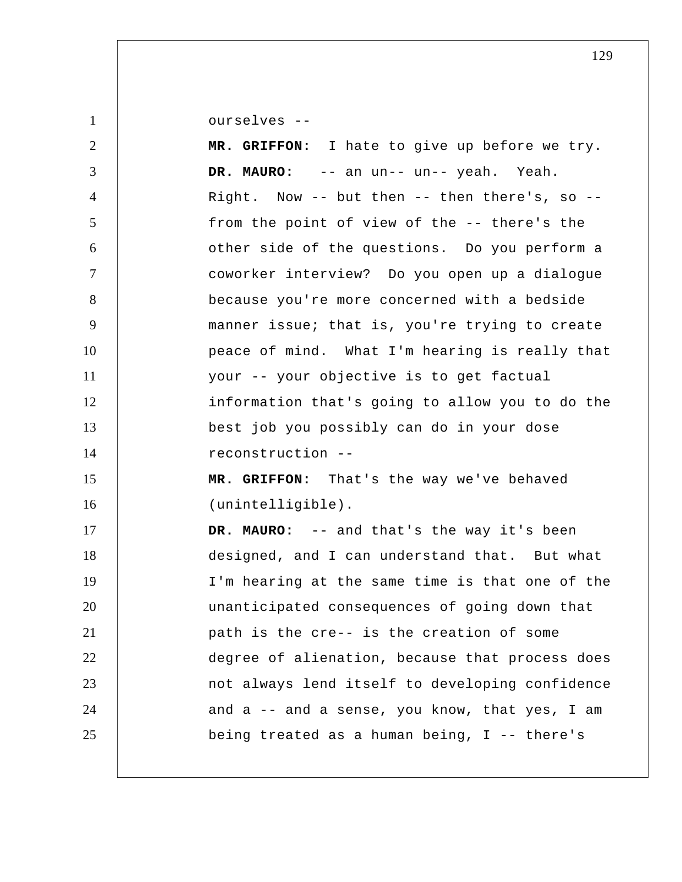ourselves --

**MR. GRIFFON:** I hate to give up before we try.

**DR. MAURO:** -- an un-- un-- yeah. Yeah. Right. Now -- but then -- then there's, so -- from the point of view of the -- there's the other side of the questions. Do you perform a coworker interview? Do you open up a dialogue because you're more concerned with a bedside manner issue; that is, you're trying to create peace of mind. What I'm hearing is really that your -- your objective is to get factual information that's going to allow you to do the best job you possibly can do in your dose reconstruction --

**MR. GRIFFON:** That's the way we've behaved (unintelligible).

**DR. MAURO:** -- and that's the way it's been designed, and I can understand that. But what I'm hearing at the same time is that one of the unanticipated consequences of going down that path is the cre-- is the creation of some degree of alienation, because that process does not always lend itself to developing confidence and a -- and a sense, you know, that yes, I am being treated as a human being, I -- there's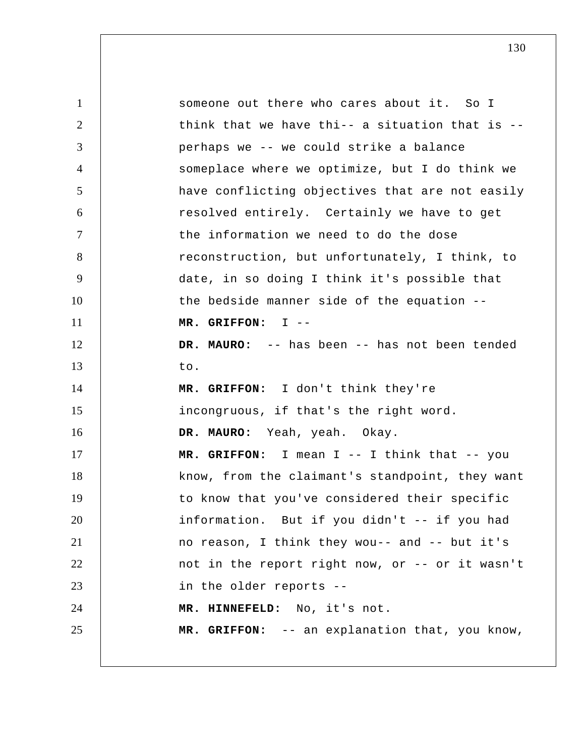someone out there who cares about it. So I think that we have thi-- a situation that is -- perhaps we -- we could strike a balance someplace where we optimize, but I do think we have conflicting objectives that are not easily resolved entirely. Certainly we have to get the information we need to do the dose reconstruction, but unfortunately, I think, to date, in so doing I think it's possible that the bedside manner side of the equation --

**MR. GRIFFON:** I --

**DR. MAURO:** -- has been -- has not been tended to.

**MR. GRIFFON:** I don't think they're incongruous, if that's the right word.

**DR. MAURO:** Yeah, yeah. Okay.

**MR. GRIFFON:** I mean I -- I think that -- you know, from the claimant's standpoint, they want to know that you've considered their specific information. But if you didn't -- if you had no reason, I think they wou-- and -- but it's not in the report right now, or -- or it wasn't in the older reports --

**MR. HINNEFELD:** No, it's not.

**MR. GRIFFON:** -- an explanation that, you know,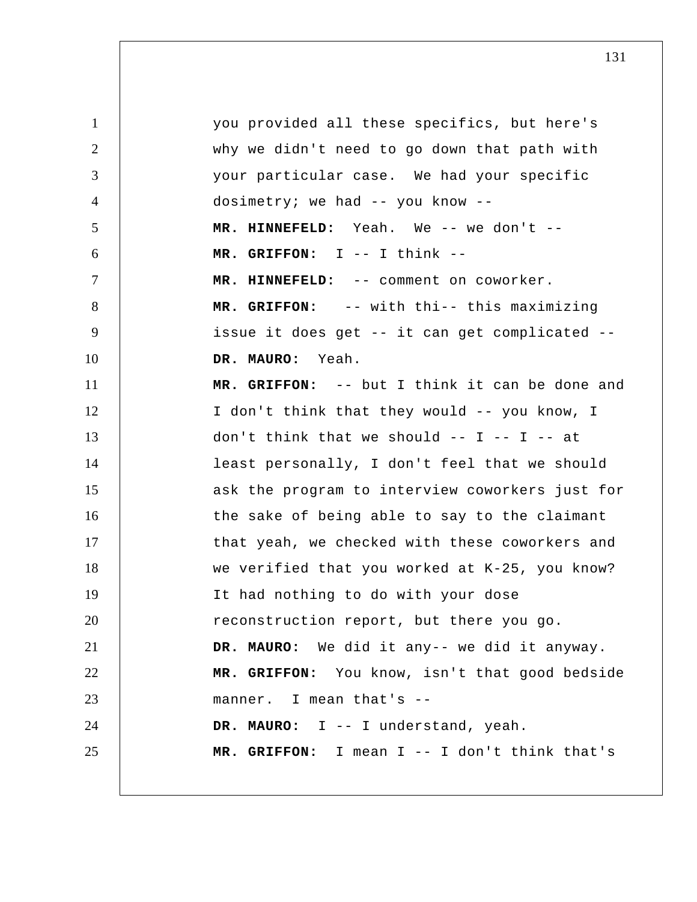you provided all these specifics, but here's why we didn't need to go down that path with your particular case. We had your specific dosimetry; we had -- you know --

**MR. HINNEFELD:** Yeah. We -- we don't --

**MR. GRIFFON:** I -- I think --

**MR. HINNEFELD:** -- comment on coworker.

**MR. GRIFFON:** -- with thi-- this maximizing issue it does get -- it can get complicated --

**DR. MAURO:** Yeah.

**MR. GRIFFON:** -- but I think it can be done and I don't think that they would -- you know, I don't think that we should -- I -- I -- at least personally, I don't feel that we should ask the program to interview coworkers just for the sake of being able to say to the claimant that yeah, we checked with these coworkers and we verified that you worked at K-25, you know? It had nothing to do with your dose reconstruction report, but there you go.

**DR. MAURO:** We did it any-- we did it anyway.

**MR. GRIFFON:** You know, isn't that good bedside manner. I mean that's --

**DR. MAURO:** I -- I understand, yeah.

**MR. GRIFFON:** I mean I -- I don't think that's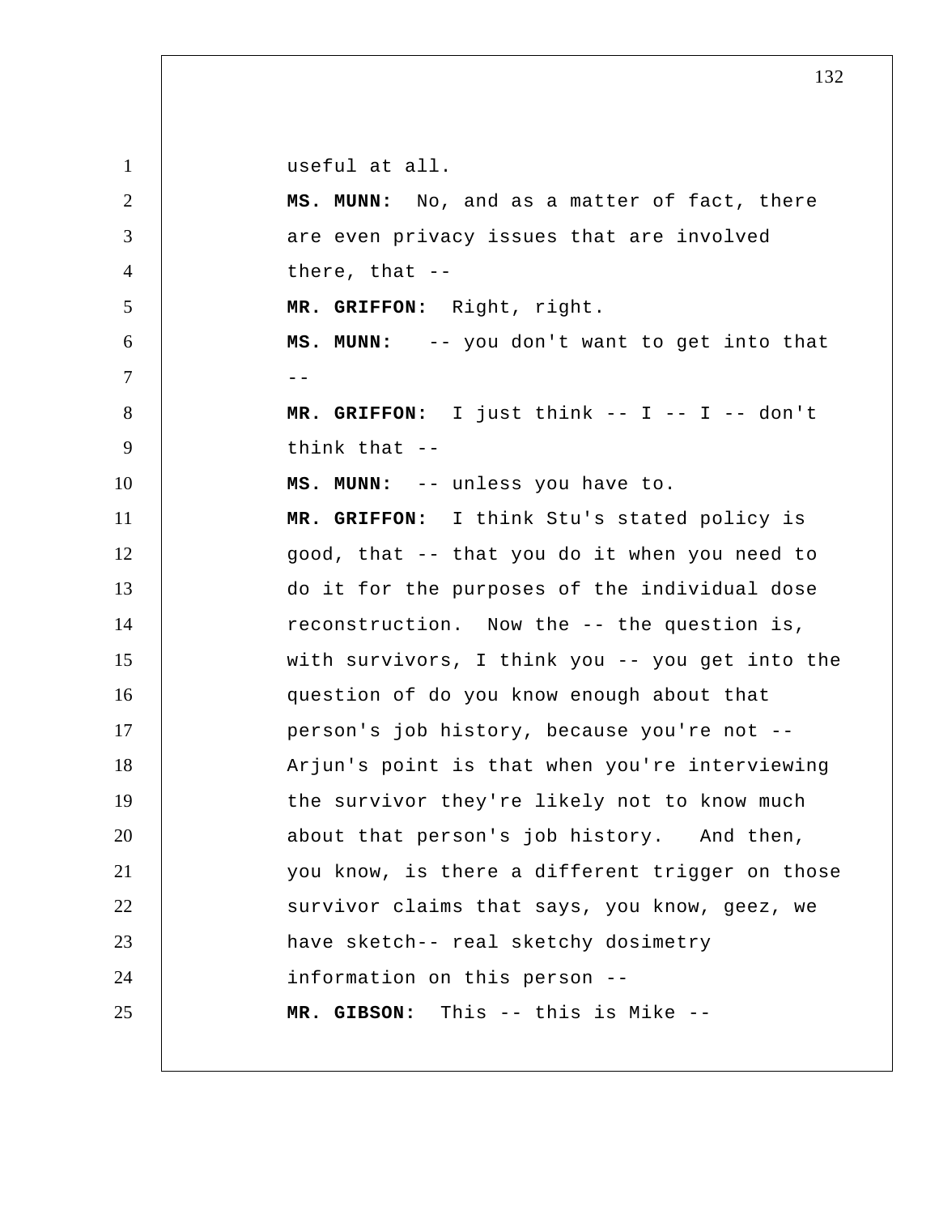useful at all.

**MS. MUNN:** No, and as a matter of fact, there are even privacy issues that are involved there, that --

**MR. GRIFFON:** Right, right.

**MS. MUNN:** -- you don't want to get into that --

**MR. GRIFFON:** I just think -- I -- I -- don't think that --

**MS. MUNN:** -- unless you have to.

**MR. GRIFFON:** I think Stu's stated policy is good, that -- that you do it when you need to do it for the purposes of the individual dose reconstruction. Now the -- the question is, with survivors, I think you -- you get into the question of do you know enough about that person's job history, because you're not -- Arjun's point is that when you're interviewing the survivor they're likely not to know much about that person's job history. And then, you know, is there a different trigger on those survivor claims that says, you know, geez, we have sketch-- real sketchy dosimetry information on this person --

**MR. GIBSON:** This -- this is Mike --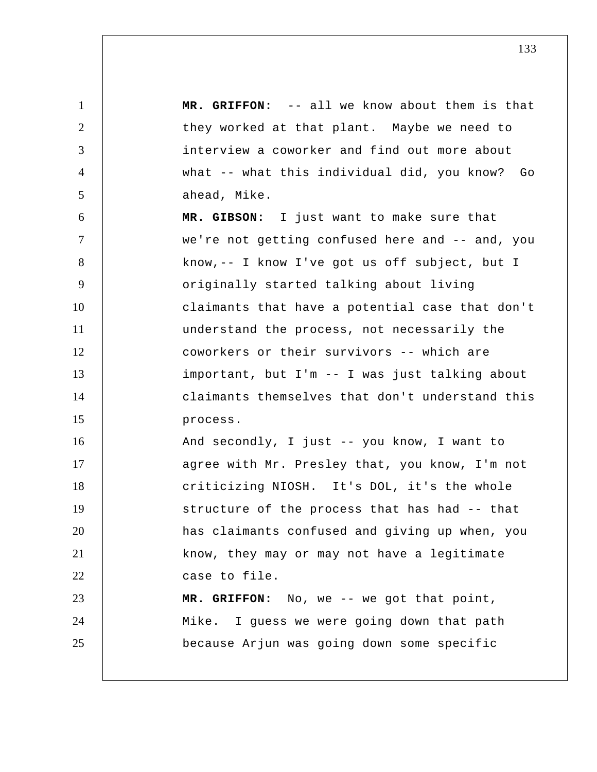**MR. GRIFFON:** -- all we know about them is that they worked at that plant. Maybe we need to interview a coworker and find out more about what -- what this individual did, you know? Go ahead, Mike.

**MR. GIBSON:** I just want to make sure that we're not getting confused here and -- and, you know,-- I know I've got us off subject, but I originally started talking about living claimants that have a potential case that don't understand the process, not necessarily the coworkers or their survivors -- which are important, but I'm -- I was just talking about claimants themselves that don't understand this process.

And secondly, I just -- you know, I want to agree with Mr. Presley that, you know, I'm not criticizing NIOSH. It's DOL, it's the whole structure of the process that has had -- that has claimants confused and giving up when, you know, they may or may not have a legitimate case to file.

**MR. GRIFFON:** No, we -- we got that point, Mike. I guess we were going down that path because Arjun was going down some specific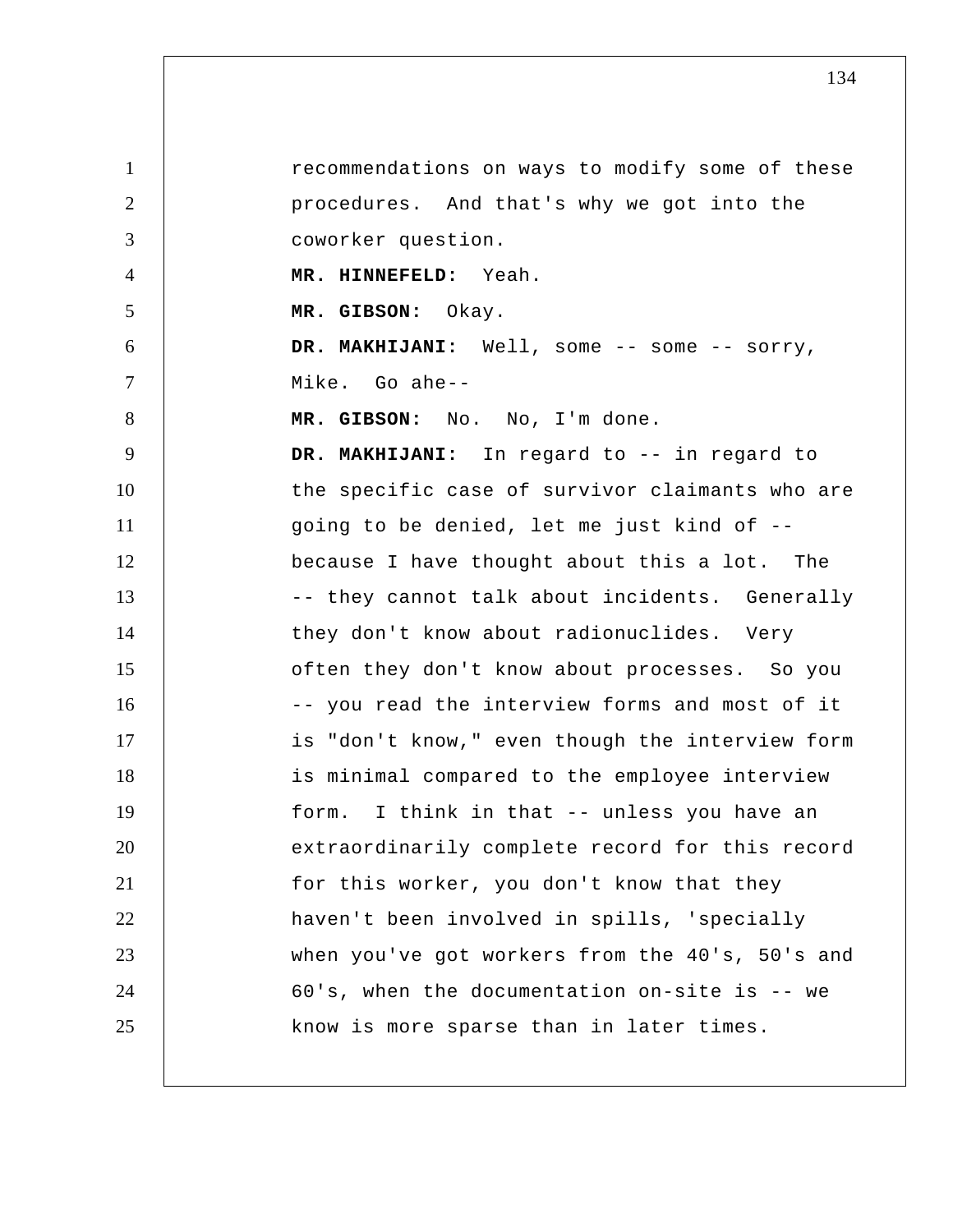recommendations on ways to modify some of these procedures. And that's why we got into the coworker question.

**MR. HINNEFELD:** Yeah.

**MR. GIBSON:** Okay.

**DR. MAKHIJANI:** Well, some -- some -- sorry, Mike. Go ahe--

**MR. GIBSON:** No. No, I'm done.

**DR. MAKHIJANI:** In regard to -- in regard to the specific case of survivor claimants who are going to be denied, let me just kind of -- because I have thought about this a lot. The -- they cannot talk about incidents. Generally they don't know about radionuclides. Very often they don't know about processes. So you -- you read the interview forms and most of it is "don't know," even though the interview form is minimal compared to the employee interview form. I think in that -- unless you have an extraordinarily complete record for this record for this worker, you don't know that they haven't been involved in spills, 'specially when you've got workers from the 40's, 50's and 60's, when the documentation on-site is -- we know is more sparse than in later times.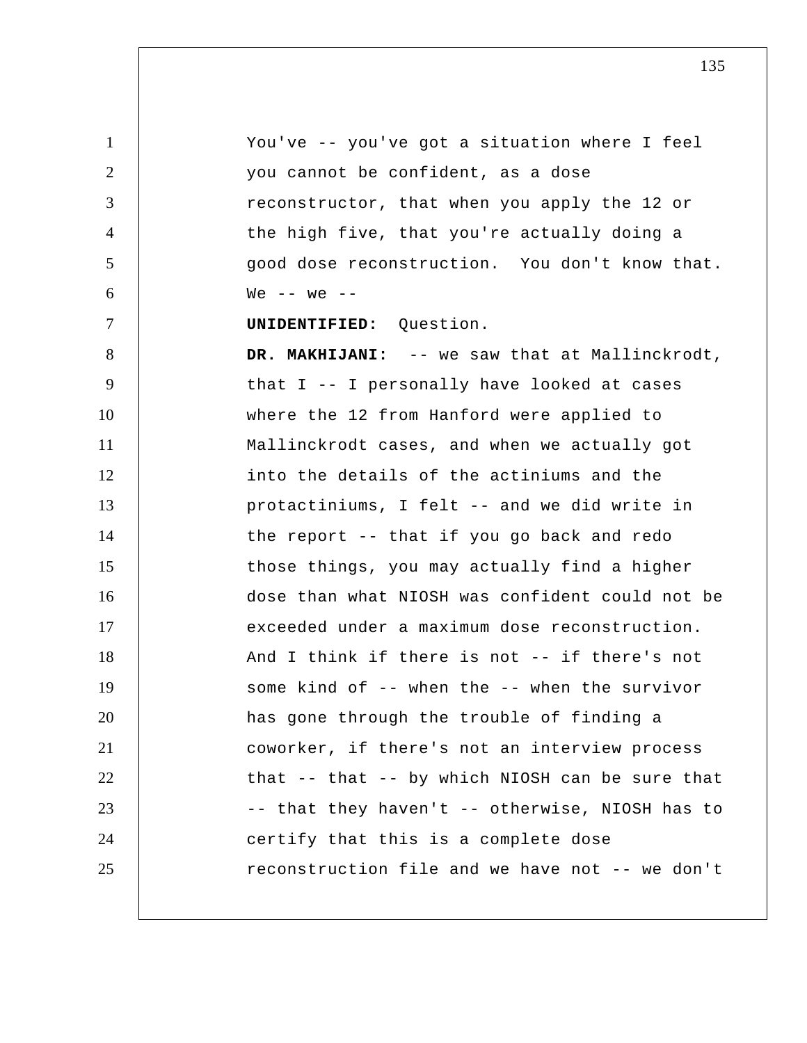You've -- you've got a situation where I feel you cannot be confident, as a dose reconstructor, that when you apply the 12 or the high five, that you're actually doing a good dose reconstruction. You don't know that. We -- we --

**UNIDENTIFIED:** Question.

**DR. MAKHIJANI:** -- we saw that at Mallinckrodt, that I -- I personally have looked at cases where the 12 from Hanford were applied to Mallinckrodt cases, and when we actually got into the details of the actiniums and the protactiniums, I felt -- and we did write in the report -- that if you go back and redo those things, you may actually find a higher dose than what NIOSH was confident could not be exceeded under a maximum dose reconstruction. And I think if there is not -- if there's not some kind of -- when the -- when the survivor has gone through the trouble of finding a coworker, if there's not an interview process that -- that -- by which NIOSH can be sure that -- that they haven't -- otherwise, NIOSH has to certify that this is a complete dose reconstruction file and we have not -- we don't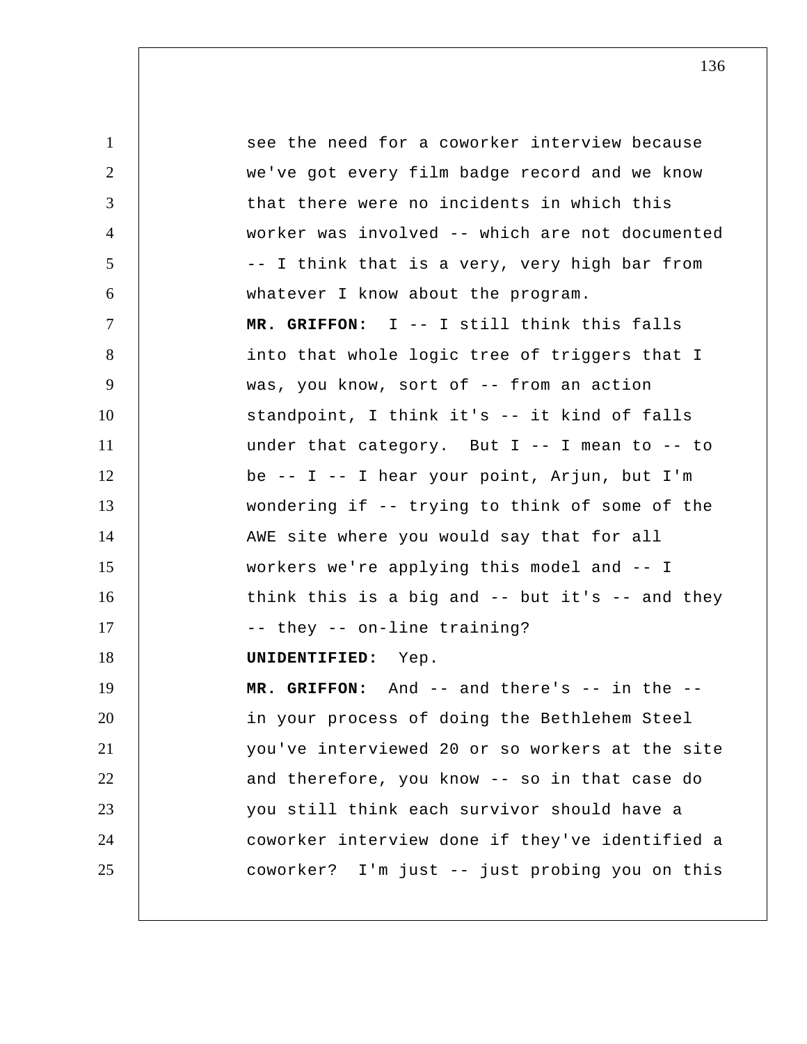see the need for a coworker interview because we've got every film badge record and we know that there were no incidents in which this worker was involved -- which are not documented -- I think that is a very, very high bar from whatever I know about the program.

**MR. GRIFFON:** I -- I still think this falls into that whole logic tree of triggers that I was, you know, sort of -- from an action standpoint, I think it's -- it kind of falls under that category. But I -- I mean to -- to be -- I -- I hear your point, Arjun, but I'm wondering if -- trying to think of some of the AWE site where you would say that for all workers we're applying this model and -- I think this is a big and -- but it's -- and they -- they -- on-line training?

**UNIDENTIFIED:** Yep.

**MR. GRIFFON:** And -- and there's -- in the -- in your process of doing the Bethlehem Steel you've interviewed 20 or so workers at the site and therefore, you know -- so in that case do you still think each survivor should have a coworker interview done if they've identified a coworker? I'm just -- just probing you on this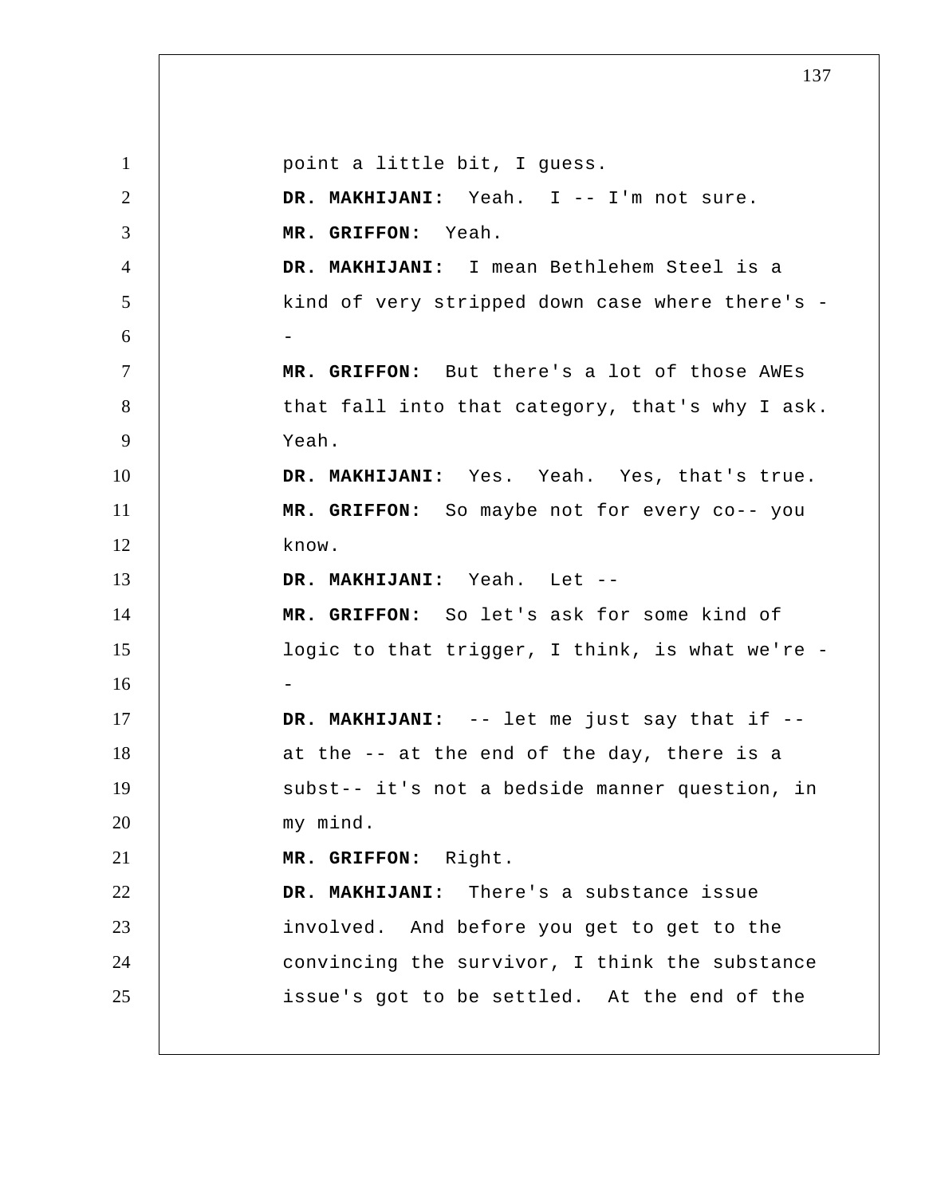point a little bit, I guess.

**DR. MAKHIJANI:** Yeah. I -- I'm not sure.

**MR. GRIFFON:** Yeah.

**DR. MAKHIJANI:** I mean Bethlehem Steel is a kind of very stripped down case where there's --

**MR. GRIFFON:** But there's a lot of those AWEs that fall into that category, that's why I ask. Yeah.

**DR. MAKHIJANI:** Yes. Yeah. Yes, that's true.

**MR. GRIFFON:** So maybe not for every co-- you know.

**DR. MAKHIJANI:** Yeah. Let --

**MR. GRIFFON:** So let's ask for some kind of logic to that trigger, I think, is what we're --

**DR. MAKHIJANI:** -- let me just say that if -- at the -- at the end of the day, there is a subst-- it's not a bedside manner question, in my mind.

**MR. GRIFFON:** Right.

**DR. MAKHIJANI:** There's a substance issue involved. And before you get to get to the convincing the survivor, I think the substance issue's got to be settled. At the end of the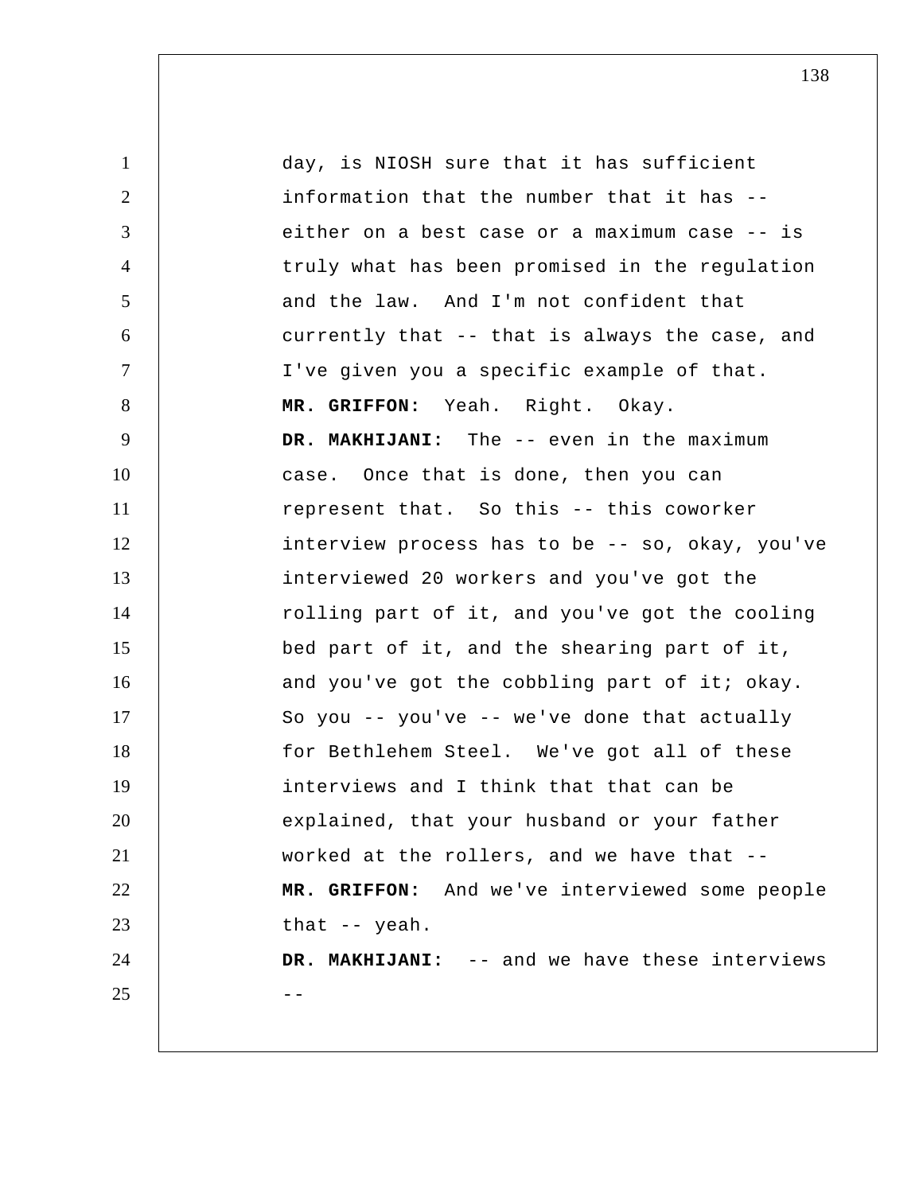day, is NIOSH sure that it has sufficient information that the number that it has -- either on a best case or a maximum case -- is truly what has been promised in the regulation and the law. And I'm not confident that currently that -- that is always the case, and I've given you a specific example of that.

**MR. GRIFFON:** Yeah. Right. Okay.

**DR. MAKHIJANI:** The -- even in the maximum case. Once that is done, then you can represent that. So this -- this coworker interview process has to be -- so, okay, you've interviewed 20 workers and you've got the rolling part of it, and you've got the cooling bed part of it, and the shearing part of it, and you've got the cobbling part of it; okay. So you -- you've -- we've done that actually for Bethlehem Steel. We've got all of these interviews and I think that that can be explained, that your husband or your father worked at the rollers, and we have that --

**MR. GRIFFON:** And we've interviewed some people that -- yeah.

**DR. MAKHIJANI:** -- and we have these interviews --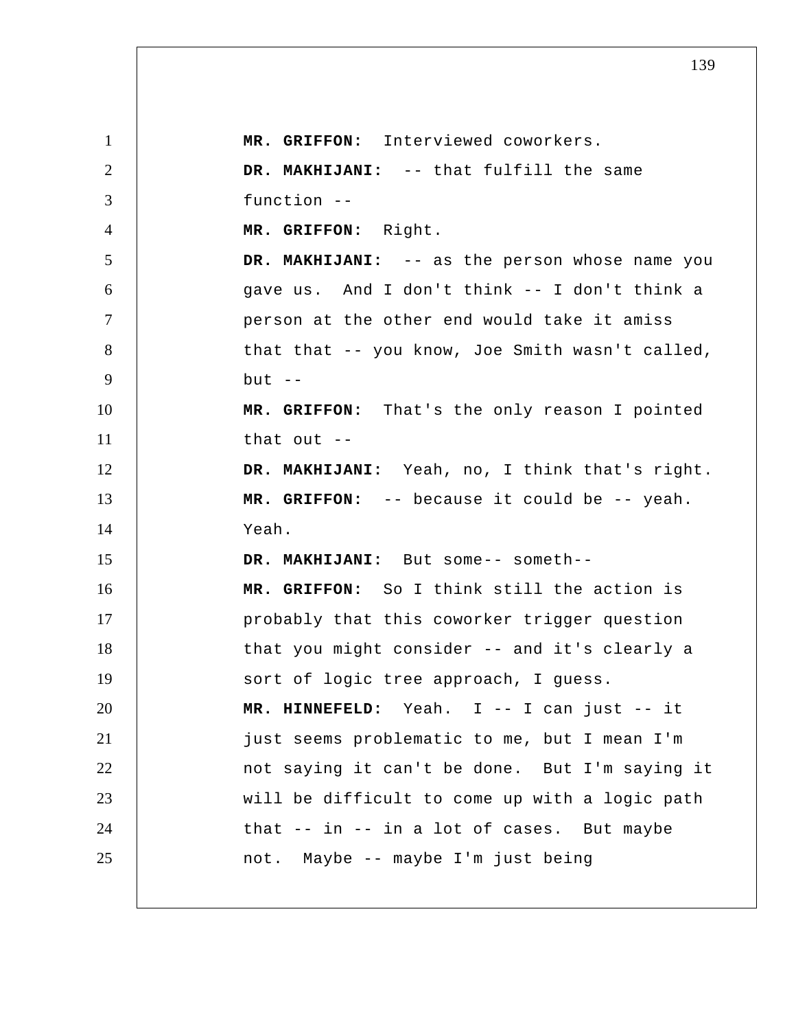**MR. GRIFFON:** Interviewed coworkers.

**DR. MAKHIJANI:** -- that fulfill the same function --

**MR. GRIFFON:** Right.

**DR. MAKHIJANI:** -- as the person whose name you gave us. And I don't think -- I don't think a person at the other end would take it amiss that that -- you know, Joe Smith wasn't called, but --

**MR. GRIFFON:** That's the only reason I pointed that out --

**DR. MAKHIJANI:** Yeah, no, I think that's right.

**MR. GRIFFON:** -- because it could be -- yeah. Yeah.

**DR. MAKHIJANI:** But some-- someth--

**MR. GRIFFON:** So I think still the action is probably that this coworker trigger question that you might consider -- and it's clearly a sort of logic tree approach, I guess.

**MR. HINNEFELD:** Yeah. I -- I can just -- it just seems problematic to me, but I mean I'm not saying it can't be done. But I'm saying it will be difficult to come up with a logic path that -- in -- in a lot of cases. But maybe not. Maybe -- maybe I'm just being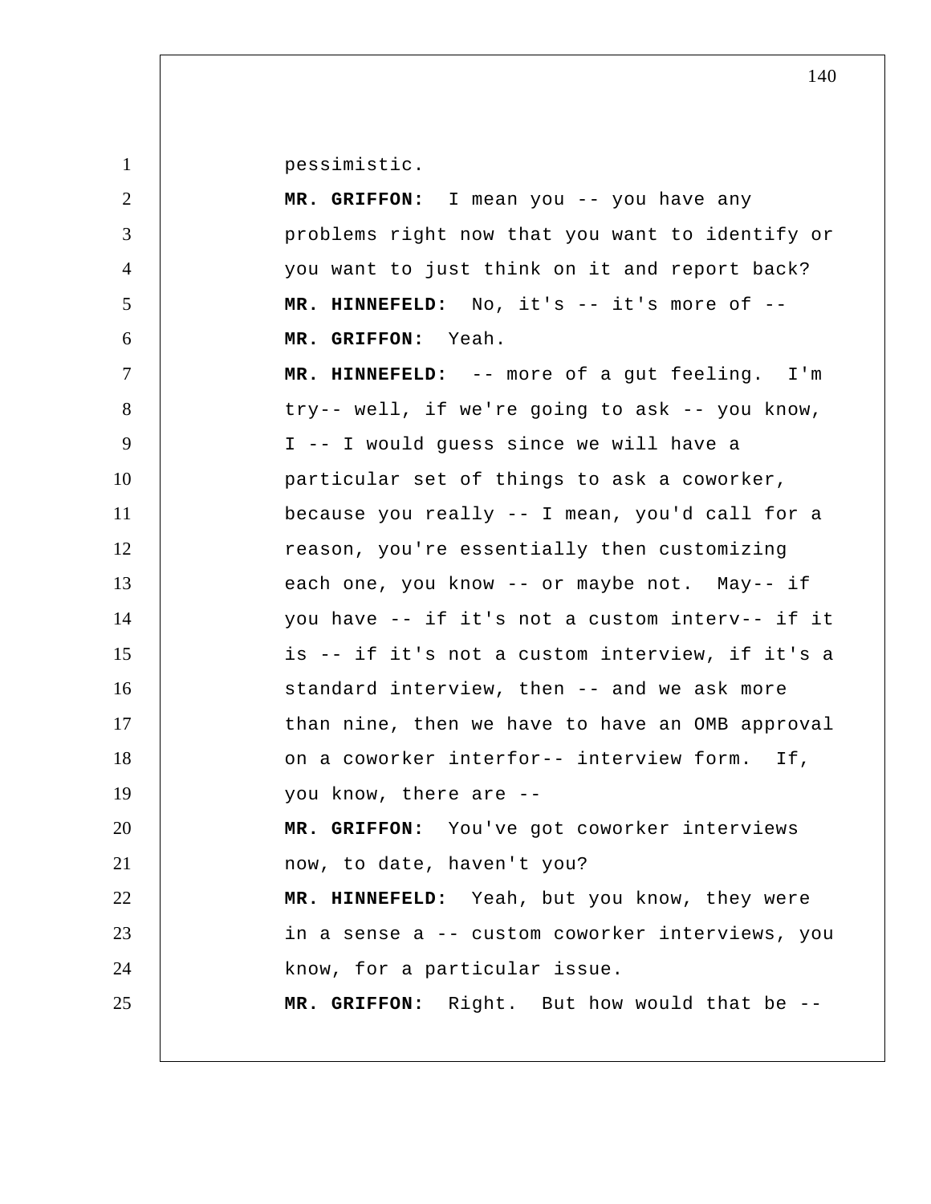pessimistic.

**MR. GRIFFON:** I mean you -- you have any problems right now that you want to identify or you want to just think on it and report back?

**MR. HINNEFELD:** No, it's -- it's more of --

**MR. GRIFFON:** Yeah.

**MR. HINNEFELD:** -- more of a gut feeling. I'm try-- well, if we're going to ask -- you know, I -- I would guess since we will have a particular set of things to ask a coworker, because you really -- I mean, you'd call for a reason, you're essentially then customizing each one, you know -- or maybe not. May-- if you have -- if it's not a custom interv-- if it is -- if it's not a custom interview, if it's a standard interview, then -- and we ask more than nine, then we have to have an OMB approval on a coworker interfor-- interview form. If, you know, there are --

**MR. GRIFFON:** You've got coworker interviews now, to date, haven't you?

**MR. HINNEFELD:** Yeah, but you know, they were in a sense a -- custom coworker interviews, you know, for a particular issue.

**MR. GRIFFON:** Right. But how would that be --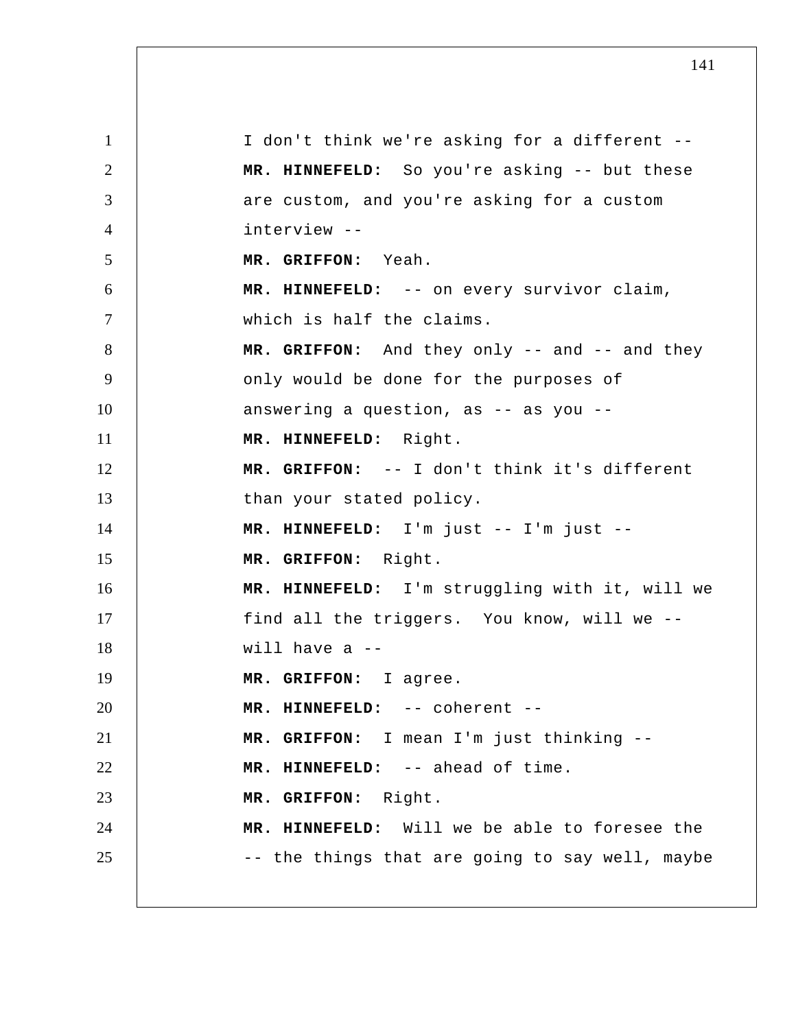I don't think we're asking for a different --

**MR. HINNEFELD:** So you're asking -- but these are custom, and you're asking for a custom interview --

**MR. GRIFFON:** Yeah.

**MR. HINNEFELD:** -- on every survivor claim, which is half the claims.

**MR. GRIFFON:** And they only -- and -- and they only would be done for the purposes of answering a question, as -- as you --

**MR. HINNEFELD:** Right.

**MR. GRIFFON:** -- I don't think it's different than your stated policy.

**MR. HINNEFELD:** I'm just -- I'm just --

**MR. GRIFFON:** Right.

**MR. HINNEFELD:** I'm struggling with it, will we find all the triggers. You know, will we -- will have a --

**MR. GRIFFON:** I agree.

**MR. HINNEFELD:** -- coherent --

**MR. GRIFFON:** I mean I'm just thinking --

**MR. HINNEFELD:** -- ahead of time.

**MR. GRIFFON:** Right.

**MR. HINNEFELD:** Will we be able to foresee the -- the things that are going to say well, maybe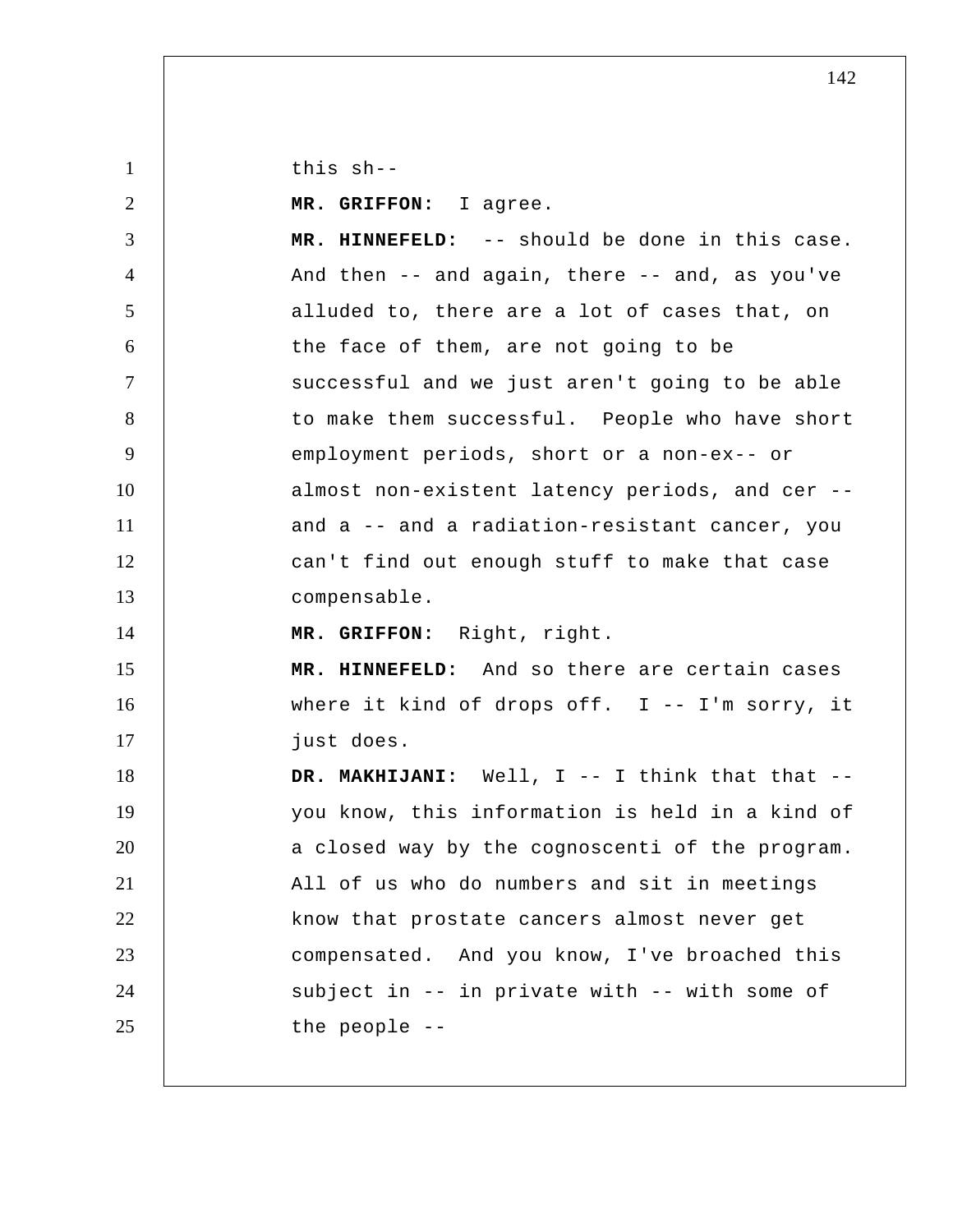this sh--

**MR. GRIFFON:** I agree.

**MR. HINNEFELD:** -- should be done in this case. And then -- and again, there -- and, as you've alluded to, there are a lot of cases that, on the face of them, are not going to be successful and we just aren't going to be able to make them successful. People who have short employment periods, short or a non-ex-- or almost non-existent latency periods, and cer -- and a -- and a radiation-resistant cancer, you can't find out enough stuff to make that case compensable.

**MR. GRIFFON:** Right, right.

**MR. HINNEFELD:** And so there are certain cases where it kind of drops off. I -- I'm sorry, it just does.

**DR. MAKHIJANI:** Well, I -- I think that that -- you know, this information is held in a kind of a closed way by the cognoscenti of the program. All of us who do numbers and sit in meetings know that prostate cancers almost never get compensated. And you know, I've broached this subject in -- in private with -- with some of the people --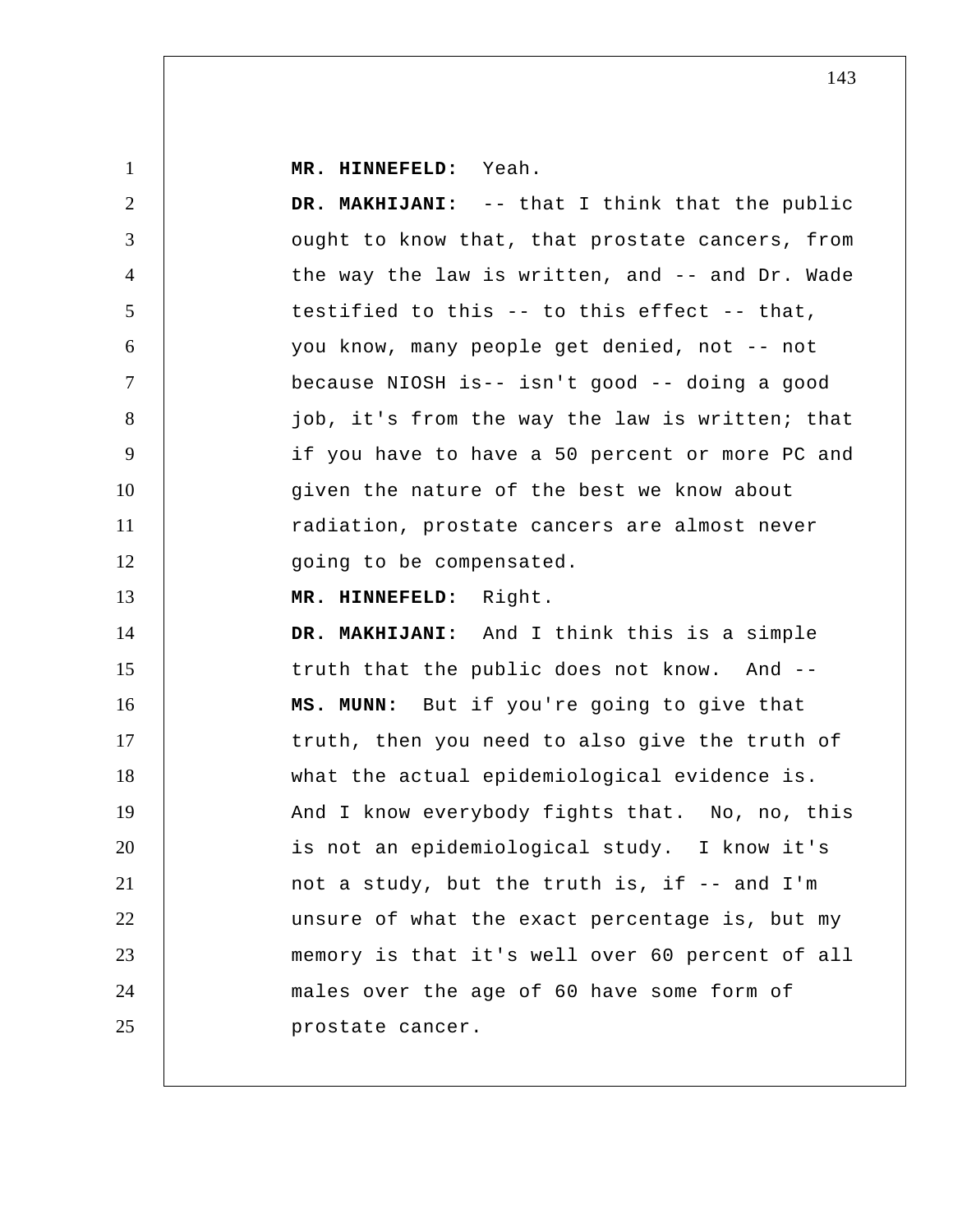**MR. HINNEFELD:** Yeah.

**DR. MAKHIJANI:** -- that I think that the public ought to know that, that prostate cancers, from the way the law is written, and -- and Dr. Wade testified to this -- to this effect -- that, you know, many people get denied, not -- not because NIOSH is-- isn't good -- doing a good job, it's from the way the law is written; that if you have to have a 50 percent or more PC and given the nature of the best we know about radiation, prostate cancers are almost never going to be compensated.

**MR. HINNEFELD:** Right.

**DR. MAKHIJANI:** And I think this is a simple truth that the public does not know. And --

**MS. MUNN:** But if you're going to give that truth, then you need to also give the truth of what the actual epidemiological evidence is. And I know everybody fights that. No, no, this is not an epidemiological study. I know it's not a study, but the truth is, if -- and I'm unsure of what the exact percentage is, but my memory is that it's well over 60 percent of all males over the age of 60 have some form of prostate cancer.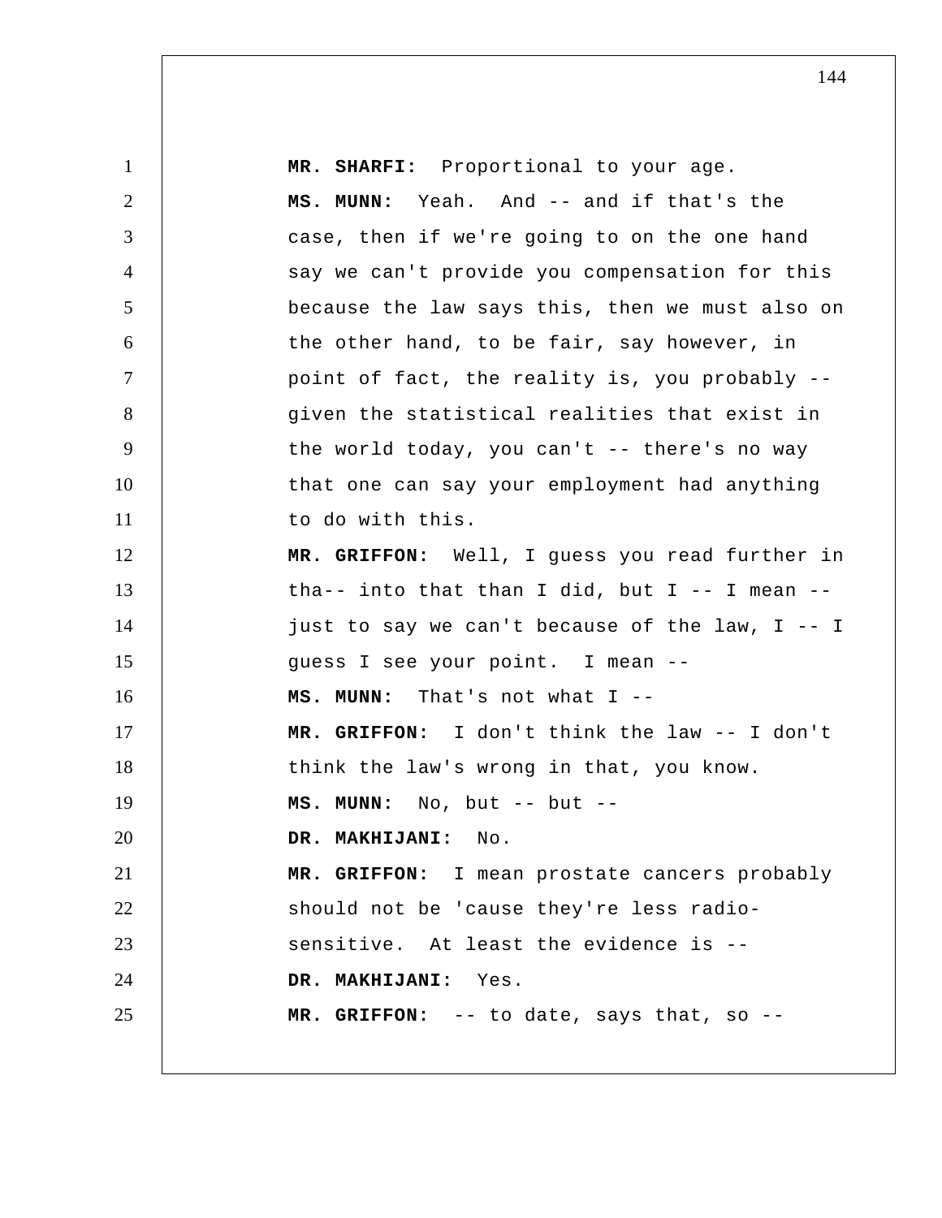**MR. SHARFI:** Proportional to your age.

**MS. MUNN:** Yeah. And -- and if that's the case, then if we're going to on the one hand say we can't provide you compensation for this because the law says this, then we must also on the other hand, to be fair, say however, in point of fact, the reality is, you probably -- given the statistical realities that exist in the world today, you can't -- there's no way that one can say your employment had anything to do with this.

**MR. GRIFFON:** Well, I guess you read further in tha-- into that than I did, but I -- I mean -- just to say we can't because of the law, I -- I guess I see your point. I mean --

**MS. MUNN:** That's not what I --

**MR. GRIFFON:** I don't think the law -- I don't think the law's wrong in that, you know.

**MS. MUNN:** No, but -- but --

**DR. MAKHIJANI:** No.

**MR. GRIFFON:** I mean prostate cancers probably should not be 'cause they're less radio-sensitive. At least the evidence is --

**DR. MAKHIJANI:** Yes.

**MR. GRIFFON:** -- to date, says that, so --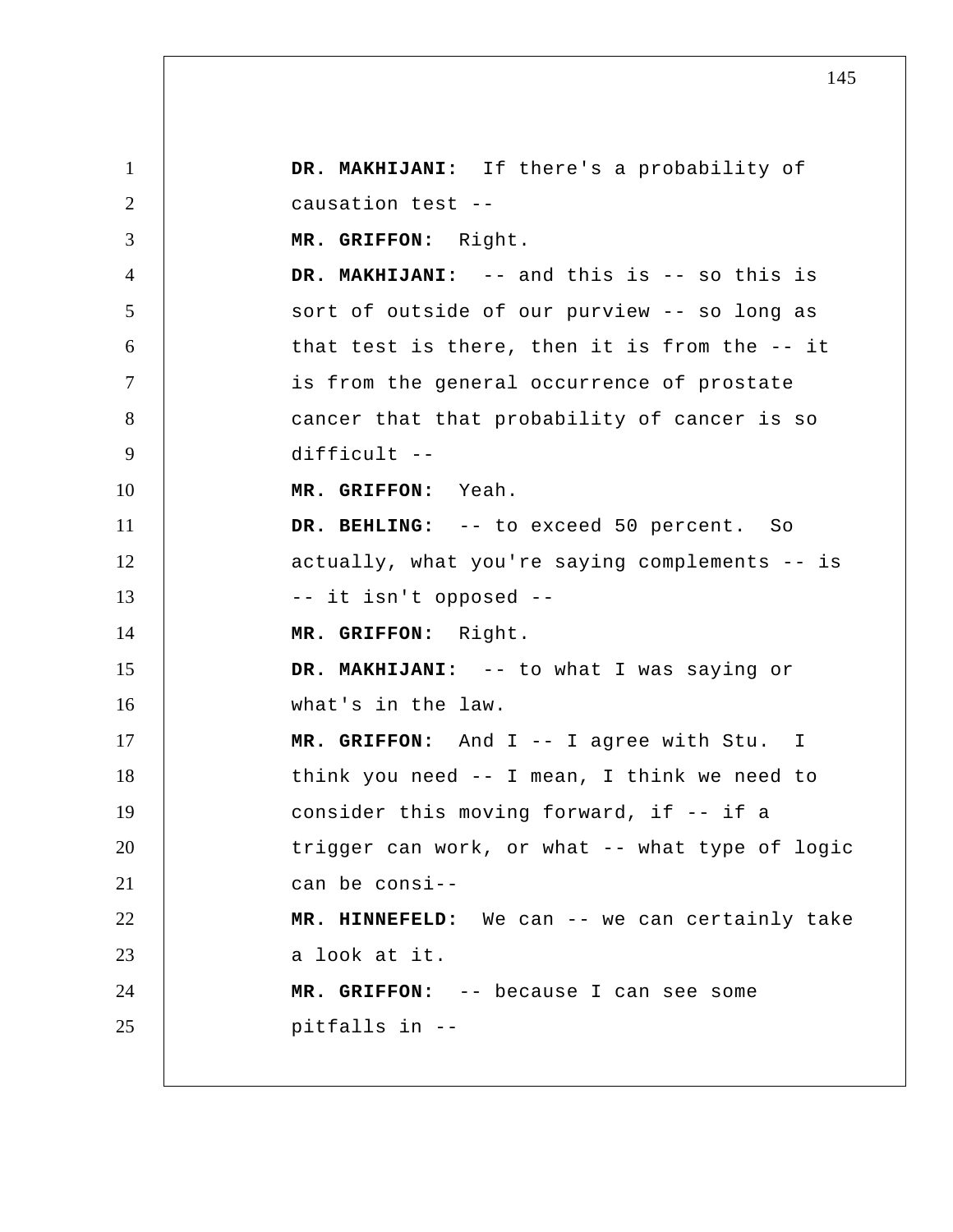**DR. MAKHIJANI:** If there's a probability of causation test --

**MR. GRIFFON:** Right.

**DR. MAKHIJANI:** -- and this is -- so this is sort of outside of our purview -- so long as that test is there, then it is from the -- it is from the general occurrence of prostate cancer that that probability of cancer is so difficult --

**MR. GRIFFON:** Yeah.

**DR. BEHLING:** -- to exceed 50 percent. So actually, what you're saying complements -- is -- it isn't opposed --

**MR. GRIFFON:** Right.

**DR. MAKHIJANI:** -- to what I was saying or what's in the law.

**MR. GRIFFON:** And I -- I agree with Stu. I think you need -- I mean, I think we need to consider this moving forward, if -- if a trigger can work, or what -- what type of logic can be consi--

**MR. HINNEFELD:** We can -- we can certainly take a look at it.

**MR. GRIFFON:** -- because I can see some pitfalls in --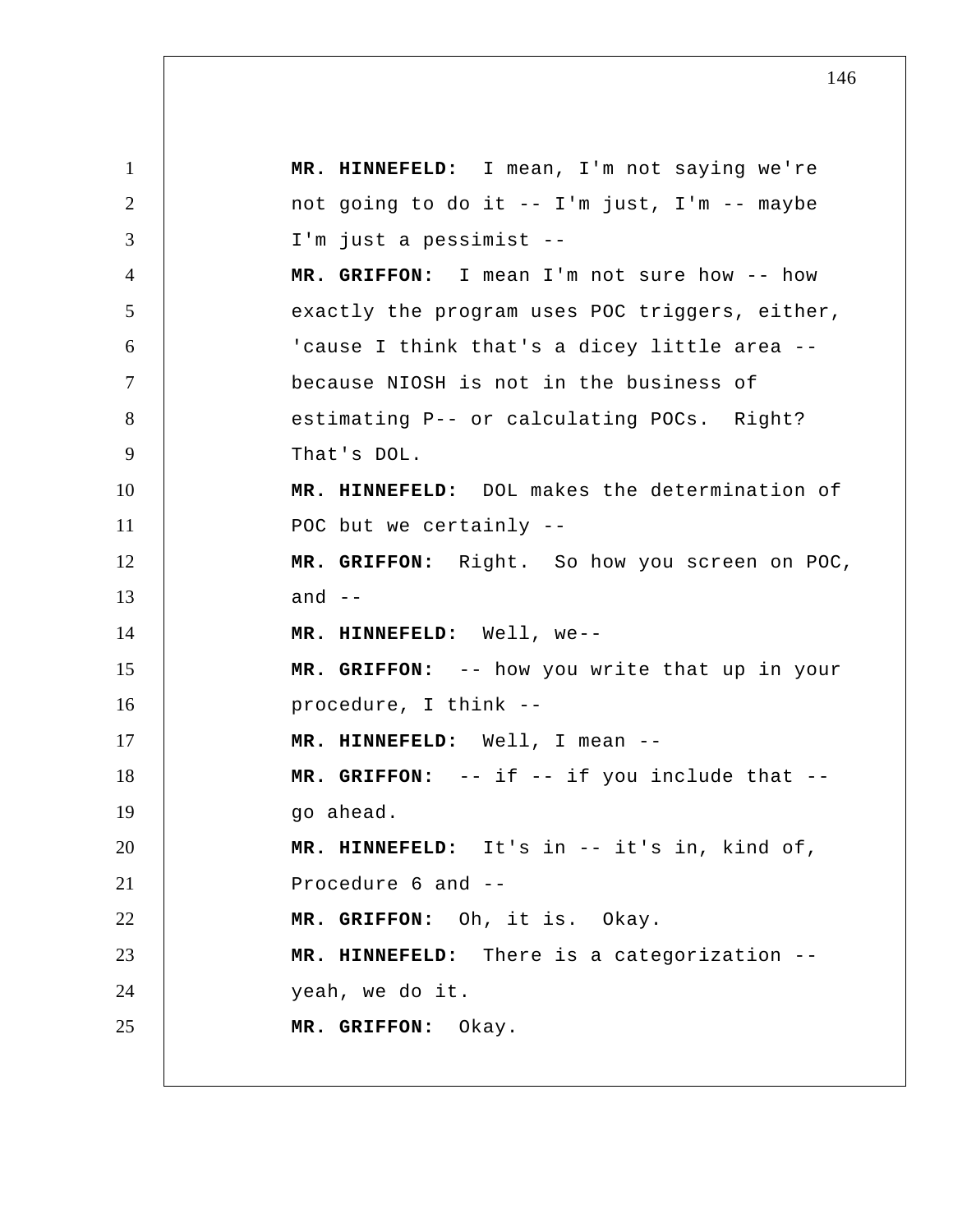**MR. HINNEFELD:** I mean, I'm not saying we're not going to do it -- I'm just, I'm -- maybe I'm just a pessimist --

**MR. GRIFFON:** I mean I'm not sure how -- how exactly the program uses POC triggers, either, 'cause I think that's a dicey little area -- because NIOSH is not in the business of estimating P-- or calculating POCs. Right? That's DOL.

**MR. HINNEFELD:** DOL makes the determination of POC but we certainly --

**MR. GRIFFON:** Right. So how you screen on POC, and --

**MR. HINNEFELD:** Well, we--

**MR. GRIFFON:** -- how you write that up in your procedure, I think --

**MR. HINNEFELD:** Well, I mean --

**MR. GRIFFON:** -- if -- if you include that -- go ahead.

**MR. HINNEFELD:** It's in -- it's in, kind of, Procedure 6 and --

**MR. GRIFFON:** Oh, it is. Okay.

**MR. HINNEFELD:** There is a categorization -- yeah, we do it.

**MR. GRIFFON:** Okay.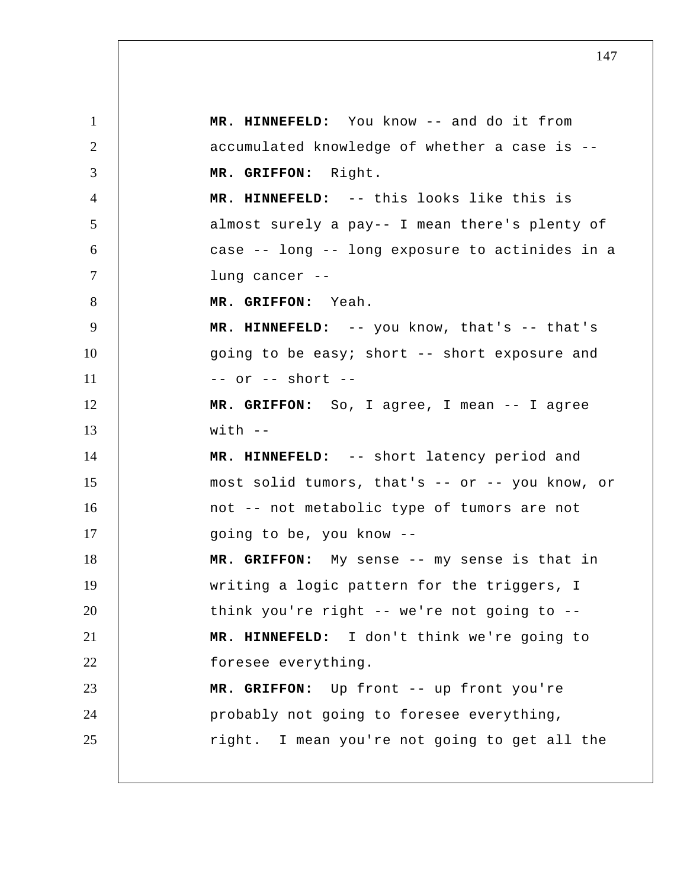**MR. HINNEFELD:** You know -- and do it from accumulated knowledge of whether a case is --

**MR. GRIFFON:** Right.

**MR. HINNEFELD:** -- this looks like this is almost surely a pay-- I mean there's plenty of case -- long -- long exposure to actinides in a lung cancer --

**MR. GRIFFON:** Yeah.

**MR. HINNEFELD:** -- you know, that's -- that's going to be easy; short -- short exposure and -- or -- short --

**MR. GRIFFON:** So, I agree, I mean -- I agree with --

**MR. HINNEFELD:** -- short latency period and most solid tumors, that's -- or -- you know, or not -- not metabolic type of tumors are not going to be, you know --

**MR. GRIFFON:** My sense -- my sense is that in writing a logic pattern for the triggers, I think you're right -- we're not going to --

**MR. HINNEFELD:** I don't think we're going to foresee everything.

**MR. GRIFFON:** Up front -- up front you're probably not going to foresee everything, right. I mean you're not going to get all the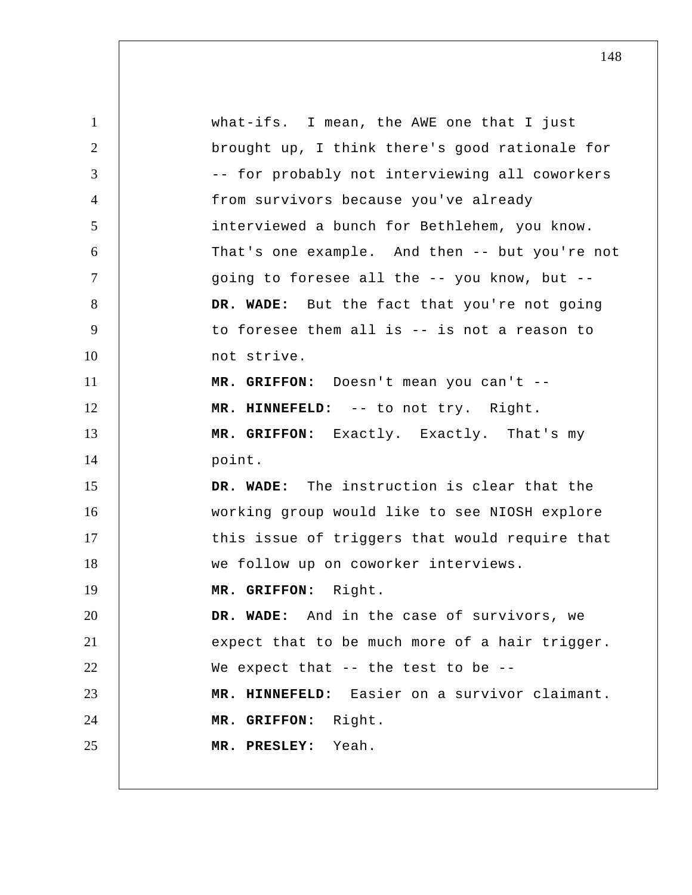what-ifs. I mean, the AWE one that I just brought up, I think there's good rationale for -- for probably not interviewing all coworkers from survivors because you've already interviewed a bunch for Bethlehem, you know. That's one example. And then -- but you're not going to foresee all the -- you know, but --

**DR. WADE:** But the fact that you're not going to foresee them all is -- is not a reason to not strive.

**MR. GRIFFON:** Doesn't mean you can't --

**MR. HINNEFELD:** -- to not try. Right.

**MR. GRIFFON:** Exactly. Exactly. That's my point.

**DR. WADE:** The instruction is clear that the working group would like to see NIOSH explore this issue of triggers that would require that we follow up on coworker interviews.

**MR. GRIFFON:** Right.

**DR. WADE:** And in the case of survivors, we expect that to be much more of a hair trigger. We expect that -- the test to be --

**MR. HINNEFELD:** Easier on a survivor claimant.

**MR. GRIFFON:** Right.

**MR. PRESLEY:** Yeah.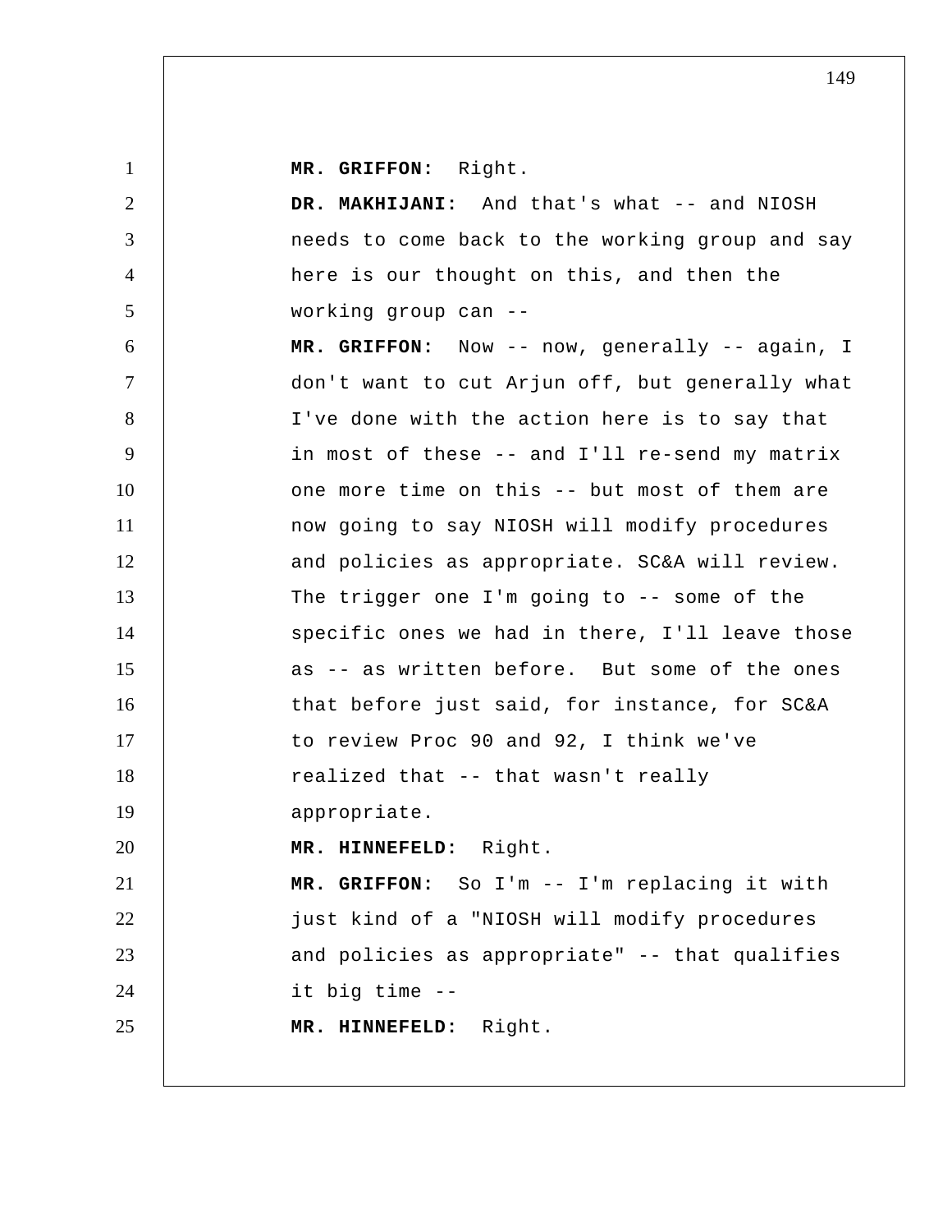**MR. GRIFFON:** Right.

**DR. MAKHIJANI:** And that's what -- and NIOSH needs to come back to the working group and say here is our thought on this, and then the working group can --

**MR. GRIFFON:** Now -- now, generally -- again, I don't want to cut Arjun off, but generally what I've done with the action here is to say that in most of these -- and I'll re-send my matrix one more time on this -- but most of them are now going to say NIOSH will modify procedures and policies as appropriate. SC&A will review. The trigger one I'm going to -- some of the specific ones we had in there, I'll leave those as -- as written before. But some of the ones that before just said, for instance, for SC&A to review Proc 90 and 92, I think we've realized that -- that wasn't really appropriate.

**MR. HINNEFELD:** Right.

**MR. GRIFFON:** So I'm -- I'm replacing it with just kind of a "NIOSH will modify procedures and policies as appropriate" -- that qualifies it big time --

**MR. HINNEFELD:** Right.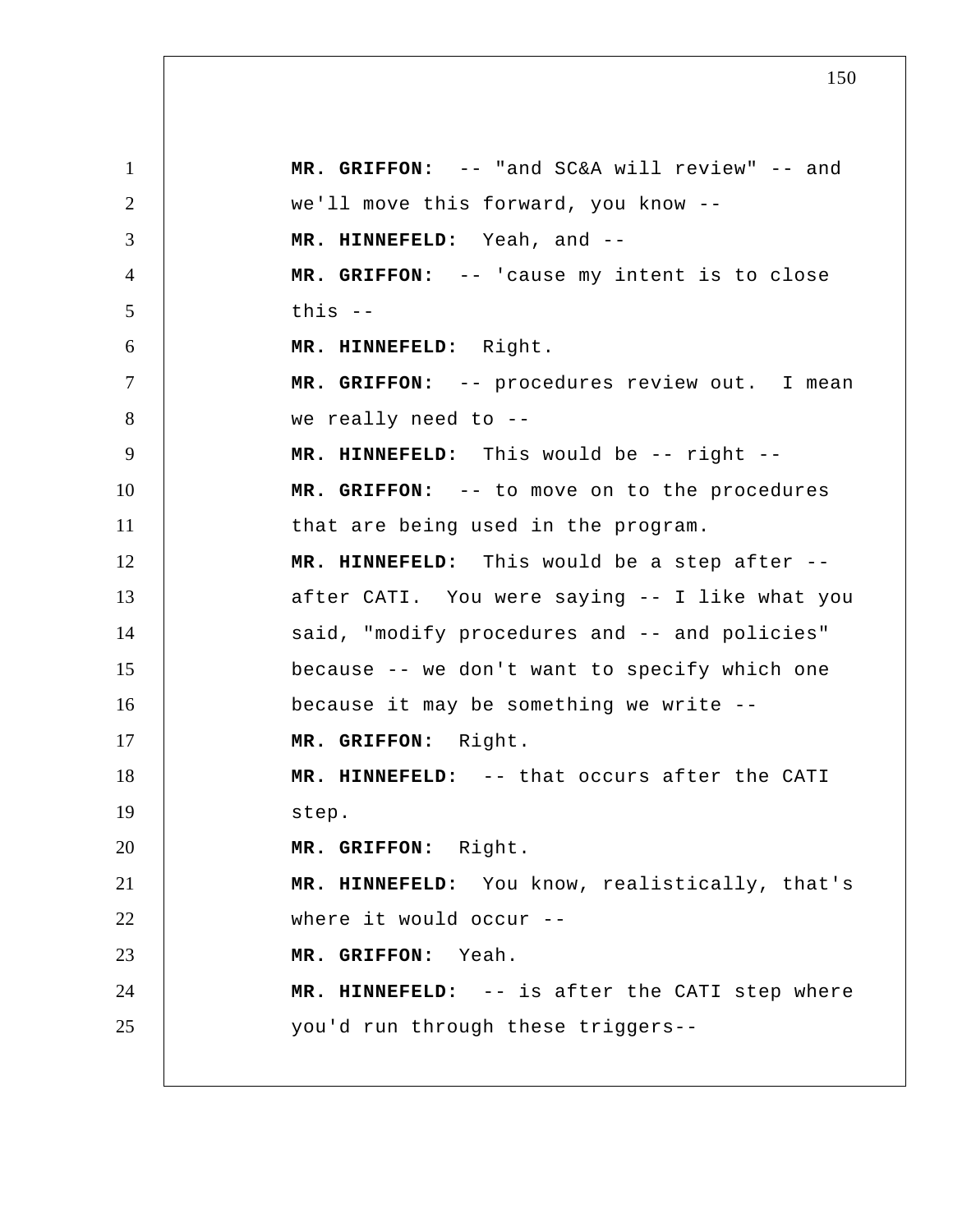**MR. GRIFFON:** -- "and SC&A will review" -- and we'll move this forward, you know --

**MR. HINNEFELD:** Yeah, and --

**MR. GRIFFON:** -- 'cause my intent is to close this --

**MR. HINNEFELD:** Right.

**MR. GRIFFON:** -- procedures review out. I mean we really need to --

**MR. HINNEFELD:** This would be -- right --

**MR. GRIFFON:** -- to move on to the procedures that are being used in the program.

**MR. HINNEFELD:** This would be a step after -- after CATI. You were saying -- I like what you said, "modify procedures and -- and policies" because -- we don't want to specify which one because it may be something we write --

**MR. GRIFFON:** Right.

**MR. HINNEFELD:** -- that occurs after the CATI step.

**MR. GRIFFON:** Right.

**MR. HINNEFELD:** You know, realistically, that's where it would occur --

**MR. GRIFFON:** Yeah.

**MR. HINNEFELD:** -- is after the CATI step where you'd run through these triggers--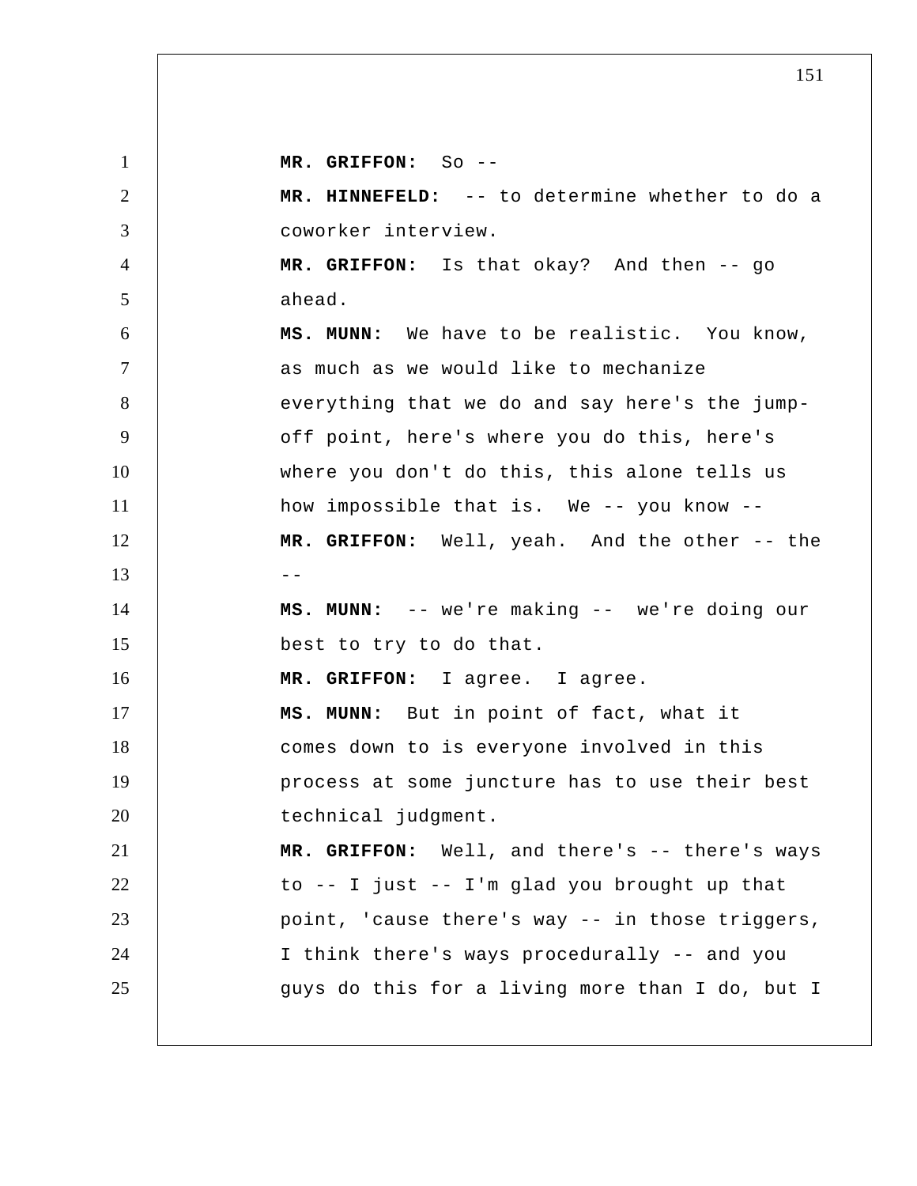**MR. GRIFFON:** So --

**MR. HINNEFELD:** -- to determine whether to do a coworker interview.

**MR. GRIFFON:** Is that okay? And then -- go ahead.

**MS. MUNN:** We have to be realistic. You know, as much as we would like to mechanize everything that we do and say here's the jump-off point, here's where you do this, here's where you don't do this, this alone tells us how impossible that is. We -- you know --

**MR. GRIFFON:** Well, yeah. And the other -- the --

**MS. MUNN:** -- we're making -- we're doing our best to try to do that.

**MR. GRIFFON:** I agree. I agree.

**MS. MUNN:** But in point of fact, what it comes down to is everyone involved in this process at some juncture has to use their best technical judgment.

**MR. GRIFFON:** Well, and there's -- there's ways to -- I just -- I'm glad you brought up that point, 'cause there's way -- in those triggers, I think there's ways procedurally -- and you guys do this for a living more than I do, but I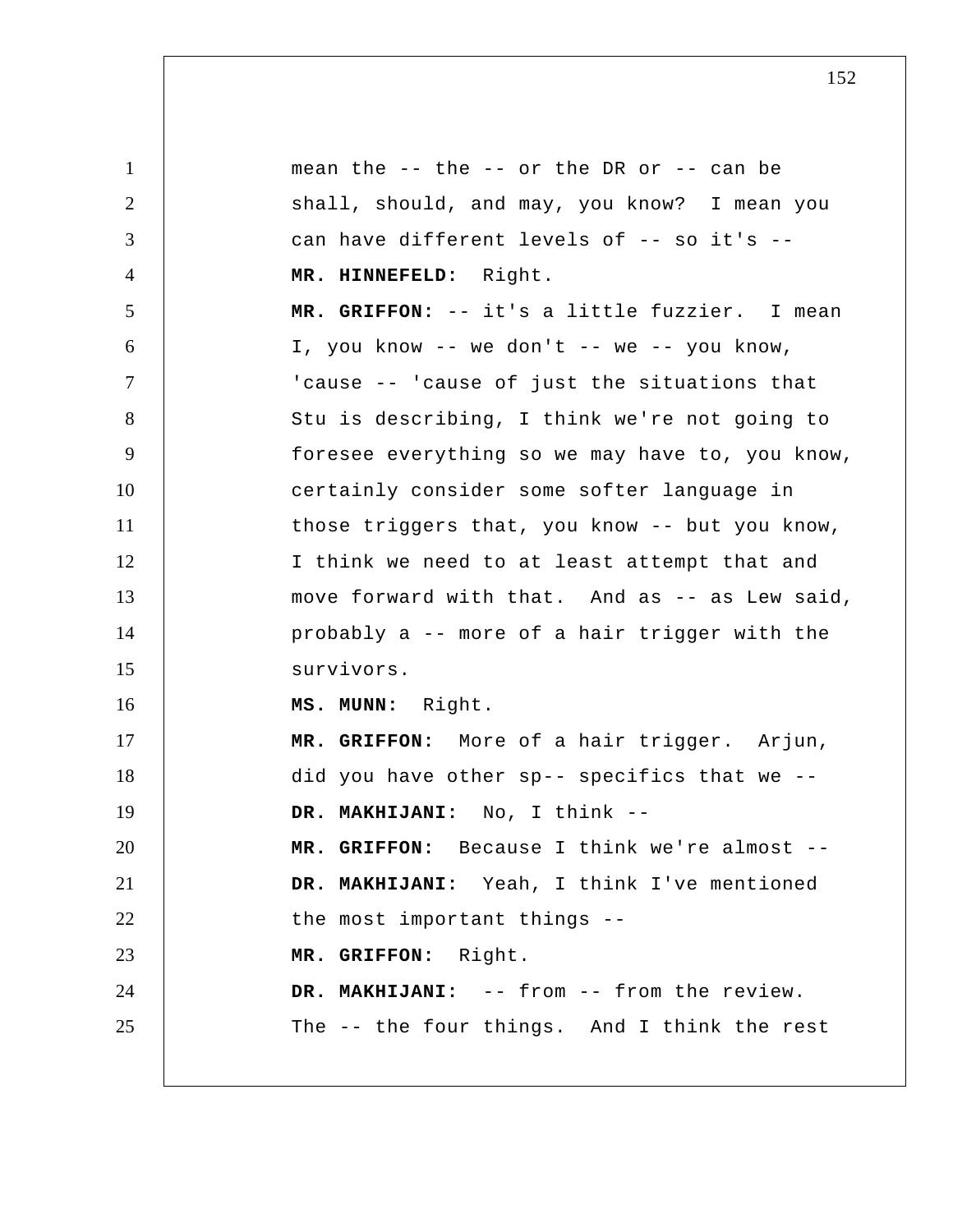mean the -- the -- or the DR or -- can be shall, should, and may, you know? I mean you can have different levels of -- so it's --

**MR. HINNEFELD:** Right.

**MR. GRIFFON:** -- it's a little fuzzier. I mean I, you know -- we don't -- we -- you know, 'cause -- 'cause of just the situations that Stu is describing, I think we're not going to foresee everything so we may have to, you know, certainly consider some softer language in those triggers that, you know -- but you know, I think we need to at least attempt that and move forward with that. And as -- as Lew said, probably a -- more of a hair trigger with the survivors.

**MS. MUNN:** Right.

**MR. GRIFFON:** More of a hair trigger. Arjun, did you have other sp-- specifics that we --

**DR. MAKHIJANI:** No, I think --

**MR. GRIFFON:** Because I think we're almost --

**DR. MAKHIJANI:** Yeah, I think I've mentioned the most important things --

**MR. GRIFFON:** Right.

**DR. MAKHIJANI:** -- from -- from the review. The -- the four things. And I think the rest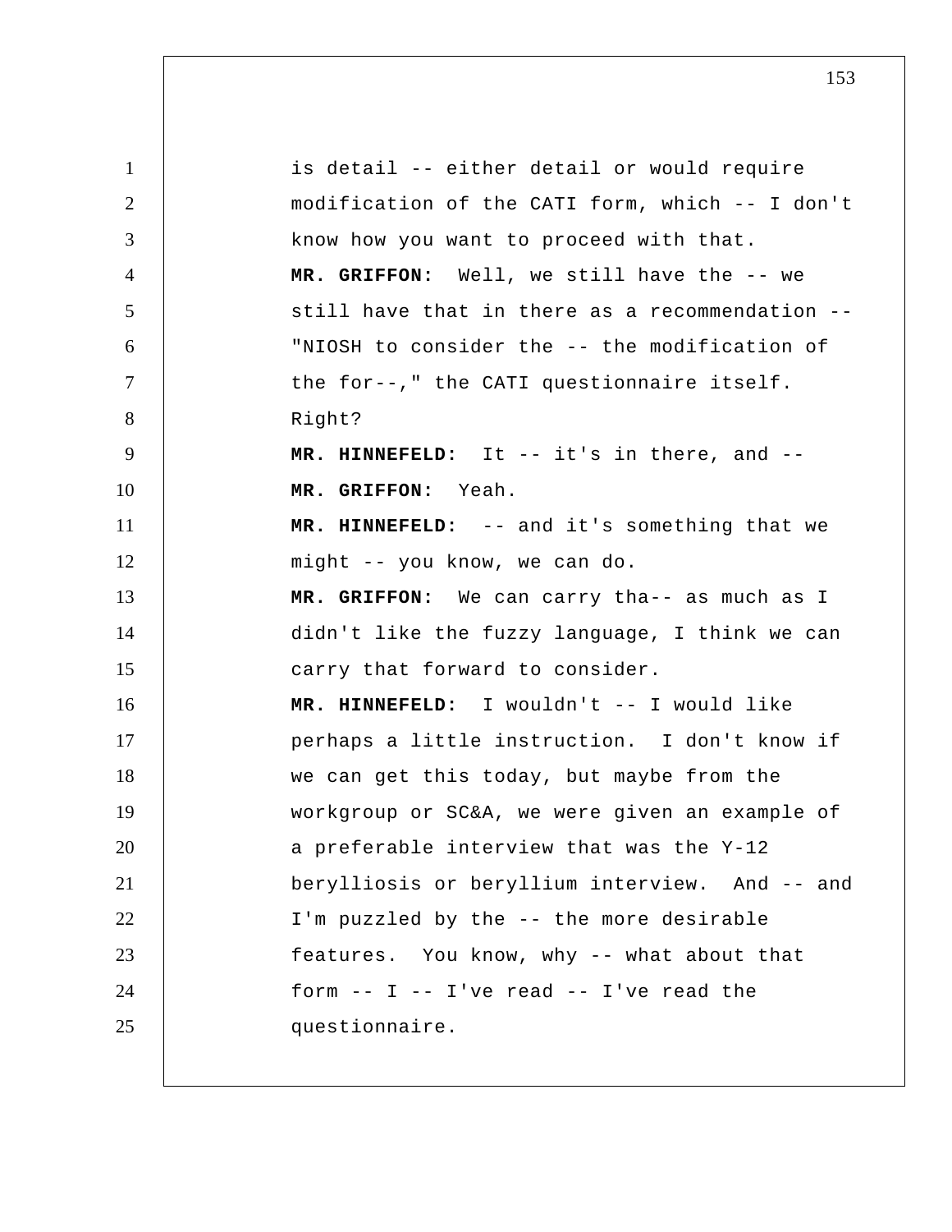is detail -- either detail or would require modification of the CATI form, which -- I don't know how you want to proceed with that.

**MR. GRIFFON:** Well, we still have the -- we still have that in there as a recommendation -- "NIOSH to consider the -- the modification of the for--," the CATI questionnaire itself. Right?

**MR. HINNEFELD:** It -- it's in there, and --

**MR. GRIFFON:** Yeah.

**MR. HINNEFELD:** -- and it's something that we might -- you know, we can do.

**MR. GRIFFON:** We can carry tha-- as much as I didn't like the fuzzy language, I think we can carry that forward to consider.

**MR. HINNEFELD:** I wouldn't -- I would like perhaps a little instruction. I don't know if we can get this today, but maybe from the workgroup or SC&A, we were given an example of a preferable interview that was the Y-12 berylliosis or beryllium interview. And -- and I'm puzzled by the -- the more desirable features. You know, why -- what about that form -- I -- I've read -- I've read the questionnaire.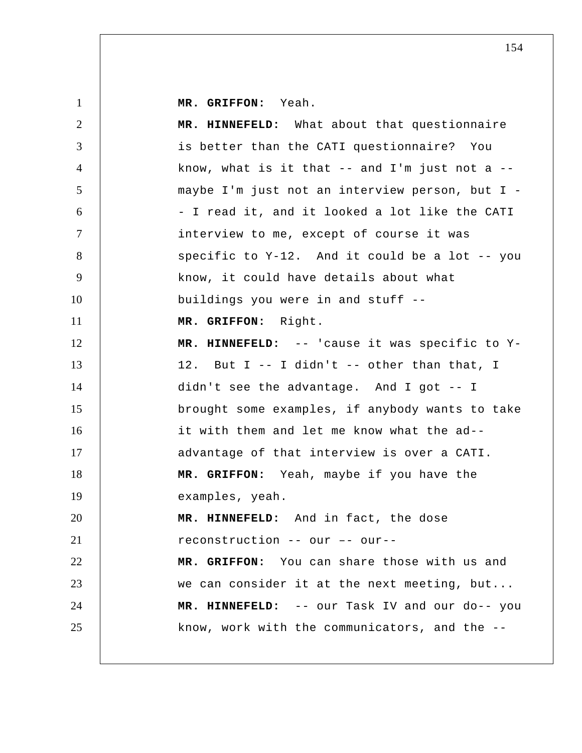**MR. GRIFFON:** Yeah.

**MR. HINNEFELD:** What about that questionnaire is better than the CATI questionnaire? You know, what is it that -- and I'm just not a -- maybe I'm just not an interview person, but I -- I read it, and it looked a lot like the CATI interview to me, except of course it was specific to Y-12. And it could be a lot -- you know, it could have details about what buildings you were in and stuff --

**MR. GRIFFON:** Right.

**MR. HINNEFELD:** -- 'cause it was specific to Y-12. But I -- I didn't -- other than that, I didn't see the advantage. And I got -- I brought some examples, if anybody wants to take it with them and let me know what the ad-- advantage of that interview is over a CATI.

**MR. GRIFFON:** Yeah, maybe if you have the examples, yeah.

**MR. HINNEFELD:** And in fact, the dose reconstruction -- our –- our--

**MR. GRIFFON:** You can share those with us and we can consider it at the next meeting, but...

**MR. HINNEFELD:** -- our Task IV and our do-- you know, work with the communicators, and the --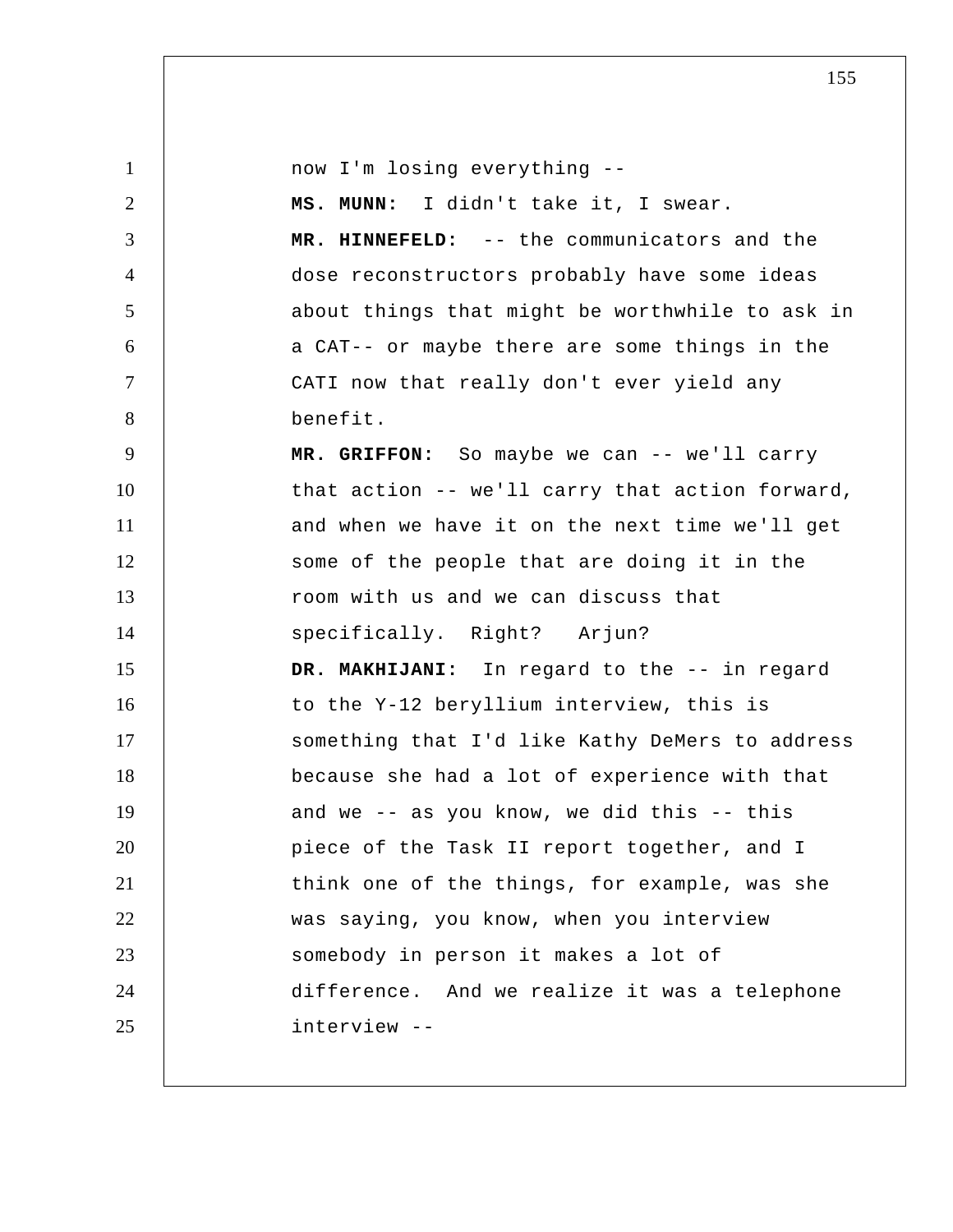now I'm losing everything --

**MS. MUNN:** I didn't take it, I swear.

**MR. HINNEFELD:** -- the communicators and the dose reconstructors probably have some ideas about things that might be worthwhile to ask in a CAT-- or maybe there are some things in the CATI now that really don't ever yield any benefit.

**MR. GRIFFON:** So maybe we can -- we'll carry that action -- we'll carry that action forward, and when we have it on the next time we'll get some of the people that are doing it in the room with us and we can discuss that specifically. Right? Arjun?

**DR. MAKHIJANI:** In regard to the -- in regard to the Y-12 beryllium interview, this is something that I'd like Kathy DeMers to address because she had a lot of experience with that and we -- as you know, we did this -- this piece of the Task II report together, and I think one of the things, for example, was she was saying, you know, when you interview somebody in person it makes a lot of difference. And we realize it was a telephone interview --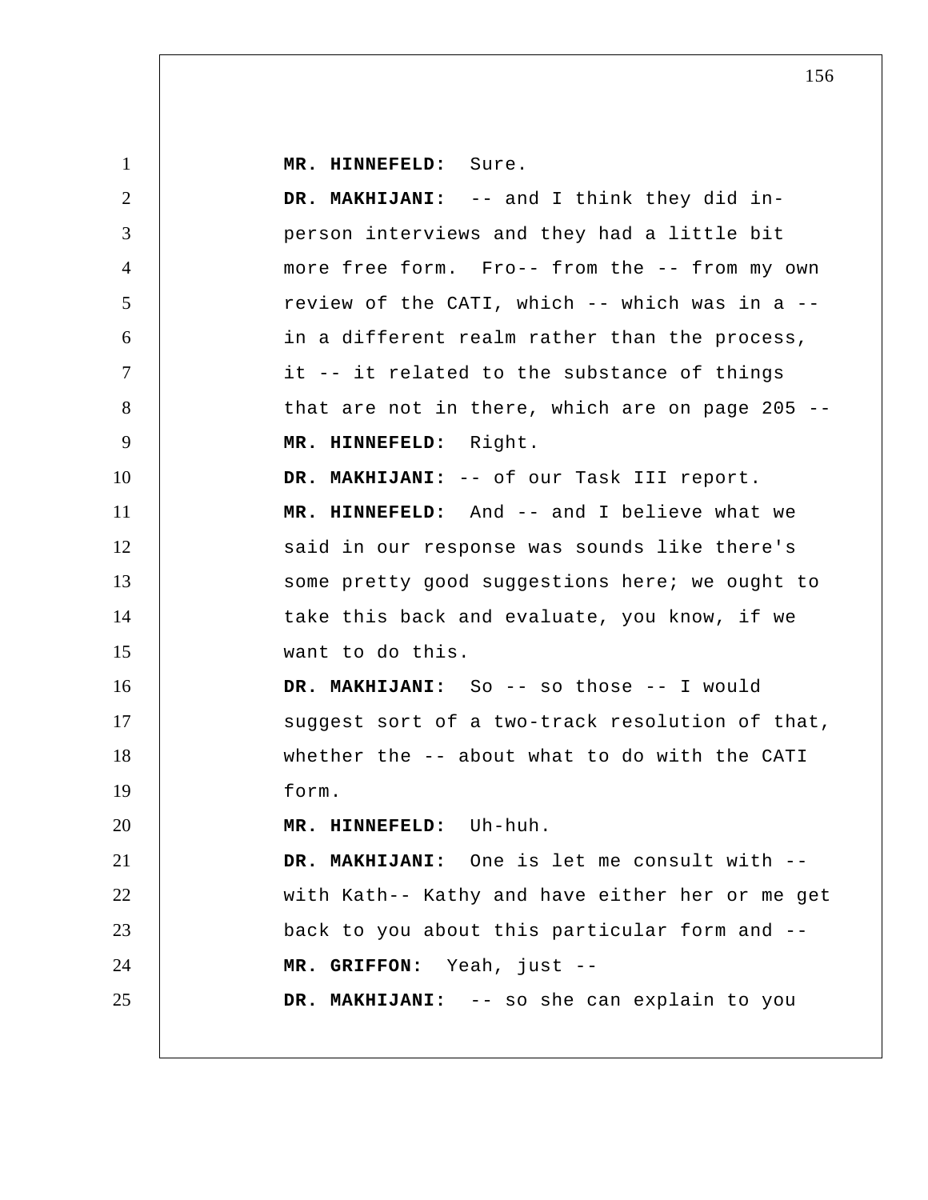**MR. HINNEFELD:** Sure.

**DR. MAKHIJANI:** -- and I think they did in-person interviews and they had a little bit more free form. Fro-- from the -- from my own review of the CATI, which -- which was in a -- in a different realm rather than the process, it -- it related to the substance of things that are not in there, which are on page 205 --

**MR. HINNEFELD:** Right.

**DR. MAKHIJANI:** -- of our Task III report.

**MR. HINNEFELD:** And -- and I believe what we said in our response was sounds like there's some pretty good suggestions here; we ought to take this back and evaluate, you know, if we want to do this.

**DR. MAKHIJANI:** So -- so those -- I would suggest sort of a two-track resolution of that, whether the -- about what to do with the CATI form.

**MR. HINNEFELD:** Uh-huh.

**DR. MAKHIJANI:** One is let me consult with -- with Kath-- Kathy and have either her or me get back to you about this particular form and --

**MR. GRIFFON:** Yeah, just --

**DR. MAKHIJANI:** -- so she can explain to you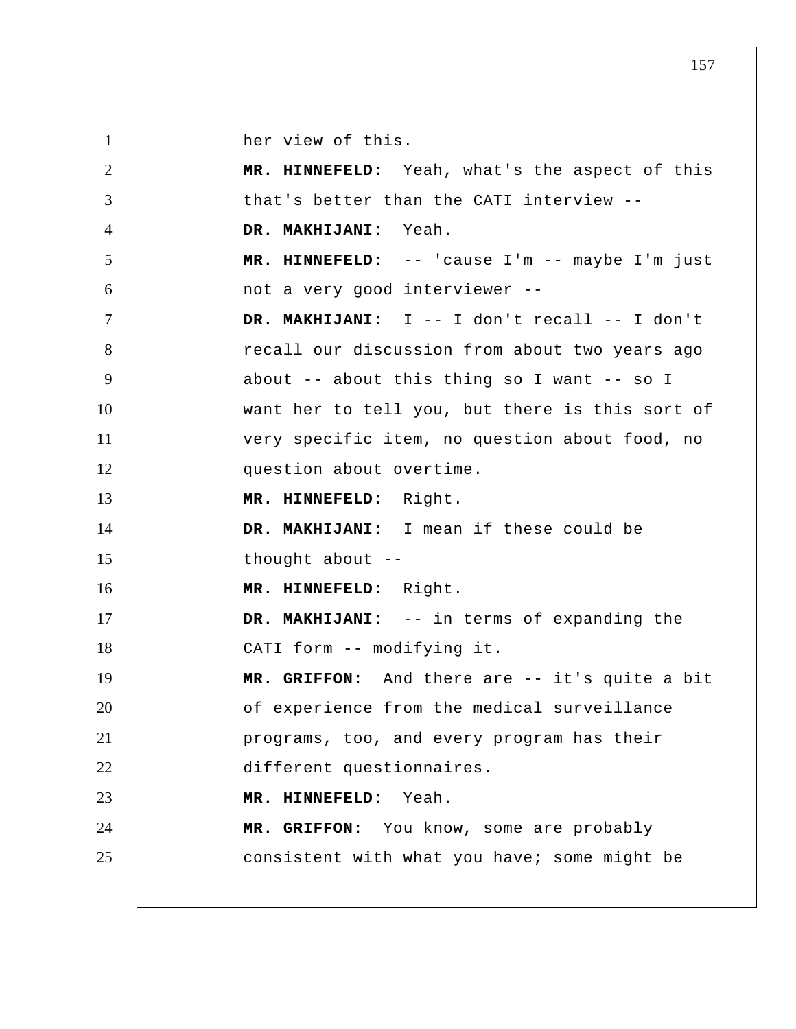her view of this.

**MR. HINNEFELD:** Yeah, what's the aspect of this that's better than the CATI interview --

**DR. MAKHIJANI:** Yeah.

**MR. HINNEFELD:** -- 'cause I'm -- maybe I'm just not a very good interviewer --

**DR. MAKHIJANI:** I -- I don't recall -- I don't recall our discussion from about two years ago about -- about this thing so I want -- so I want her to tell you, but there is this sort of very specific item, no question about food, no question about overtime.

**MR. HINNEFELD:** Right.

**DR. MAKHIJANI:** I mean if these could be thought about --

**MR. HINNEFELD:** Right.

**DR. MAKHIJANI:** -- in terms of expanding the CATI form -- modifying it.

**MR. GRIFFON:** And there are -- it's quite a bit of experience from the medical surveillance programs, too, and every program has their different questionnaires.

**MR. HINNEFELD:** Yeah.

**MR. GRIFFON:** You know, some are probably consistent with what you have; some might be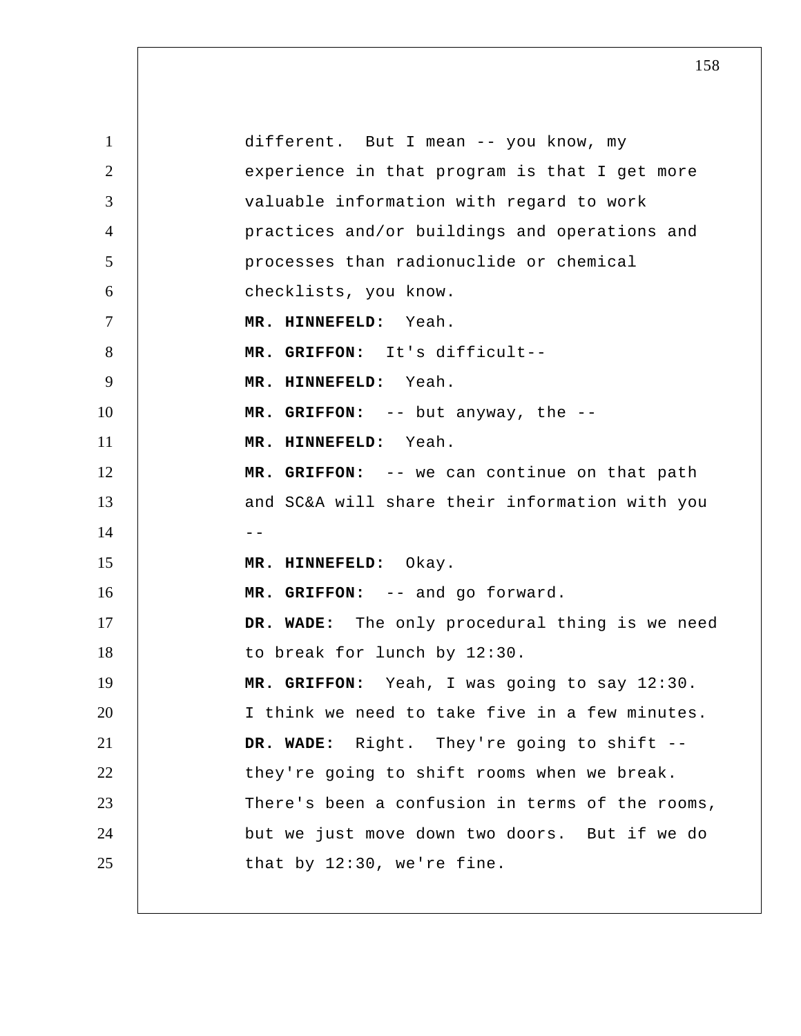different. But I mean -- you know, my experience in that program is that I get more valuable information with regard to work practices and/or buildings and operations and processes than radionuclide or chemical checklists, you know.

**MR. HINNEFELD:** Yeah.

**MR. GRIFFON:** It's difficult--

**MR. HINNEFELD:** Yeah.

**MR. GRIFFON:** -- but anyway, the --

**MR. HINNEFELD:** Yeah.

**MR. GRIFFON:** -- we can continue on that path and SC&A will share their information with you --

**MR. HINNEFELD:** Okay.

**MR. GRIFFON:** -- and go forward.

**DR. WADE:** The only procedural thing is we need to break for lunch by 12:30.

**MR. GRIFFON:** Yeah, I was going to say 12:30. I think we need to take five in a few minutes.

**DR. WADE:** Right. They're going to shift -- they're going to shift rooms when we break. There's been a confusion in terms of the rooms, but we just move down two doors. But if we do that by 12:30, we're fine.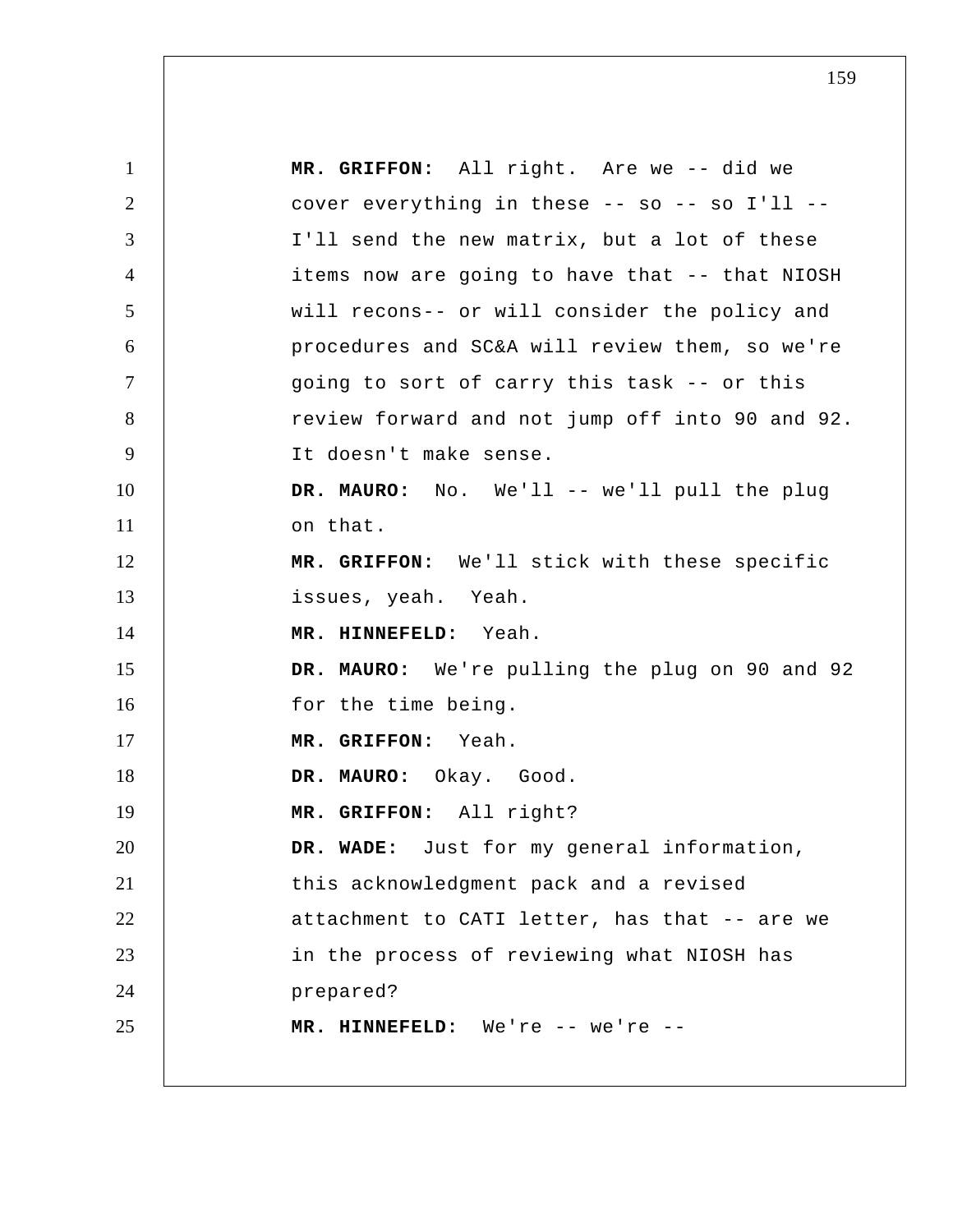**MR. GRIFFON:** All right. Are we -- did we cover everything in these -- so -- so I'll -- I'll send the new matrix, but a lot of these items now are going to have that -- that NIOSH will recons-- or will consider the policy and procedures and SC&A will review them, so we're going to sort of carry this task -- or this review forward and not jump off into 90 and 92. It doesn't make sense.

**DR. MAURO:** No. We'll -- we'll pull the plug on that.

**MR. GRIFFON:** We'll stick with these specific issues, yeah. Yeah.

**MR. HINNEFELD:** Yeah.

**DR. MAURO:** We're pulling the plug on 90 and 92 for the time being.

**MR. GRIFFON:** Yeah.

**DR. MAURO:** Okay. Good.

**MR. GRIFFON:** All right?

**DR. WADE:** Just for my general information, this acknowledgment pack and a revised attachment to CATI letter, has that -- are we in the process of reviewing what NIOSH has prepared?

**MR. HINNEFELD:** We're -- we're --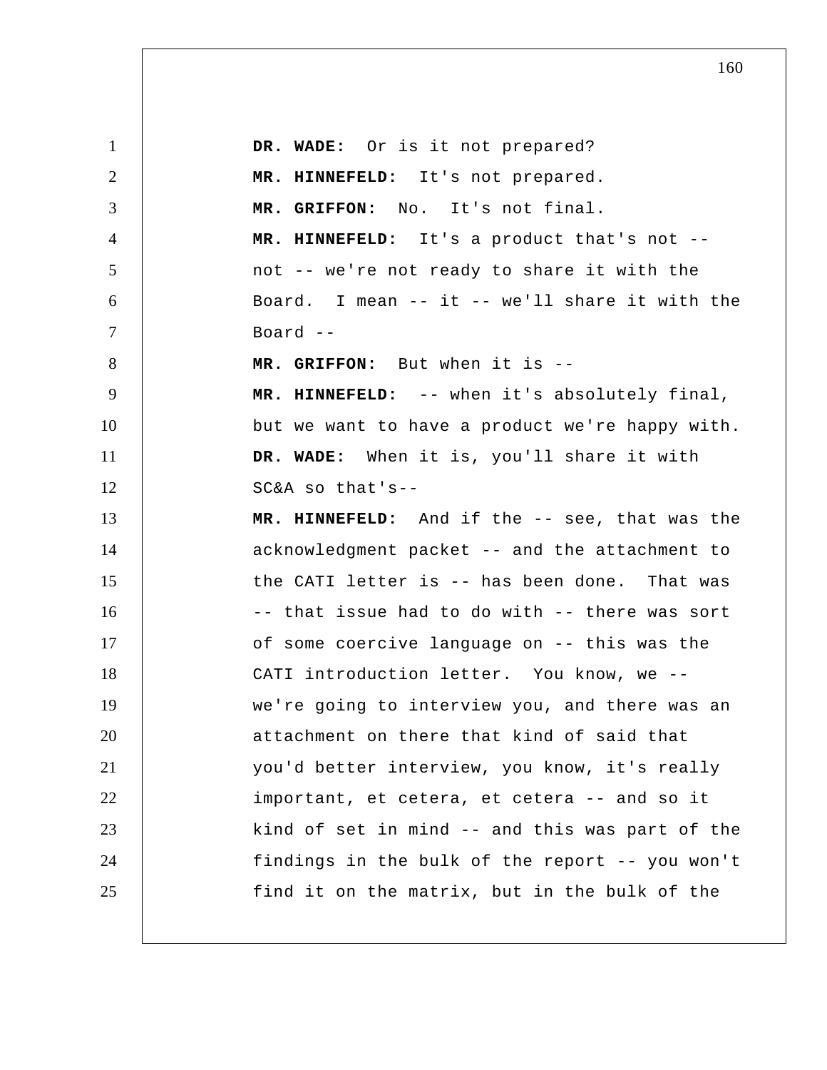**DR. WADE:** Or is it not prepared?

**MR. HINNEFELD:** It's not prepared.

**MR. GRIFFON:** No. It's not final.

**MR. HINNEFELD:** It's a product that's not -- not -- we're not ready to share it with the Board. I mean -- it -- we'll share it with the Board --

**MR. GRIFFON:** But when it is --

**MR. HINNEFELD:** -- when it's absolutely final, but we want to have a product we're happy with.

**DR. WADE:** When it is, you'll share it with SC&A so that's--

**MR. HINNEFELD:** And if the -- see, that was the acknowledgment packet -- and the attachment to the CATI letter is -- has been done. That was -- that issue had to do with -- there was sort of some coercive language on -- this was the CATI introduction letter. You know, we -- we're going to interview you, and there was an attachment on there that kind of said that you'd better interview, you know, it's really important, et cetera, et cetera -- and so it kind of set in mind -- and this was part of the findings in the bulk of the report -- you won't find it on the matrix, but in the bulk of the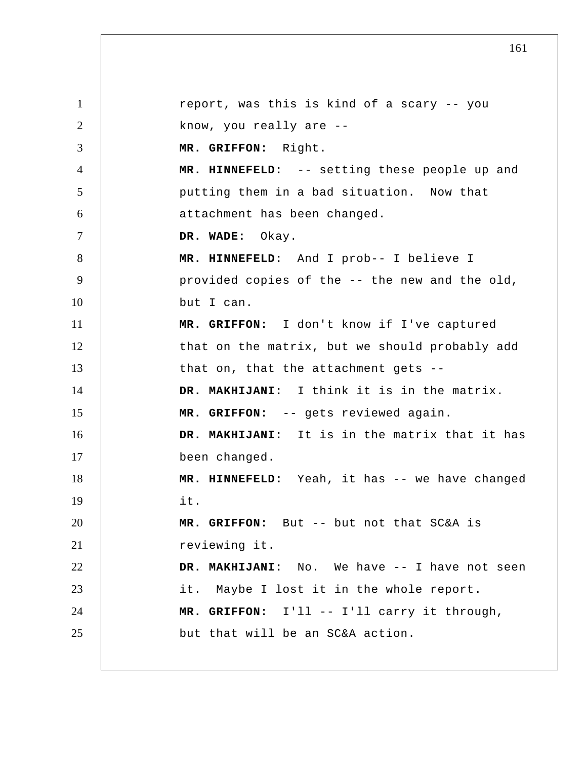report, was this is kind of a scary -- you know, you really are --

**MR. GRIFFON:** Right.

**MR. HINNEFELD:** -- setting these people up and putting them in a bad situation. Now that attachment has been changed.

**DR. WADE:** Okay.

**MR. HINNEFELD:** And I prob-- I believe I provided copies of the -- the new and the old, but I can.

**MR. GRIFFON:** I don't know if I've captured that on the matrix, but we should probably add that on, that the attachment gets --

**DR. MAKHIJANI:** I think it is in the matrix.

**MR. GRIFFON:** -- gets reviewed again.

**DR. MAKHIJANI:** It is in the matrix that it has been changed.

**MR. HINNEFELD:** Yeah, it has -- we have changed it.

**MR. GRIFFON:** But -- but not that SC&A is reviewing it.

**DR. MAKHIJANI:** No. We have -- I have not seen it. Maybe I lost it in the whole report.

**MR. GRIFFON:** I'll -- I'll carry it through, but that will be an SC&A action.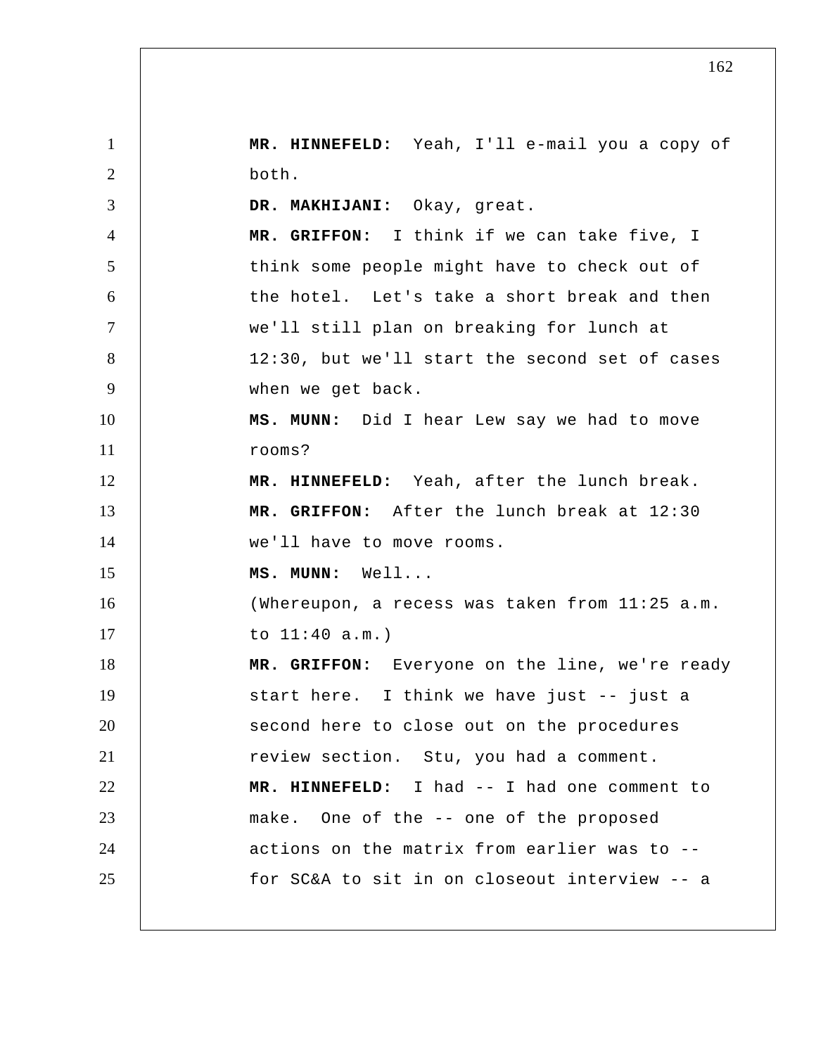**MR. HINNEFELD:** Yeah, I'll e-mail you a copy of both.

**DR. MAKHIJANI:** Okay, great.

**MR. GRIFFON:** I think if we can take five, I think some people might have to check out of the hotel. Let's take a short break and then we'll still plan on breaking for lunch at 12:30, but we'll start the second set of cases when we get back.

**MS. MUNN:** Did I hear Lew say we had to move rooms?

**MR. HINNEFELD:** Yeah, after the lunch break.

**MR. GRIFFON:** After the lunch break at 12:30 we'll have to move rooms.

**MS. MUNN:** Well...

(Whereupon, a recess was taken from 11:25 a.m. to 11:40 a.m.)

**MR. GRIFFON:** Everyone on the line, we're ready start here. I think we have just -- just a second here to close out on the procedures review section. Stu, you had a comment.

**MR. HINNEFELD:** I had -- I had one comment to make. One of the -- one of the proposed actions on the matrix from earlier was to -- for SC&A to sit in on closeout interview -- a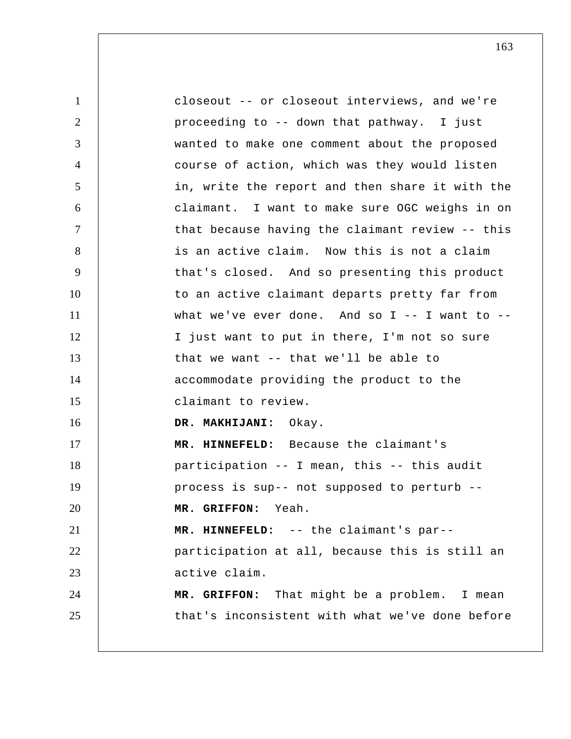closeout -- or closeout interviews, and we're proceeding to -- down that pathway. I just wanted to make one comment about the proposed course of action, which was they would listen in, write the report and then share it with the claimant. I want to make sure OGC weighs in on that because having the claimant review -- this is an active claim. Now this is not a claim that's closed. And so presenting this product to an active claimant departs pretty far from what we've ever done. And so I -- I want to -- I just want to put in there, I'm not so sure that we want -- that we'll be able to accommodate providing the product to the claimant to review.

**DR. MAKHIJANI:** Okay.

**MR. HINNEFELD:** Because the claimant's participation -- I mean, this -- this audit process is sup-- not supposed to perturb --

**MR. GRIFFON:** Yeah.

**MR. HINNEFELD:** -- the claimant's par-- participation at all, because this is still an active claim.

**MR. GRIFFON:** That might be a problem. I mean that's inconsistent with what we've done before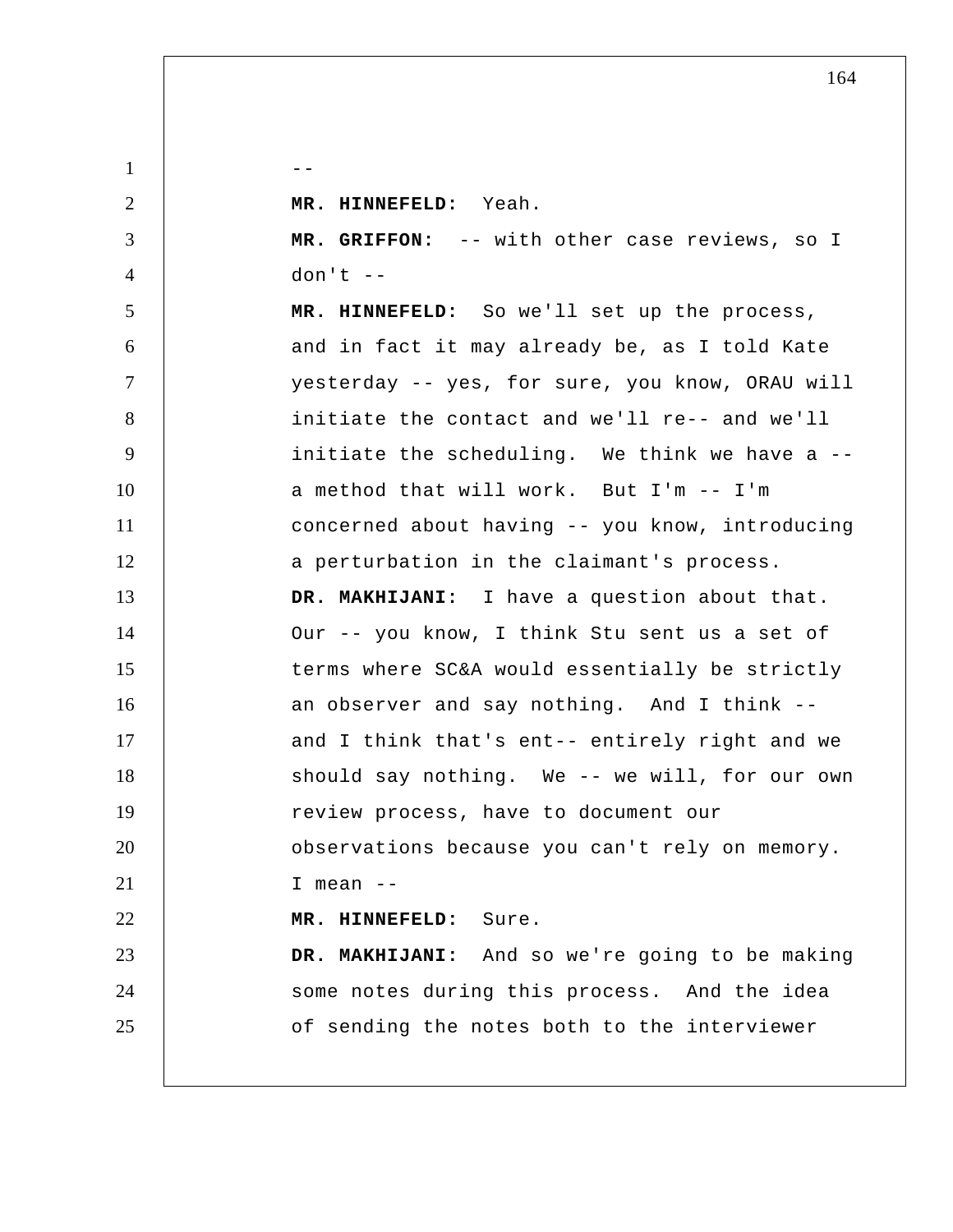--

**MR. HINNEFELD:** Yeah.

**MR. GRIFFON:** -- with other case reviews, so I don't --

**MR. HINNEFELD:** So we'll set up the process, and in fact it may already be, as I told Kate yesterday -- yes, for sure, you know, ORAU will initiate the contact and we'll re-- and we'll initiate the scheduling. We think we have a -- a method that will work. But I'm -- I'm concerned about having -- you know, introducing a perturbation in the claimant's process.

**DR. MAKHIJANI:** I have a question about that. Our -- you know, I think Stu sent us a set of terms where SC&A would essentially be strictly an observer and say nothing. And I think -- and I think that's ent-- entirely right and we should say nothing. We -- we will, for our own review process, have to document our observations because you can't rely on memory. I mean --

**MR. HINNEFELD:** Sure.

**DR. MAKHIJANI:** And so we're going to be making some notes during this process. And the idea of sending the notes both to the interviewer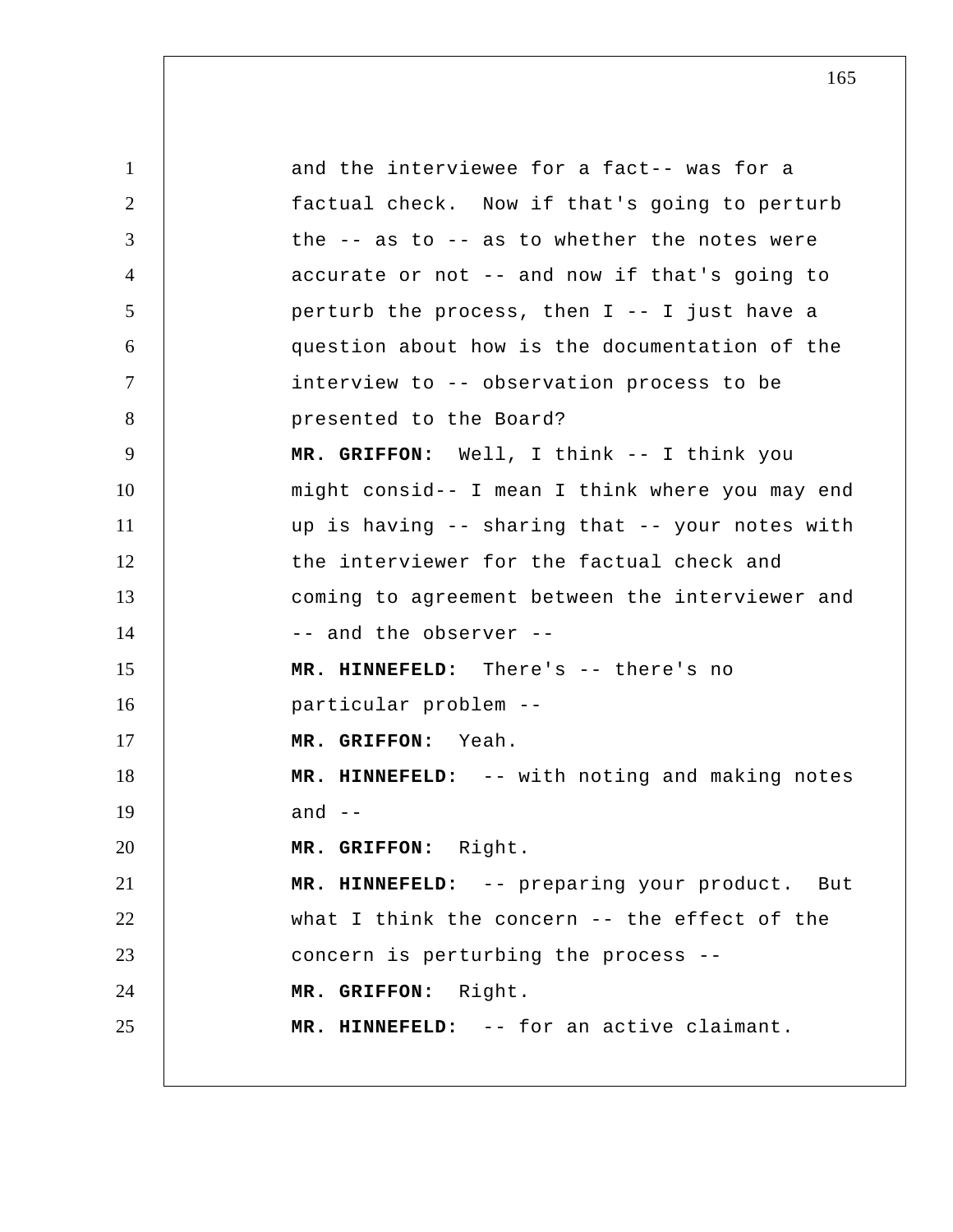and the interviewee for a fact-- was for a factual check. Now if that's going to perturb the -- as to -- as to whether the notes were accurate or not -- and now if that's going to perturb the process, then I -- I just have a question about how is the documentation of the interview to -- observation process to be presented to the Board?

**MR. GRIFFON:** Well, I think -- I think you might consid-- I mean I think where you may end up is having -- sharing that -- your notes with the interviewer for the factual check and coming to agreement between the interviewer and -- and the observer --

**MR. HINNEFELD:** There's -- there's no particular problem --

**MR. GRIFFON:** Yeah.

**MR. HINNEFELD:** -- with noting and making notes and --

**MR. GRIFFON:** Right.

**MR. HINNEFELD:** -- preparing your product. But what I think the concern -- the effect of the concern is perturbing the process --

**MR. GRIFFON:** Right.

**MR. HINNEFELD:** -- for an active claimant.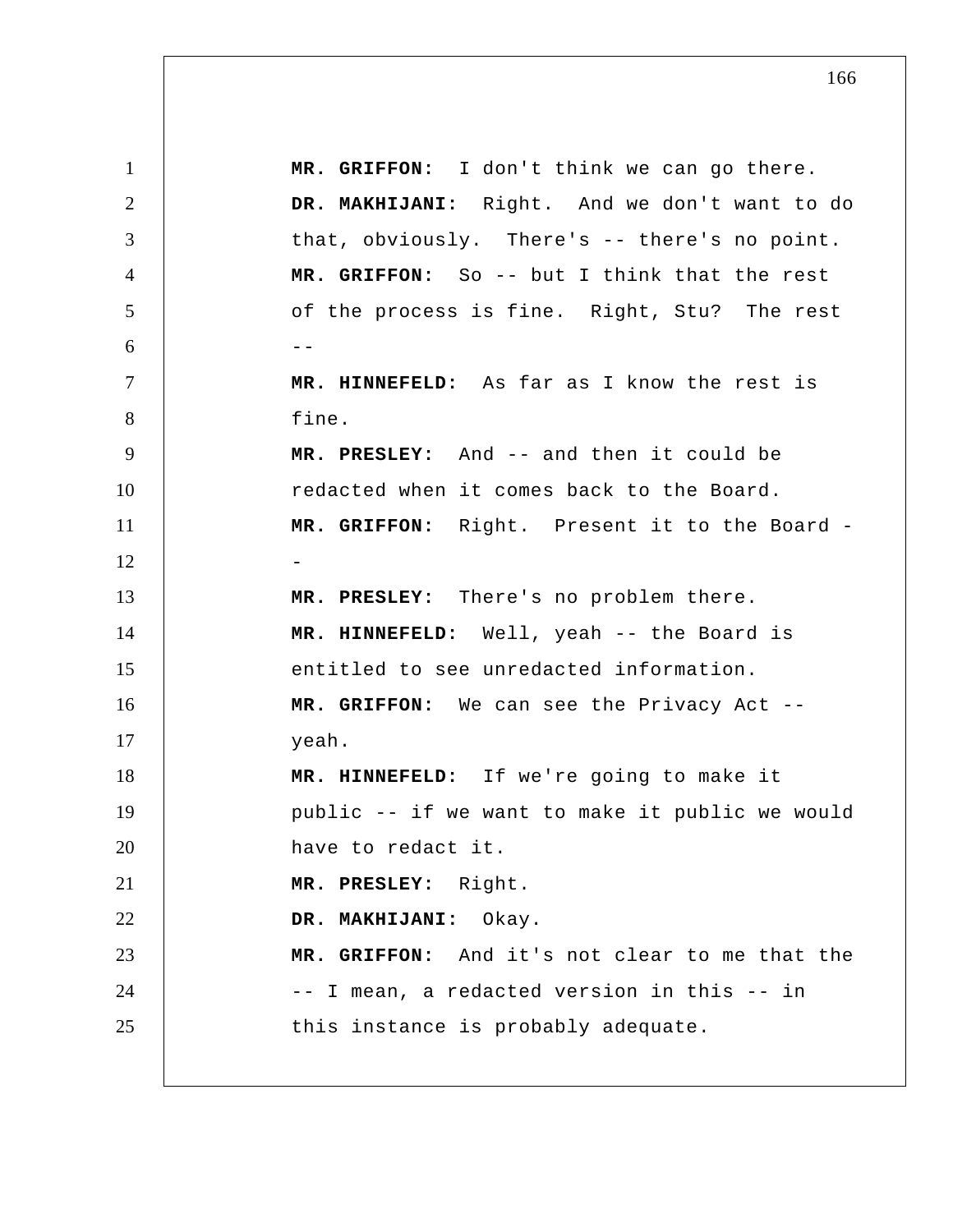**MR. GRIFFON:** I don't think we can go there.

**DR. MAKHIJANI:** Right. And we don't want to do that, obviously. There's -- there's no point.

**MR. GRIFFON:** So -- but I think that the rest of the process is fine. Right, Stu? The rest --

**MR. HINNEFELD:** As far as I know the rest is fine.

**MR. PRESLEY:** And -- and then it could be redacted when it comes back to the Board.

**MR. GRIFFON:** Right. Present it to the Board --

**MR. PRESLEY:** There's no problem there.

**MR. HINNEFELD:** Well, yeah -- the Board is entitled to see unredacted information.

**MR. GRIFFON:** We can see the Privacy Act -- yeah.

**MR. HINNEFELD:** If we're going to make it public -- if we want to make it public we would have to redact it.

**MR. PRESLEY:** Right.

**DR. MAKHIJANI:** Okay.

**MR. GRIFFON:** And it's not clear to me that the -- I mean, a redacted version in this -- in this instance is probably adequate.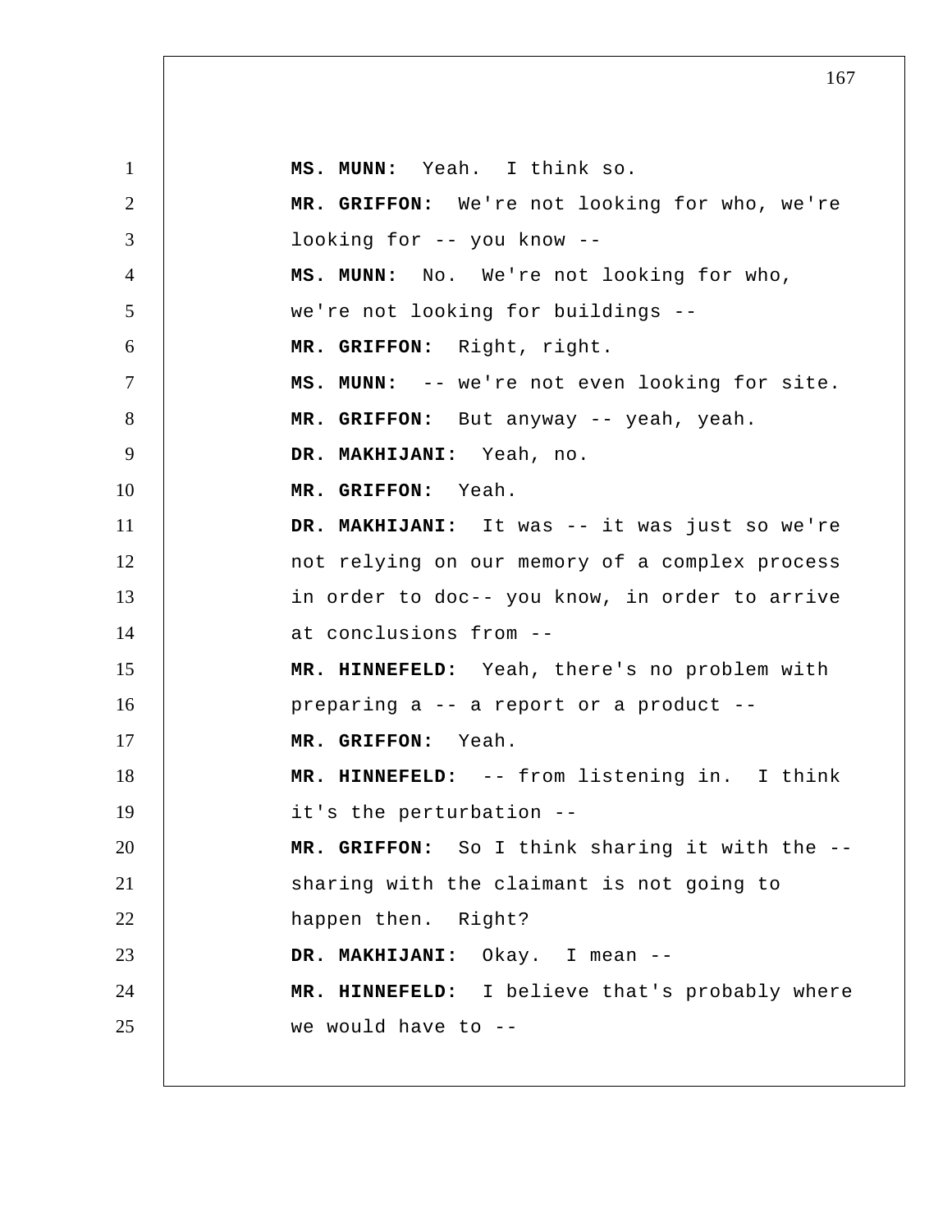**MS. MUNN:** Yeah. I think so.

**MR. GRIFFON:** We're not looking for who, we're looking for -- you know --

**MS. MUNN:** No. We're not looking for who, we're not looking for buildings --

**MR. GRIFFON:** Right, right.

**MS. MUNN:** -- we're not even looking for site.

**MR. GRIFFON:** But anyway -- yeah, yeah.

**DR. MAKHIJANI:** Yeah, no.

**MR. GRIFFON:** Yeah.

**DR. MAKHIJANI:** It was -- it was just so we're not relying on our memory of a complex process in order to doc-- you know, in order to arrive at conclusions from --

**MR. HINNEFELD:** Yeah, there's no problem with preparing a -- a report or a product --

**MR. GRIFFON:** Yeah.

**MR. HINNEFELD:** -- from listening in. I think it's the perturbation --

**MR. GRIFFON:** So I think sharing it with the -- sharing with the claimant is not going to happen then. Right?

**DR. MAKHIJANI:** Okay. I mean --

**MR. HINNEFELD:** I believe that's probably where we would have to --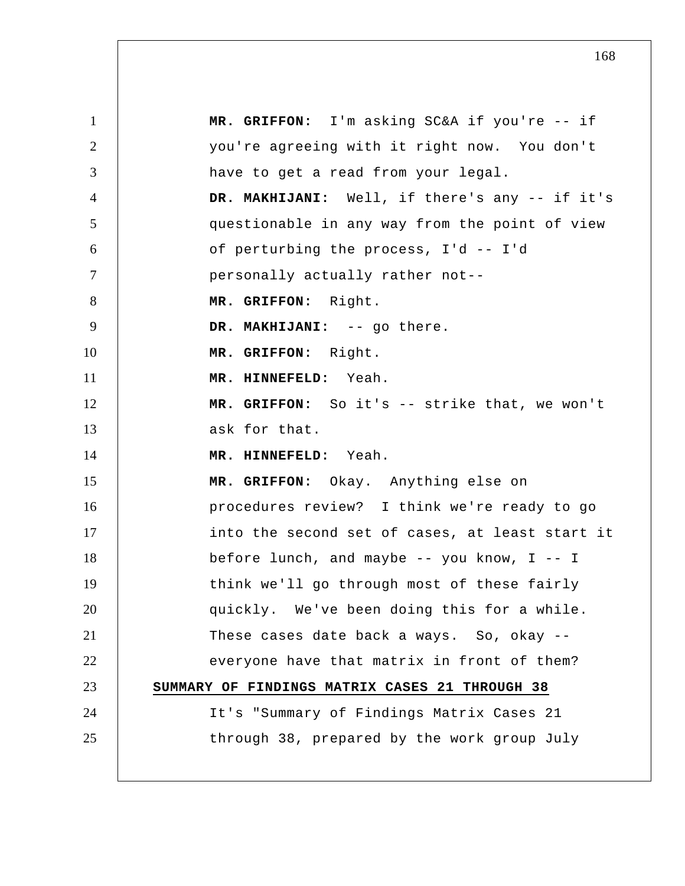**MR. GRIFFON:** I'm asking SC&A if you're -- if you're agreeing with it right now. You don't have to get a read from your legal.

**DR. MAKHIJANI:** Well, if there's any -- if it's questionable in any way from the point of view of perturbing the process, I'd -- I'd personally actually rather not--

**MR. GRIFFON:** Right.

**DR. MAKHIJANI:** -- go there.

**MR. GRIFFON:** Right.

**MR. HINNEFELD:** Yeah.

**MR. GRIFFON:** So it's -- strike that, we won't ask for that.

**MR. HINNEFELD:** Yeah.

**MR. GRIFFON:** Okay. Anything else on procedures review? I think we're ready to go into the second set of cases, at least start it before lunch, and maybe -- you know, I -- I think we'll go through most of these fairly quickly. We've been doing this for a while. These cases date back a ways. So, okay -- everyone have that matrix in front of them?

**SUMMARY OF FINDINGS MATRIX CASES 21 THROUGH 38**

It's "Summary of Findings Matrix Cases 21 through 38, prepared by the work group July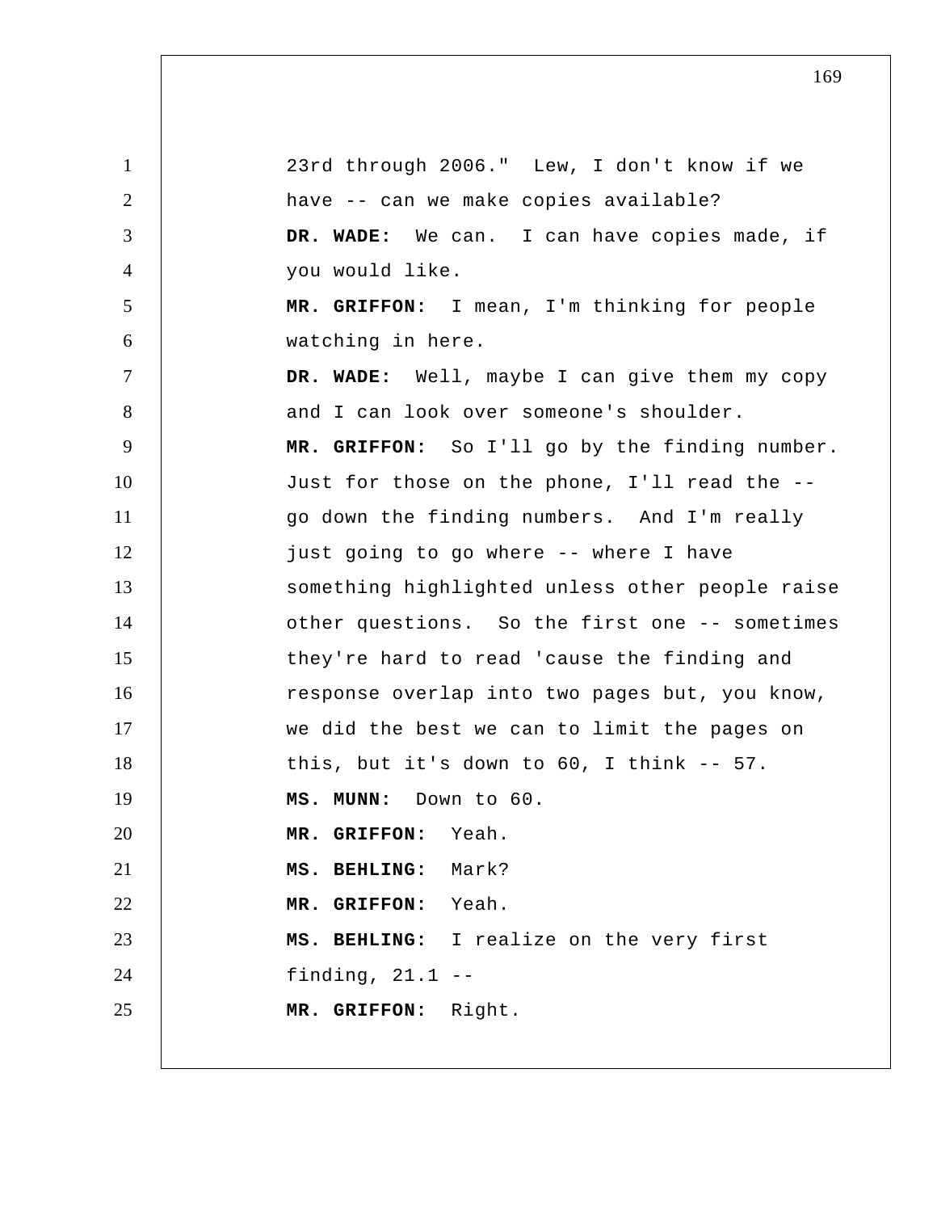23rd through 2006." Lew, I don't know if we have -- can we make copies available?

**DR. WADE:** We can. I can have copies made, if you would like.

**MR. GRIFFON:** I mean, I'm thinking for people watching in here.

**DR. WADE:** Well, maybe I can give them my copy and I can look over someone's shoulder.

**MR. GRIFFON:** So I'll go by the finding number. Just for those on the phone, I'll read the -- go down the finding numbers. And I'm really just going to go where -- where I have something highlighted unless other people raise other questions. So the first one -- sometimes they're hard to read 'cause the finding and response overlap into two pages but, you know, we did the best we can to limit the pages on this, but it's down to 60, I think -- 57.

**MS. MUNN:** Down to 60.

**MR. GRIFFON:** Yeah.

**MS. BEHLING:** Mark?

**MR. GRIFFON:** Yeah.

**MS. BEHLING:** I realize on the very first finding, 21.1 --

**MR. GRIFFON:** Right.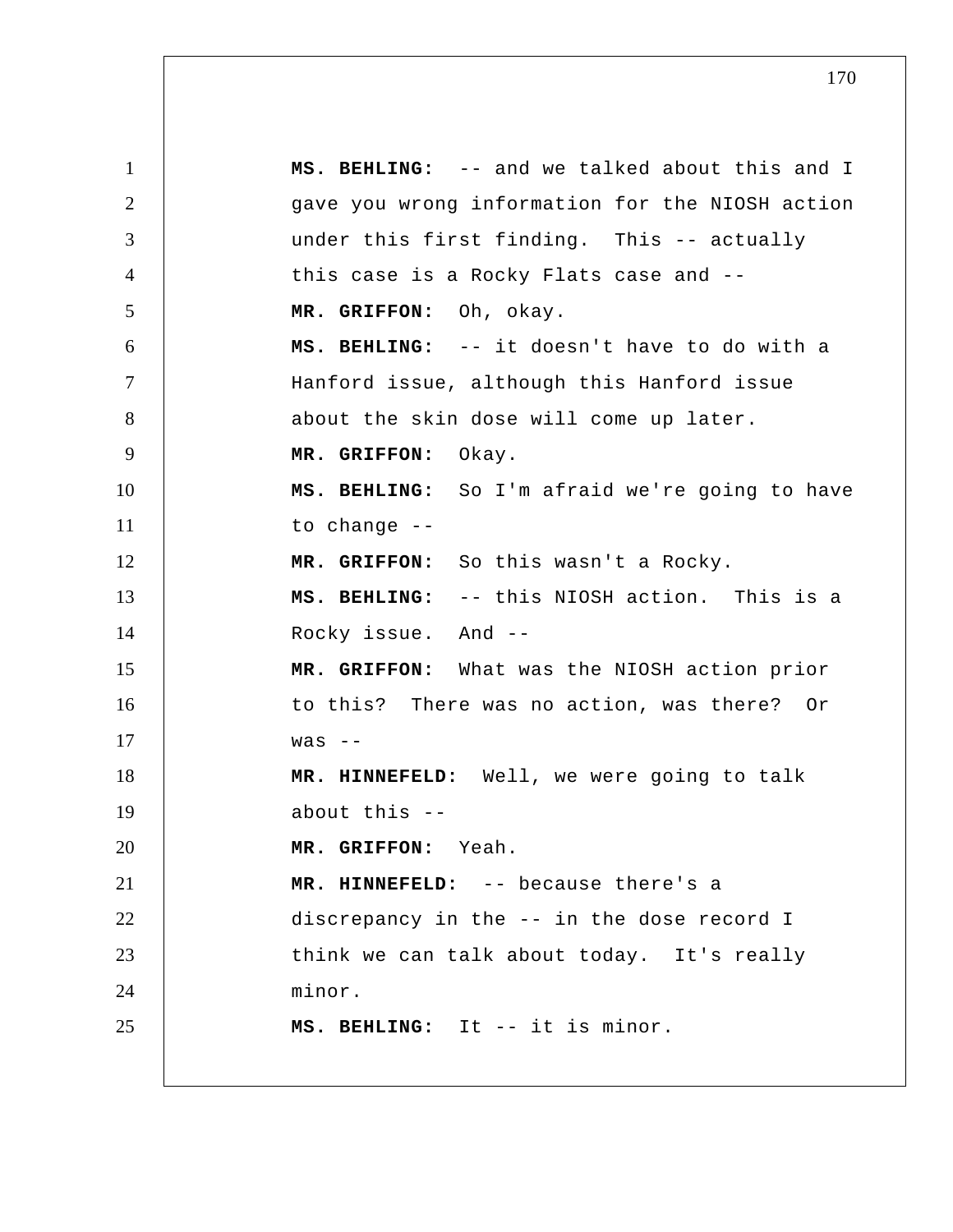**MS. BEHLING:** -- and we talked about this and I gave you wrong information for the NIOSH action under this first finding. This -- actually this case is a Rocky Flats case and --

**MR. GRIFFON:** Oh, okay.

**MS. BEHLING:** -- it doesn't have to do with a Hanford issue, although this Hanford issue about the skin dose will come up later.

**MR. GRIFFON:** Okay.

**MS. BEHLING:** So I'm afraid we're going to have to change --

**MR. GRIFFON:** So this wasn't a Rocky.

**MS. BEHLING:** -- this NIOSH action. This is a Rocky issue. And --

**MR. GRIFFON:** What was the NIOSH action prior to this? There was no action, was there? Or was --

**MR. HINNEFELD:** Well, we were going to talk about this --

**MR. GRIFFON:** Yeah.

**MR. HINNEFELD:** -- because there's a discrepancy in the -- in the dose record I think we can talk about today. It's really minor.

**MS. BEHLING:** It -- it is minor.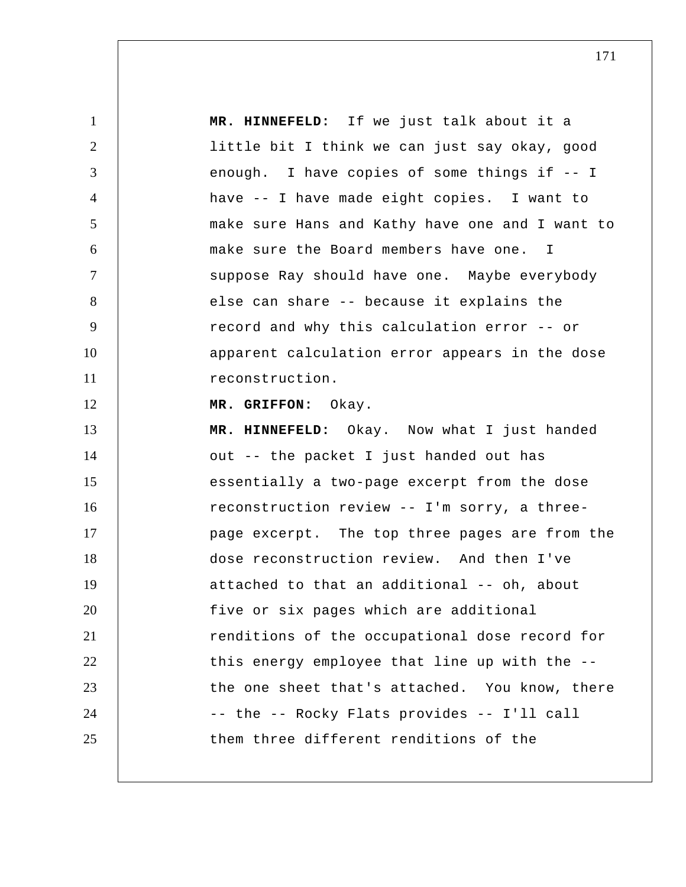**MR. HINNEFELD:** If we just talk about it a little bit I think we can just say okay, good enough. I have copies of some things if -- I have -- I have made eight copies. I want to make sure Hans and Kathy have one and I want to make sure the Board members have one. I suppose Ray should have one. Maybe everybody else can share -- because it explains the record and why this calculation error -- or apparent calculation error appears in the dose reconstruction.

**MR. GRIFFON:** Okay.

**MR. HINNEFELD:** Okay. Now what I just handed out -- the packet I just handed out has essentially a two-page excerpt from the dose reconstruction review -- I'm sorry, a three-page excerpt. The top three pages are from the dose reconstruction review. And then I've attached to that an additional -- oh, about five or six pages which are additional renditions of the occupational dose record for this energy employee that line up with the -- the one sheet that's attached. You know, there -- the -- Rocky Flats provides -- I'll call them three different renditions of the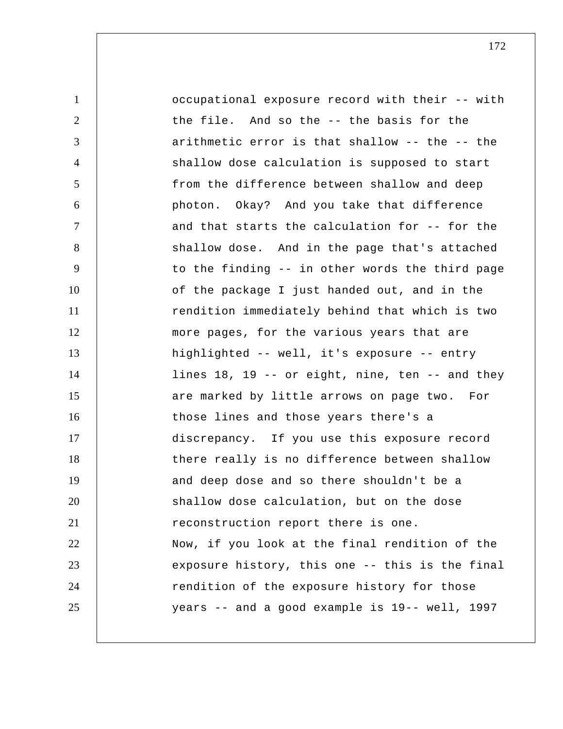occupational exposure record with their -- with the file. And so the -- the basis for the arithmetic error is that shallow -- the -- the shallow dose calculation is supposed to start from the difference between shallow and deep photon. Okay? And you take that difference and that starts the calculation for -- for the shallow dose. And in the page that's attached to the finding -- in other words the third page of the package I just handed out, and in the rendition immediately behind that which is two more pages, for the various years that are highlighted -- well, it's exposure -- entry lines 18, 19 -- or eight, nine, ten -- and they are marked by little arrows on page two. For those lines and those years there's a discrepancy. If you use this exposure record there really is no difference between shallow and deep dose and so there shouldn't be a shallow dose calculation, but on the dose reconstruction report there is one.

Now, if you look at the final rendition of the exposure history, this one -- this is the final rendition of the exposure history for those years -- and a good example is 19-- well, 1997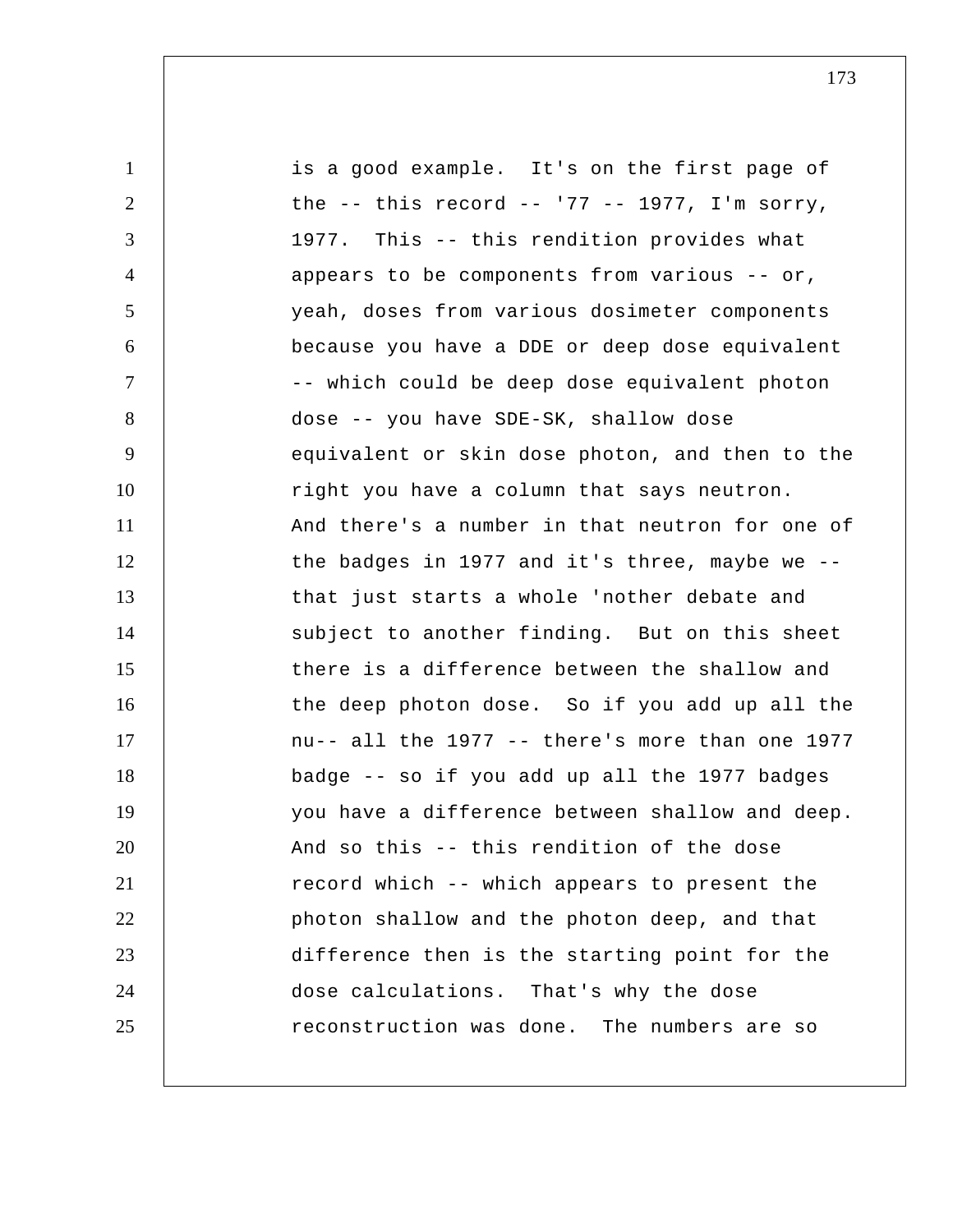is a good example. It's on the first page of the -- this record -- '77 -- 1977, I'm sorry, 1977. This -- this rendition provides what appears to be components from various -- or, yeah, doses from various dosimeter components because you have a DDE or deep dose equivalent -- which could be deep dose equivalent photon dose -- you have SDE-SK, shallow dose equivalent or skin dose photon, and then to the right you have a column that says neutron. And there's a number in that neutron for one of the badges in 1977 and it's three, maybe we -- that just starts a whole 'nother debate and subject to another finding. But on this sheet there is a difference between the shallow and the deep photon dose. So if you add up all the nu-- all the 1977 -- there's more than one 1977 badge -- so if you add up all the 1977 badges you have a difference between shallow and deep. And so this -- this rendition of the dose record which -- which appears to present the photon shallow and the photon deep, and that difference then is the starting point for the dose calculations. That's why the dose reconstruction was done. The numbers are so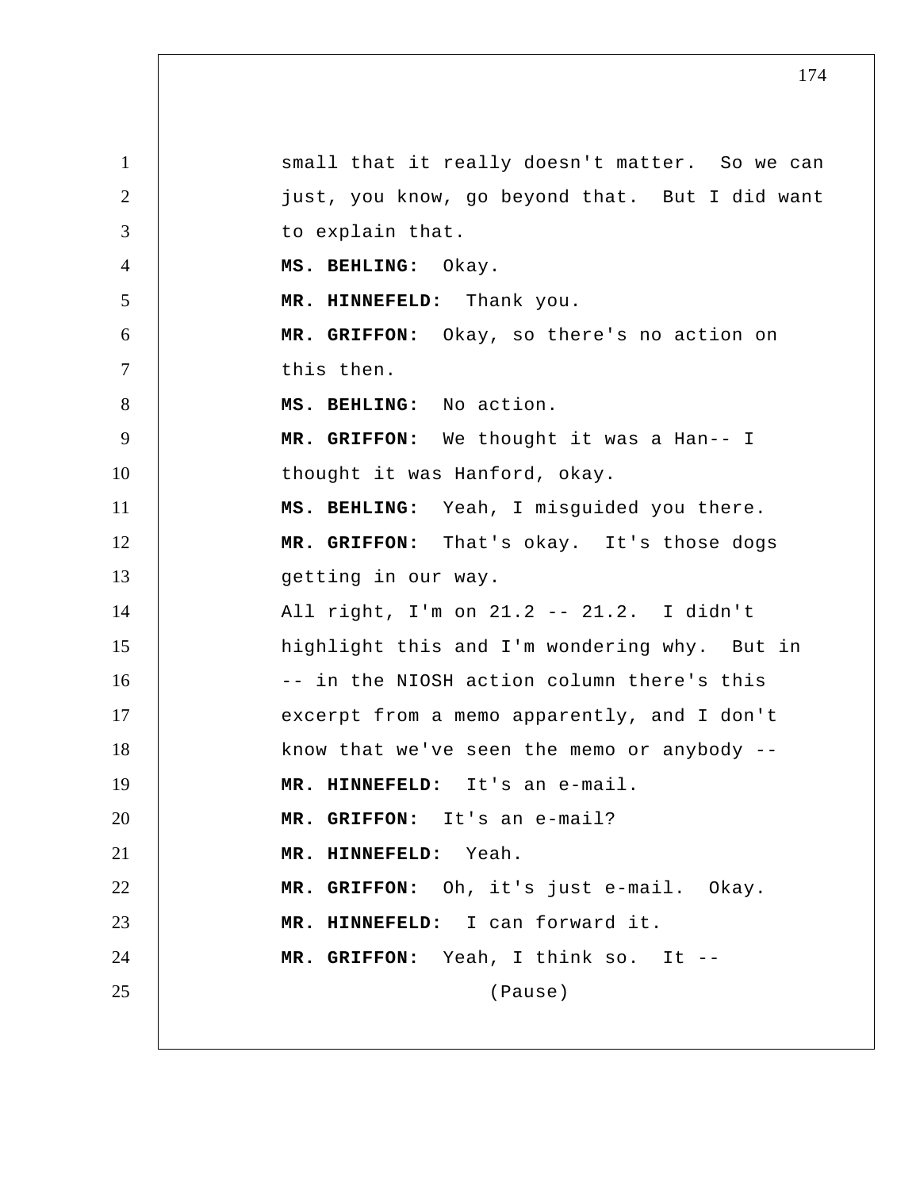small that it really doesn't matter. So we can just, you know, go beyond that. But I did want to explain that.

**MS. BEHLING:** Okay.

**MR. HINNEFELD:** Thank you.

**MR. GRIFFON:** Okay, so there's no action on this then.

**MS. BEHLING:** No action.

**MR. GRIFFON:** We thought it was a Han-- I thought it was Hanford, okay.

**MS. BEHLING:** Yeah, I misguided you there.

**MR. GRIFFON:** That's okay. It's those dogs getting in our way.

All right, I'm on 21.2 -- 21.2. I didn't highlight this and I'm wondering why. But in -- in the NIOSH action column there's this excerpt from a memo apparently, and I don't know that we've seen the memo or anybody --

**MR. HINNEFELD:** It's an e-mail.

**MR. GRIFFON:** It's an e-mail?

**MR. HINNEFELD:** Yeah.

**MR. GRIFFON:** Oh, it's just e-mail. Okay.

**MR. HINNEFELD:** I can forward it.

**MR. GRIFFON:** Yeah, I think so. It --

(Pause)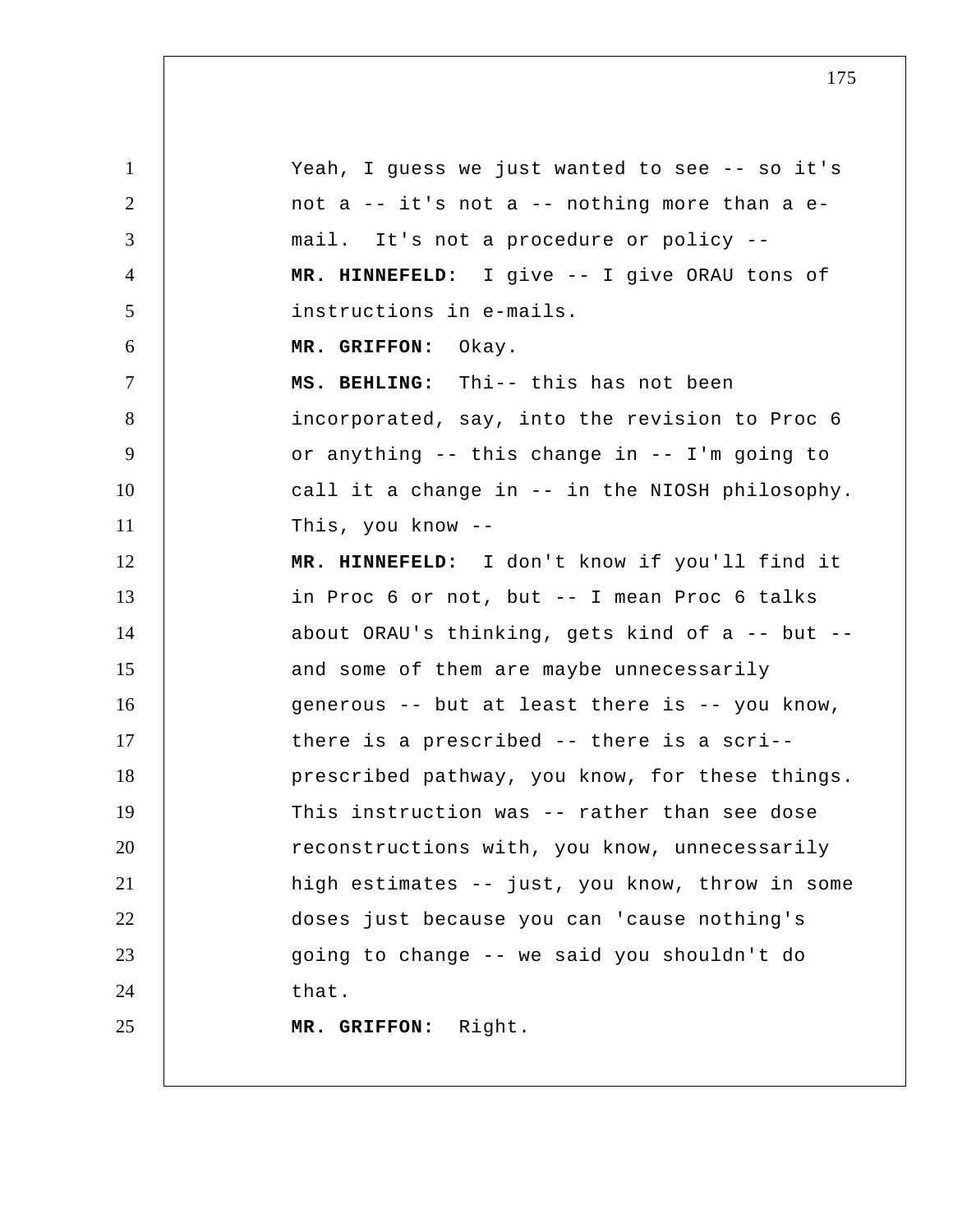Yeah, I guess we just wanted to see -- so it's not a -- it's not a -- nothing more than a e-mail. It's not a procedure or policy --

**MR. HINNEFELD:** I give -- I give ORAU tons of instructions in e-mails.

**MR. GRIFFON:** Okay.

**MS. BEHLING:** Thi-- this has not been incorporated, say, into the revision to Proc 6 or anything -- this change in -- I'm going to call it a change in -- in the NIOSH philosophy. This, you know --

**MR. HINNEFELD:** I don't know if you'll find it in Proc 6 or not, but -- I mean Proc 6 talks about ORAU's thinking, gets kind of a -- but -- and some of them are maybe unnecessarily generous -- but at least there is -- you know, there is a prescribed -- there is a scri-- prescribed pathway, you know, for these things. This instruction was -- rather than see dose reconstructions with, you know, unnecessarily high estimates -- just, you know, throw in some doses just because you can 'cause nothing's going to change -- we said you shouldn't do that.

**MR. GRIFFON:** Right.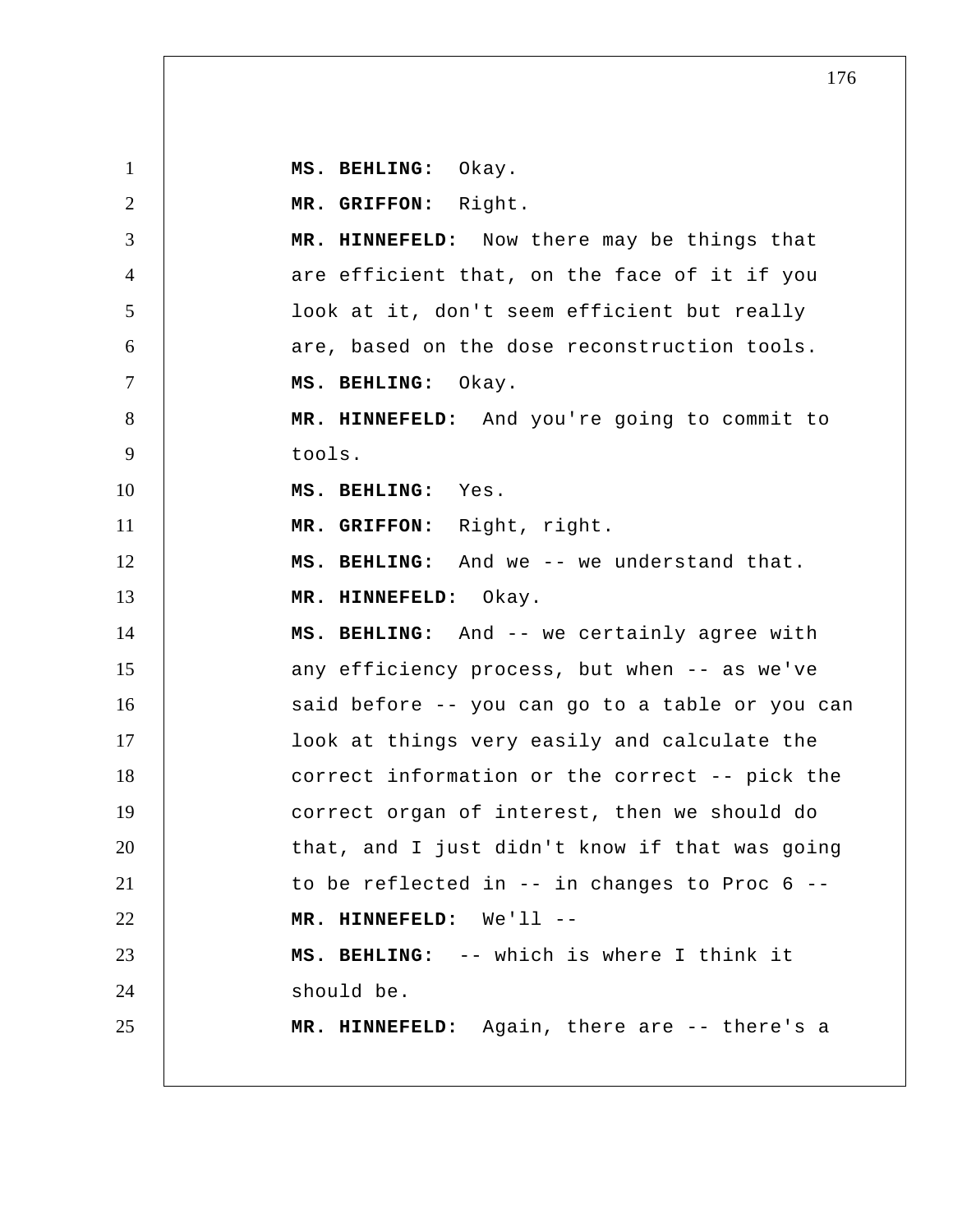**MS. BEHLING:** Okay.

**MR. GRIFFON:** Right.

**MR. HINNEFELD:** Now there may be things that are efficient that, on the face of it if you look at it, don't seem efficient but really are, based on the dose reconstruction tools.

**MS. BEHLING:** Okay.

**MR. HINNEFELD:** And you're going to commit to tools.

**MS. BEHLING:** Yes.

**MR. GRIFFON:** Right, right.

**MS. BEHLING:** And we -- we understand that.

**MR. HINNEFELD:** Okay.

**MS. BEHLING:** And -- we certainly agree with any efficiency process, but when -- as we've said before -- you can go to a table or you can look at things very easily and calculate the correct information or the correct -- pick the correct organ of interest, then we should do that, and I just didn't know if that was going to be reflected in -- in changes to Proc 6 --

**MR. HINNEFELD:** We'll --

**MS. BEHLING:** -- which is where I think it should be.

**MR. HINNEFELD:** Again, there are -- there's a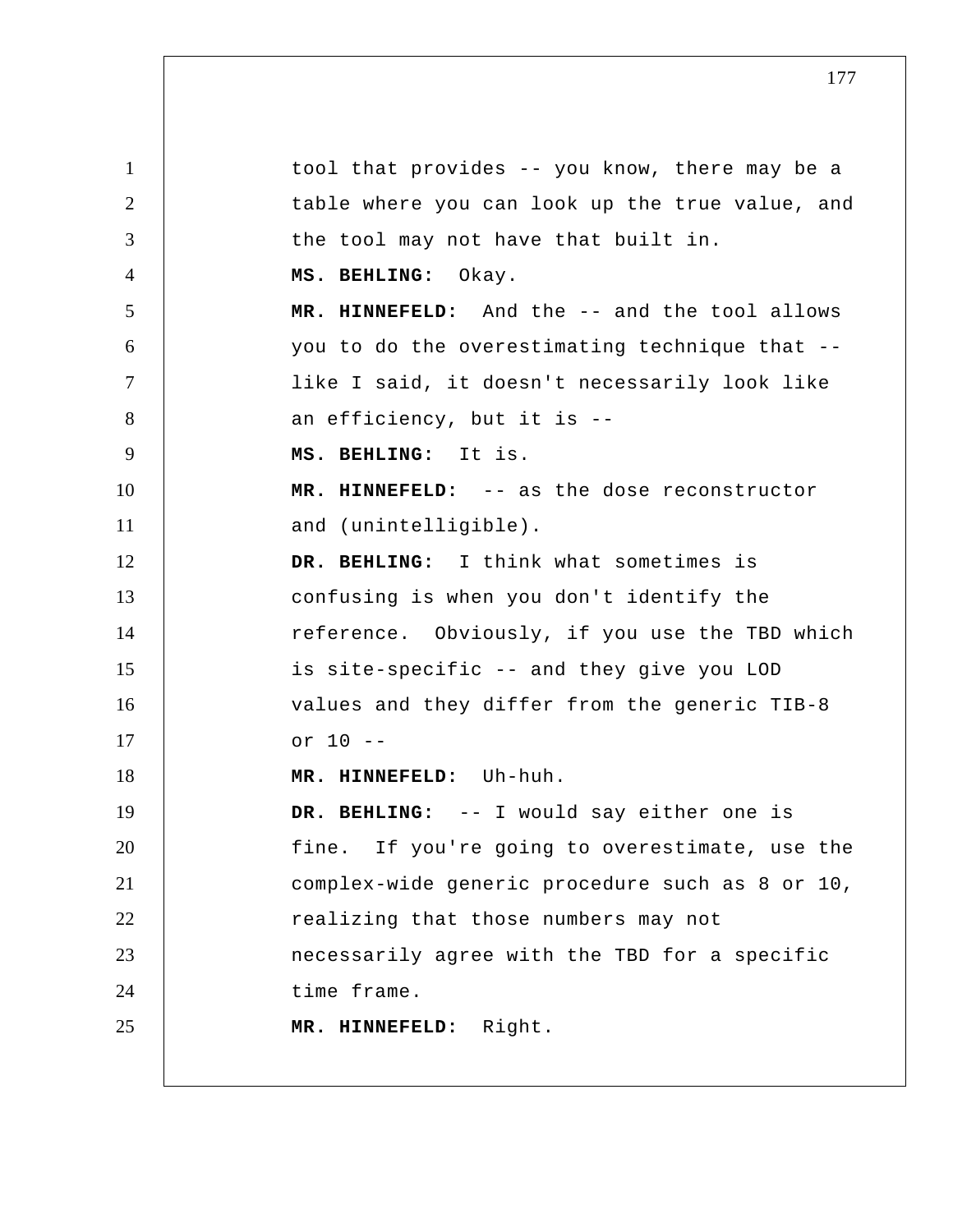tool that provides -- you know, there may be a table where you can look up the true value, and the tool may not have that built in.

**MS. BEHLING:** Okay.

**MR. HINNEFELD:** And the -- and the tool allows you to do the overestimating technique that -- like I said, it doesn't necessarily look like an efficiency, but it is --

**MS. BEHLING:** It is.

**MR. HINNEFELD:** -- as the dose reconstructor and (unintelligible).

**DR. BEHLING:** I think what sometimes is confusing is when you don't identify the reference. Obviously, if you use the TBD which is site-specific -- and they give you LOD values and they differ from the generic TIB-8 or 10 --

**MR. HINNEFELD:** Uh-huh.

**DR. BEHLING:** -- I would say either one is fine. If you're going to overestimate, use the complex-wide generic procedure such as 8 or 10, realizing that those numbers may not necessarily agree with the TBD for a specific time frame.

**MR. HINNEFELD:** Right.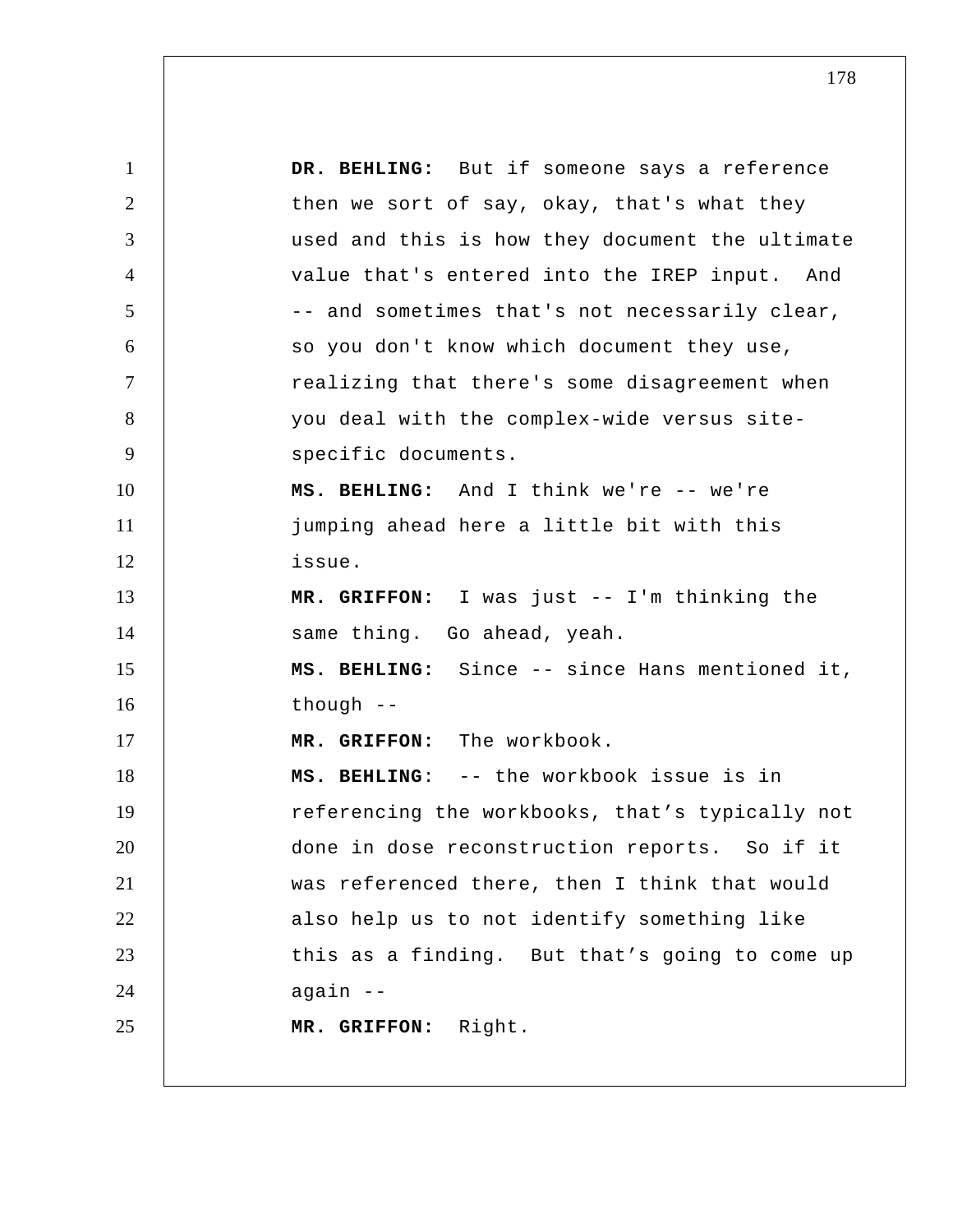**DR. BEHLING:** But if someone says a reference then we sort of say, okay, that's what they used and this is how they document the ultimate value that's entered into the IREP input. And -- and sometimes that's not necessarily clear, so you don't know which document they use, realizing that there's some disagreement when you deal with the complex-wide versus site-specific documents.

**MS. BEHLING:** And I think we're -- we're jumping ahead here a little bit with this issue.

**MR. GRIFFON:** I was just -- I'm thinking the same thing. Go ahead, yeah.

**MS. BEHLING:** Since -- since Hans mentioned it, though --

**MR. GRIFFON:** The workbook.

**MS. BEHLING**: -- the workbook issue is in referencing the workbooks, that's typically not done in dose reconstruction reports. So if it was referenced there, then I think that would also help us to not identify something like this as a finding. But that's going to come up again --

**MR. GRIFFON:** Right.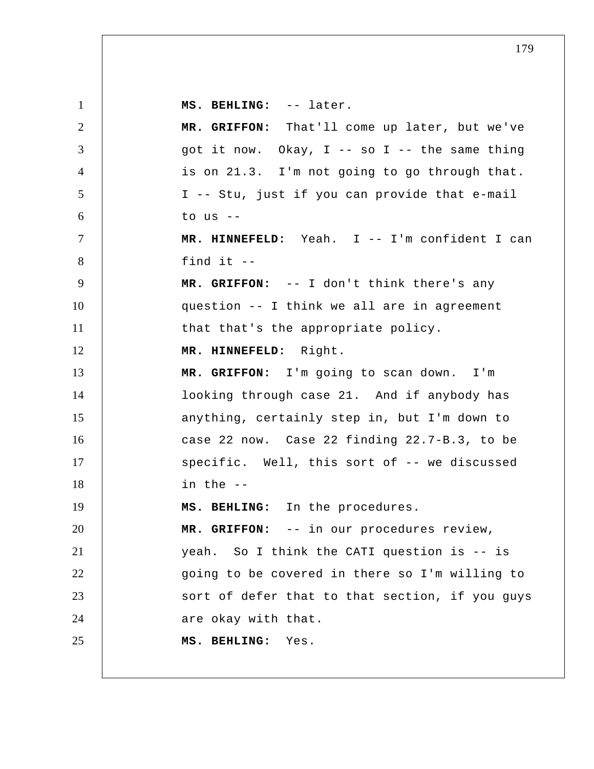**MS. BEHLING:** -- later.

**MR. GRIFFON:** That'll come up later, but we've got it now. Okay, I -- so I -- the same thing is on 21.3. I'm not going to go through that. I -- Stu, just if you can provide that e-mail to us --

**MR. HINNEFELD:** Yeah. I -- I'm confident I can find it --

**MR. GRIFFON:** -- I don't think there's any question -- I think we all are in agreement that that's the appropriate policy.

**MR. HINNEFELD:** Right.

**MR. GRIFFON:** I'm going to scan down. I'm looking through case 21. And if anybody has anything, certainly step in, but I'm down to case 22 now. Case 22 finding 22.7-B.3, to be specific. Well, this sort of -- we discussed in the --

**MS. BEHLING:** In the procedures.

**MR. GRIFFON:** -- in our procedures review, yeah. So I think the CATI question is -- is going to be covered in there so I'm willing to sort of defer that to that section, if you guys are okay with that.

**MS. BEHLING:** Yes.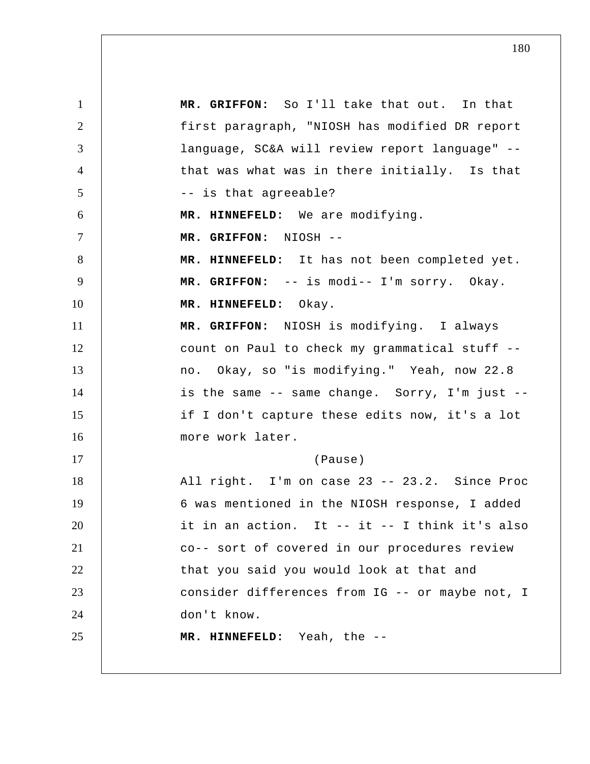**MR. GRIFFON:** So I'll take that out. In that first paragraph, "NIOSH has modified DR report language, SC&A will review report language" -- that was what was in there initially. Is that -- is that agreeable?

**MR. HINNEFELD:** We are modifying.

**MR. GRIFFON:** NIOSH --

**MR. HINNEFELD:** It has not been completed yet.

**MR. GRIFFON:** -- is modi-- I'm sorry. Okay.

**MR. HINNEFELD:** Okay.

**MR. GRIFFON:** NIOSH is modifying. I always count on Paul to check my grammatical stuff -- no. Okay, so "is modifying." Yeah, now 22.8 is the same -- same change. Sorry, I'm just -- if I don't capture these edits now, it's a lot more work later.

(Pause)

All right. I'm on case 23 -- 23.2. Since Proc 6 was mentioned in the NIOSH response, I added it in an action. It -- it -- I think it's also co-- sort of covered in our procedures review that you said you would look at that and consider differences from IG -- or maybe not, I don't know.

**MR. HINNEFELD:** Yeah, the --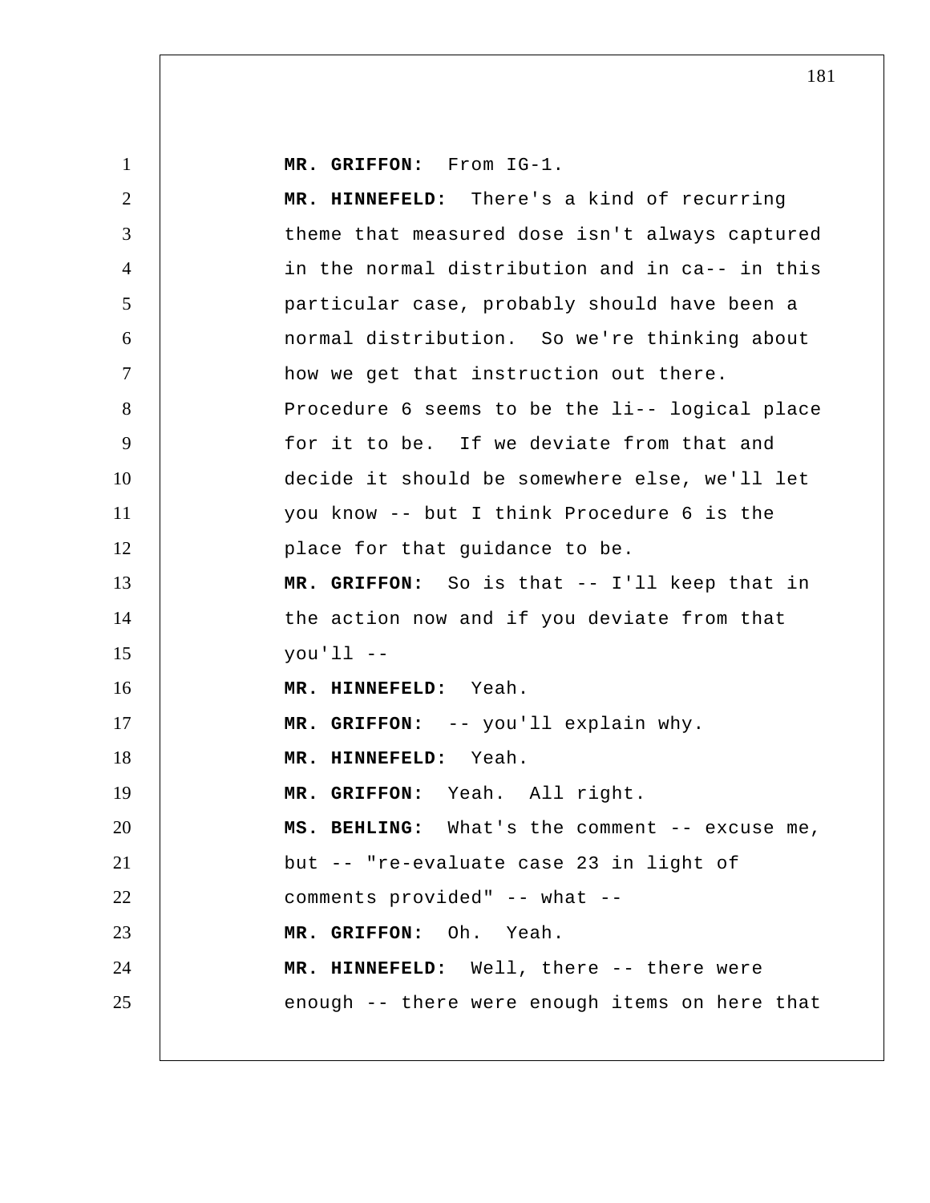**MR. GRIFFON:** From IG-1.

**MR. HINNEFELD:** There's a kind of recurring theme that measured dose isn't always captured in the normal distribution and in ca-- in this particular case, probably should have been a normal distribution. So we're thinking about how we get that instruction out there. Procedure 6 seems to be the li-- logical place for it to be. If we deviate from that and decide it should be somewhere else, we'll let you know -- but I think Procedure 6 is the place for that guidance to be.

**MR. GRIFFON:** So is that -- I'll keep that in the action now and if you deviate from that you'll --

**MR. HINNEFELD:** Yeah.

**MR. GRIFFON:** -- you'll explain why.

**MR. HINNEFELD:** Yeah.

**MR. GRIFFON:** Yeah. All right.

**MS. BEHLING:** What's the comment -- excuse me, but -- "re-evaluate case 23 in light of comments provided" -- what --

**MR. GRIFFON:** Oh. Yeah.

**MR. HINNEFELD:** Well, there -- there were enough -- there were enough items on here that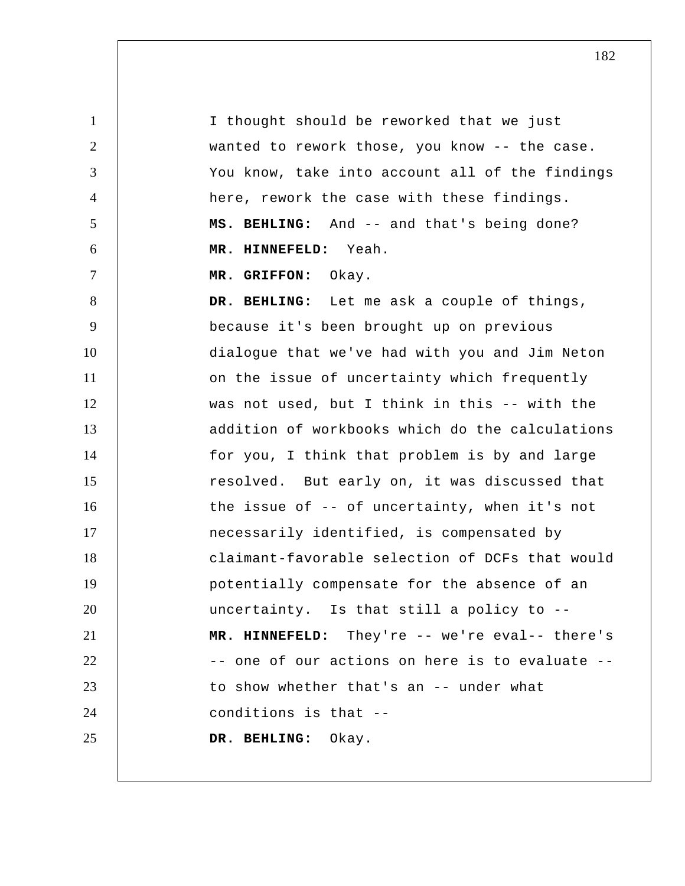I thought should be reworked that we just wanted to rework those, you know -- the case. You know, take into account all of the findings here, rework the case with these findings.

**MS. BEHLING:** And -- and that's being done?

**MR. HINNEFELD:** Yeah.

**MR. GRIFFON:** Okay.

**DR. BEHLING:** Let me ask a couple of things, because it's been brought up on previous dialogue that we've had with you and Jim Neton on the issue of uncertainty which frequently was not used, but I think in this -- with the addition of workbooks which do the calculations for you, I think that problem is by and large resolved. But early on, it was discussed that the issue of -- of uncertainty, when it's not necessarily identified, is compensated by claimant-favorable selection of DCFs that would potentially compensate for the absence of an uncertainty. Is that still a policy to --

**MR. HINNEFELD:** They're -- we're eval-- there's -- one of our actions on here is to evaluate -- to show whether that's an -- under what conditions is that --

**DR. BEHLING:** Okay.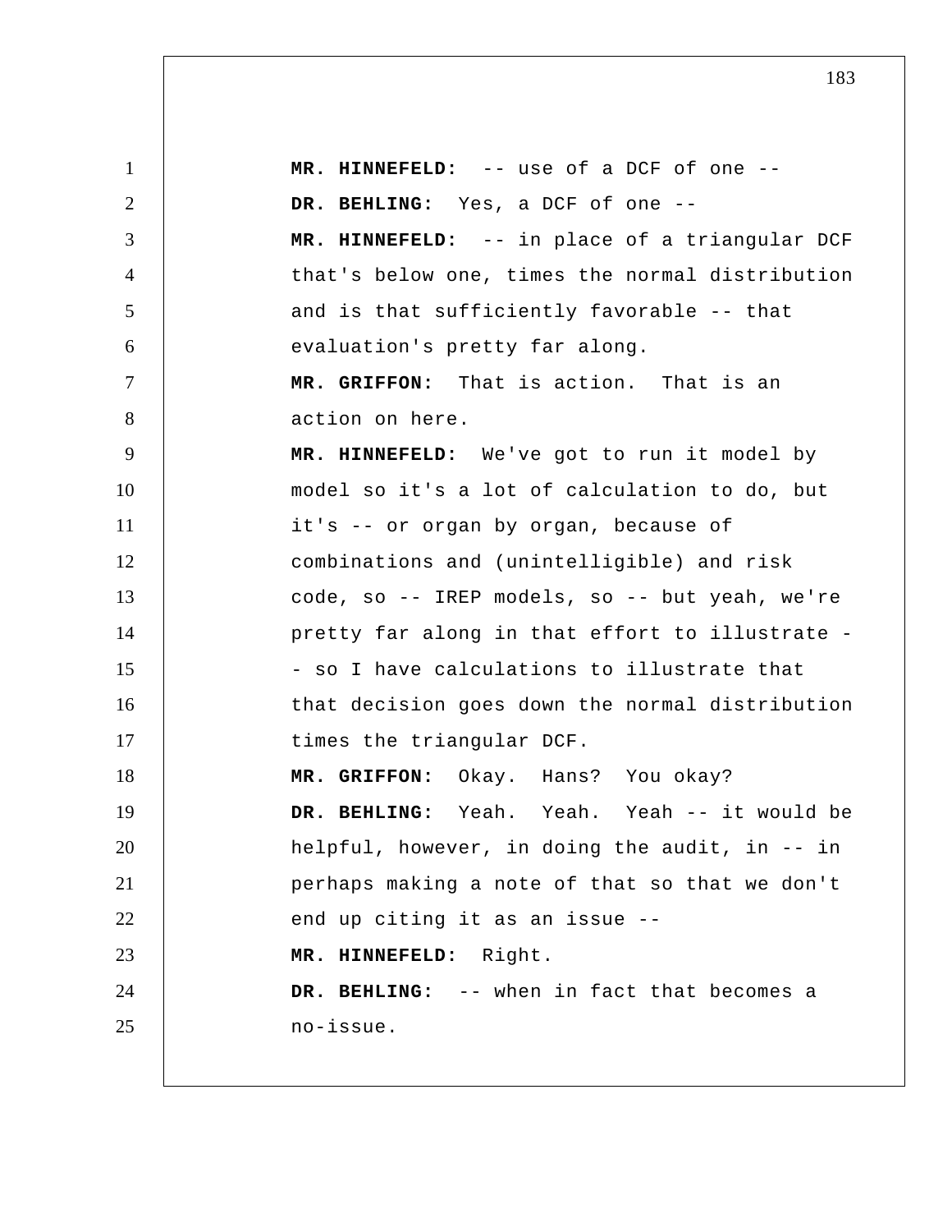**MR. HINNEFELD:** -- use of a DCF of one --

**DR. BEHLING:** Yes, a DCF of one --

**MR. HINNEFELD:** -- in place of a triangular DCF that's below one, times the normal distribution and is that sufficiently favorable -- that evaluation's pretty far along.

**MR. GRIFFON:** That is action. That is an action on here.

**MR. HINNEFELD:** We've got to run it model by model so it's a lot of calculation to do, but it's -- or organ by organ, because of combinations and (unintelligible) and risk code, so -- IREP models, so -- but yeah, we're pretty far along in that effort to illustrate -- so I have calculations to illustrate that that decision goes down the normal distribution times the triangular DCF.

**MR. GRIFFON:** Okay. Hans? You okay?

**DR. BEHLING:** Yeah. Yeah. Yeah -- it would be helpful, however, in doing the audit, in -- in perhaps making a note of that so that we don't end up citing it as an issue --

**MR. HINNEFELD:** Right.

**DR. BEHLING:** -- when in fact that becomes a no-issue.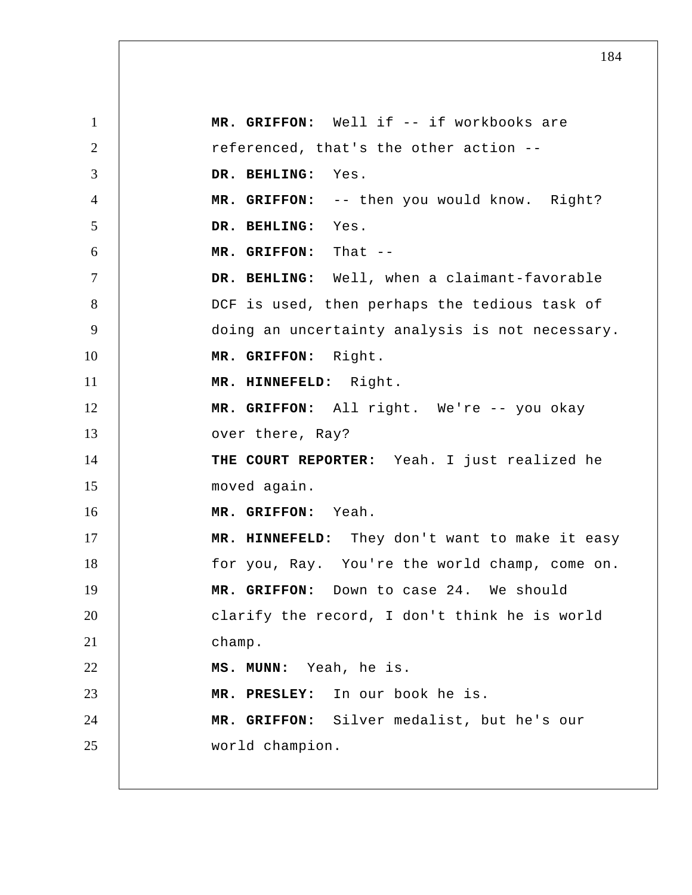**MR. GRIFFON:** Well if -- if workbooks are referenced, that's the other action --

**DR. BEHLING:** Yes.

**MR. GRIFFON:** -- then you would know. Right?

**DR. BEHLING:** Yes.

**MR. GRIFFON:** That --

**DR. BEHLING:** Well, when a claimant-favorable DCF is used, then perhaps the tedious task of doing an uncertainty analysis is not necessary.

**MR. GRIFFON:** Right.

**MR. HINNEFELD:** Right.

**MR. GRIFFON:** All right. We're -- you okay over there, Ray?

**THE COURT REPORTER:** Yeah. I just realized he moved again.

**MR. GRIFFON:** Yeah.

**MR. HINNEFELD:** They don't want to make it easy for you, Ray. You're the world champ, come on.

**MR. GRIFFON:** Down to case 24. We should clarify the record, I don't think he is world champ.

**MS. MUNN:** Yeah, he is.

**MR. PRESLEY:** In our book he is.

**MR. GRIFFON:** Silver medalist, but he's our world champion.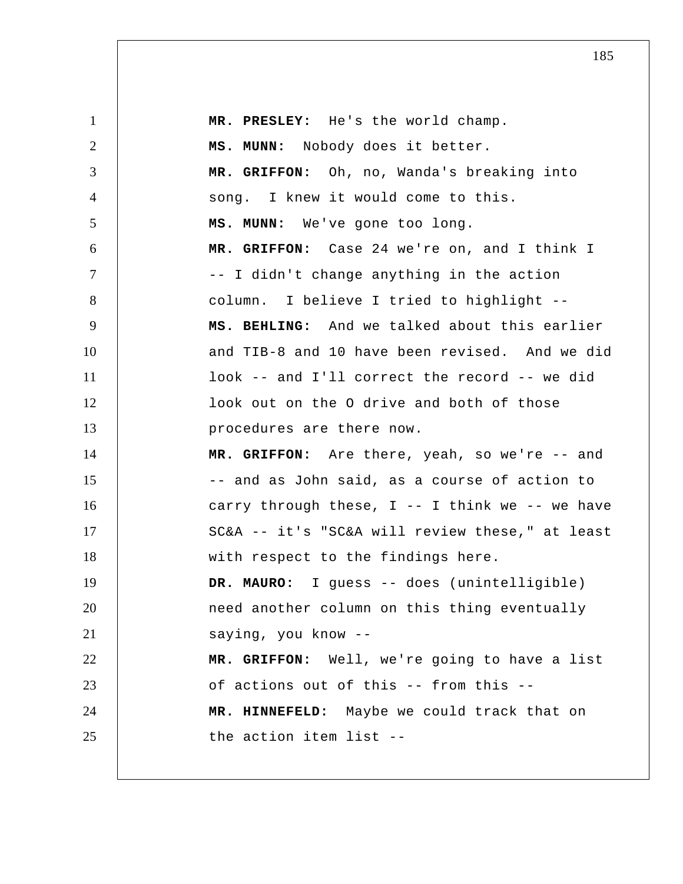**MR. PRESLEY:** He's the world champ.

**MS. MUNN:** Nobody does it better.

**MR. GRIFFON:** Oh, no, Wanda's breaking into song. I knew it would come to this.

**MS. MUNN:** We've gone too long.

**MR. GRIFFON:** Case 24 we're on, and I think I -- I didn't change anything in the action column. I believe I tried to highlight --

**MS. BEHLING:** And we talked about this earlier and TIB-8 and 10 have been revised. And we did look -- and I'll correct the record -- we did look out on the O drive and both of those procedures are there now.

**MR. GRIFFON:** Are there, yeah, so we're -- and -- and as John said, as a course of action to carry through these, I -- I think we -- we have SC&A -- it's "SC&A will review these," at least with respect to the findings here.

**DR. MAURO:** I guess -- does (unintelligible) need another column on this thing eventually saying, you know --

**MR. GRIFFON:** Well, we're going to have a list of actions out of this -- from this --

**MR. HINNEFELD:** Maybe we could track that on the action item list --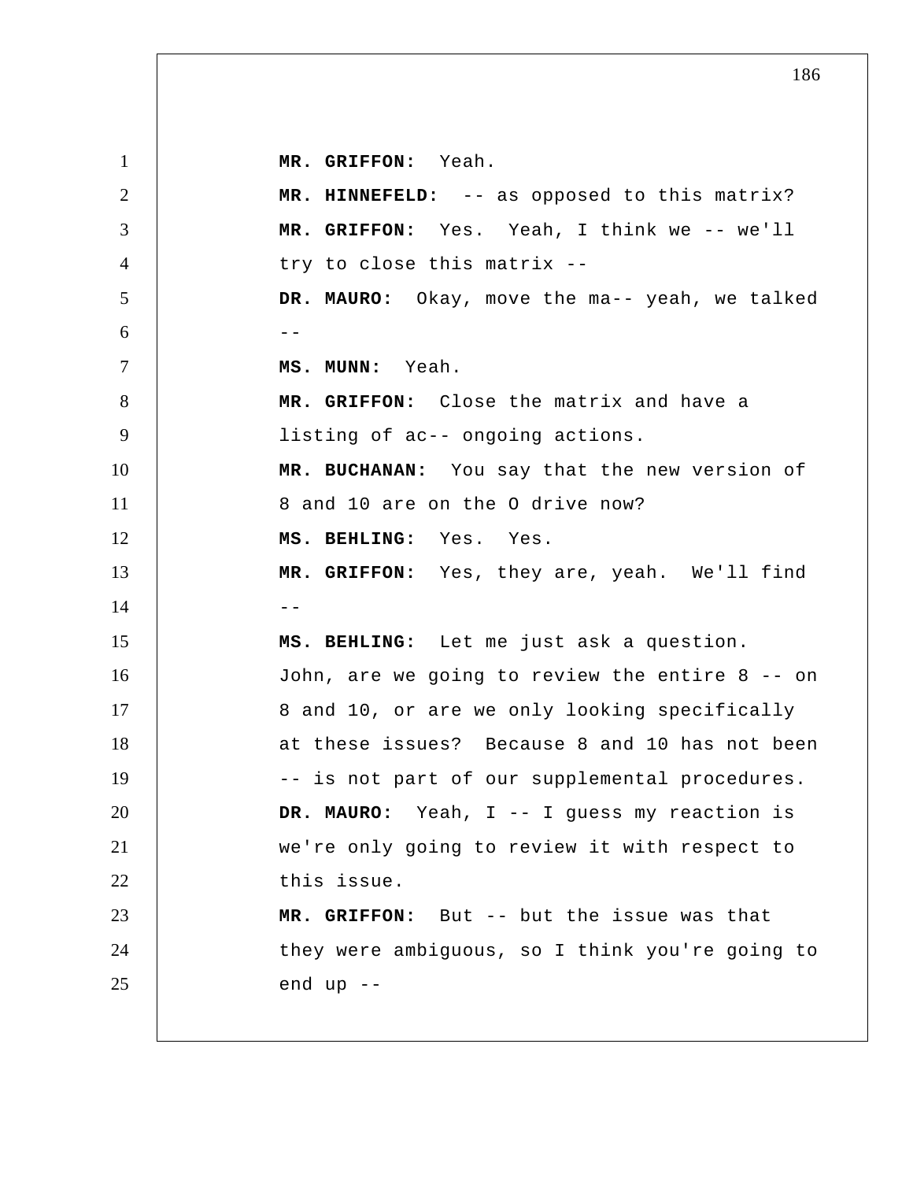**MR. GRIFFON:** Yeah.

**MR. HINNEFELD:** -- as opposed to this matrix?

**MR. GRIFFON:** Yes. Yeah, I think we -- we'll try to close this matrix --

**DR. MAURO:** Okay, move the ma-- yeah, we talked --

**MS. MUNN:** Yeah.

**MR. GRIFFON:** Close the matrix and have a listing of ac-- ongoing actions.

**MR. BUCHANAN:** You say that the new version of 8 and 10 are on the O drive now?

**MS. BEHLING:** Yes. Yes.

**MR. GRIFFON:** Yes, they are, yeah. We'll find --

**MS. BEHLING:** Let me just ask a question. John, are we going to review the entire 8 -- on 8 and 10, or are we only looking specifically at these issues? Because 8 and 10 has not been -- is not part of our supplemental procedures.

**DR. MAURO:** Yeah, I -- I guess my reaction is we're only going to review it with respect to this issue.

**MR. GRIFFON:** But -- but the issue was that they were ambiguous, so I think you're going to end up --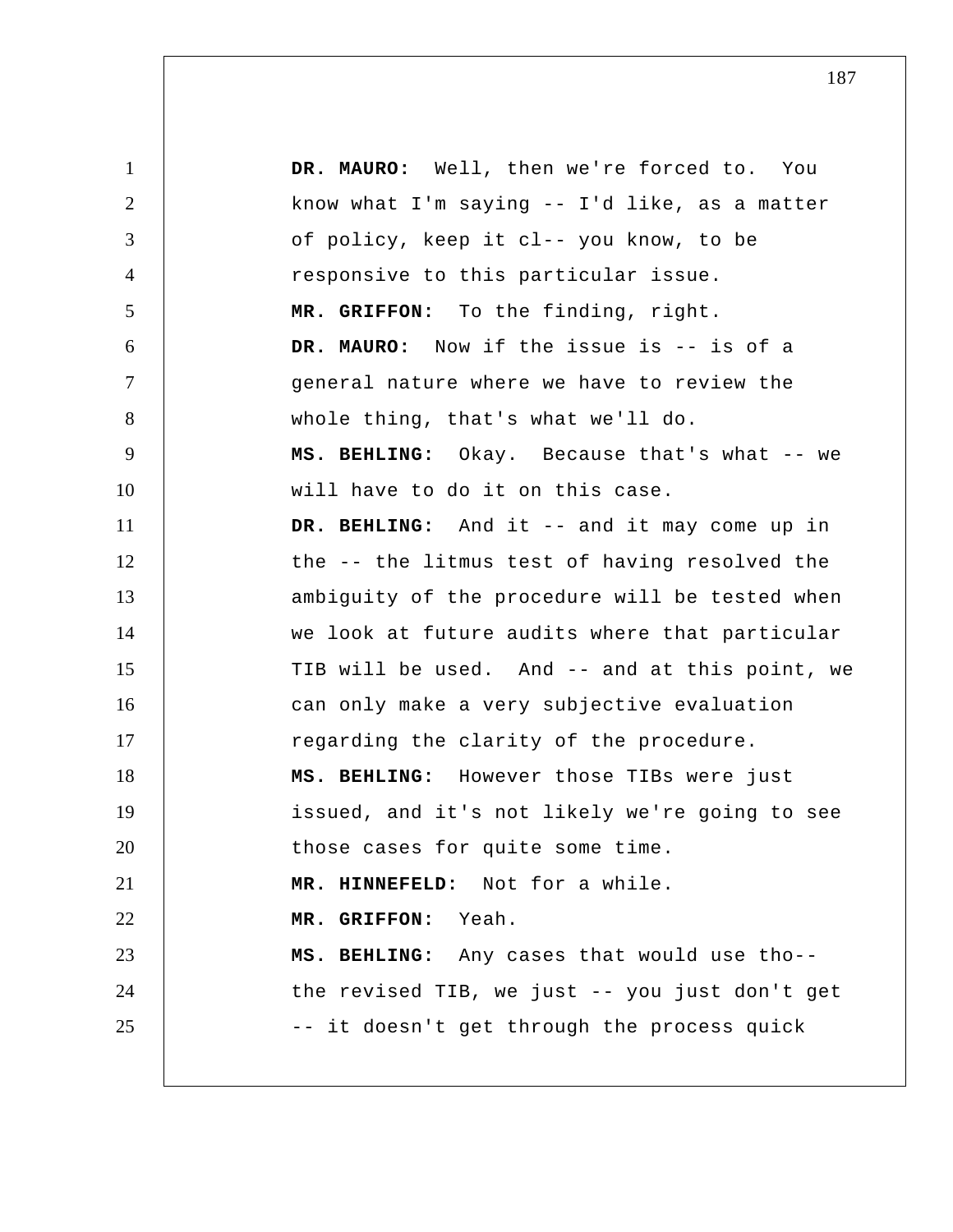**DR. MAURO:** Well, then we're forced to. You know what I'm saying -- I'd like, as a matter of policy, keep it cl-- you know, to be responsive to this particular issue.

**MR. GRIFFON:** To the finding, right.

**DR. MAURO:** Now if the issue is -- is of a general nature where we have to review the whole thing, that's what we'll do.

**MS. BEHLING:** Okay. Because that's what -- we will have to do it on this case.

**DR. BEHLING:** And it -- and it may come up in the -- the litmus test of having resolved the ambiguity of the procedure will be tested when we look at future audits where that particular TIB will be used. And -- and at this point, we can only make a very subjective evaluation regarding the clarity of the procedure.

**MS. BEHLING:** However those TIBs were just issued, and it's not likely we're going to see those cases for quite some time.

**MR. HINNEFELD:** Not for a while.

**MR. GRIFFON:** Yeah.

**MS. BEHLING:** Any cases that would use tho-- the revised TIB, we just -- you just don't get -- it doesn't get through the process quick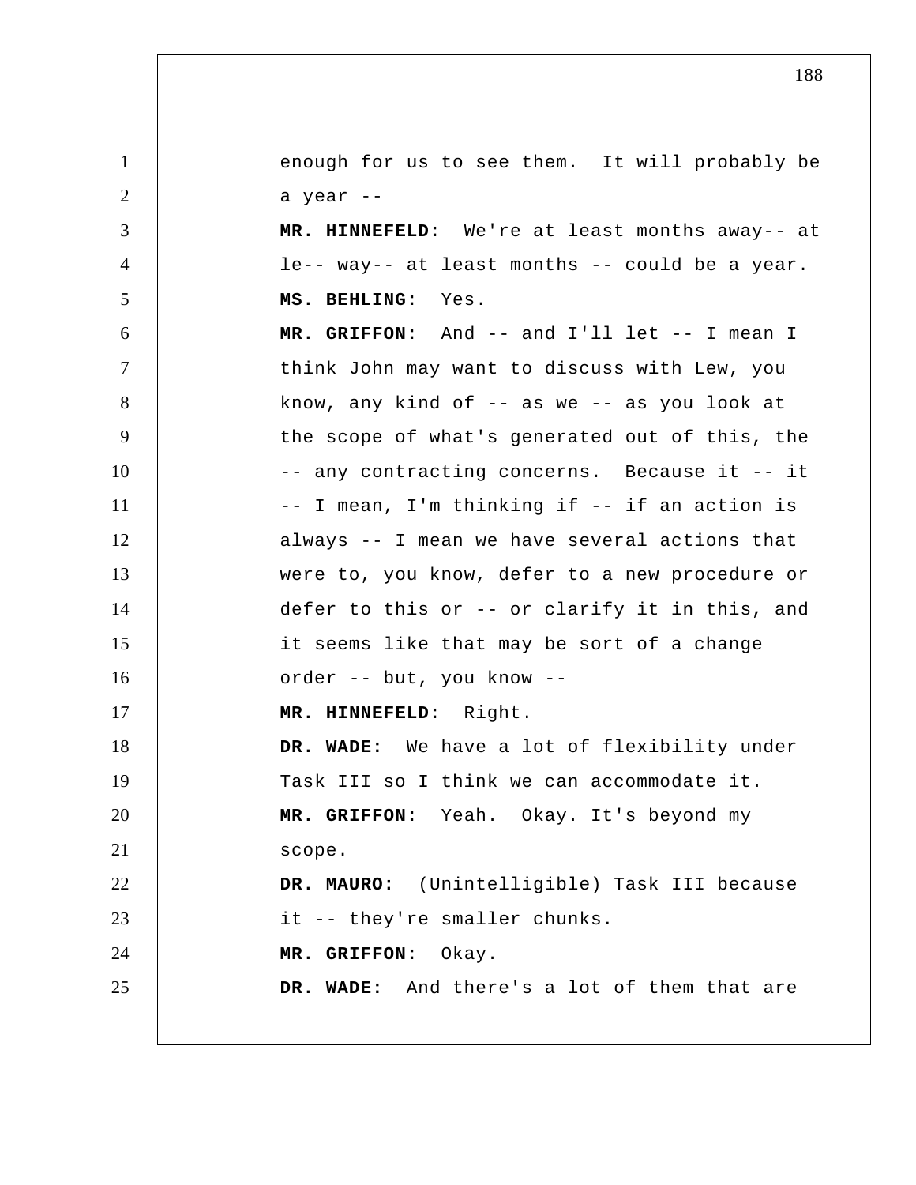enough for us to see them. It will probably be a year --

**MR. HINNEFELD:** We're at least months away-- at le-- way-- at least months -- could be a year.

**MS. BEHLING:** Yes.

**MR. GRIFFON:** And -- and I'll let -- I mean I think John may want to discuss with Lew, you know, any kind of -- as we -- as you look at the scope of what's generated out of this, the -- any contracting concerns. Because it -- it -- I mean, I'm thinking if -- if an action is always -- I mean we have several actions that were to, you know, defer to a new procedure or defer to this or -- or clarify it in this, and it seems like that may be sort of a change order -- but, you know --

**MR. HINNEFELD:** Right.

**DR. WADE:** We have a lot of flexibility under Task III so I think we can accommodate it.

**MR. GRIFFON:** Yeah. Okay. It's beyond my scope.

**DR. MAURO:** (Unintelligible) Task III because it -- they're smaller chunks.

**MR. GRIFFON:** Okay.

**DR. WADE:** And there's a lot of them that are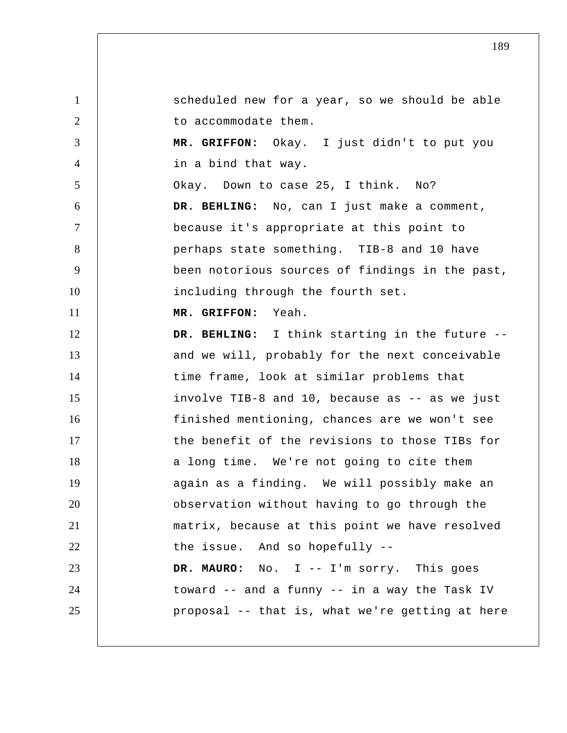scheduled new for a year, so we should be able to accommodate them.

**MR. GRIFFON:** Okay. I just didn't to put you in a bind that way.

Okay. Down to case 25, I think. No?

**DR. BEHLING:** No, can I just make a comment, because it's appropriate at this point to perhaps state something. TIB-8 and 10 have been notorious sources of findings in the past, including through the fourth set.

**MR. GRIFFON:** Yeah.

**DR. BEHLING:** I think starting in the future -- and we will, probably for the next conceivable time frame, look at similar problems that involve TIB-8 and 10, because as -- as we just finished mentioning, chances are we won't see the benefit of the revisions to those TIBs for a long time. We're not going to cite them again as a finding. We will possibly make an observation without having to go through the matrix, because at this point we have resolved the issue. And so hopefully --

**DR. MAURO:** No. I -- I'm sorry. This goes toward -- and a funny -- in a way the Task IV proposal -- that is, what we're getting at here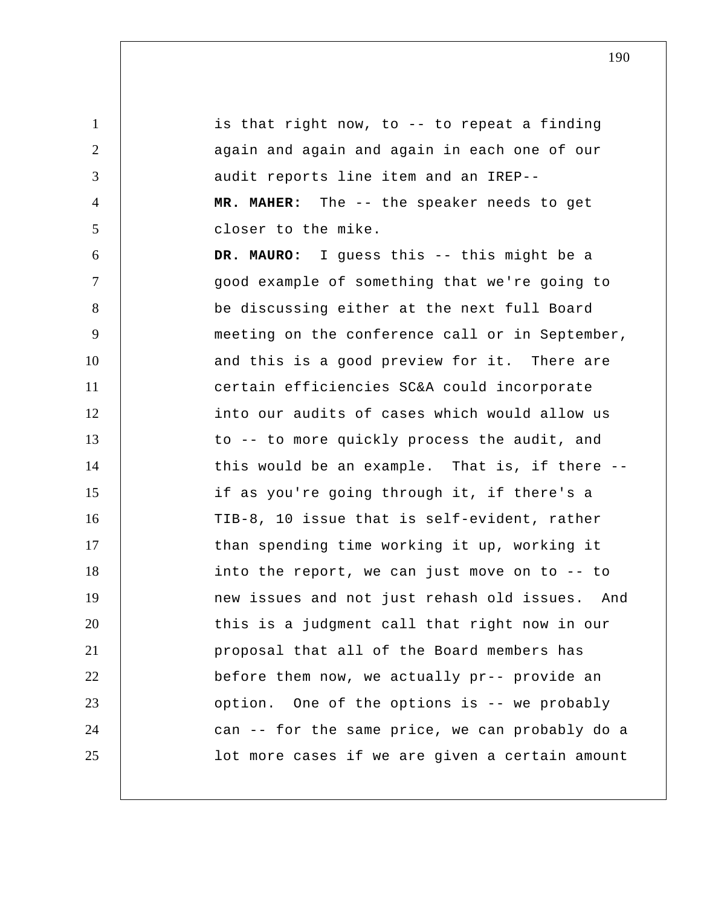is that right now, to -- to repeat a finding again and again and again in each one of our audit reports line item and an IREP--

**MR. MAHER:** The -- the speaker needs to get closer to the mike.

**DR. MAURO:** I guess this -- this might be a good example of something that we're going to be discussing either at the next full Board meeting on the conference call or in September, and this is a good preview for it. There are certain efficiencies SC&A could incorporate into our audits of cases which would allow us to -- to more quickly process the audit, and this would be an example. That is, if there -- if as you're going through it, if there's a TIB-8, 10 issue that is self-evident, rather than spending time working it up, working it into the report, we can just move on to -- to new issues and not just rehash old issues. And this is a judgment call that right now in our proposal that all of the Board members has before them now, we actually pr-- provide an option. One of the options is -- we probably can -- for the same price, we can probably do a lot more cases if we are given a certain amount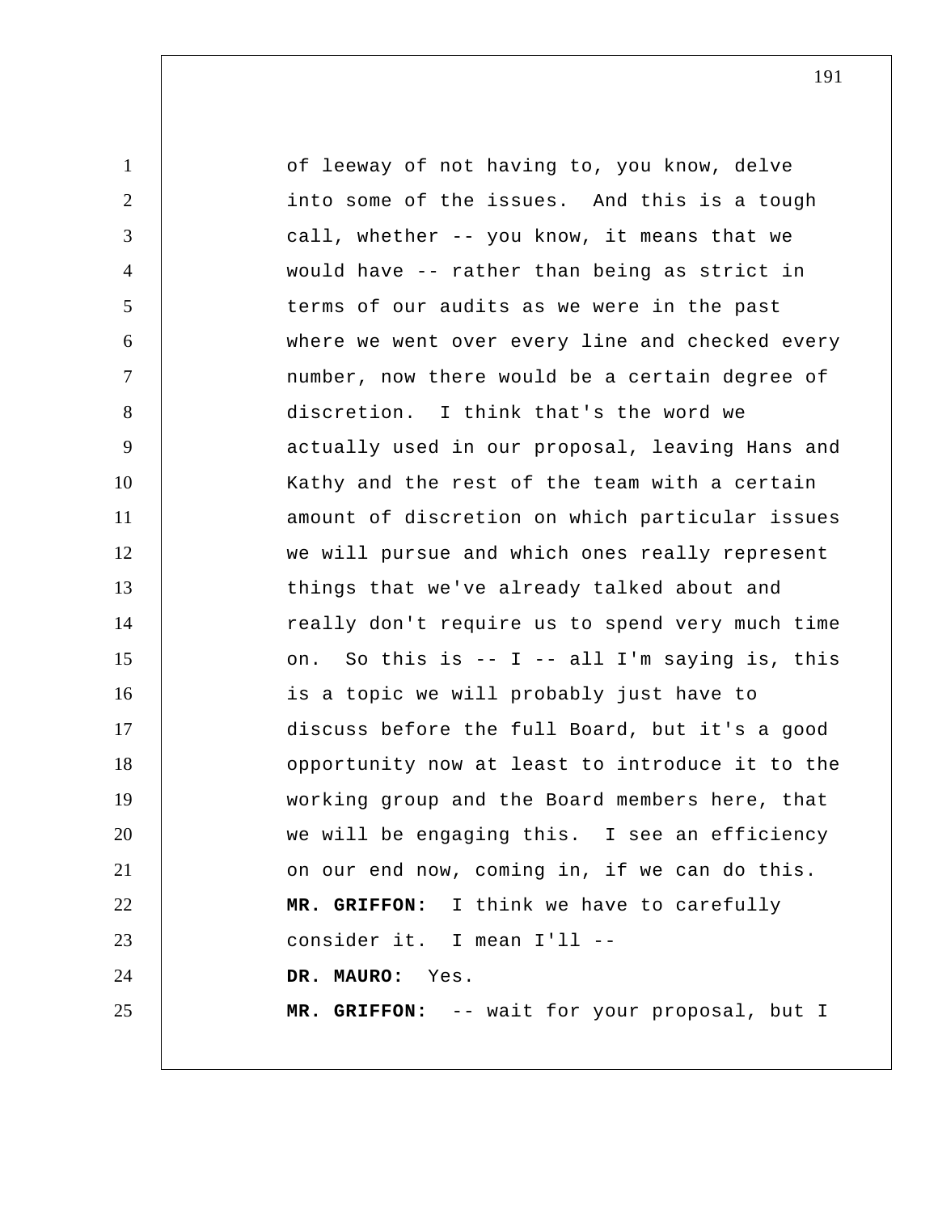of leeway of not having to, you know, delve into some of the issues. And this is a tough call, whether -- you know, it means that we would have -- rather than being as strict in terms of our audits as we were in the past where we went over every line and checked every number, now there would be a certain degree of discretion. I think that's the word we actually used in our proposal, leaving Hans and Kathy and the rest of the team with a certain amount of discretion on which particular issues we will pursue and which ones really represent things that we've already talked about and really don't require us to spend very much time on. So this is -- I -- all I'm saying is, this is a topic we will probably just have to discuss before the full Board, but it's a good opportunity now at least to introduce it to the working group and the Board members here, that we will be engaging this. I see an efficiency on our end now, coming in, if we can do this.

**MR. GRIFFON:** I think we have to carefully consider it. I mean I'll --

**DR. MAURO:** Yes.

**MR. GRIFFON:** -- wait for your proposal, but I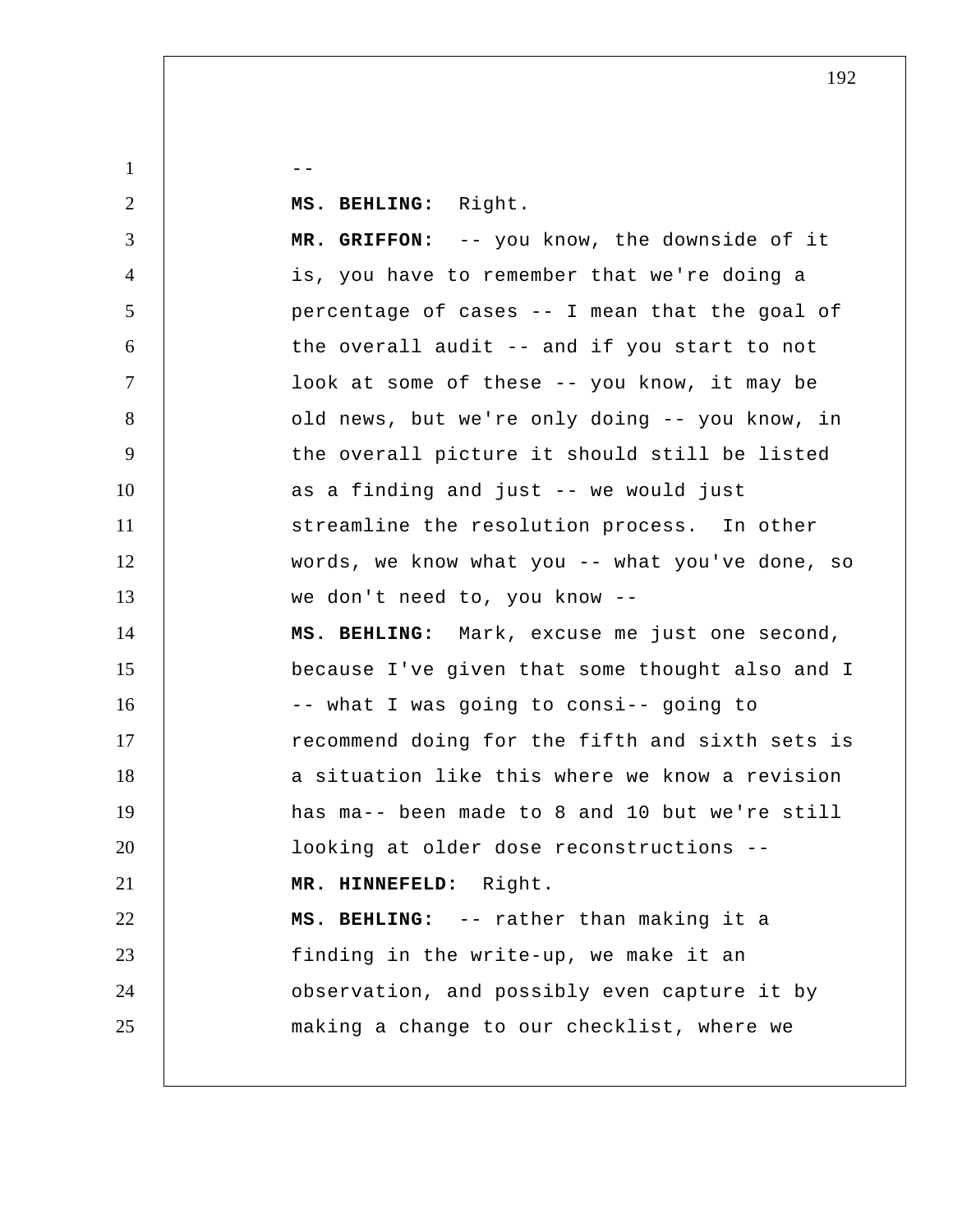--

**MS. BEHLING:** Right.

**MR. GRIFFON:** -- you know, the downside of it is, you have to remember that we're doing a percentage of cases -- I mean that the goal of the overall audit -- and if you start to not look at some of these -- you know, it may be old news, but we're only doing -- you know, in the overall picture it should still be listed as a finding and just -- we would just streamline the resolution process. In other words, we know what you -- what you've done, so we don't need to, you know --

**MS. BEHLING:** Mark, excuse me just one second, because I've given that some thought also and I -- what I was going to consi-- going to recommend doing for the fifth and sixth sets is a situation like this where we know a revision has ma-- been made to 8 and 10 but we're still looking at older dose reconstructions --

**MR. HINNEFELD:** Right.

**MS. BEHLING:** -- rather than making it a finding in the write-up, we make it an observation, and possibly even capture it by making a change to our checklist, where we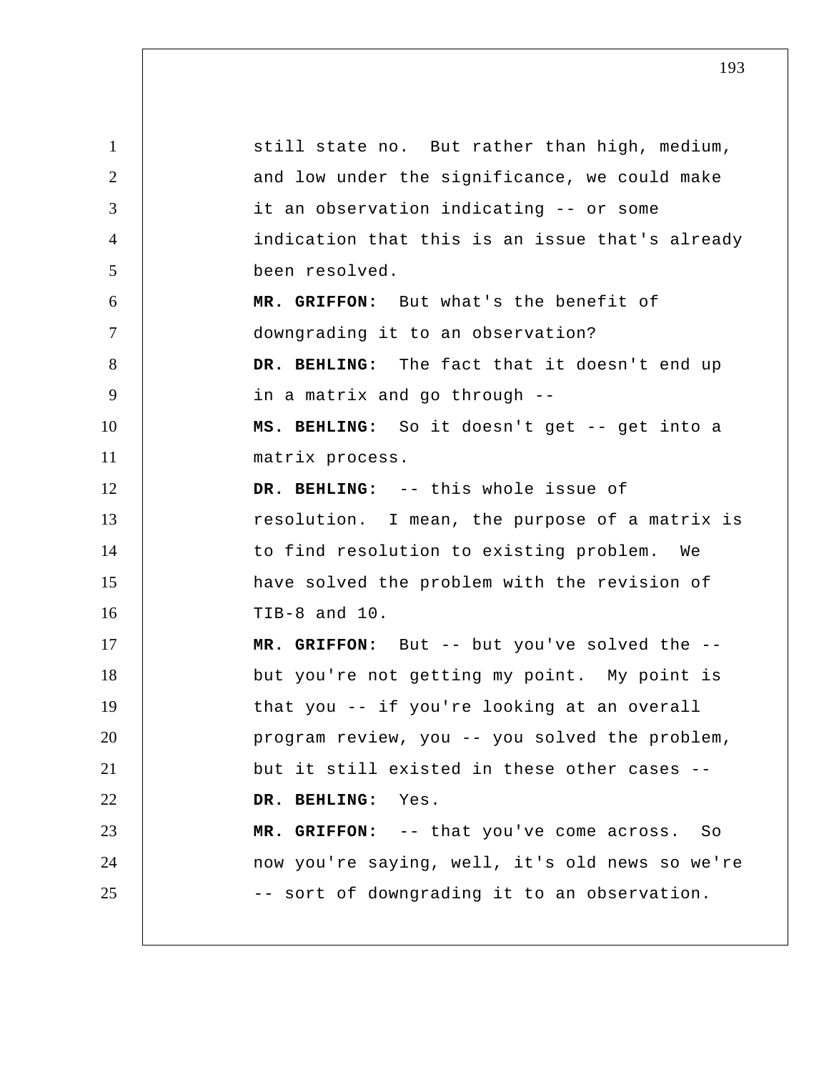still state no. But rather than high, medium, and low under the significance, we could make it an observation indicating -- or some indication that this is an issue that's already been resolved.

**MR. GRIFFON:** But what's the benefit of downgrading it to an observation?

**DR. BEHLING:** The fact that it doesn't end up in a matrix and go through --

**MS. BEHLING:** So it doesn't get -- get into a matrix process.

**DR. BEHLING:** -- this whole issue of resolution. I mean, the purpose of a matrix is to find resolution to existing problem. We have solved the problem with the revision of TIB-8 and 10.

**MR. GRIFFON:** But -- but you've solved the -- but you're not getting my point. My point is that you -- if you're looking at an overall program review, you -- you solved the problem, but it still existed in these other cases --

**DR. BEHLING:** Yes.

**MR. GRIFFON:** -- that you've come across. So now you're saying, well, it's old news so we're -- sort of downgrading it to an observation.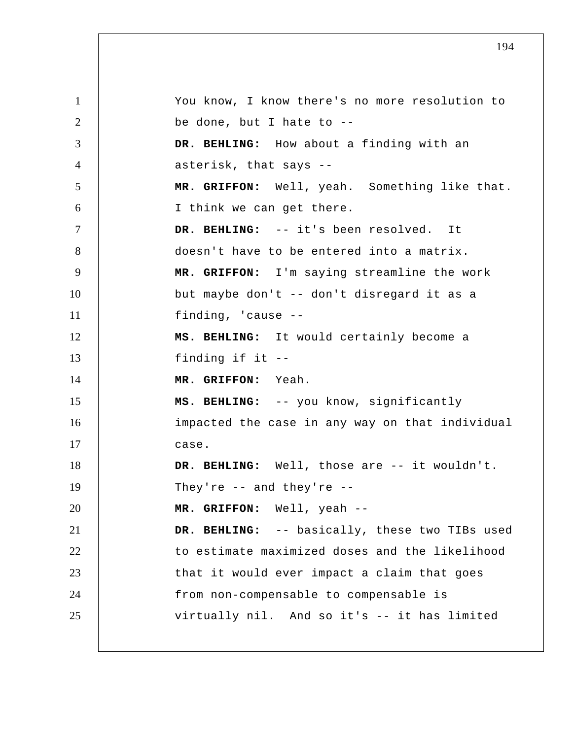You know, I know there's no more resolution to be done, but I hate to --

**DR. BEHLING:** How about a finding with an asterisk, that says --

**MR. GRIFFON:** Well, yeah. Something like that. I think we can get there.

**DR. BEHLING:** -- it's been resolved. It doesn't have to be entered into a matrix.

**MR. GRIFFON:** I'm saying streamline the work but maybe don't -- don't disregard it as a finding, 'cause --

**MS. BEHLING:** It would certainly become a finding if it --

**MR. GRIFFON:** Yeah.

**MS. BEHLING:** -- you know, significantly impacted the case in any way on that individual case.

**DR. BEHLING:** Well, those are -- it wouldn't. They're -- and they're --

**MR. GRIFFON:** Well, yeah --

**DR. BEHLING:** -- basically, these two TIBs used to estimate maximized doses and the likelihood that it would ever impact a claim that goes from non-compensable to compensable is virtually nil. And so it's -- it has limited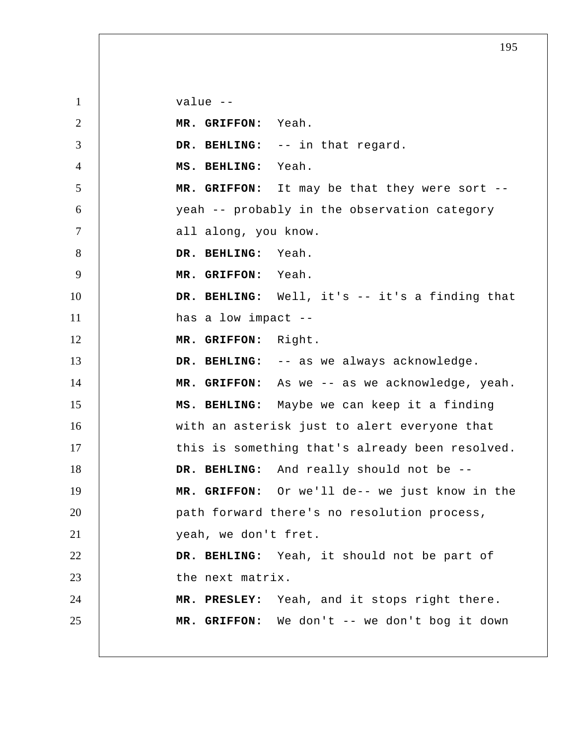value --

**MR. GRIFFON:** Yeah.

**DR. BEHLING:** -- in that regard.

**MS. BEHLING:** Yeah.

**MR. GRIFFON:** It may be that they were sort -- yeah -- probably in the observation category all along, you know.

**DR. BEHLING:** Yeah.

**MR. GRIFFON:** Yeah.

**DR. BEHLING:** Well, it's -- it's a finding that has a low impact --

**MR. GRIFFON:** Right.

**DR. BEHLING:** -- as we always acknowledge.

**MR. GRIFFON:** As we -- as we acknowledge, yeah.

**MS. BEHLING:** Maybe we can keep it a finding with an asterisk just to alert everyone that this is something that's already been resolved.

**DR. BEHLING:** And really should not be --

**MR. GRIFFON:** Or we'll de-- we just know in the path forward there's no resolution process, yeah, we don't fret.

**DR. BEHLING:** Yeah, it should not be part of the next matrix.

**MR. PRESLEY:** Yeah, and it stops right there.

**MR. GRIFFON:** We don't -- we don't bog it down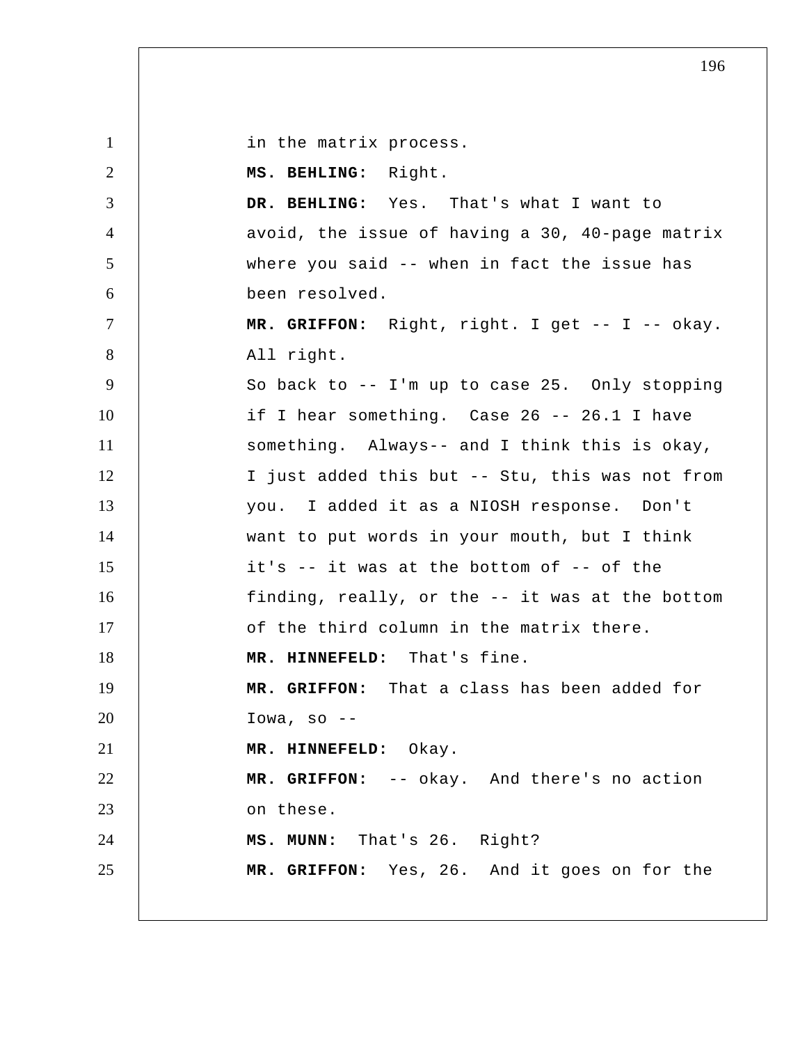in the matrix process.

**MS. BEHLING:** Right.

**DR. BEHLING:** Yes. That's what I want to avoid, the issue of having a 30, 40-page matrix where you said -- when in fact the issue has been resolved.

**MR. GRIFFON:** Right, right. I get -- I -- okay. All right.

So back to -- I'm up to case 25. Only stopping if I hear something. Case 26 -- 26.1 I have something. Always-- and I think this is okay, I just added this but -- Stu, this was not from you. I added it as a NIOSH response. Don't want to put words in your mouth, but I think it's -- it was at the bottom of -- of the finding, really, or the -- it was at the bottom of the third column in the matrix there.

**MR. HINNEFELD:** That's fine.

**MR. GRIFFON:** That a class has been added for Iowa, so --

**MR. HINNEFELD:** Okay.

**MR. GRIFFON:** -- okay. And there's no action on these.

**MS. MUNN:** That's 26. Right?

**MR. GRIFFON:** Yes, 26. And it goes on for the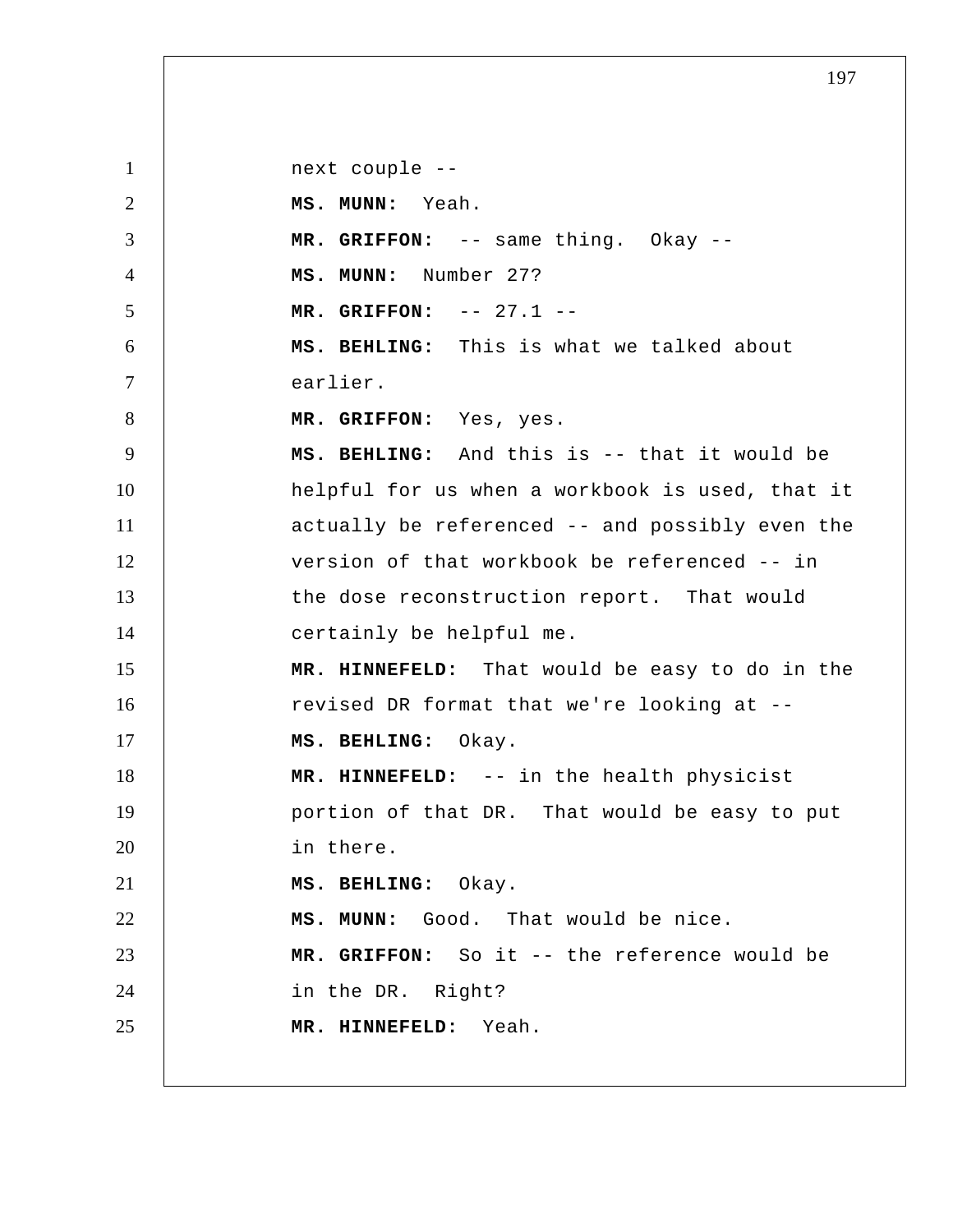next couple --

**MS. MUNN:** Yeah.

**MR. GRIFFON:** -- same thing. Okay --

**MS. MUNN:** Number 27?

**MR. GRIFFON:** -- 27.1 --

**MS. BEHLING:** This is what we talked about earlier.

**MR. GRIFFON:** Yes, yes.

**MS. BEHLING:** And this is -- that it would be helpful for us when a workbook is used, that it actually be referenced -- and possibly even the version of that workbook be referenced -- in the dose reconstruction report. That would certainly be helpful me.

**MR. HINNEFELD:** That would be easy to do in the revised DR format that we're looking at --

**MS. BEHLING:** Okay.

**MR. HINNEFELD:** -- in the health physicist portion of that DR. That would be easy to put in there.

**MS. BEHLING:** Okay.

**MS. MUNN:** Good. That would be nice.

**MR. GRIFFON:** So it -- the reference would be in the DR. Right?

**MR. HINNEFELD:** Yeah.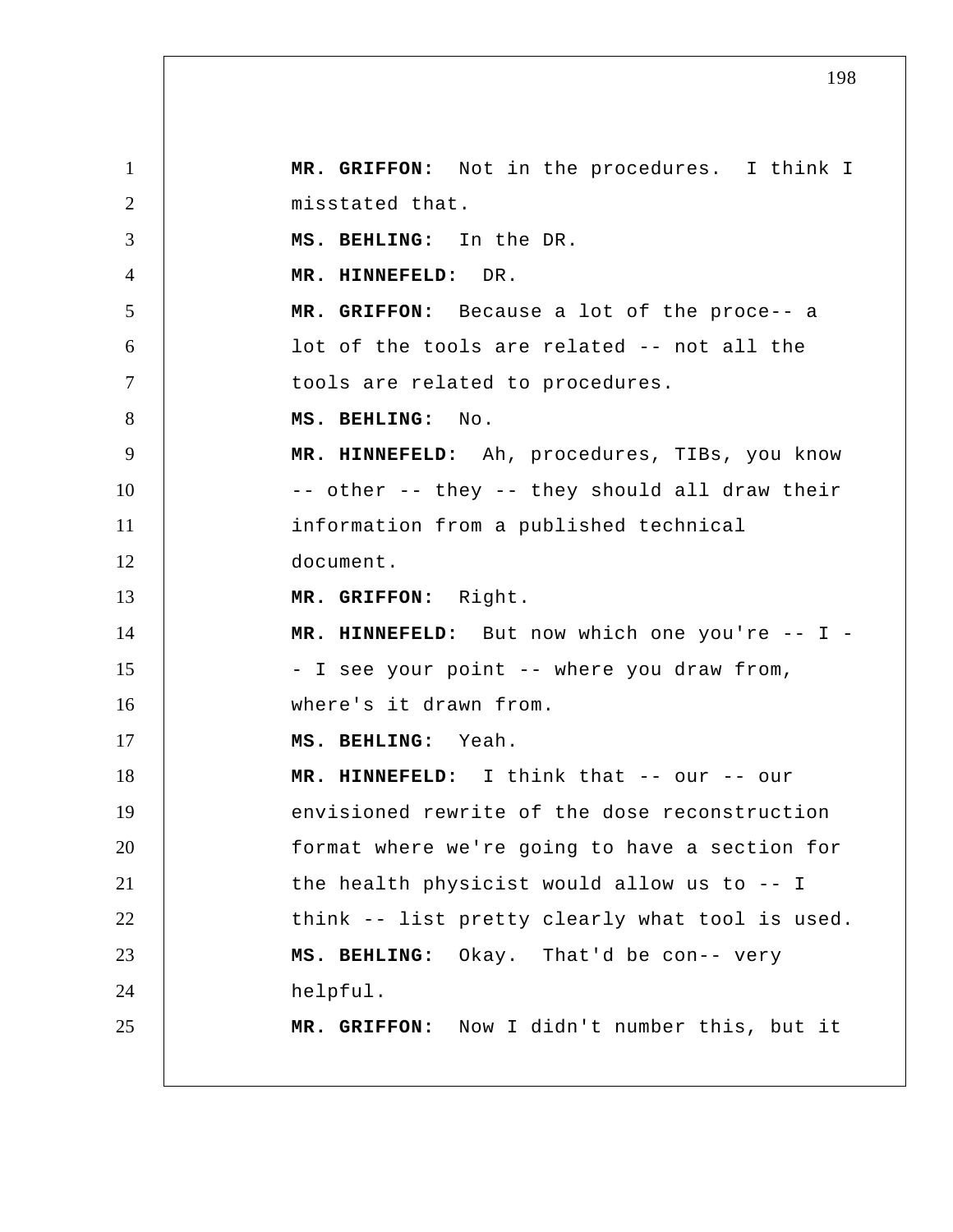**MR. GRIFFON:** Not in the procedures. I think I misstated that.

**MS. BEHLING:** In the DR.

**MR. HINNEFELD:** DR.

**MR. GRIFFON:** Because a lot of the proce-- a lot of the tools are related -- not all the tools are related to procedures.

**MS. BEHLING:** No.

**MR. HINNEFELD:** Ah, procedures, TIBs, you know -- other -- they -- they should all draw their information from a published technical document.

**MR. GRIFFON:** Right.

**MR. HINNEFELD:** But now which one you're -- I -- I see your point -- where you draw from, where's it drawn from.

**MS. BEHLING:** Yeah.

**MR. HINNEFELD:** I think that -- our -- our envisioned rewrite of the dose reconstruction format where we're going to have a section for the health physicist would allow us to -- I think -- list pretty clearly what tool is used.

**MS. BEHLING:** Okay. That'd be con-- very helpful.

**MR. GRIFFON:** Now I didn't number this, but it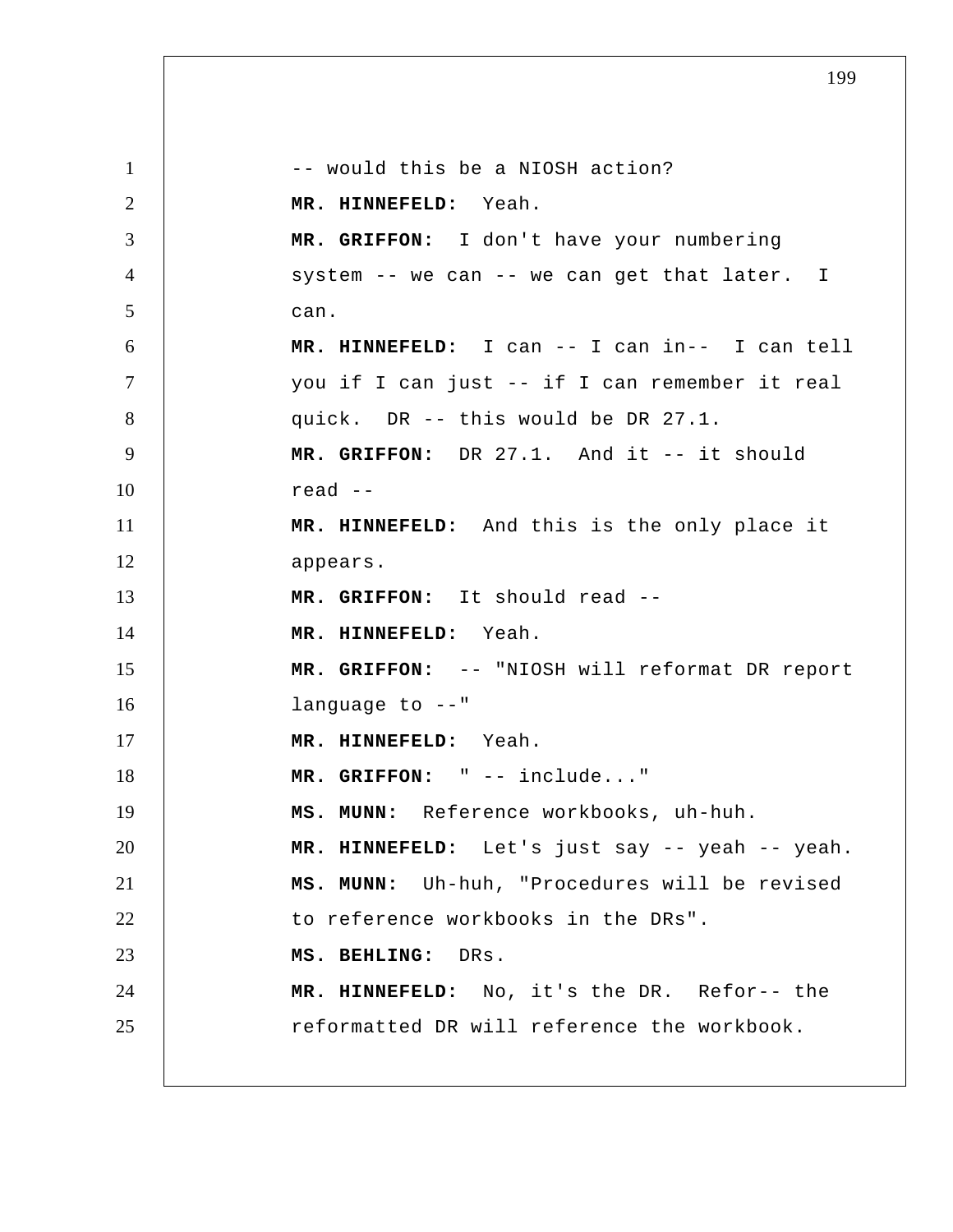-- would this be a NIOSH action?

**MR. HINNEFELD:** Yeah.

**MR. GRIFFON:** I don't have your numbering system -- we can -- we can get that later. I can.

**MR. HINNEFELD:** I can -- I can in-- I can tell you if I can just -- if I can remember it real quick. DR -- this would be DR 27.1.

**MR. GRIFFON:** DR 27.1. And it -- it should read --

**MR. HINNEFELD:** And this is the only place it appears.

**MR. GRIFFON:** It should read --

**MR. HINNEFELD:** Yeah.

**MR. GRIFFON:** -- "NIOSH will reformat DR report language to --"

**MR. HINNEFELD:** Yeah.

**MR. GRIFFON:** " -- include..."

**MS. MUNN:** Reference workbooks, uh-huh.

**MR. HINNEFELD:** Let's just say -- yeah -- yeah.

**MS. MUNN:** Uh-huh, "Procedures will be revised to reference workbooks in the DRs".

**MS. BEHLING:** DRs.

**MR. HINNEFELD:** No, it's the DR. Refor-- the reformatted DR will reference the workbook.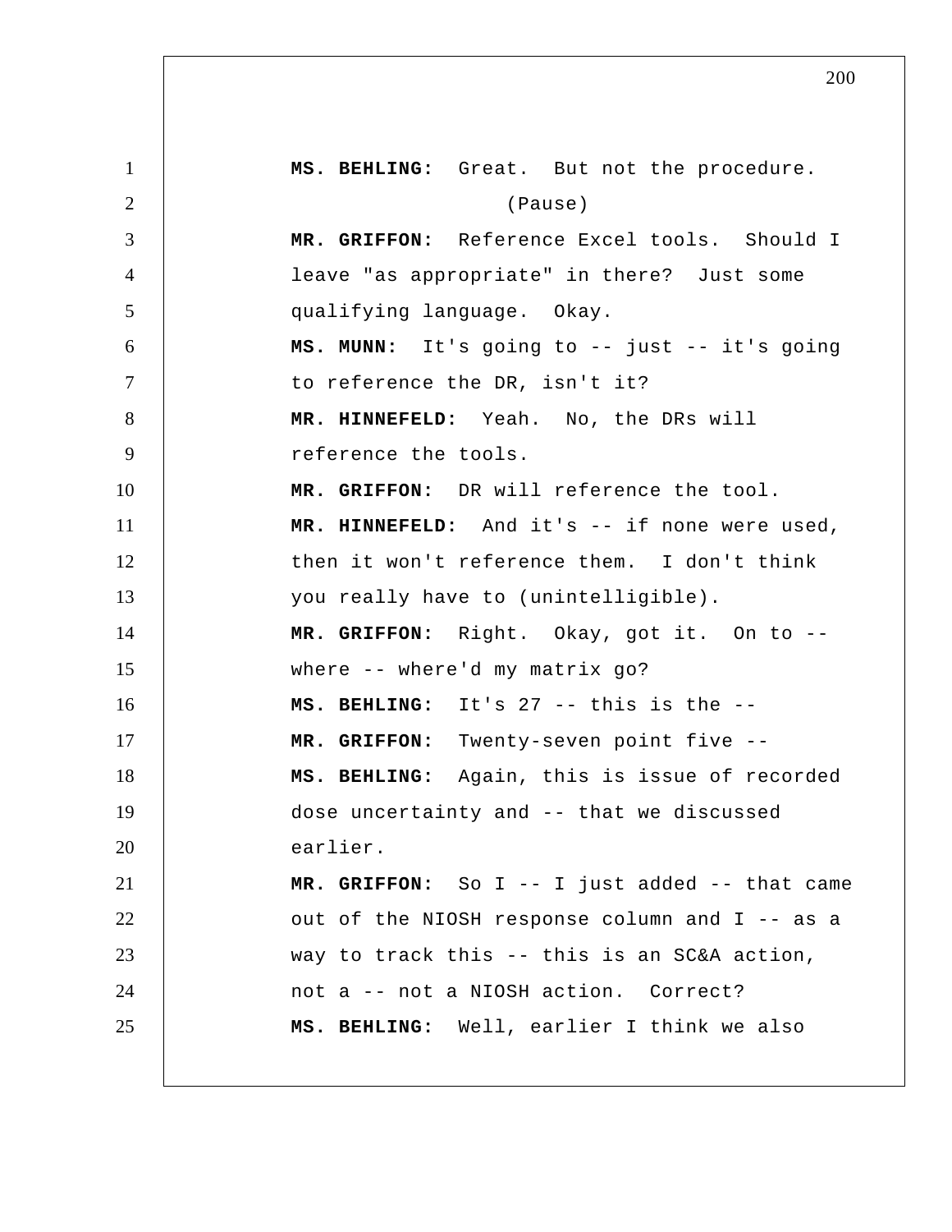**MS. BEHLING:** Great. But not the procedure.

(Pause)

**MR. GRIFFON:** Reference Excel tools. Should I leave "as appropriate" in there? Just some qualifying language. Okay.

**MS. MUNN:** It's going to -- just -- it's going to reference the DR, isn't it?

**MR. HINNEFELD:** Yeah. No, the DRs will reference the tools.

**MR. GRIFFON:** DR will reference the tool.

**MR. HINNEFELD:** And it's -- if none were used, then it won't reference them. I don't think you really have to (unintelligible).

**MR. GRIFFON:** Right. Okay, got it. On to -- where -- where'd my matrix go?

**MS. BEHLING:** It's 27 -- this is the --

**MR. GRIFFON:** Twenty-seven point five --

**MS. BEHLING:** Again, this is issue of recorded dose uncertainty and -- that we discussed earlier.

**MR. GRIFFON:** So I -- I just added -- that came out of the NIOSH response column and I -- as a way to track this -- this is an SC&A action, not a -- not a NIOSH action. Correct?

**MS. BEHLING:** Well, earlier I think we also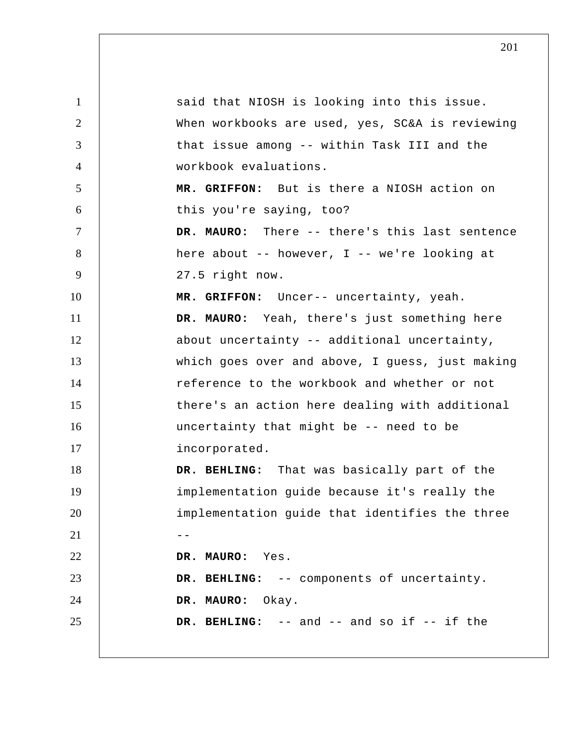said that NIOSH is looking into this issue. When workbooks are used, yes, SC&A is reviewing that issue among -- within Task III and the workbook evaluations.

**MR. GRIFFON:** But is there a NIOSH action on this you're saying, too?

**DR. MAURO:** There -- there's this last sentence here about -- however, I -- we're looking at 27.5 right now.

**MR. GRIFFON:** Uncer-- uncertainty, yeah.

**DR. MAURO:** Yeah, there's just something here about uncertainty -- additional uncertainty, which goes over and above, I guess, just making reference to the workbook and whether or not there's an action here dealing with additional uncertainty that might be -- need to be incorporated.

**DR. BEHLING:** That was basically part of the implementation guide because it's really the implementation guide that identifies the three --

**DR. MAURO:** Yes.

**DR. BEHLING:** -- components of uncertainty.

**DR. MAURO:** Okay.

**DR. BEHLING:** -- and -- and so if -- if the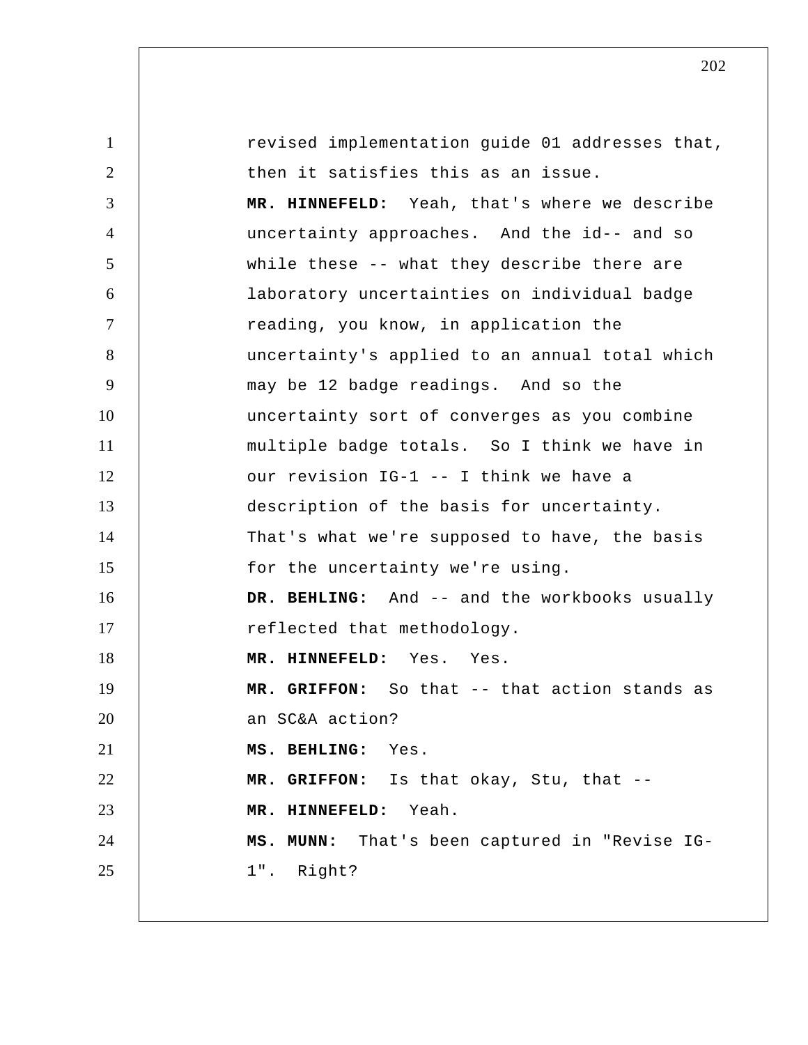revised implementation guide 01 addresses that, then it satisfies this as an issue.

**MR. HINNEFELD:** Yeah, that's where we describe uncertainty approaches. And the id-- and so while these -- what they describe there are laboratory uncertainties on individual badge reading, you know, in application the uncertainty's applied to an annual total which may be 12 badge readings. And so the uncertainty sort of converges as you combine multiple badge totals. So I think we have in our revision IG-1 -- I think we have a description of the basis for uncertainty. That's what we're supposed to have, the basis for the uncertainty we're using.

**DR. BEHLING:** And -- and the workbooks usually reflected that methodology.

**MR. HINNEFELD:** Yes. Yes.

**MR. GRIFFON:** So that -- that action stands as an SC&A action?

**MS. BEHLING:** Yes.

**MR. GRIFFON:** Is that okay, Stu, that --

**MR. HINNEFELD:** Yeah.

**MS. MUNN:** That's been captured in "Revise IG-1". Right?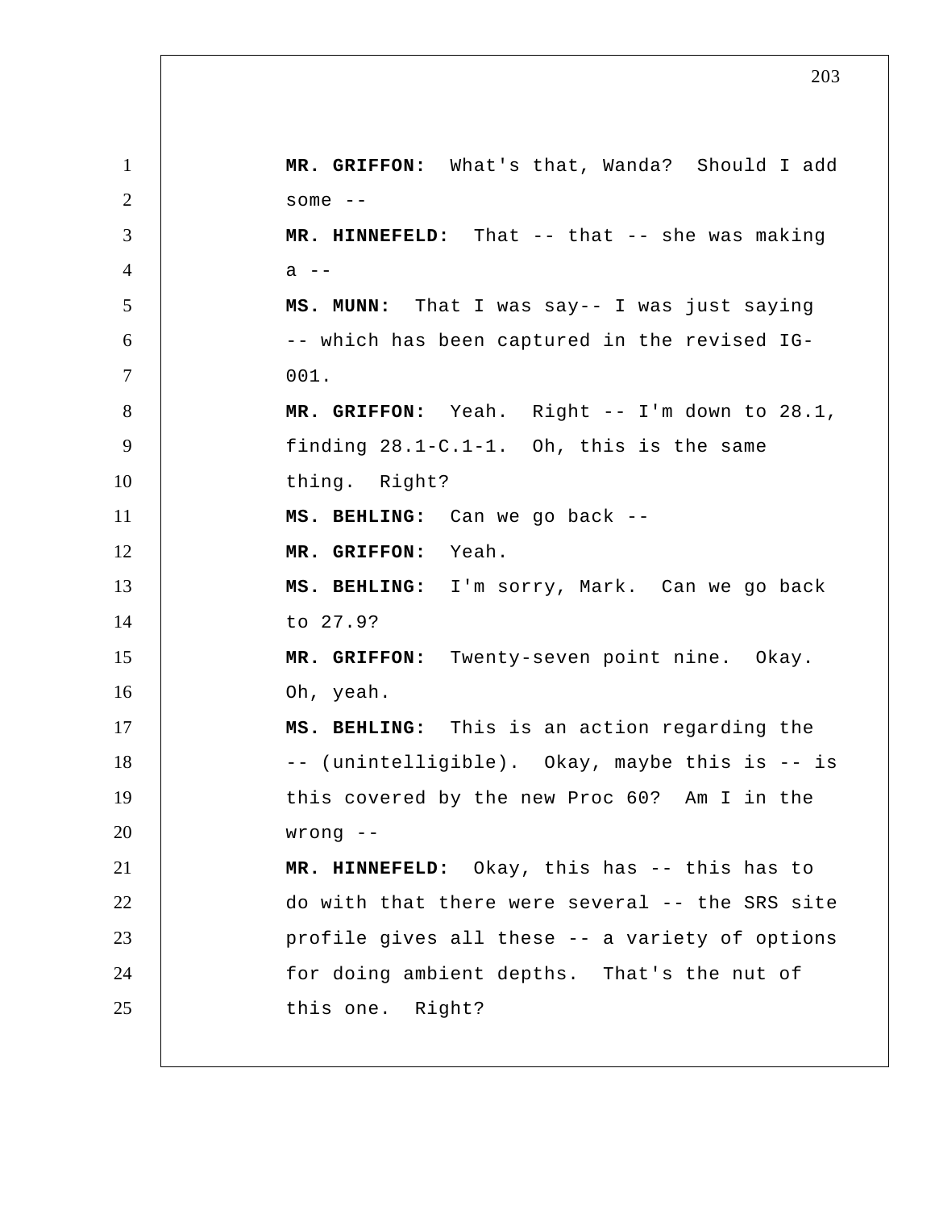**MR. GRIFFON:** What's that, Wanda? Should I add some --

**MR. HINNEFELD:** That -- that -- she was making a --

**MS. MUNN:** That I was say-- I was just saying -- which has been captured in the revised IG-001.

**MR. GRIFFON:** Yeah. Right -- I'm down to 28.1, finding 28.1-C.1-1. Oh, this is the same thing. Right?

**MS. BEHLING:** Can we go back --

**MR. GRIFFON:** Yeah.

**MS. BEHLING:** I'm sorry, Mark. Can we go back to 27.9?

**MR. GRIFFON:** Twenty-seven point nine. Okay. Oh, yeah.

**MS. BEHLING:** This is an action regarding the -- (unintelligible). Okay, maybe this is -- is this covered by the new Proc 60? Am I in the wrong --

**MR. HINNEFELD:** Okay, this has -- this has to do with that there were several -- the SRS site profile gives all these -- a variety of options for doing ambient depths. That's the nut of this one. Right?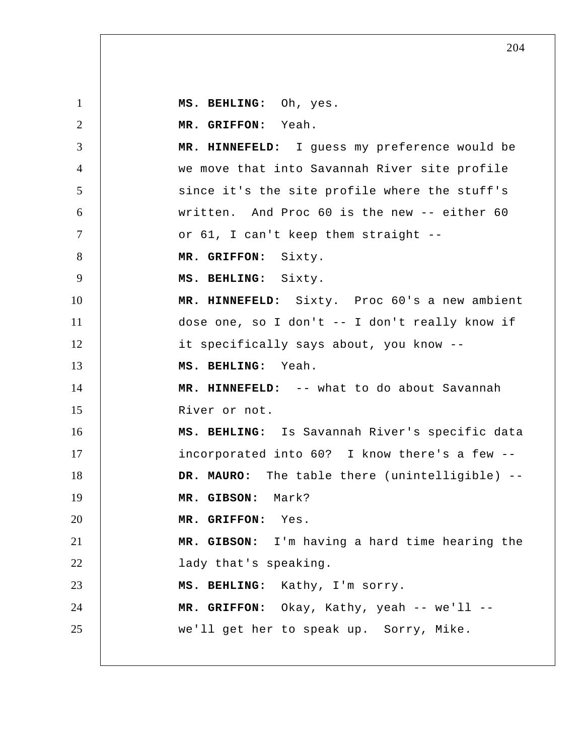**MS. BEHLING:** Oh, yes.

**MR. GRIFFON:** Yeah.

**MR. HINNEFELD:** I guess my preference would be we move that into Savannah River site profile since it's the site profile where the stuff's written. And Proc 60 is the new -- either 60 or 61, I can't keep them straight --

**MR. GRIFFON:** Sixty.

**MS. BEHLING:** Sixty.

**MR. HINNEFELD:** Sixty. Proc 60's a new ambient dose one, so I don't -- I don't really know if it specifically says about, you know --

**MS. BEHLING:** Yeah.

**MR. HINNEFELD:** -- what to do about Savannah River or not.

**MS. BEHLING:** Is Savannah River's specific data incorporated into 60? I know there's a few --

**DR. MAURO:** The table there (unintelligible) --

**MR. GIBSON:** Mark?

**MR. GRIFFON:** Yes.

**MR. GIBSON:** I'm having a hard time hearing the lady that's speaking.

**MS. BEHLING:** Kathy, I'm sorry.

**MR. GRIFFON:** Okay, Kathy, yeah -- we'll -- we'll get her to speak up. Sorry, Mike.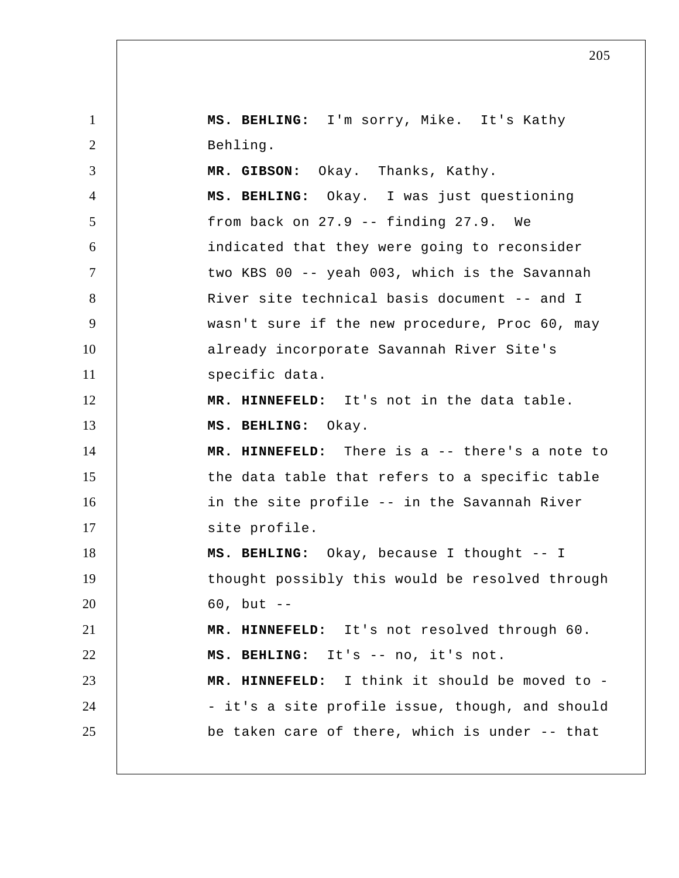**MS. BEHLING:** I'm sorry, Mike. It's Kathy Behling.

**MR. GIBSON:** Okay. Thanks, Kathy.

**MS. BEHLING:** Okay. I was just questioning from back on 27.9 -- finding 27.9. We indicated that they were going to reconsider two KBS 00 -- yeah 003, which is the Savannah River site technical basis document -- and I wasn't sure if the new procedure, Proc 60, may already incorporate Savannah River Site's specific data.

**MR. HINNEFELD:** It's not in the data table.

**MS. BEHLING:** Okay.

**MR. HINNEFELD:** There is a -- there's a note to the data table that refers to a specific table in the site profile -- in the Savannah River site profile.

**MS. BEHLING:** Okay, because I thought -- I thought possibly this would be resolved through 60, but --

**MR. HINNEFELD:** It's not resolved through 60.

**MS. BEHLING:** It's -- no, it's not.

**MR. HINNEFELD:** I think it should be moved to -- it's a site profile issue, though, and should be taken care of there, which is under -- that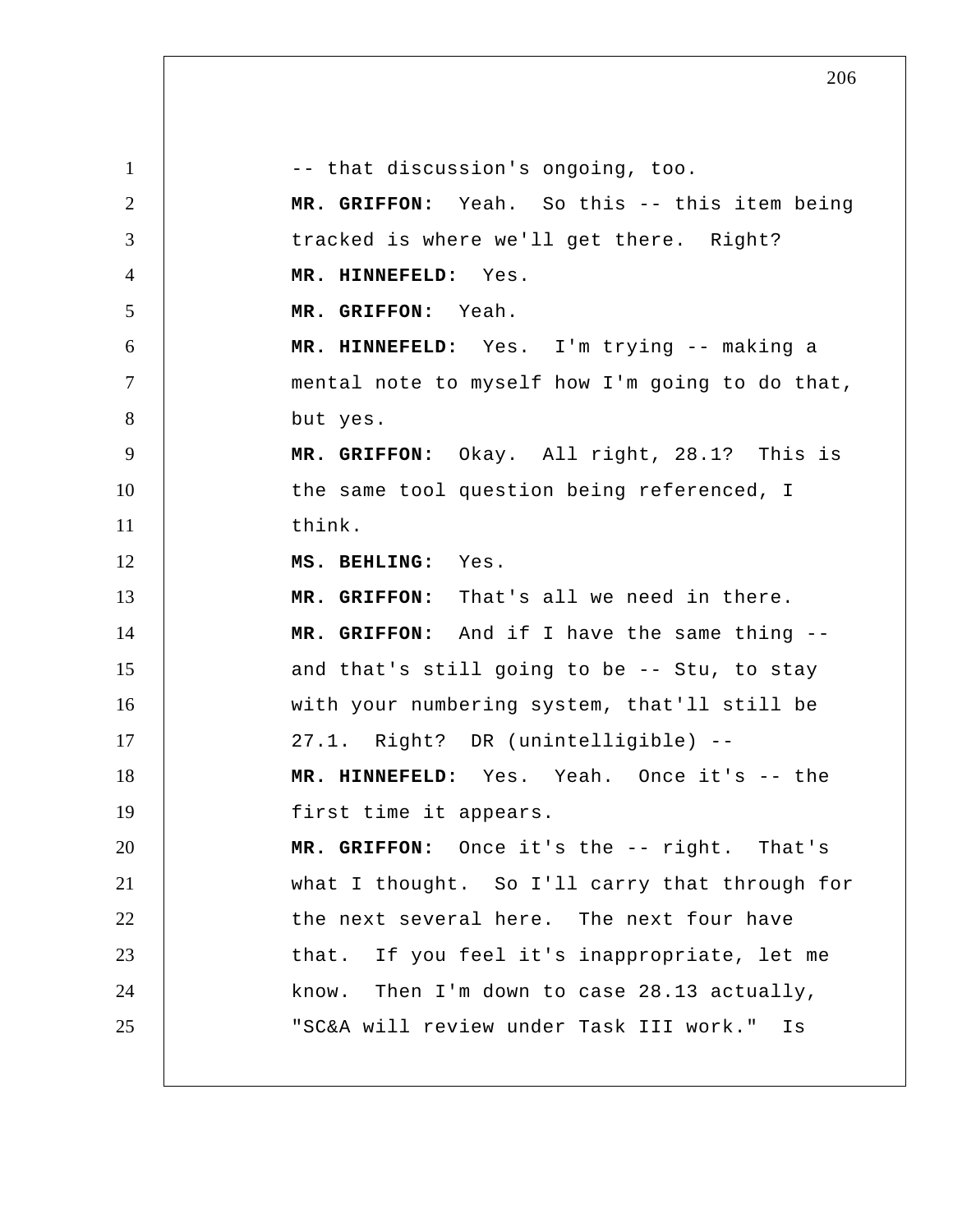-- that discussion's ongoing, too.

**MR. GRIFFON:** Yeah. So this -- this item being tracked is where we'll get there. Right?

**MR. HINNEFELD:** Yes.

**MR. GRIFFON:** Yeah.

**MR. HINNEFELD:** Yes. I'm trying -- making a mental note to myself how I'm going to do that, but yes.

**MR. GRIFFON:** Okay. All right, 28.1? This is the same tool question being referenced, I think.

**MS. BEHLING:** Yes.

**MR. GRIFFON:** That's all we need in there.

**MR. GRIFFON:** And if I have the same thing -- and that's still going to be -- Stu, to stay with your numbering system, that'll still be 27.1. Right? DR (unintelligible) --

**MR. HINNEFELD:** Yes. Yeah. Once it's -- the first time it appears.

**MR. GRIFFON:** Once it's the -- right. That's what I thought. So I'll carry that through for the next several here. The next four have that. If you feel it's inappropriate, let me know. Then I'm down to case 28.13 actually, "SC&A will review under Task III work." Is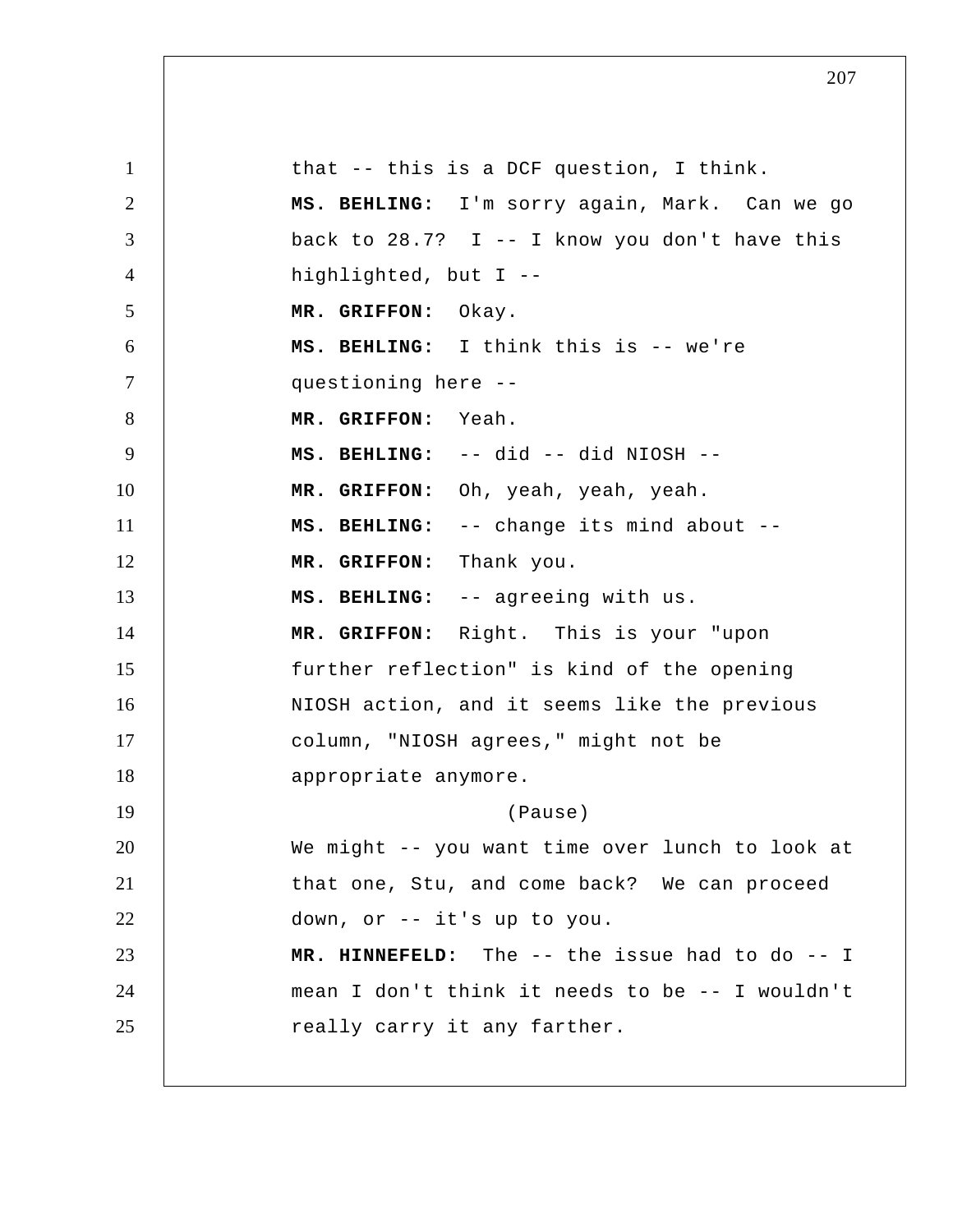that -- this is a DCF question, I think.

**MS. BEHLING:** I'm sorry again, Mark. Can we go back to 28.7? I -- I know you don't have this highlighted, but I --

**MR. GRIFFON:** Okay.

**MS. BEHLING:** I think this is -- we're questioning here --

**MR. GRIFFON:** Yeah.

**MS. BEHLING:** -- did -- did NIOSH --

**MR. GRIFFON:** Oh, yeah, yeah, yeah.

**MS. BEHLING:** -- change its mind about --

**MR. GRIFFON:** Thank you.

**MS. BEHLING:** -- agreeing with us.

**MR. GRIFFON:** Right. This is your "upon further reflection" is kind of the opening NIOSH action, and it seems like the previous column, "NIOSH agrees," might not be appropriate anymore.

(Pause)

We might -- you want time over lunch to look at that one, Stu, and come back? We can proceed down, or -- it's up to you.

**MR. HINNEFELD:** The -- the issue had to do -- I mean I don't think it needs to be -- I wouldn't really carry it any farther.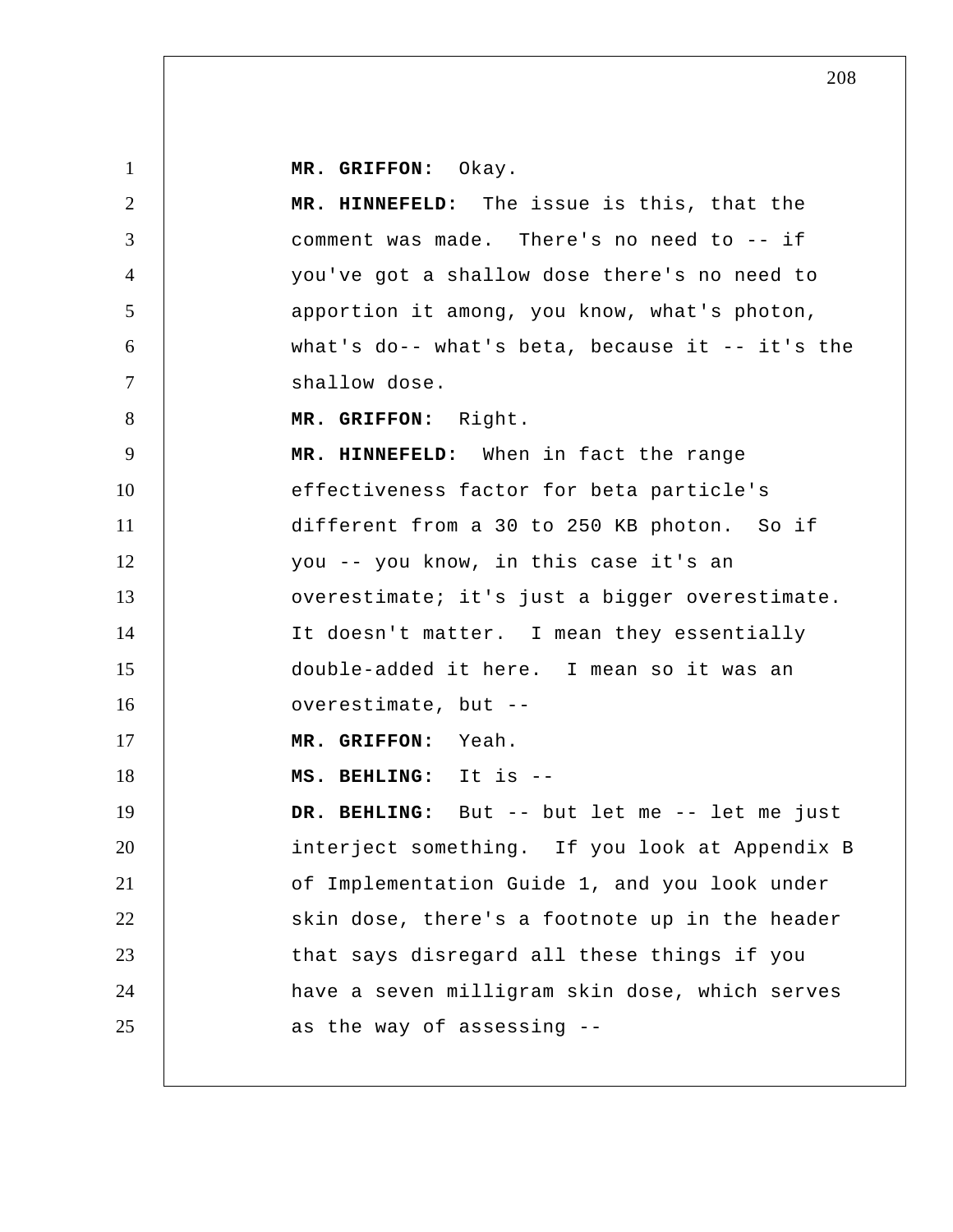**MR. GRIFFON:** Okay.

**MR. HINNEFELD:** The issue is this, that the comment was made. There's no need to -- if you've got a shallow dose there's no need to apportion it among, you know, what's photon, what's do-- what's beta, because it -- it's the shallow dose.

**MR. GRIFFON:** Right.

**MR. HINNEFELD:** When in fact the range effectiveness factor for beta particle's different from a 30 to 250 KB photon. So if you -- you know, in this case it's an overestimate; it's just a bigger overestimate. It doesn't matter. I mean they essentially double-added it here. I mean so it was an overestimate, but --

**MR. GRIFFON:** Yeah.

**MS. BEHLING:** It is --

**DR. BEHLING:** But -- but let me -- let me just interject something. If you look at Appendix B of Implementation Guide 1, and you look under skin dose, there's a footnote up in the header that says disregard all these things if you have a seven milligram skin dose, which serves as the way of assessing --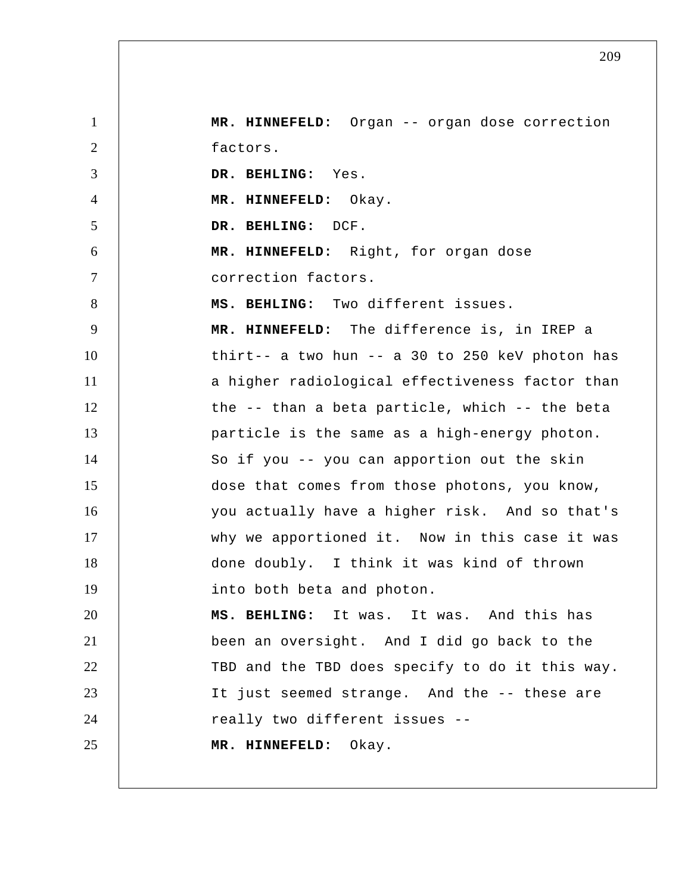**MR. HINNEFELD:** Organ -- organ dose correction factors.

**DR. BEHLING:** Yes.

**MR. HINNEFELD:** Okay.

**DR. BEHLING:** DCF.

**MR. HINNEFELD:** Right, for organ dose correction factors.

**MS. BEHLING:** Two different issues.

**MR. HINNEFELD:** The difference is, in IREP a thirt-- a two hun -- a 30 to 250 keV photon has a higher radiological effectiveness factor than the -- than a beta particle, which -- the beta particle is the same as a high-energy photon. So if you -- you can apportion out the skin dose that comes from those photons, you know, you actually have a higher risk. And so that's why we apportioned it. Now in this case it was done doubly. I think it was kind of thrown into both beta and photon.

**MS. BEHLING:** It was. It was. And this has been an oversight. And I did go back to the TBD and the TBD does specify to do it this way. It just seemed strange. And the -- these are really two different issues --

**MR. HINNEFELD:** Okay.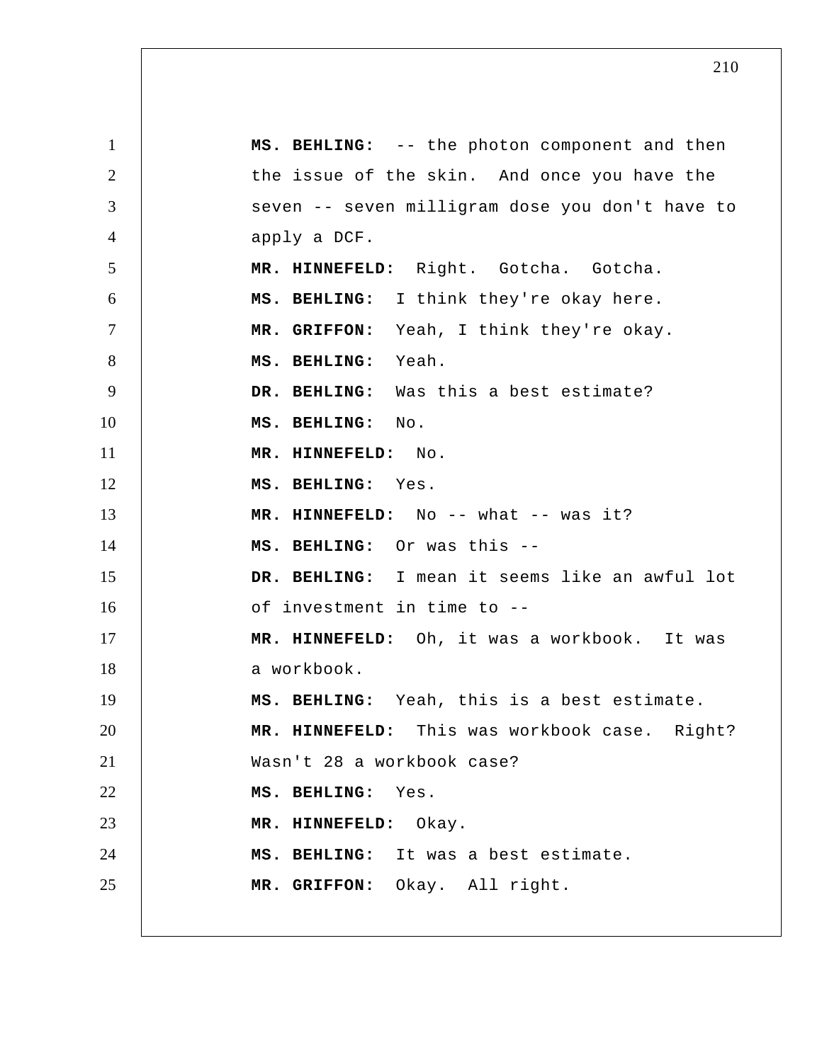**MS. BEHLING:** -- the photon component and then the issue of the skin. And once you have the seven -- seven milligram dose you don't have to apply a DCF.

**MR. HINNEFELD:** Right. Gotcha. Gotcha.

**MS. BEHLING:** I think they're okay here.

**MR. GRIFFON:** Yeah, I think they're okay.

**MS. BEHLING:** Yeah.

**DR. BEHLING:** Was this a best estimate?

**MS. BEHLING:** No.

**MR. HINNEFELD:** No.

**MS. BEHLING:** Yes.

**MR. HINNEFELD:** No -- what -- was it?

**MS. BEHLING:** Or was this --

**DR. BEHLING:** I mean it seems like an awful lot of investment in time to --

**MR. HINNEFELD:** Oh, it was a workbook. It was a workbook.

**MS. BEHLING:** Yeah, this is a best estimate.

**MR. HINNEFELD:** This was workbook case. Right? Wasn't 28 a workbook case?

**MS. BEHLING:** Yes.

**MR. HINNEFELD:** Okay.

**MS. BEHLING:** It was a best estimate.

**MR. GRIFFON:** Okay. All right.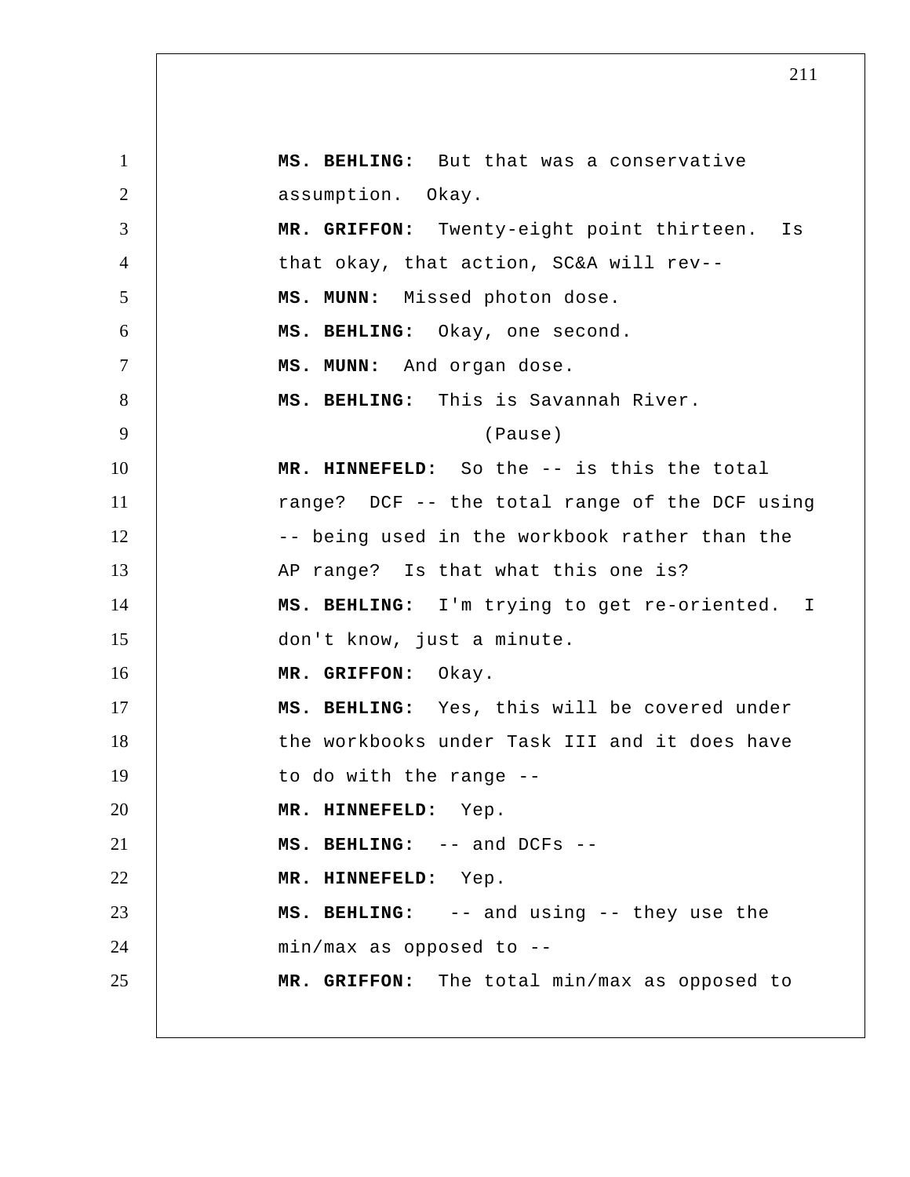**MS. BEHLING:** But that was a conservative assumption. Okay.

**MR. GRIFFON:** Twenty-eight point thirteen. Is that okay, that action, SC&A will rev--

**MS. MUNN:** Missed photon dose.

**MS. BEHLING:** Okay, one second.

**MS. MUNN:** And organ dose.

**MS. BEHLING:** This is Savannah River.

(Pause)

**MR. HINNEFELD:** So the -- is this the total range? DCF -- the total range of the DCF using -- being used in the workbook rather than the AP range? Is that what this one is?

**MS. BEHLING:** I'm trying to get re-oriented. I don't know, just a minute.

**MR. GRIFFON:** Okay.

**MS. BEHLING:** Yes, this will be covered under the workbooks under Task III and it does have to do with the range --

**MR. HINNEFELD:** Yep.

**MS. BEHLING:** -- and DCFs --

**MR. HINNEFELD:** Yep.

**MS. BEHLING:** -- and using -- they use the min/max as opposed to --

**MR. GRIFFON:** The total min/max as opposed to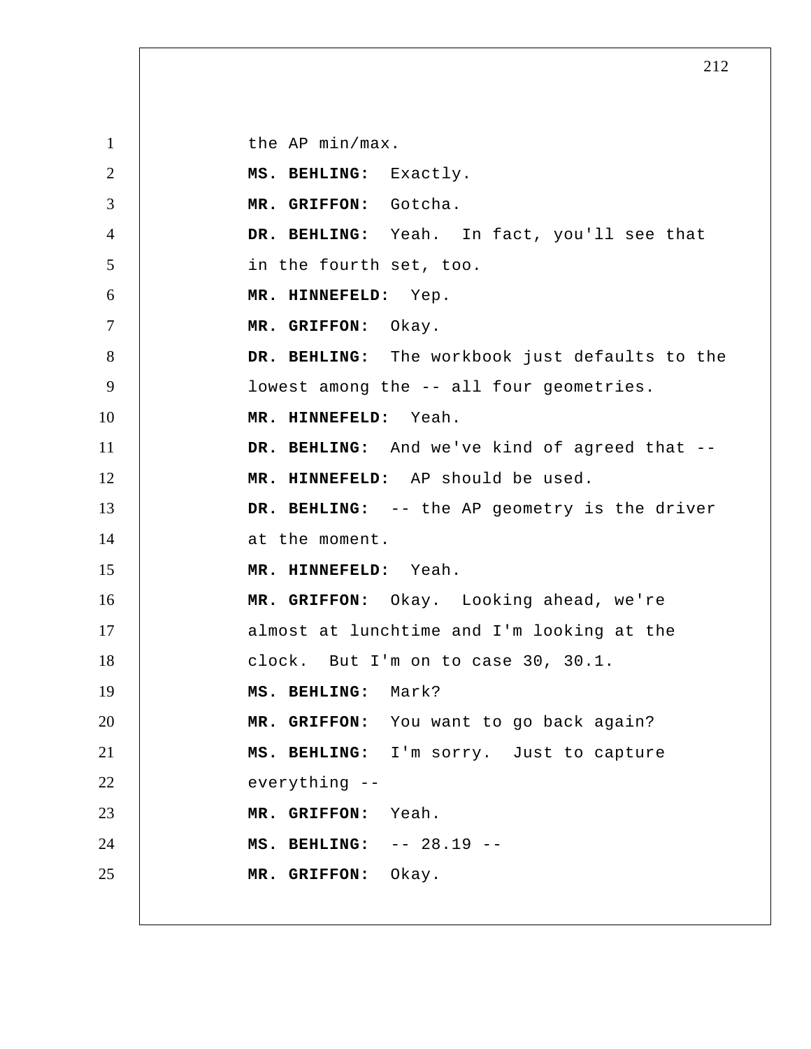the AP min/max.

**MS. BEHLING:** Exactly.

**MR. GRIFFON:** Gotcha.

**DR. BEHLING:** Yeah. In fact, you'll see that in the fourth set, too.

**MR. HINNEFELD:** Yep.

**MR. GRIFFON:** Okay.

**DR. BEHLING:** The workbook just defaults to the lowest among the -- all four geometries.

**MR. HINNEFELD:** Yeah.

**DR. BEHLING:** And we've kind of agreed that --

**MR. HINNEFELD:** AP should be used.

**DR. BEHLING:** -- the AP geometry is the driver at the moment.

**MR. HINNEFELD:** Yeah.

**MR. GRIFFON:** Okay. Looking ahead, we're almost at lunchtime and I'm looking at the clock. But I'm on to case 30, 30.1.

**MS. BEHLING:** Mark?

**MR. GRIFFON:** You want to go back again?

**MS. BEHLING:** I'm sorry. Just to capture everything --

**MR. GRIFFON:** Yeah.

**MS. BEHLING:** -- 28.19 --

**MR. GRIFFON:** Okay.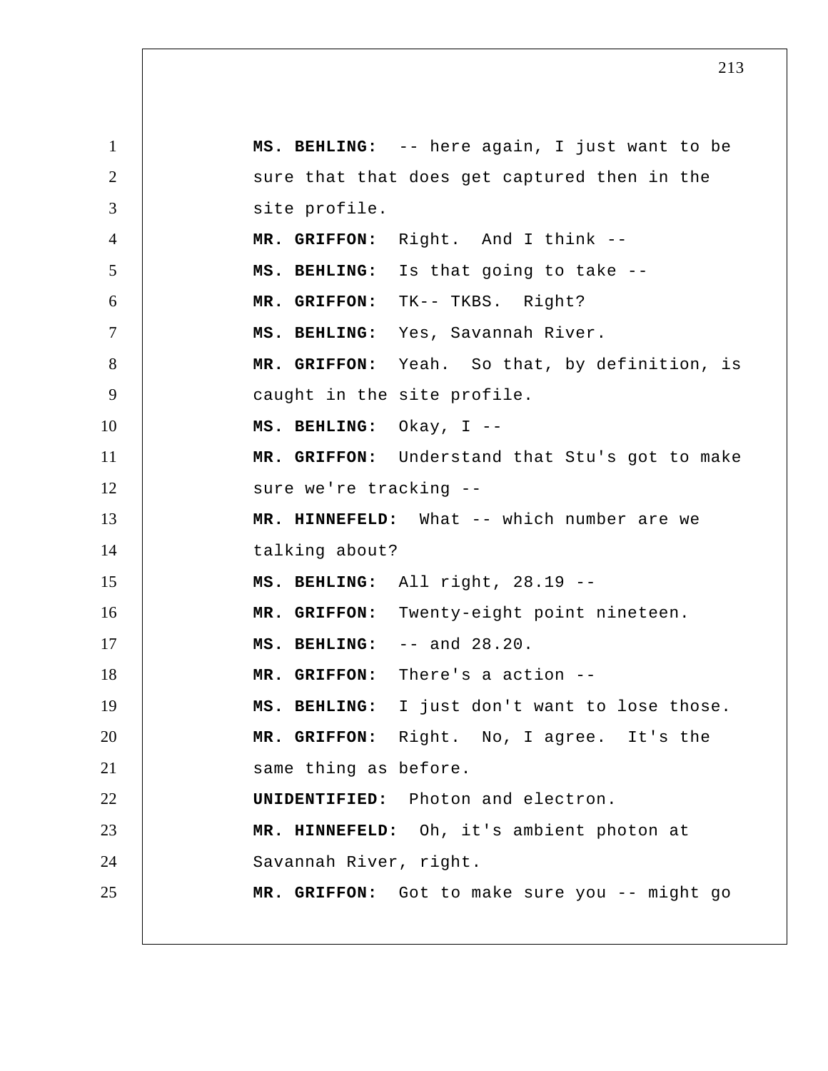**MS. BEHLING:** -- here again, I just want to be sure that that does get captured then in the site profile.

**MR. GRIFFON:** Right. And I think --

**MS. BEHLING:** Is that going to take --

**MR. GRIFFON:** TK-- TKBS. Right?

**MS. BEHLING:** Yes, Savannah River.

**MR. GRIFFON:** Yeah. So that, by definition, is caught in the site profile.

**MS. BEHLING:** Okay, I --

**MR. GRIFFON:** Understand that Stu's got to make sure we're tracking --

**MR. HINNEFELD:** What -- which number are we talking about?

**MS. BEHLING:** All right, 28.19 --

**MR. GRIFFON:** Twenty-eight point nineteen.

**MS. BEHLING:** -- and 28.20.

**MR. GRIFFON:** There's a action --

**MS. BEHLING:** I just don't want to lose those.

**MR. GRIFFON:** Right. No, I agree. It's the same thing as before.

**UNIDENTIFIED:** Photon and electron.

**MR. HINNEFELD:** Oh, it's ambient photon at Savannah River, right.

**MR. GRIFFON:** Got to make sure you -- might go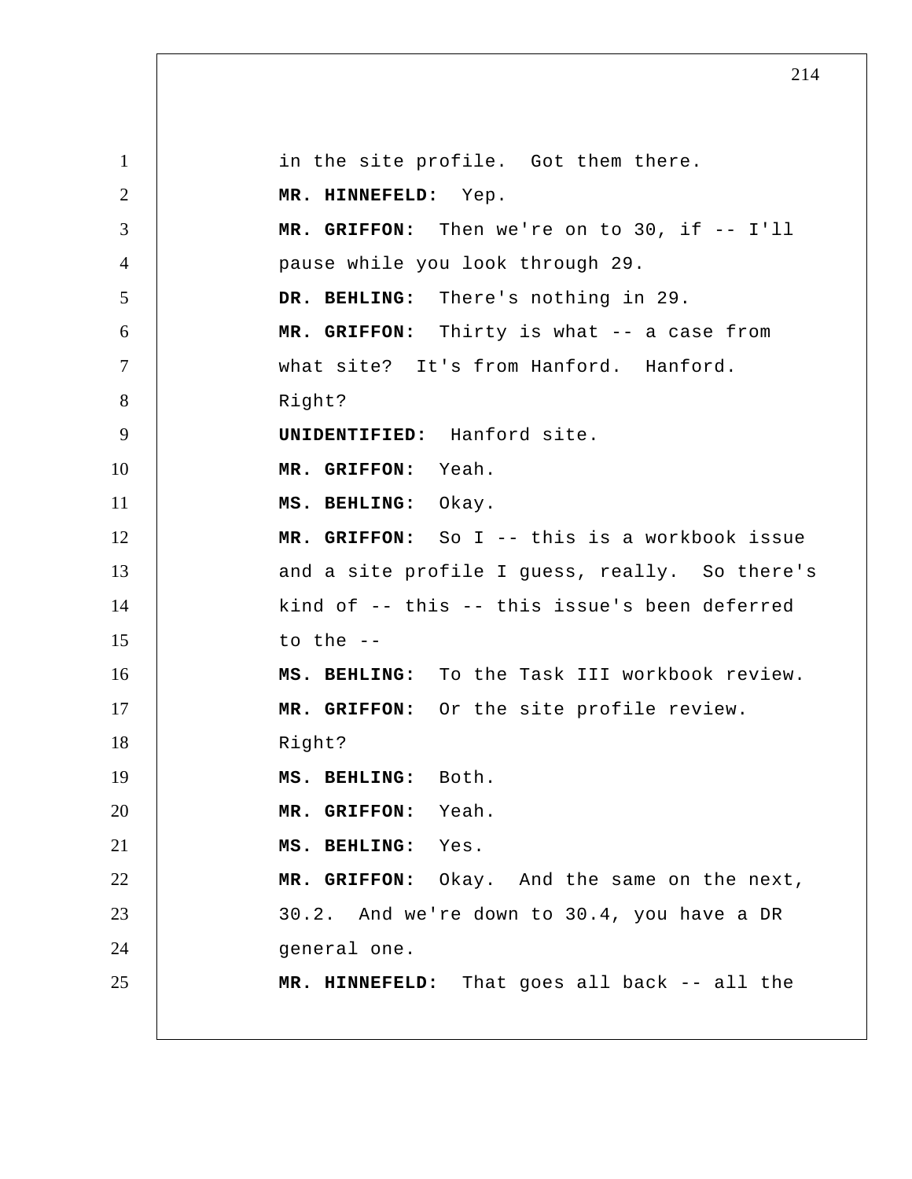in the site profile. Got them there.

**MR. HINNEFELD:** Yep.

**MR. GRIFFON:** Then we're on to 30, if -- I'll pause while you look through 29.

**DR. BEHLING:** There's nothing in 29.

**MR. GRIFFON:** Thirty is what -- a case from what site? It's from Hanford. Hanford. Right?

**UNIDENTIFIED:** Hanford site.

**MR. GRIFFON:** Yeah.

**MS. BEHLING:** Okay.

**MR. GRIFFON:** So I -- this is a workbook issue and a site profile I guess, really. So there's kind of -- this -- this issue's been deferred to the --

**MS. BEHLING:** To the Task III workbook review.

**MR. GRIFFON:** Or the site profile review. Right?

**MS. BEHLING:** Both.

**MR. GRIFFON:** Yeah.

**MS. BEHLING:** Yes.

**MR. GRIFFON:** Okay. And the same on the next, 30.2. And we're down to 30.4, you have a DR general one.

**MR. HINNEFELD:** That goes all back -- all the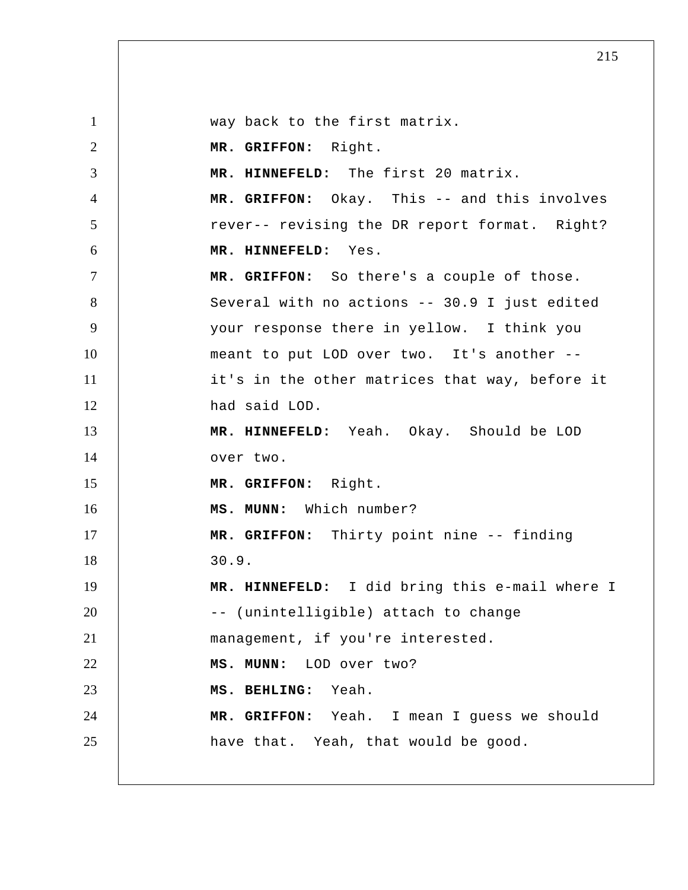way back to the first matrix.

**MR. GRIFFON:** Right.

**MR. HINNEFELD:** The first 20 matrix.

**MR. GRIFFON:** Okay. This -- and this involves rever-- revising the DR report format. Right?

**MR. HINNEFELD:** Yes.

**MR. GRIFFON:** So there's a couple of those. Several with no actions -- 30.9 I just edited your response there in yellow. I think you meant to put LOD over two. It's another -- it's in the other matrices that way, before it had said LOD.

**MR. HINNEFELD:** Yeah. Okay. Should be LOD over two.

**MR. GRIFFON:** Right.

**MS. MUNN:** Which number?

**MR. GRIFFON:** Thirty point nine -- finding 30.9.

**MR. HINNEFELD:** I did bring this e-mail where I -- (unintelligible) attach to change management, if you're interested.

**MS. MUNN:** LOD over two?

**MS. BEHLING:** Yeah.

**MR. GRIFFON:** Yeah. I mean I guess we should have that. Yeah, that would be good.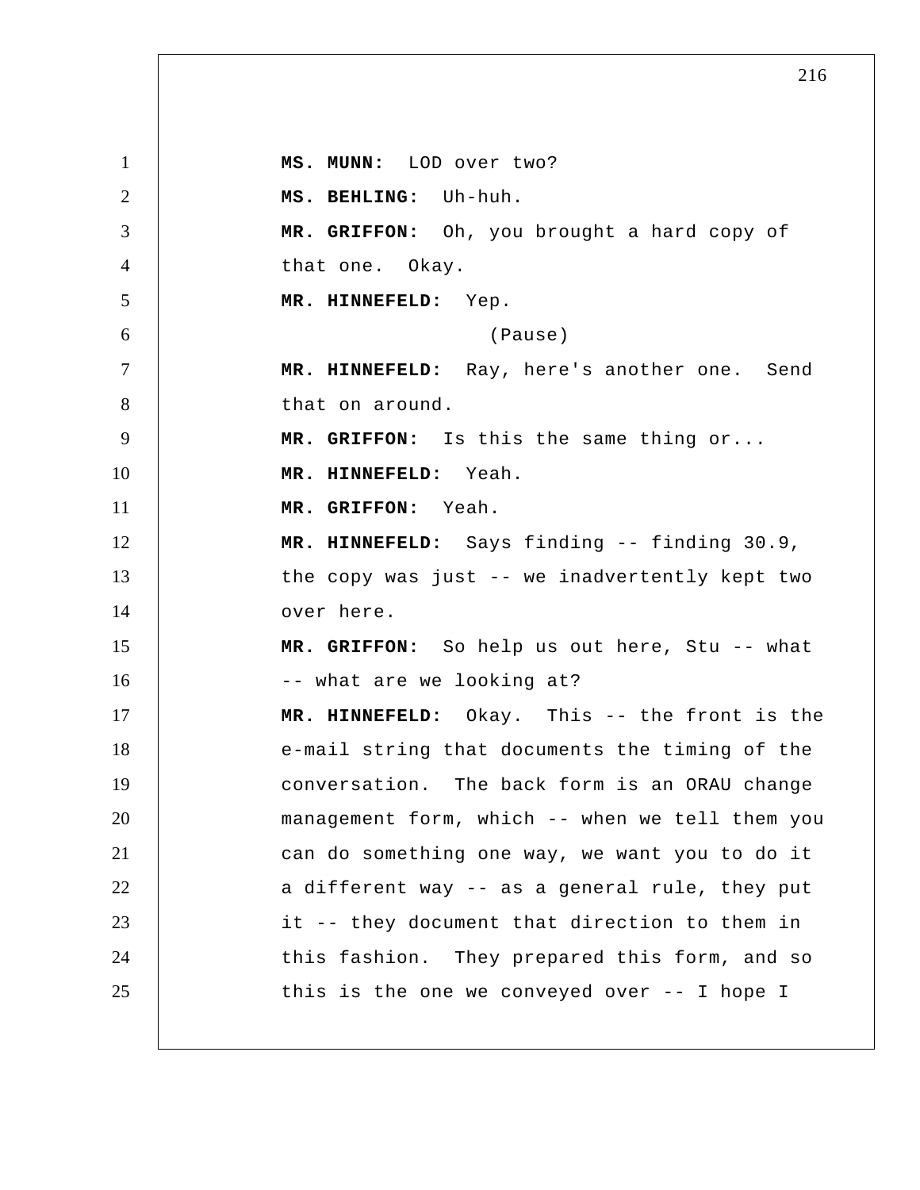**MS. MUNN:** LOD over two?

**MS. BEHLING:** Uh-huh.

**MR. GRIFFON:** Oh, you brought a hard copy of that one. Okay.

**MR. HINNEFELD:** Yep.

(Pause)

**MR. HINNEFELD:** Ray, here's another one. Send that on around.

**MR. GRIFFON:** Is this the same thing or...

**MR. HINNEFELD:** Yeah.

**MR. GRIFFON:** Yeah.

**MR. HINNEFELD:** Says finding -- finding 30.9, the copy was just -- we inadvertently kept two over here.

**MR. GRIFFON:** So help us out here, Stu -- what -- what are we looking at?

**MR. HINNEFELD:** Okay. This -- the front is the e-mail string that documents the timing of the conversation. The back form is an ORAU change management form, which -- when we tell them you can do something one way, we want you to do it a different way -- as a general rule, they put it -- they document that direction to them in this fashion. They prepared this form, and so this is the one we conveyed over -- I hope I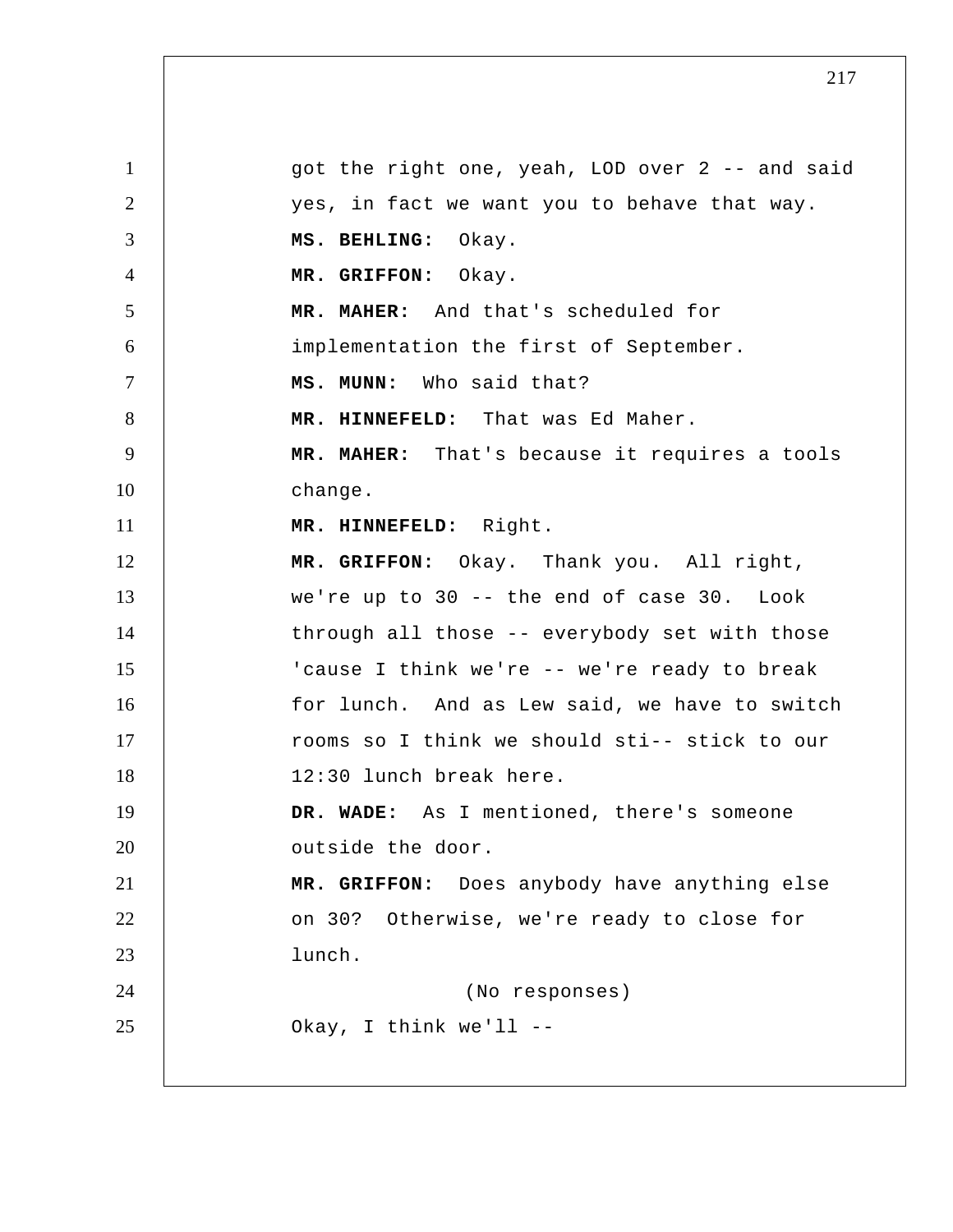got the right one, yeah, LOD over 2 -- and said yes, in fact we want you to behave that way.

**MS. BEHLING:** Okay.

**MR. GRIFFON:** Okay.

**MR. MAHER:** And that's scheduled for implementation the first of September.

**MS. MUNN:** Who said that?

**MR. HINNEFELD:** That was Ed Maher.

**MR. MAHER:** That's because it requires a tools change.

**MR. HINNEFELD:** Right.

**MR. GRIFFON:** Okay. Thank you. All right, we're up to 30 -- the end of case 30. Look through all those -- everybody set with those 'cause I think we're -- we're ready to break for lunch. And as Lew said, we have to switch rooms so I think we should sti-- stick to our 12:30 lunch break here.

**DR. WADE:** As I mentioned, there's someone outside the door.

**MR. GRIFFON:** Does anybody have anything else on 30? Otherwise, we're ready to close for lunch.

(No responses)

Okay, I think we'll --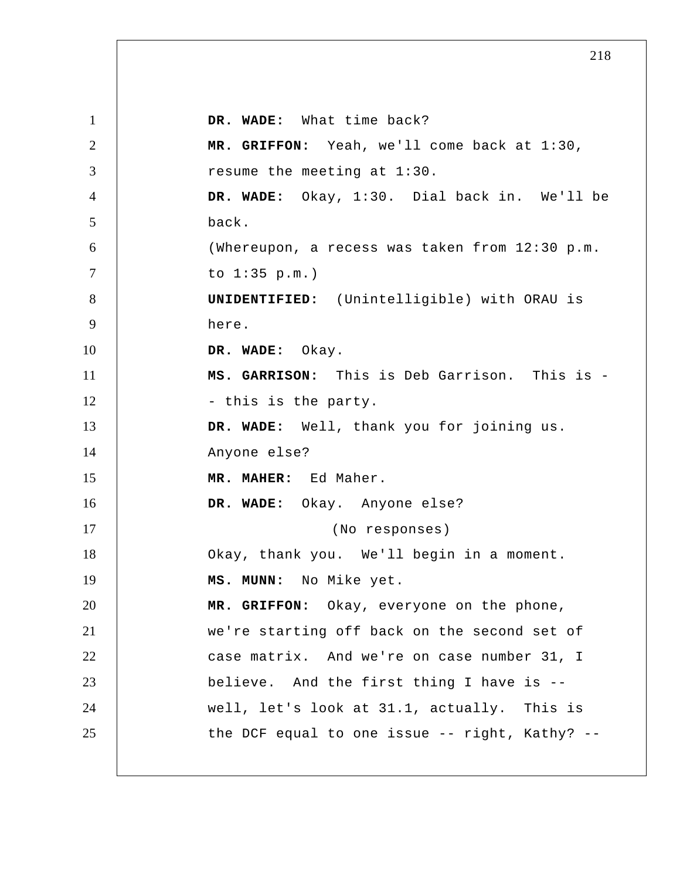**DR. WADE:** What time back?

**MR. GRIFFON:** Yeah, we'll come back at 1:30, resume the meeting at 1:30.

**DR. WADE:** Okay, 1:30. Dial back in. We'll be back.

(Whereupon, a recess was taken from 12:30 p.m. to 1:35 p.m.)

**UNIDENTIFIED:** (Unintelligible) with ORAU is here.

**DR. WADE:** Okay.

**MS. GARRISON:** This is Deb Garrison. This is -- this is the party.

**DR. WADE:** Well, thank you for joining us. Anyone else?

**MR. MAHER:** Ed Maher.

**DR. WADE:** Okay. Anyone else?

(No responses)

Okay, thank you. We'll begin in a moment.

**MS. MUNN:** No Mike yet.

**MR. GRIFFON:** Okay, everyone on the phone, we're starting off back on the second set of case matrix. And we're on case number 31, I believe. And the first thing I have is -- well, let's look at 31.1, actually. This is the DCF equal to one issue -- right, Kathy? --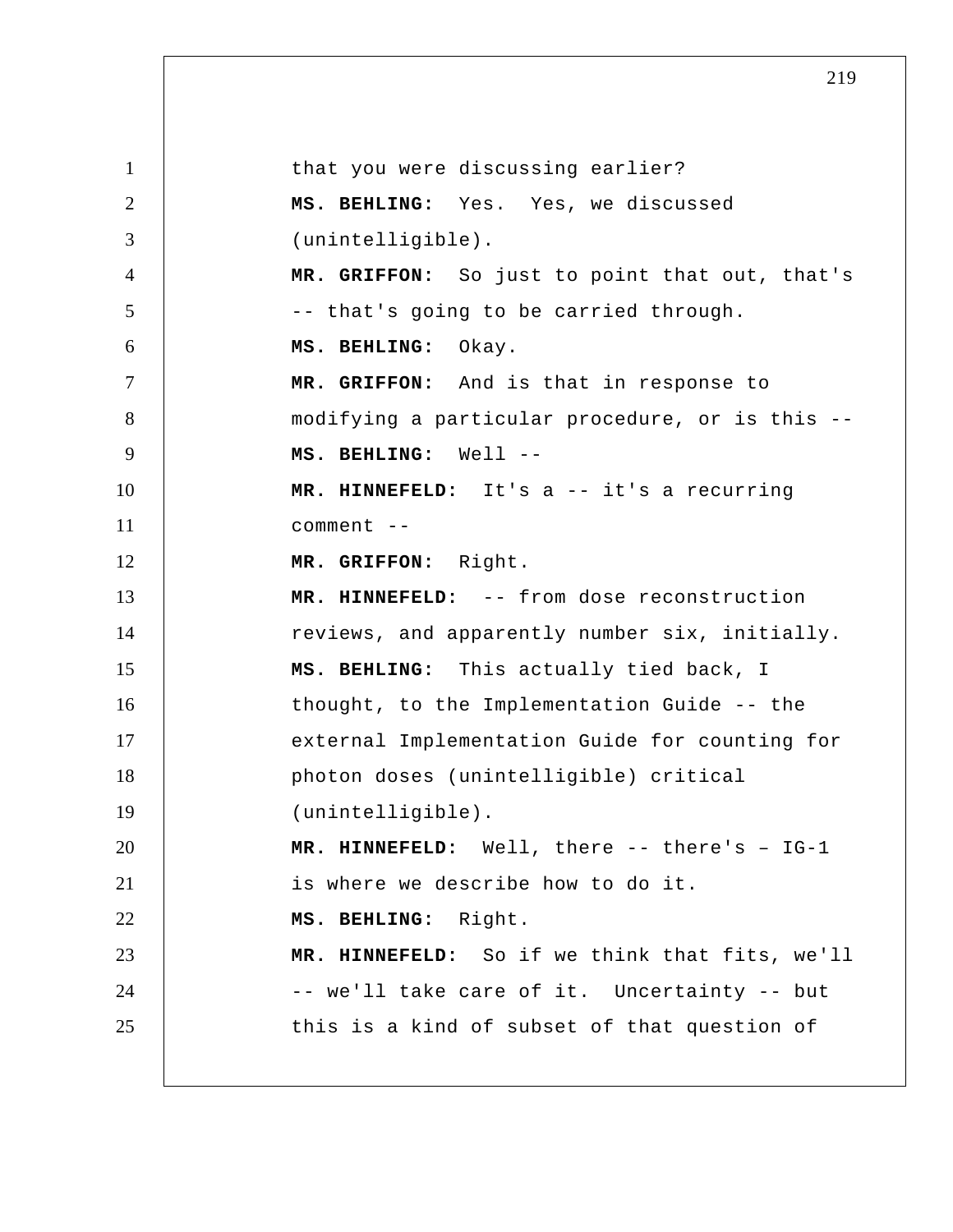that you were discussing earlier?

**MS. BEHLING:** Yes. Yes, we discussed (unintelligible).

**MR. GRIFFON:** So just to point that out, that's -- that's going to be carried through.

**MS. BEHLING:** Okay.

**MR. GRIFFON:** And is that in response to modifying a particular procedure, or is this --

**MS. BEHLING:** Well --

**MR. HINNEFELD:** It's a -- it's a recurring comment --

**MR. GRIFFON:** Right.

**MR. HINNEFELD:** -- from dose reconstruction reviews, and apparently number six, initially.

**MS. BEHLING:** This actually tied back, I thought, to the Implementation Guide -- the external Implementation Guide for counting for photon doses (unintelligible) critical (unintelligible).

**MR. HINNEFELD:** Well, there -- there's – IG-1 is where we describe how to do it.

**MS. BEHLING:** Right.

**MR. HINNEFELD:** So if we think that fits, we'll -- we'll take care of it. Uncertainty -- but this is a kind of subset of that question of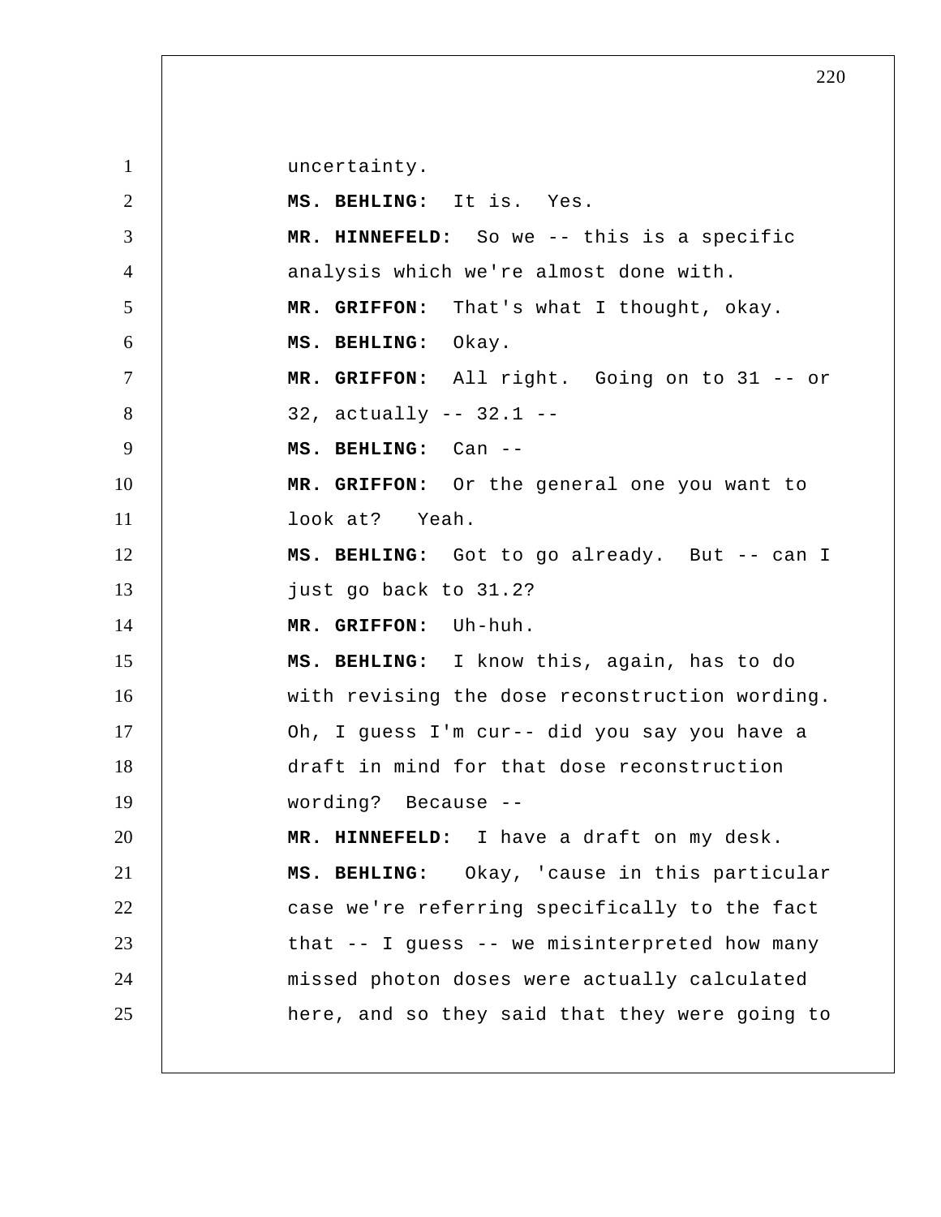uncertainty.

**MS. BEHLING:** It is. Yes.

**MR. HINNEFELD:** So we -- this is a specific analysis which we're almost done with.

**MR. GRIFFON:** That's what I thought, okay.

**MS. BEHLING:** Okay.

**MR. GRIFFON:** All right. Going on to 31 -- or 32, actually -- 32.1 --

**MS. BEHLING:** Can --

**MR. GRIFFON:** Or the general one you want to look at? Yeah.

**MS. BEHLING:** Got to go already. But -- can I just go back to 31.2?

**MR. GRIFFON:** Uh-huh.

**MS. BEHLING:** I know this, again, has to do with revising the dose reconstruction wording. Oh, I guess I'm cur-- did you say you have a draft in mind for that dose reconstruction wording? Because --

**MR. HINNEFELD:** I have a draft on my desk.

**MS. BEHLING:** Okay, 'cause in this particular case we're referring specifically to the fact that -- I guess -- we misinterpreted how many missed photon doses were actually calculated here, and so they said that they were going to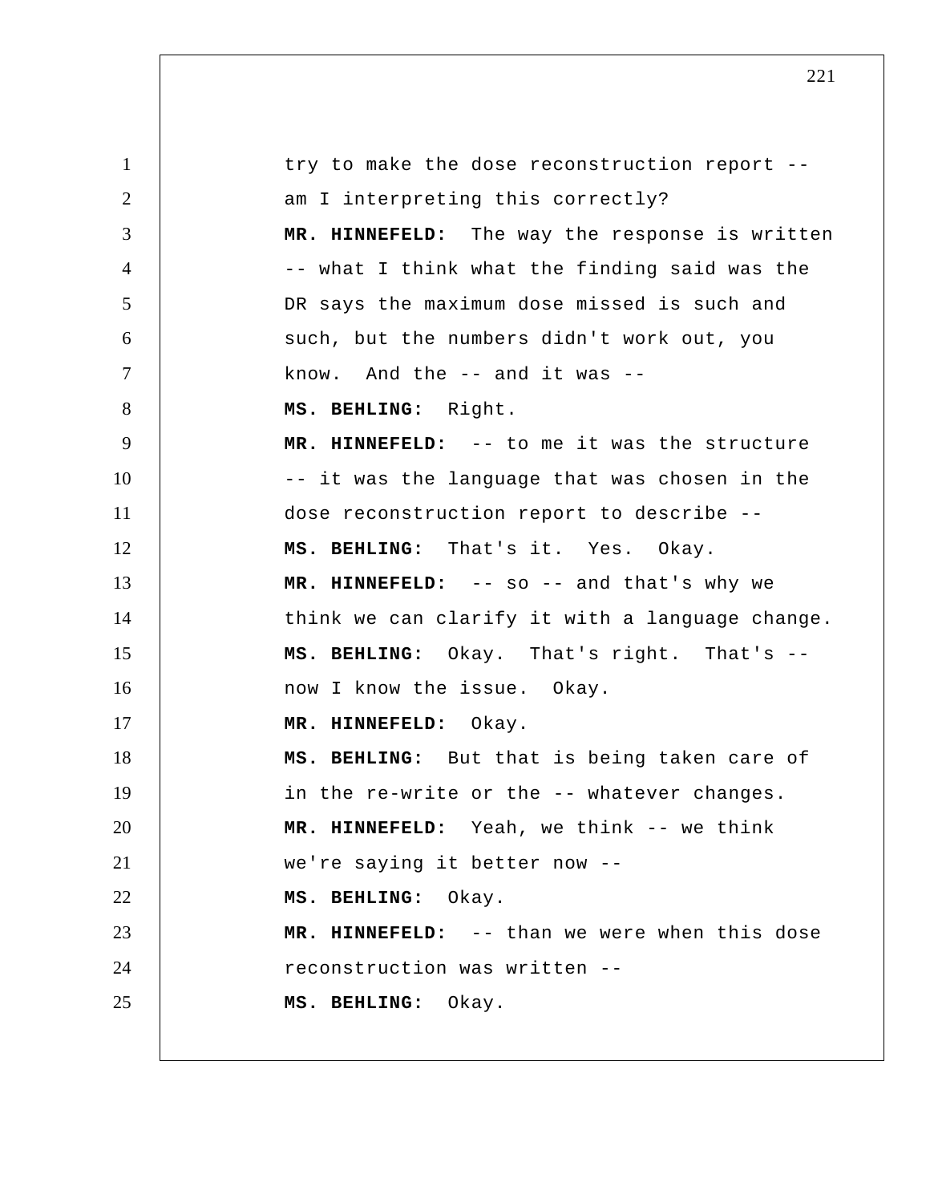try to make the dose reconstruction report -- am I interpreting this correctly?

**MR. HINNEFELD:** The way the response is written -- what I think what the finding said was the DR says the maximum dose missed is such and such, but the numbers didn't work out, you know. And the -- and it was --

**MS. BEHLING:** Right.

**MR. HINNEFELD:** -- to me it was the structure -- it was the language that was chosen in the dose reconstruction report to describe --

**MS. BEHLING:** That's it. Yes. Okay.

**MR. HINNEFELD:** -- so -- and that's why we think we can clarify it with a language change.

**MS. BEHLING:** Okay. That's right. That's -- now I know the issue. Okay.

**MR. HINNEFELD:** Okay.

**MS. BEHLING:** But that is being taken care of in the re-write or the -- whatever changes.

**MR. HINNEFELD:** Yeah, we think -- we think we're saying it better now --

**MS. BEHLING:** Okay.

**MR. HINNEFELD:** -- than we were when this dose reconstruction was written --

**MS. BEHLING:** Okay.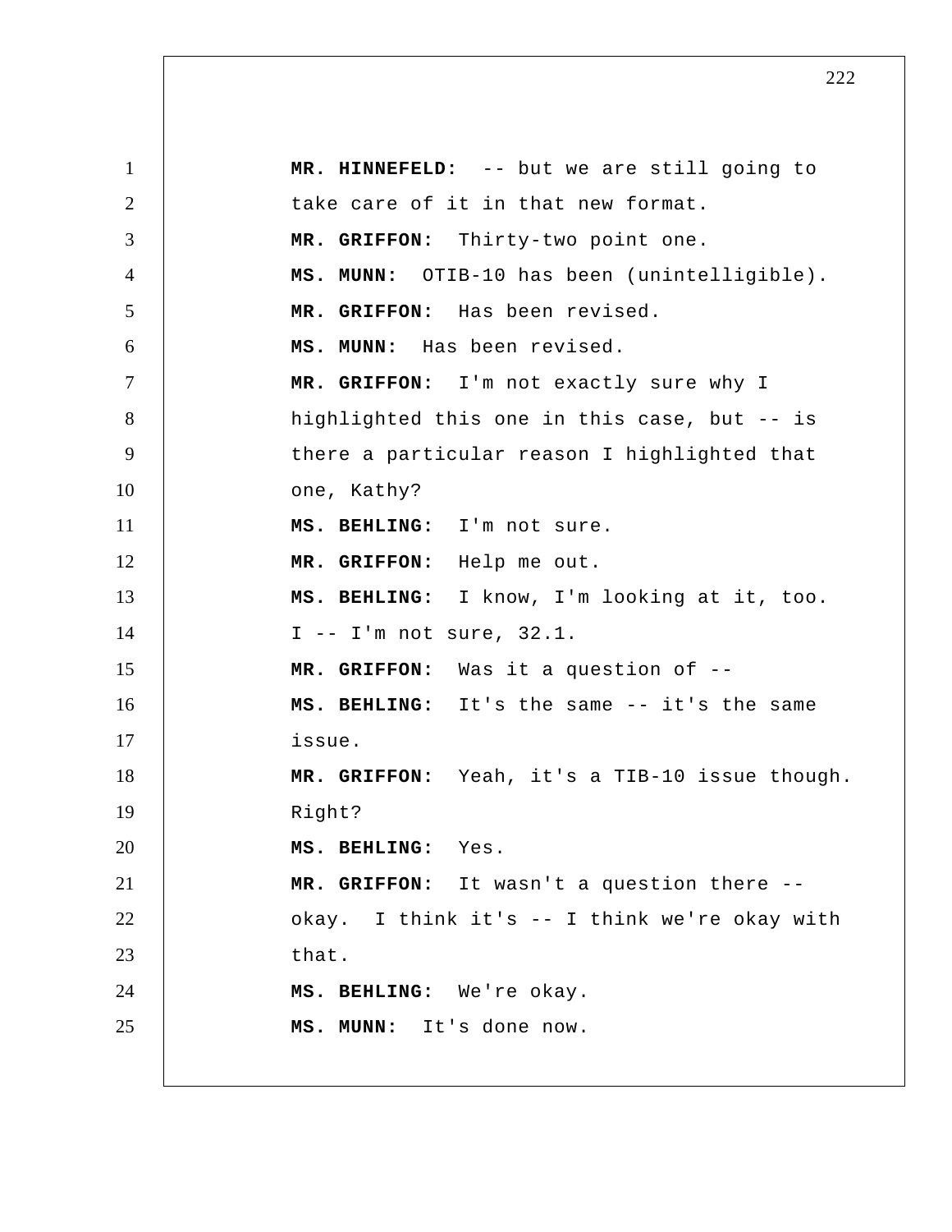**MR. HINNEFELD:** -- but we are still going to take care of it in that new format.

**MR. GRIFFON:** Thirty-two point one.

**MS. MUNN:** OTIB-10 has been (unintelligible).

**MR. GRIFFON:** Has been revised.

**MS. MUNN:** Has been revised.

**MR. GRIFFON:** I'm not exactly sure why I highlighted this one in this case, but -- is there a particular reason I highlighted that one, Kathy?

**MS. BEHLING:** I'm not sure.

**MR. GRIFFON:** Help me out.

**MS. BEHLING:** I know, I'm looking at it, too. I -- I'm not sure, 32.1.

**MR. GRIFFON:** Was it a question of --

**MS. BEHLING:** It's the same -- it's the same issue.

**MR. GRIFFON:** Yeah, it's a TIB-10 issue though. Right?

**MS. BEHLING:** Yes.

**MR. GRIFFON:** It wasn't a question there -- okay. I think it's -- I think we're okay with that.

**MS. BEHLING:** We're okay.

**MS. MUNN:** It's done now.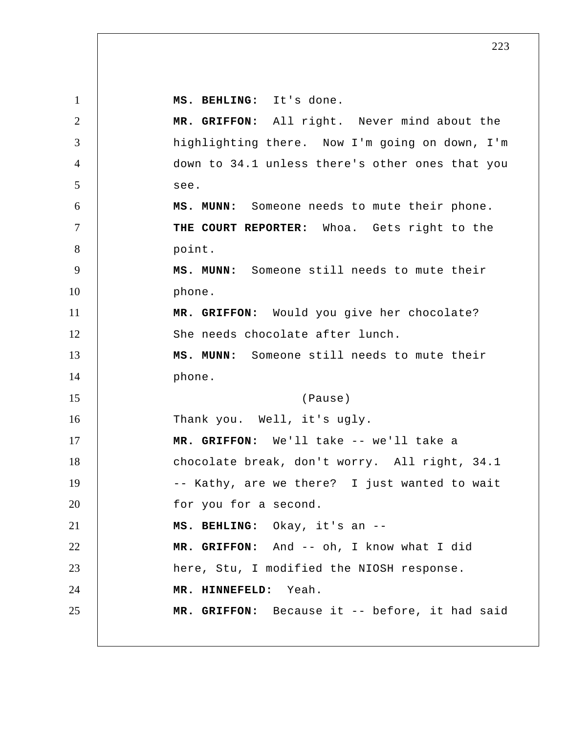**MS. BEHLING:** It's done.

**MR. GRIFFON:** All right. Never mind about the highlighting there. Now I'm going on down, I'm down to 34.1 unless there's other ones that you see.

**MS. MUNN:** Someone needs to mute their phone.

**THE COURT REPORTER:** Whoa. Gets right to the point.

**MS. MUNN:** Someone still needs to mute their phone.

**MR. GRIFFON:** Would you give her chocolate? She needs chocolate after lunch.

**MS. MUNN:** Someone still needs to mute their phone.

(Pause)

Thank you. Well, it's ugly.

**MR. GRIFFON:** We'll take -- we'll take a chocolate break, don't worry. All right, 34.1 -- Kathy, are we there? I just wanted to wait for you for a second.

**MS. BEHLING:** Okay, it's an --

**MR. GRIFFON:** And -- oh, I know what I did here, Stu, I modified the NIOSH response.

**MR. HINNEFELD:** Yeah.

**MR. GRIFFON:** Because it -- before, it had said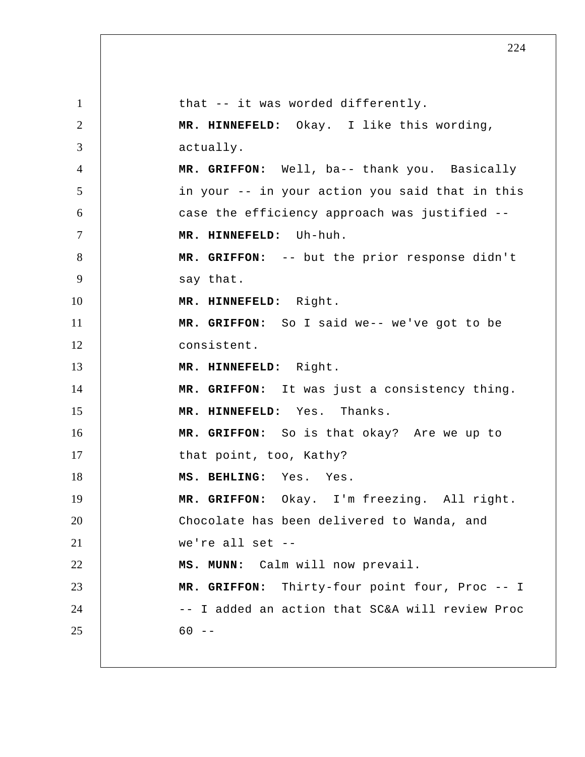that -- it was worded differently.

**MR. HINNEFELD:** Okay. I like this wording, actually.

**MR. GRIFFON:** Well, ba-- thank you. Basically in your -- in your action you said that in this case the efficiency approach was justified --

**MR. HINNEFELD:** Uh-huh.

**MR. GRIFFON:** -- but the prior response didn't say that.

**MR. HINNEFELD:** Right.

**MR. GRIFFON:** So I said we-- we've got to be consistent.

**MR. HINNEFELD:** Right.

**MR. GRIFFON:** It was just a consistency thing.

**MR. HINNEFELD:** Yes. Thanks.

**MR. GRIFFON:** So is that okay? Are we up to that point, too, Kathy?

**MS. BEHLING:** Yes. Yes.

**MR. GRIFFON:** Okay. I'm freezing. All right. Chocolate has been delivered to Wanda, and we're all set --

**MS. MUNN:** Calm will now prevail.

**MR. GRIFFON:** Thirty-four point four, Proc -- I -- I added an action that SC&A will review Proc 60 --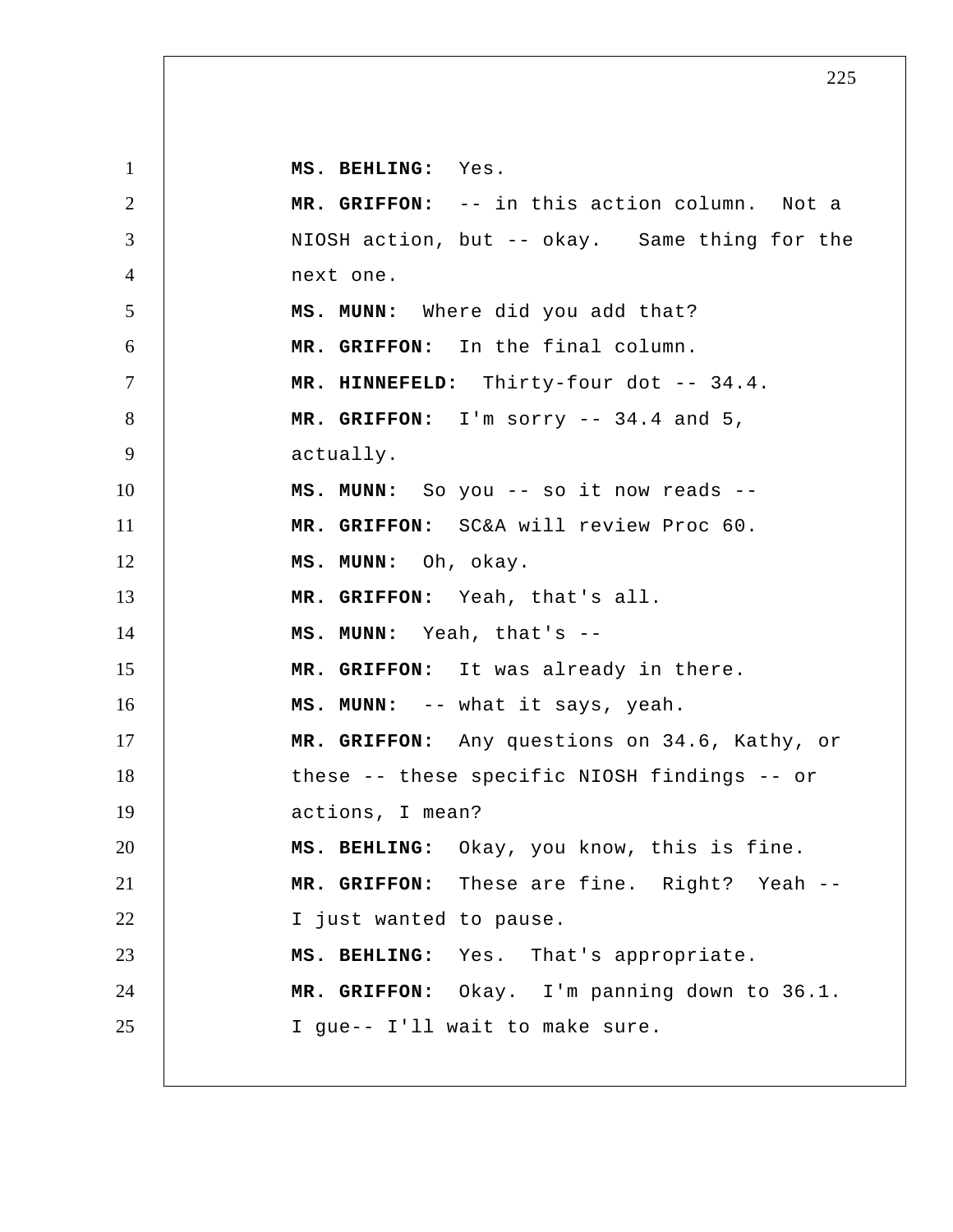**MS. BEHLING:** Yes.

**MR. GRIFFON:** -- in this action column. Not a NIOSH action, but -- okay. Same thing for the next one.

**MS. MUNN:** Where did you add that?

**MR. GRIFFON:** In the final column.

**MR. HINNEFELD:** Thirty-four dot -- 34.4.

**MR. GRIFFON:** I'm sorry -- 34.4 and 5, actually.

**MS. MUNN:** So you -- so it now reads --

**MR. GRIFFON:** SC&A will review Proc 60.

**MS. MUNN:** Oh, okay.

**MR. GRIFFON:** Yeah, that's all.

**MS. MUNN:** Yeah, that's --

**MR. GRIFFON:** It was already in there.

**MS. MUNN:** -- what it says, yeah.

**MR. GRIFFON:** Any questions on 34.6, Kathy, or these -- these specific NIOSH findings -- or actions, I mean?

**MS. BEHLING:** Okay, you know, this is fine.

**MR. GRIFFON:** These are fine. Right? Yeah -- I just wanted to pause.

**MS. BEHLING:** Yes. That's appropriate.

**MR. GRIFFON:** Okay. I'm panning down to 36.1. I gue-- I'll wait to make sure.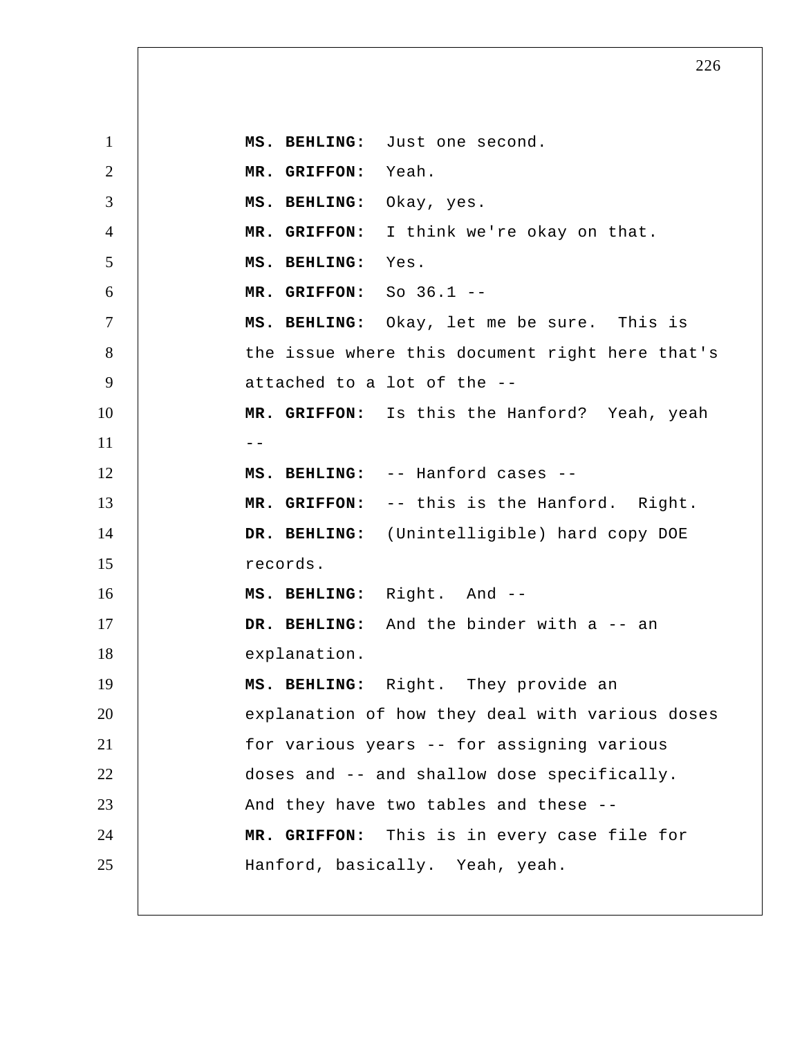**MS. BEHLING:** Just one second.

**MR. GRIFFON:** Yeah.

**MS. BEHLING:** Okay, yes.

**MR. GRIFFON:** I think we're okay on that.

**MS. BEHLING:** Yes.

**MR. GRIFFON:** So 36.1 --

**MS. BEHLING:** Okay, let me be sure. This is the issue where this document right here that's attached to a lot of the --

**MR. GRIFFON:** Is this the Hanford? Yeah, yeah --

**MS. BEHLING:** -- Hanford cases --

**MR. GRIFFON:** -- this is the Hanford. Right.

**DR. BEHLING:** (Unintelligible) hard copy DOE records.

**MS. BEHLING:** Right. And --

**DR. BEHLING:** And the binder with a -- an explanation.

**MS. BEHLING:** Right. They provide an explanation of how they deal with various doses for various years -- for assigning various doses and -- and shallow dose specifically. And they have two tables and these --

**MR. GRIFFON:** This is in every case file for Hanford, basically. Yeah, yeah.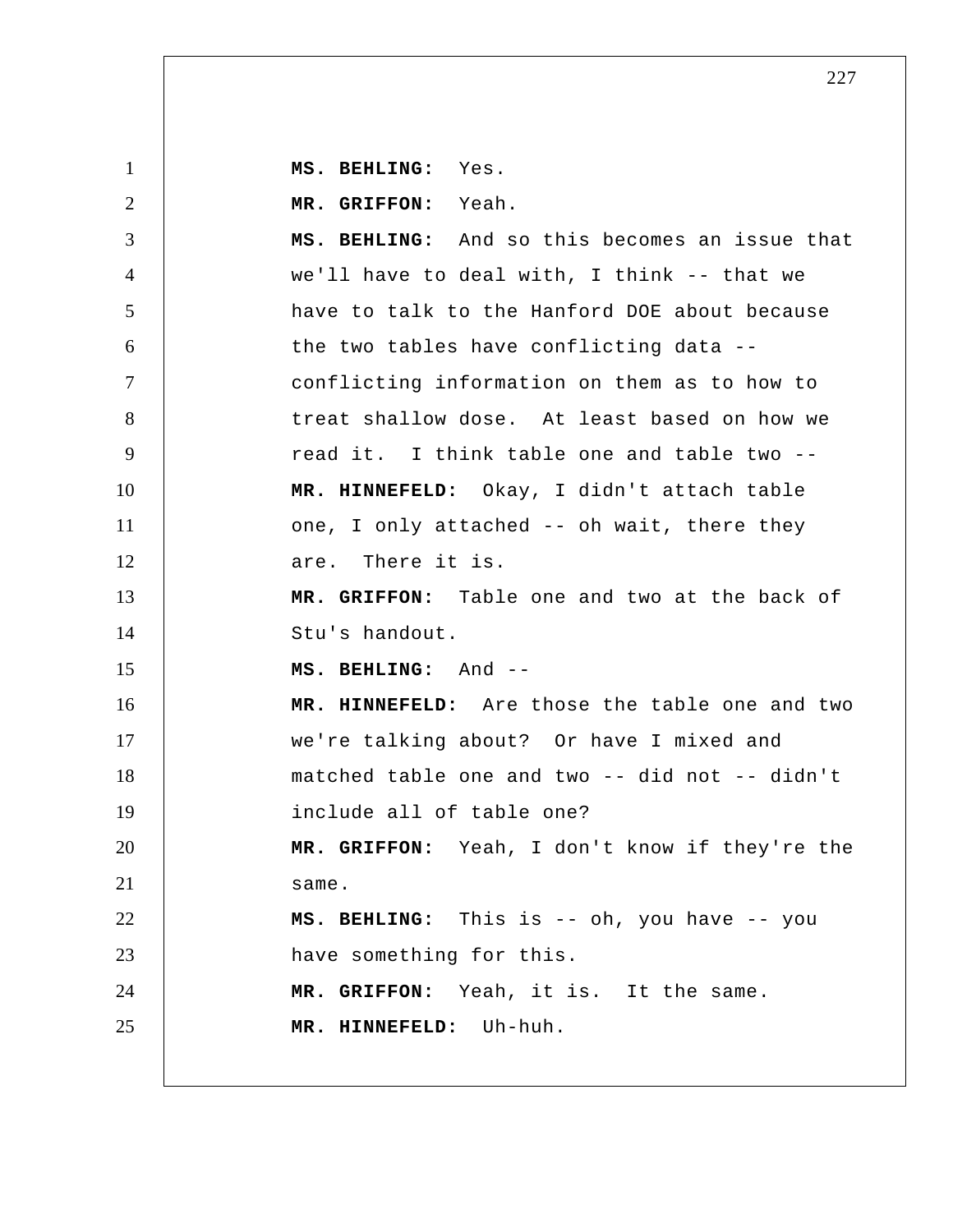**MS. BEHLING:** Yes.

**MR. GRIFFON:** Yeah.

**MS. BEHLING:** And so this becomes an issue that we'll have to deal with, I think -- that we have to talk to the Hanford DOE about because the two tables have conflicting data -- conflicting information on them as to how to treat shallow dose. At least based on how we read it. I think table one and table two --

**MR. HINNEFELD:** Okay, I didn't attach table one, I only attached -- oh wait, there they are. There it is.

**MR. GRIFFON:** Table one and two at the back of Stu's handout.

**MS. BEHLING:** And --

**MR. HINNEFELD:** Are those the table one and two we're talking about? Or have I mixed and matched table one and two -- did not -- didn't include all of table one?

**MR. GRIFFON:** Yeah, I don't know if they're the same.

**MS. BEHLING:** This is -- oh, you have -- you have something for this.

**MR. GRIFFON:** Yeah, it is. It the same.

**MR. HINNEFELD:** Uh-huh.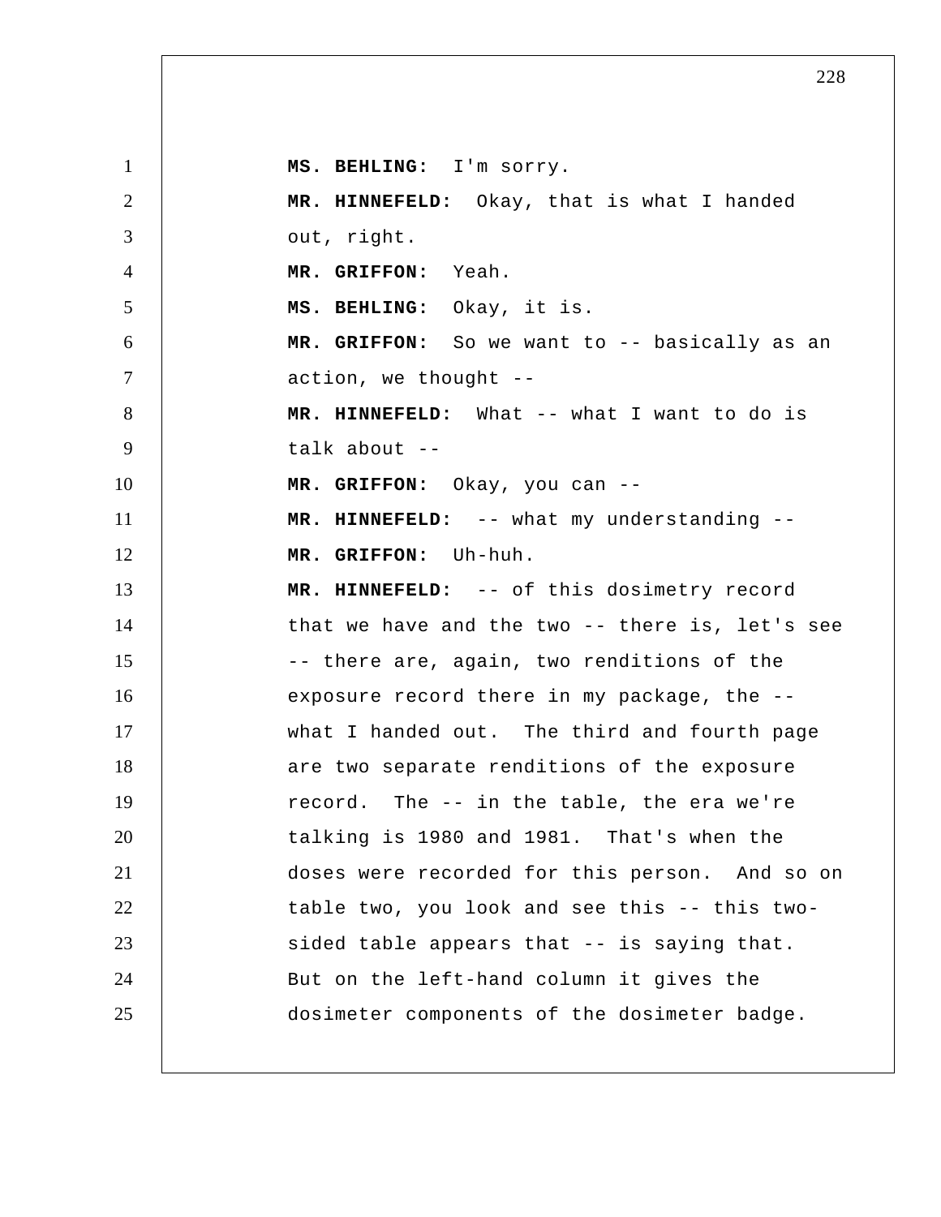**MS. BEHLING:** I'm sorry.

**MR. HINNEFELD:** Okay, that is what I handed out, right.

**MR. GRIFFON:** Yeah.

**MS. BEHLING:** Okay, it is.

**MR. GRIFFON:** So we want to -- basically as an action, we thought --

**MR. HINNEFELD:** What -- what I want to do is talk about --

**MR. GRIFFON:** Okay, you can --

**MR. HINNEFELD:** -- what my understanding --

**MR. GRIFFON:** Uh-huh.

**MR. HINNEFELD:** -- of this dosimetry record that we have and the two -- there is, let's see -- there are, again, two renditions of the exposure record there in my package, the -- what I handed out. The third and fourth page are two separate renditions of the exposure record. The -- in the table, the era we're talking is 1980 and 1981. That's when the doses were recorded for this person. And so on table two, you look and see this -- this two-sided table appears that -- is saying that. But on the left-hand column it gives the dosimeter components of the dosimeter badge.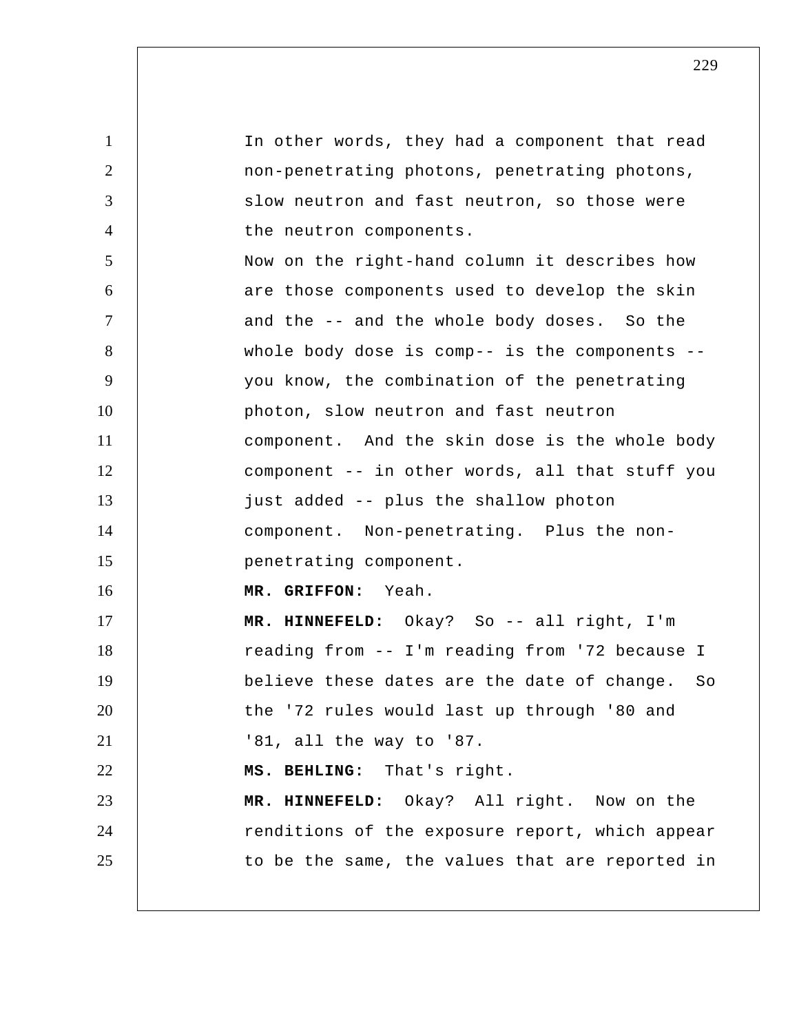In other words, they had a component that read non-penetrating photons, penetrating photons, slow neutron and fast neutron, so those were the neutron components.

Now on the right-hand column it describes how are those components used to develop the skin and the -- and the whole body doses. So the whole body dose is comp-- is the components -- you know, the combination of the penetrating photon, slow neutron and fast neutron component. And the skin dose is the whole body component -- in other words, all that stuff you just added -- plus the shallow photon component. Non-penetrating. Plus the non-penetrating component.

**MR. GRIFFON:** Yeah.

**MR. HINNEFELD:** Okay? So -- all right, I'm reading from -- I'm reading from '72 because I believe these dates are the date of change. So the '72 rules would last up through '80 and '81, all the way to '87.

**MS. BEHLING:** That's right.

**MR. HINNEFELD:** Okay? All right. Now on the renditions of the exposure report, which appear to be the same, the values that are reported in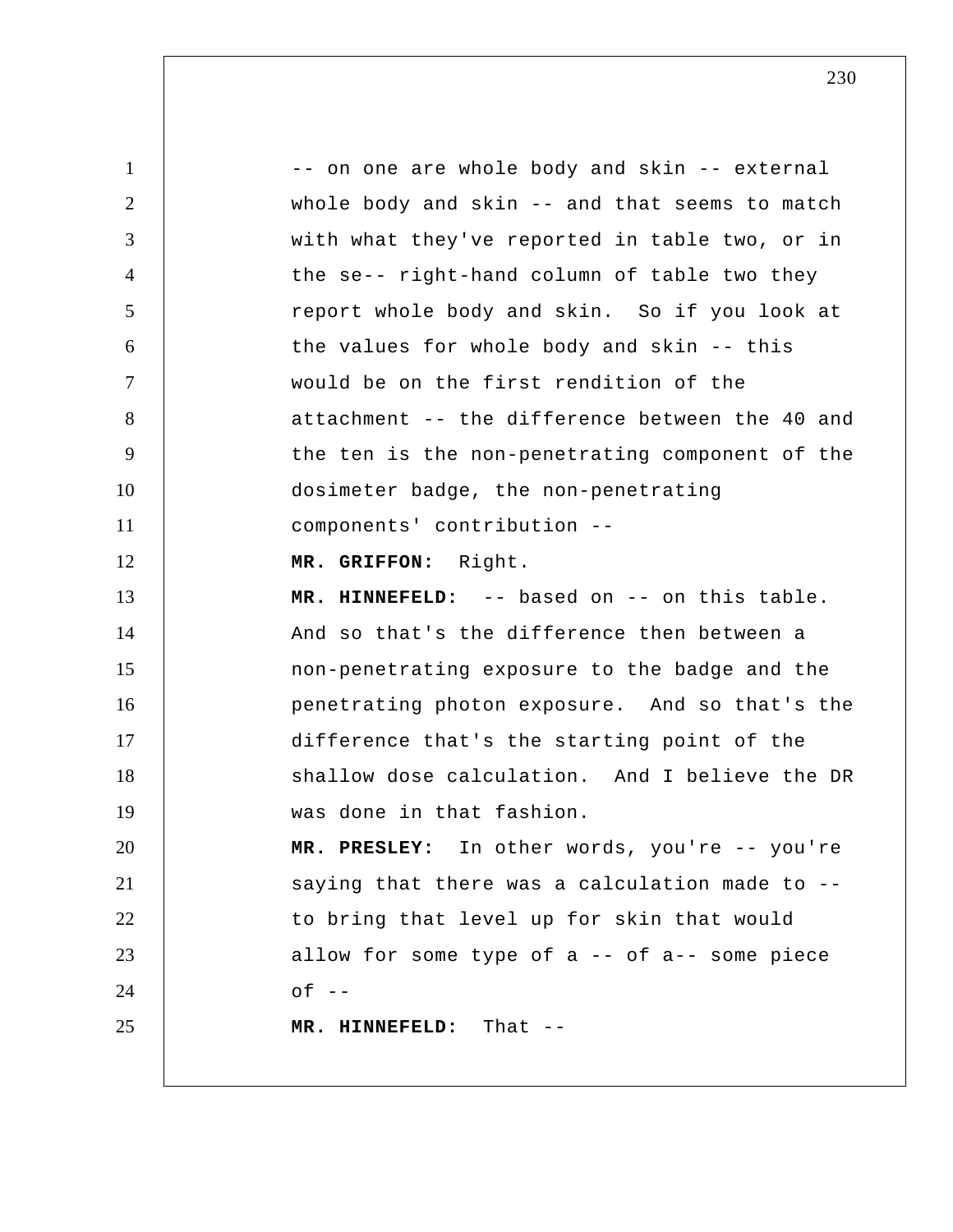-- on one are whole body and skin -- external whole body and skin -- and that seems to match with what they've reported in table two, or in the se-- right-hand column of table two they report whole body and skin. So if you look at the values for whole body and skin -- this would be on the first rendition of the attachment -- the difference between the 40 and the ten is the non-penetrating component of the dosimeter badge, the non-penetrating components' contribution --

**MR. GRIFFON:** Right.

**MR. HINNEFELD:** -- based on -- on this table. And so that's the difference then between a non-penetrating exposure to the badge and the penetrating photon exposure. And so that's the difference that's the starting point of the shallow dose calculation. And I believe the DR was done in that fashion.

**MR. PRESLEY:** In other words, you're -- you're saying that there was a calculation made to -- to bring that level up for skin that would allow for some type of a -- of a-- some piece of --

**MR. HINNEFELD:** That --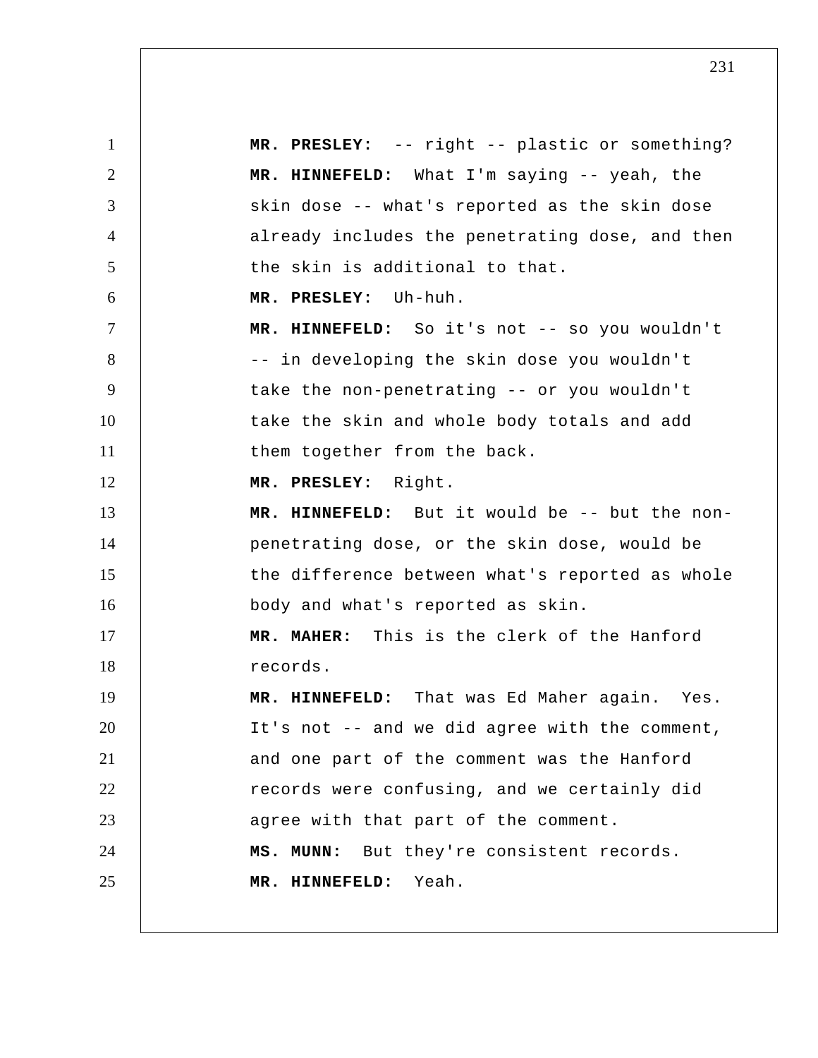**MR. PRESLEY:** -- right -- plastic or something?

**MR. HINNEFELD:** What I'm saying -- yeah, the skin dose -- what's reported as the skin dose already includes the penetrating dose, and then the skin is additional to that.

**MR. PRESLEY:** Uh-huh.

**MR. HINNEFELD:** So it's not -- so you wouldn't -- in developing the skin dose you wouldn't take the non-penetrating -- or you wouldn't take the skin and whole body totals and add them together from the back.

**MR. PRESLEY:** Right.

**MR. HINNEFELD:** But it would be -- but the non-penetrating dose, or the skin dose, would be the difference between what's reported as whole body and what's reported as skin.

**MR. MAHER:** This is the clerk of the Hanford records.

**MR. HINNEFELD:** That was Ed Maher again. Yes. It's not -- and we did agree with the comment, and one part of the comment was the Hanford records were confusing, and we certainly did agree with that part of the comment.

**MS. MUNN:** But they're consistent records.

**MR. HINNEFELD:** Yeah.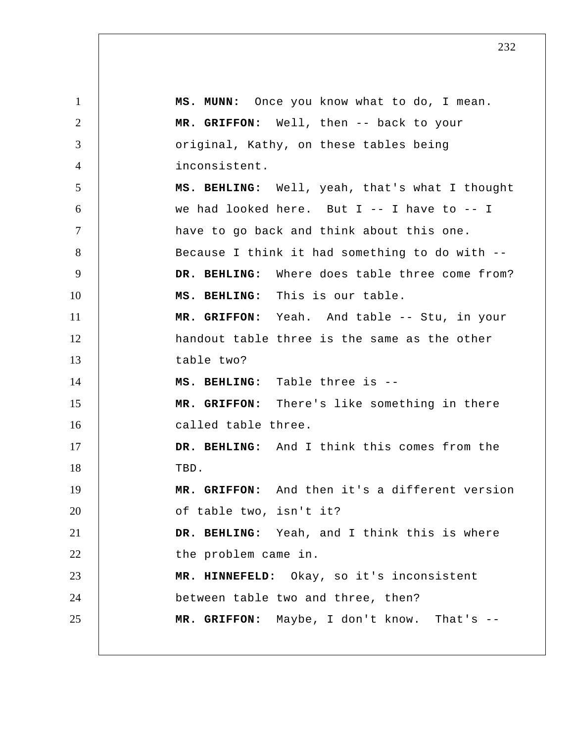**MS. MUNN:** Once you know what to do, I mean.

**MR. GRIFFON:** Well, then -- back to your original, Kathy, on these tables being inconsistent.

**MS. BEHLING:** Well, yeah, that's what I thought we had looked here. But I -- I have to -- I have to go back and think about this one. Because I think it had something to do with --

**DR. BEHLING:** Where does table three come from?

**MS. BEHLING:** This is our table.

**MR. GRIFFON:** Yeah. And table -- Stu, in your handout table three is the same as the other table two?

**MS. BEHLING:** Table three is --

**MR. GRIFFON:** There's like something in there called table three.

**DR. BEHLING:** And I think this comes from the TBD.

**MR. GRIFFON:** And then it's a different version of table two, isn't it?

**DR. BEHLING:** Yeah, and I think this is where the problem came in.

**MR. HINNEFELD:** Okay, so it's inconsistent between table two and three, then?

**MR. GRIFFON:** Maybe, I don't know. That's --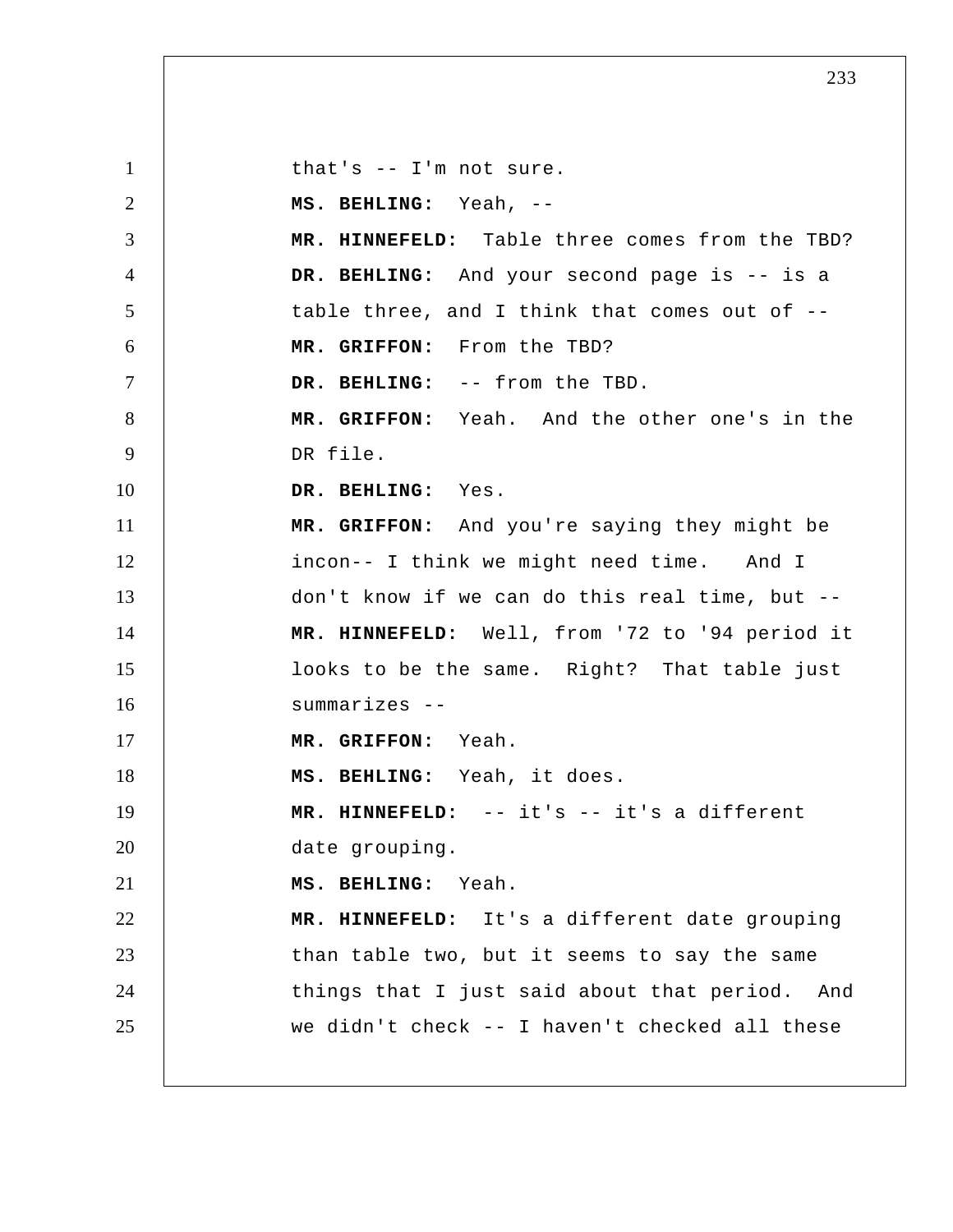that's -- I'm not sure.

**MS. BEHLING:** Yeah, --

**MR. HINNEFELD:** Table three comes from the TBD?

**DR. BEHLING:** And your second page is -- is a table three, and I think that comes out of --

**MR. GRIFFON:** From the TBD?

**DR. BEHLING:** -- from the TBD.

**MR. GRIFFON:** Yeah. And the other one's in the DR file.

**DR. BEHLING:** Yes.

**MR. GRIFFON:** And you're saying they might be incon-- I think we might need time. And I don't know if we can do this real time, but --

**MR. HINNEFELD:** Well, from '72 to '94 period it looks to be the same. Right? That table just summarizes --

**MR. GRIFFON:** Yeah.

**MS. BEHLING:** Yeah, it does.

**MR. HINNEFELD:** -- it's -- it's a different date grouping.

**MS. BEHLING:** Yeah.

**MR. HINNEFELD:** It's a different date grouping than table two, but it seems to say the same things that I just said about that period. And we didn't check -- I haven't checked all these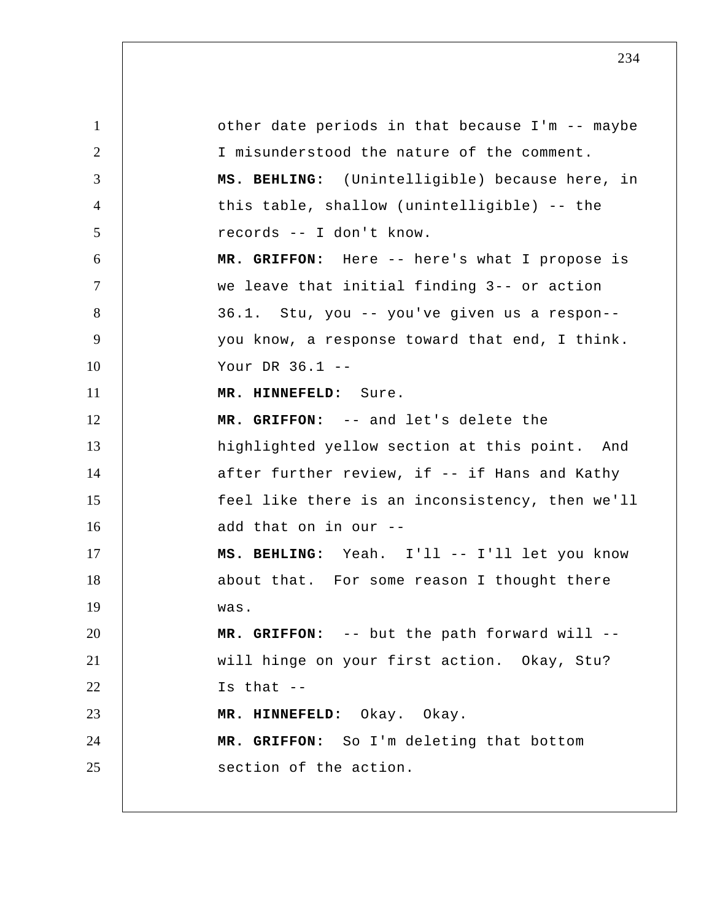other date periods in that because I'm -- maybe I misunderstood the nature of the comment.

**MS. BEHLING:** (Unintelligible) because here, in this table, shallow (unintelligible) -- the records -- I don't know.

**MR. GRIFFON:** Here -- here's what I propose is we leave that initial finding 3-- or action 36.1. Stu, you -- you've given us a respon-- you know, a response toward that end, I think. Your DR 36.1 --

**MR. HINNEFELD:** Sure.

**MR. GRIFFON:** -- and let's delete the highlighted yellow section at this point. And after further review, if -- if Hans and Kathy feel like there is an inconsistency, then we'll add that on in our --

**MS. BEHLING:** Yeah. I'll -- I'll let you know about that. For some reason I thought there was.

**MR. GRIFFON:** -- but the path forward will -- will hinge on your first action. Okay, Stu? Is that --

**MR. HINNEFELD:** Okay. Okay.

**MR. GRIFFON:** So I'm deleting that bottom section of the action.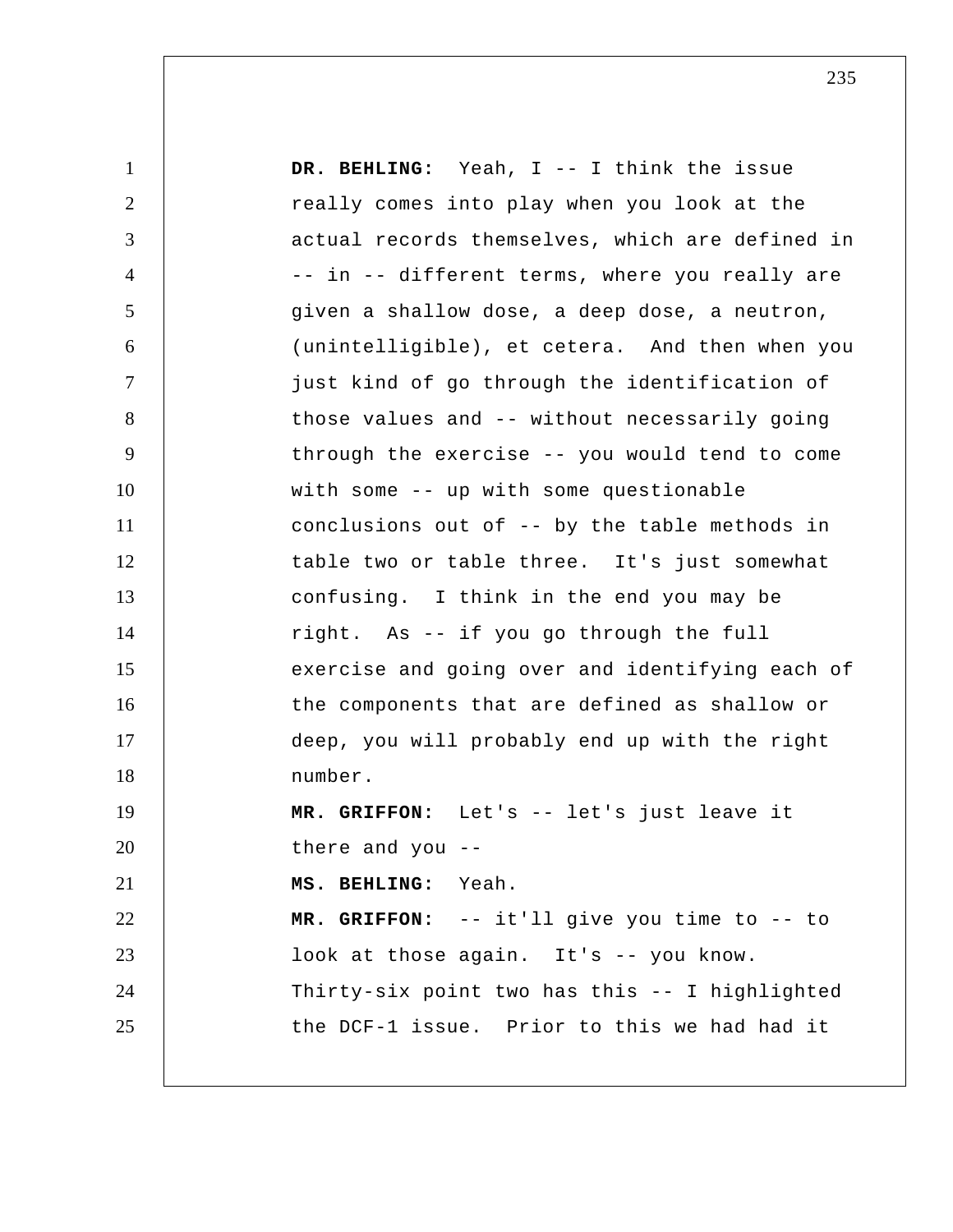**DR. BEHLING:** Yeah, I -- I think the issue really comes into play when you look at the actual records themselves, which are defined in -- in -- different terms, where you really are given a shallow dose, a deep dose, a neutron, (unintelligible), et cetera. And then when you just kind of go through the identification of those values and -- without necessarily going through the exercise -- you would tend to come with some -- up with some questionable conclusions out of -- by the table methods in table two or table three. It's just somewhat confusing. I think in the end you may be right. As -- if you go through the full exercise and going over and identifying each of the components that are defined as shallow or deep, you will probably end up with the right number.

**MR. GRIFFON:** Let's -- let's just leave it there and you --

**MS. BEHLING:** Yeah.

**MR. GRIFFON:** -- it'll give you time to -- to look at those again. It's -- you know. Thirty-six point two has this -- I highlighted the DCF-1 issue. Prior to this we had had it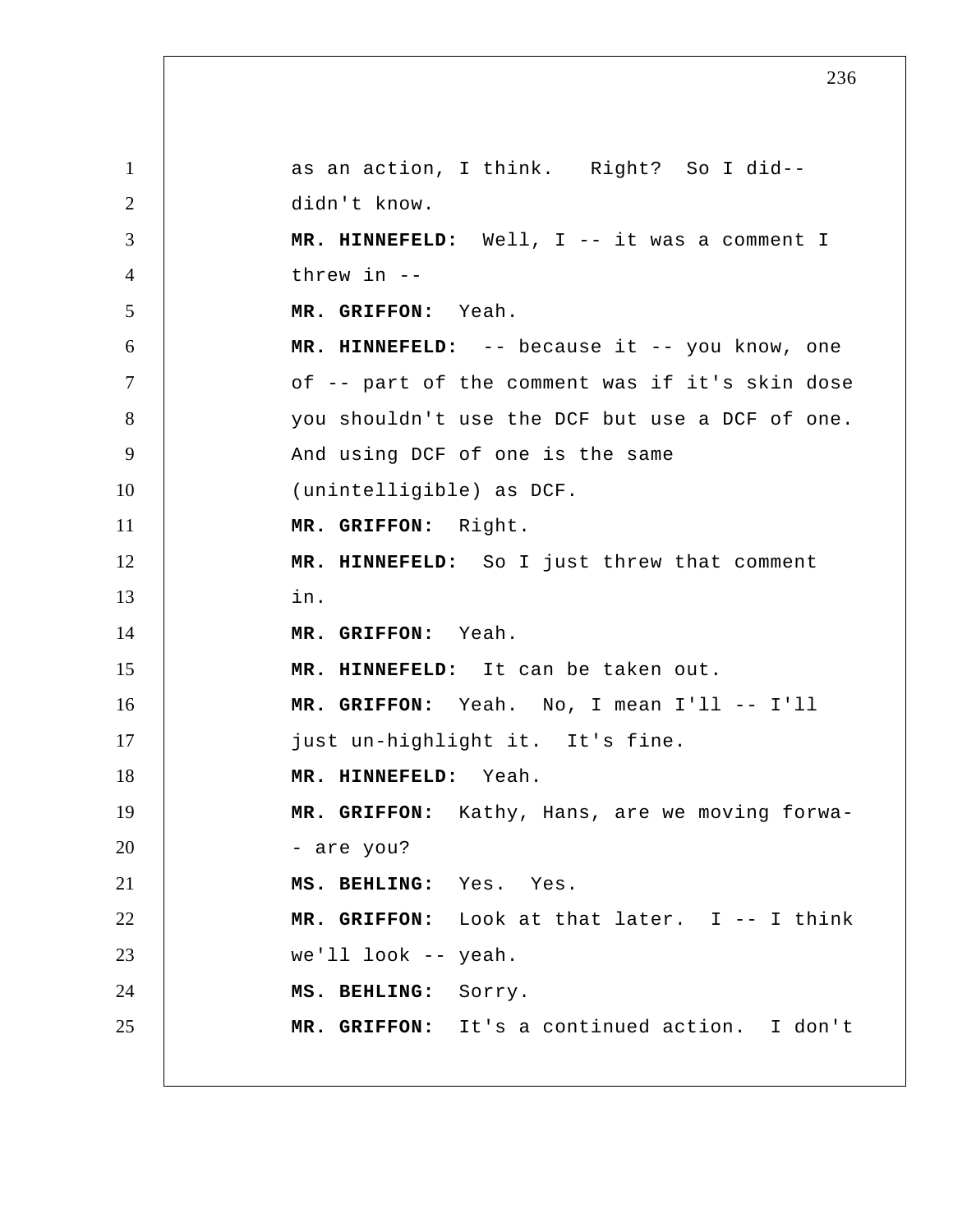as an action, I think. Right? So I did-- didn't know.

**MR. HINNEFELD:** Well, I -- it was a comment I threw in --

**MR. GRIFFON:** Yeah.

**MR. HINNEFELD:** -- because it -- you know, one of -- part of the comment was if it's skin dose you shouldn't use the DCF but use a DCF of one. And using DCF of one is the same (unintelligible) as DCF.

**MR. GRIFFON:** Right.

**MR. HINNEFELD:** So I just threw that comment in.

**MR. GRIFFON:** Yeah.

**MR. HINNEFELD:** It can be taken out.

**MR. GRIFFON:** Yeah. No, I mean I'll -- I'll just un-highlight it. It's fine.

**MR. HINNEFELD:** Yeah.

**MR. GRIFFON:** Kathy, Hans, are we moving forwa- - are you?

**MS. BEHLING:** Yes. Yes.

**MR. GRIFFON:** Look at that later. I -- I think we'll look -- yeah.

**MS. BEHLING:** Sorry.

**MR. GRIFFON:** It's a continued action. I don't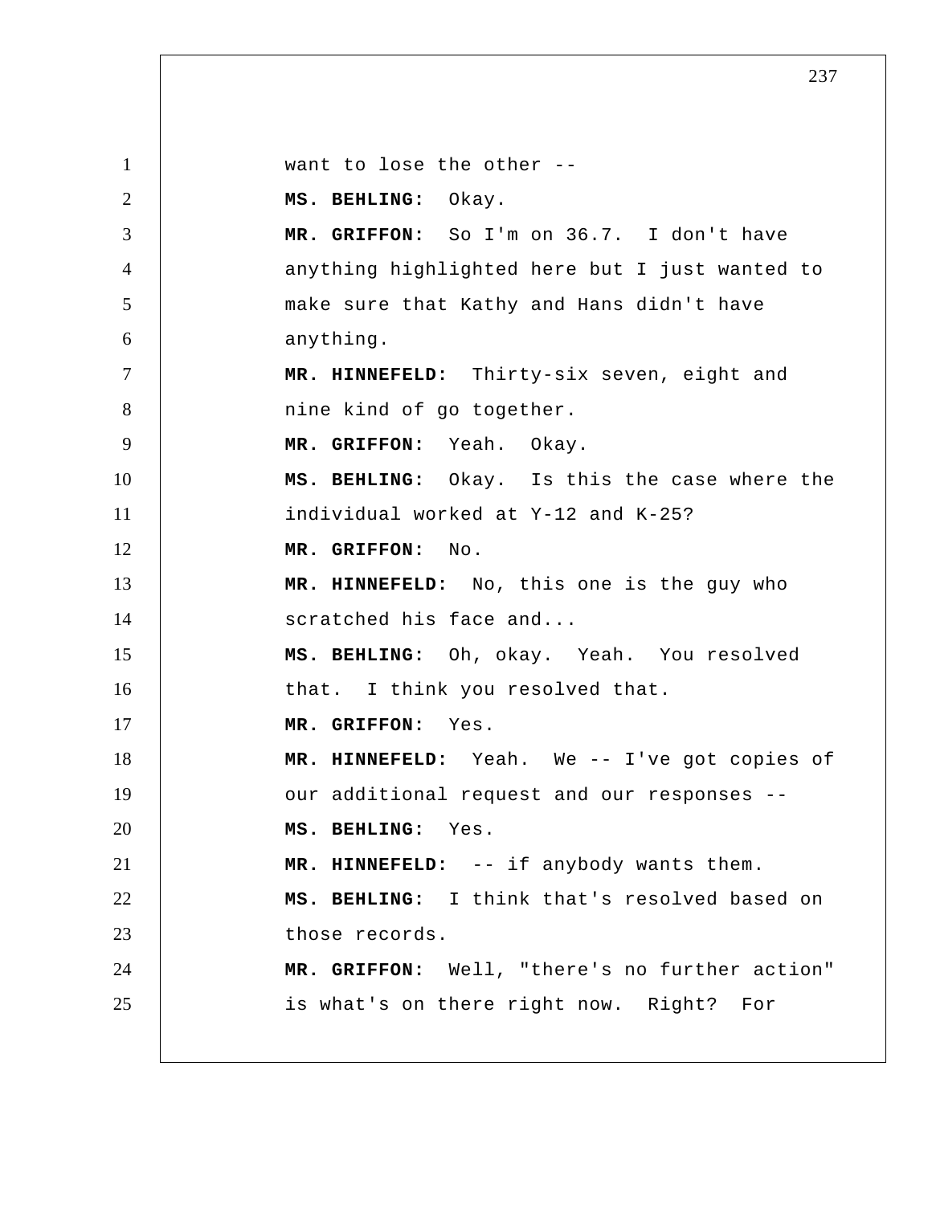want to lose the other --

**MS. BEHLING:** Okay.

**MR. GRIFFON:** So I'm on 36.7. I don't have anything highlighted here but I just wanted to make sure that Kathy and Hans didn't have anything.

**MR. HINNEFELD:** Thirty-six seven, eight and nine kind of go together.

**MR. GRIFFON:** Yeah. Okay.

**MS. BEHLING:** Okay. Is this the case where the individual worked at Y-12 and K-25?

**MR. GRIFFON:** No.

**MR. HINNEFELD:** No, this one is the guy who scratched his face and...

**MS. BEHLING:** Oh, okay. Yeah. You resolved that. I think you resolved that.

**MR. GRIFFON:** Yes.

**MR. HINNEFELD:** Yeah. We -- I've got copies of our additional request and our responses --

**MS. BEHLING:** Yes.

**MR. HINNEFELD:** -- if anybody wants them.

**MS. BEHLING:** I think that's resolved based on those records.

**MR. GRIFFON:** Well, "there's no further action" is what's on there right now. Right? For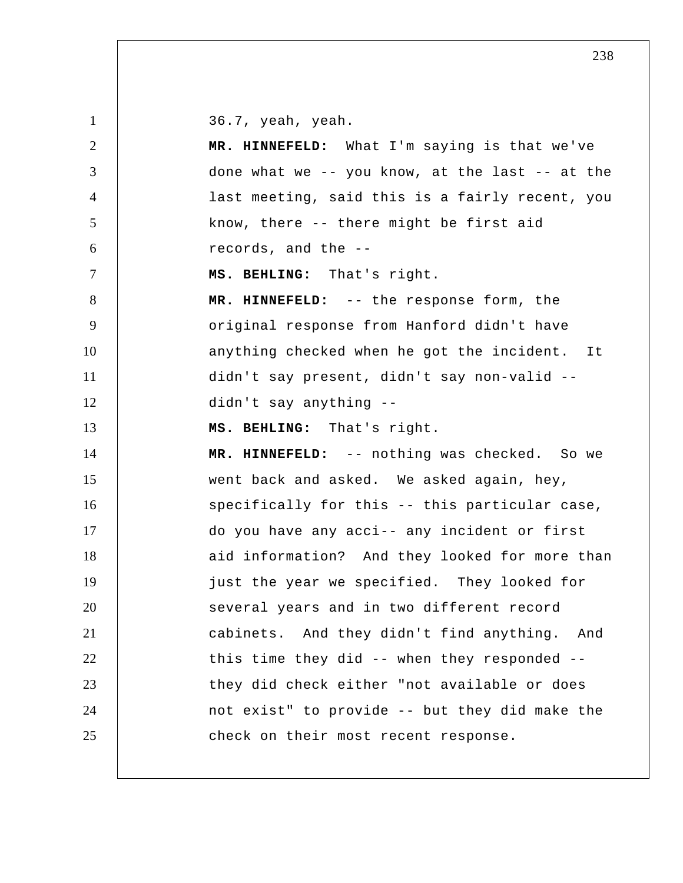36.7, yeah, yeah.

**MR. HINNEFELD:** What I'm saying is that we've done what we -- you know, at the last -- at the last meeting, said this is a fairly recent, you know, there -- there might be first aid records, and the --

**MS. BEHLING:** That's right.

**MR. HINNEFELD:** -- the response form, the original response from Hanford didn't have anything checked when he got the incident. It didn't say present, didn't say non-valid -- didn't say anything --

**MS. BEHLING:** That's right.

**MR. HINNEFELD:** -- nothing was checked. So we went back and asked. We asked again, hey, specifically for this -- this particular case, do you have any acci-- any incident or first aid information? And they looked for more than just the year we specified. They looked for several years and in two different record cabinets. And they didn't find anything. And this time they did -- when they responded -- they did check either "not available or does not exist" to provide -- but they did make the check on their most recent response.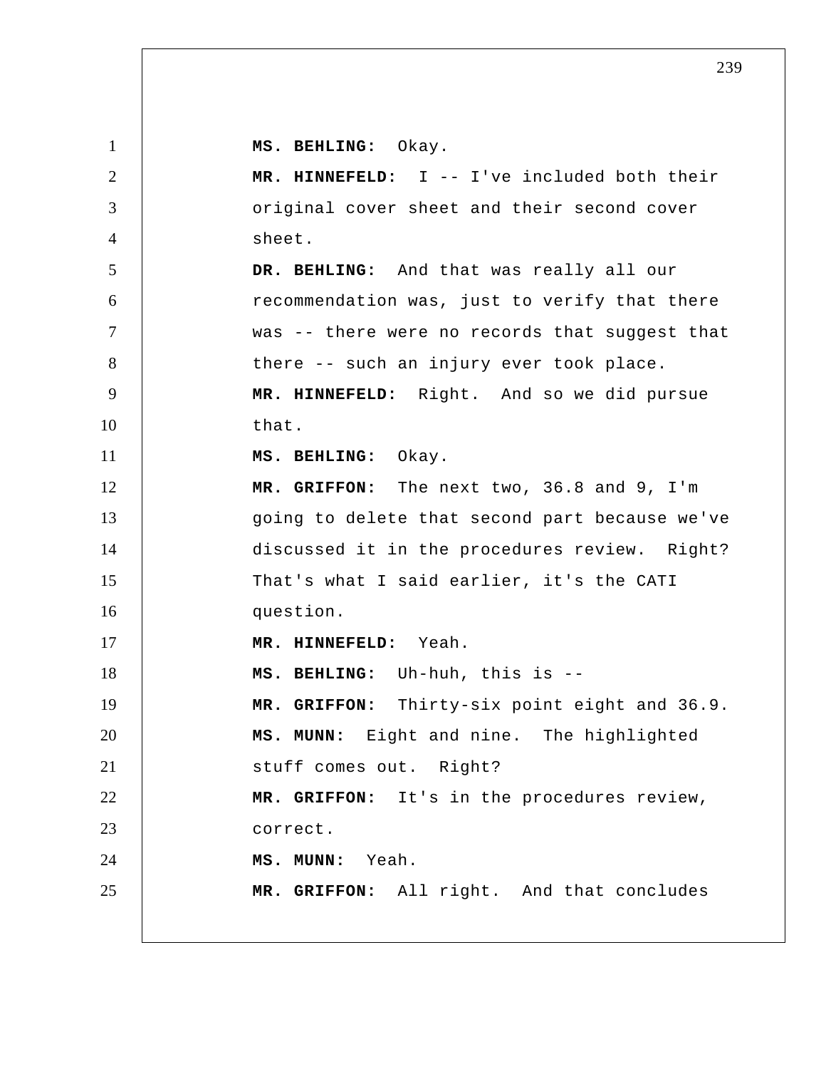**MS. BEHLING:** Okay.

**MR. HINNEFELD:** I -- I've included both their original cover sheet and their second cover sheet.

**DR. BEHLING:** And that was really all our recommendation was, just to verify that there was -- there were no records that suggest that there -- such an injury ever took place.

**MR. HINNEFELD:** Right. And so we did pursue that.

**MS. BEHLING:** Okay.

**MR. GRIFFON:** The next two, 36.8 and 9, I'm going to delete that second part because we've discussed it in the procedures review. Right? That's what I said earlier, it's the CATI question.

**MR. HINNEFELD:** Yeah.

**MS. BEHLING:** Uh-huh, this is --

**MR. GRIFFON:** Thirty-six point eight and 36.9.

**MS. MUNN:** Eight and nine. The highlighted stuff comes out. Right?

**MR. GRIFFON:** It's in the procedures review, correct.

**MS. MUNN:** Yeah.

**MR. GRIFFON:** All right. And that concludes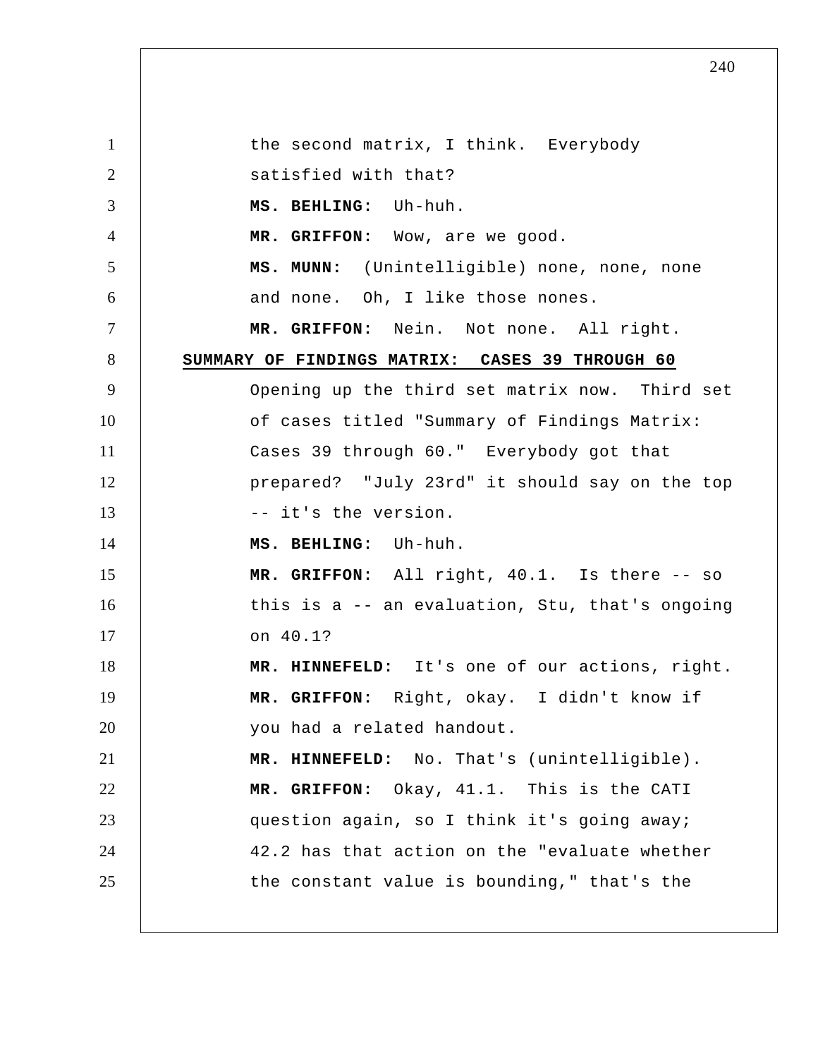the second matrix, I think. Everybody satisfied with that?

**MS. BEHLING:** Uh-huh.

**MR. GRIFFON:** Wow, are we good.

**MS. MUNN:** (Unintelligible) none, none, none and none. Oh, I like those nones.

**MR. GRIFFON:** Nein. Not none. All right.

## SUMMARY OF FINDINGS MATRIX: CASES 39 THROUGH 60

Opening up the third set matrix now. Third set of cases titled "Summary of Findings Matrix: Cases 39 through 60." Everybody got that prepared? "July 23rd" it should say on the top -- it's the version.

**MS. BEHLING:** Uh-huh.

**MR. GRIFFON:** All right, 40.1. Is there -- so this is a -- an evaluation, Stu, that's ongoing on 40.1?

**MR. HINNEFELD:** It's one of our actions, right.

**MR. GRIFFON:** Right, okay. I didn't know if you had a related handout.

**MR. HINNEFELD:** No. That's (unintelligible).

**MR. GRIFFON:** Okay, 41.1. This is the CATI question again, so I think it's going away; 42.2 has that action on the "evaluate whether the constant value is bounding," that's the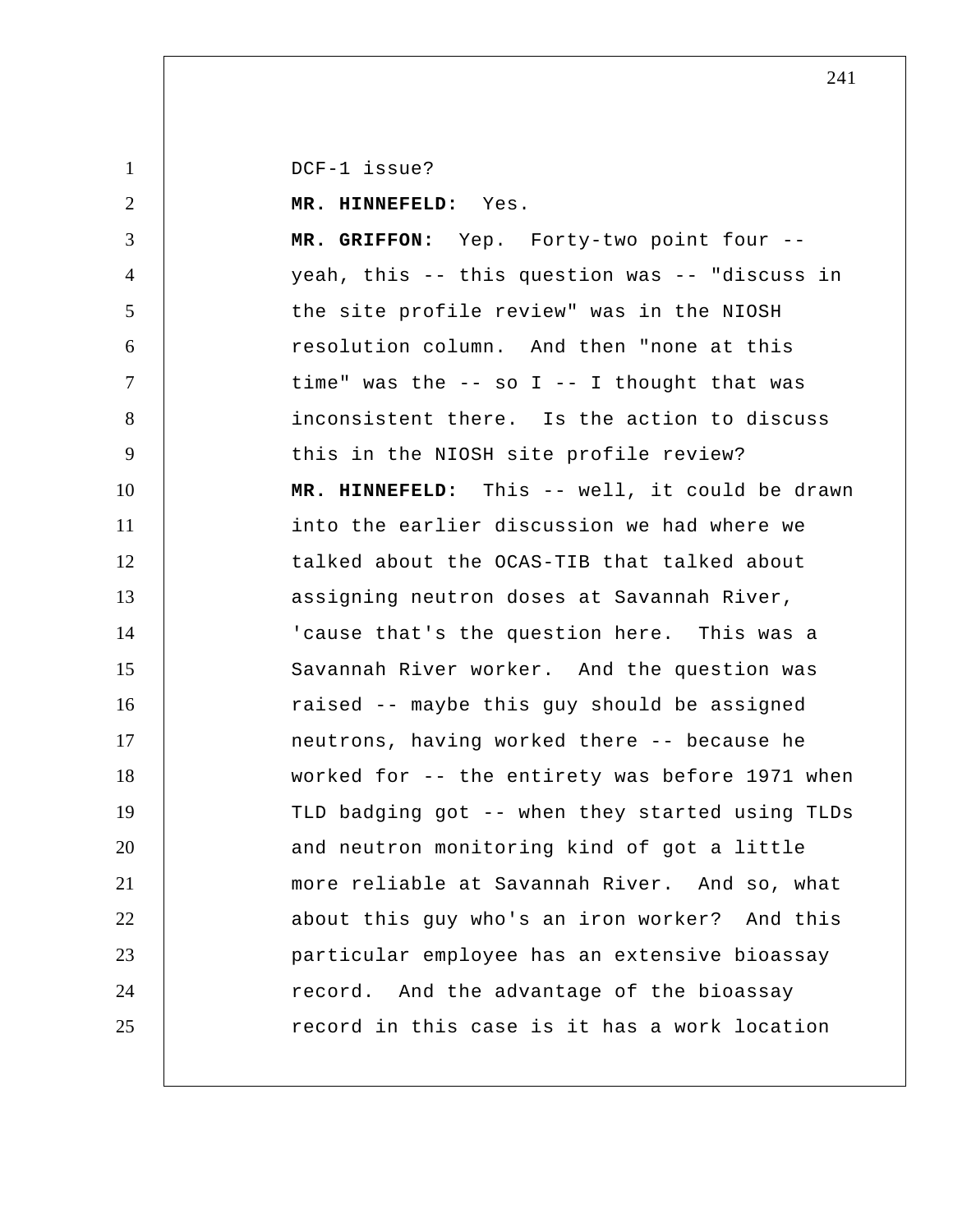DCF-1 issue?

**MR. HINNEFELD:** Yes.

**MR. GRIFFON:** Yep. Forty-two point four -- yeah, this -- this question was -- "discuss in the site profile review" was in the NIOSH resolution column. And then "none at this time" was the -- so I -- I thought that was inconsistent there. Is the action to discuss this in the NIOSH site profile review?

**MR. HINNEFELD:** This -- well, it could be drawn into the earlier discussion we had where we talked about the OCAS-TIB that talked about assigning neutron doses at Savannah River, 'cause that's the question here. This was a Savannah River worker. And the question was raised -- maybe this guy should be assigned neutrons, having worked there -- because he worked for -- the entirety was before 1971 when TLD badging got -- when they started using TLDs and neutron monitoring kind of got a little more reliable at Savannah River. And so, what about this guy who's an iron worker? And this particular employee has an extensive bioassay record. And the advantage of the bioassay record in this case is it has a work location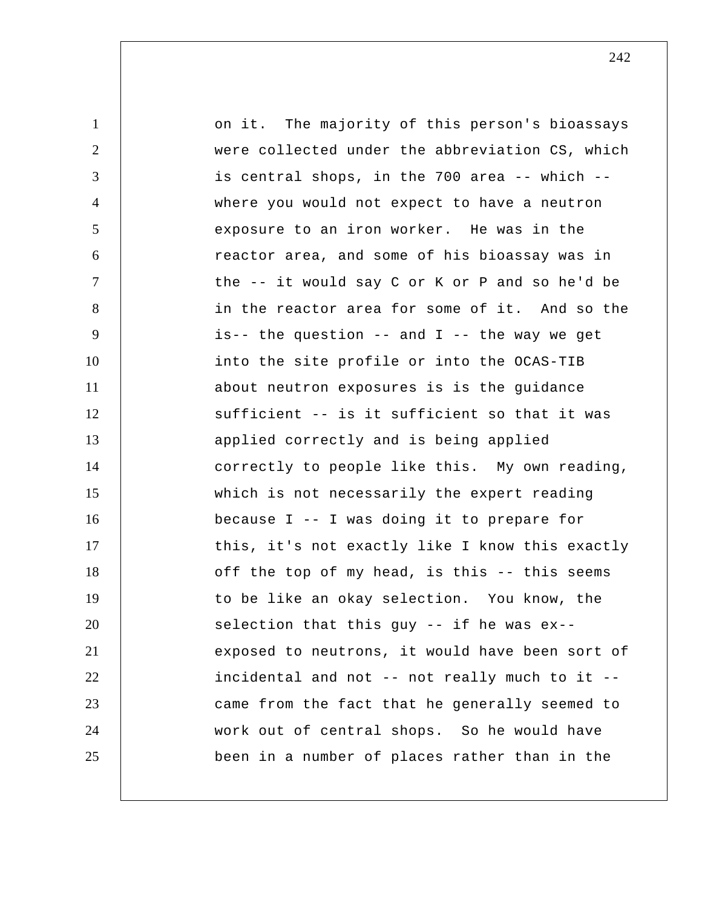on it. The majority of this person's bioassays were collected under the abbreviation CS, which is central shops, in the 700 area -- which -- where you would not expect to have a neutron exposure to an iron worker. He was in the reactor area, and some of his bioassay was in the -- it would say C or K or P and so he'd be in the reactor area for some of it. And so the is-- the question -- and I -- the way we get into the site profile or into the OCAS-TIB about neutron exposures is is the guidance sufficient -- is it sufficient so that it was applied correctly and is being applied correctly to people like this. My own reading, which is not necessarily the expert reading because I -- I was doing it to prepare for this, it's not exactly like I know this exactly off the top of my head, is this -- this seems to be like an okay selection. You know, the selection that this guy -- if he was ex-- exposed to neutrons, it would have been sort of incidental and not -- not really much to it -- came from the fact that he generally seemed to work out of central shops. So he would have been in a number of places rather than in the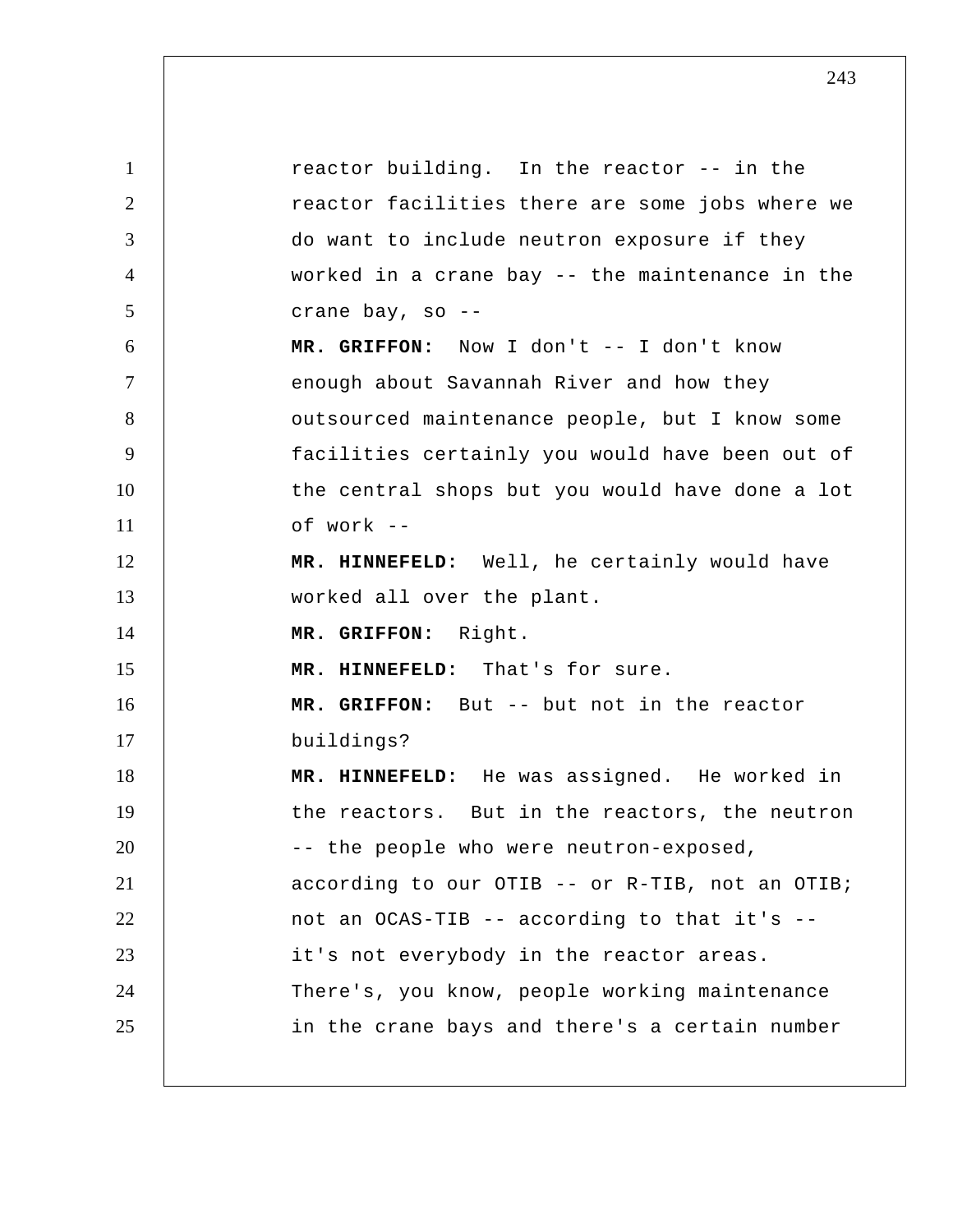reactor building. In the reactor -- in the reactor facilities there are some jobs where we do want to include neutron exposure if they worked in a crane bay -- the maintenance in the crane bay, so --

**MR. GRIFFON:** Now I don't -- I don't know enough about Savannah River and how they outsourced maintenance people, but I know some facilities certainly you would have been out of the central shops but you would have done a lot of work --

**MR. HINNEFELD:** Well, he certainly would have worked all over the plant.

**MR. GRIFFON:** Right.

**MR. HINNEFELD:** That's for sure.

**MR. GRIFFON:** But -- but not in the reactor buildings?

**MR. HINNEFELD:** He was assigned. He worked in the reactors. But in the reactors, the neutron -- the people who were neutron-exposed, according to our OTIB -- or R-TIB, not an OTIB; not an OCAS-TIB -- according to that it's -- it's not everybody in the reactor areas. There's, you know, people working maintenance in the crane bays and there's a certain number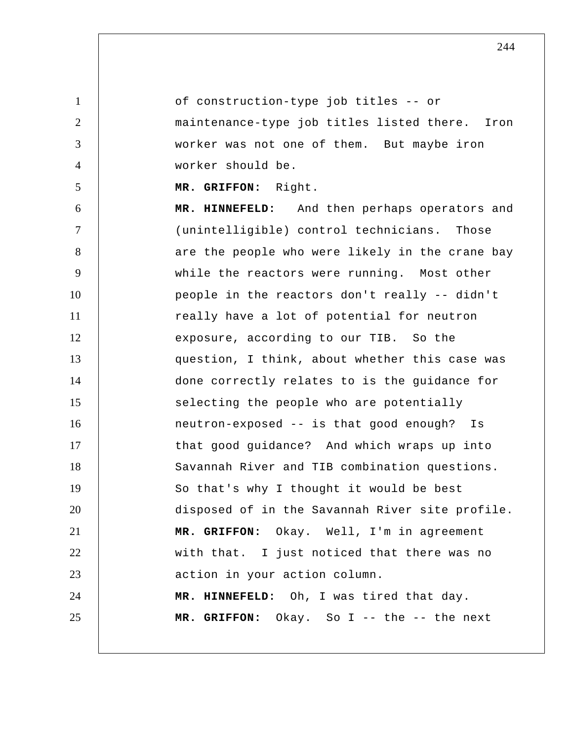of construction-type job titles -- or maintenance-type job titles listed there. Iron worker was not one of them. But maybe iron worker should be.

**MR. GRIFFON:** Right.

**MR. HINNEFELD:** And then perhaps operators and (unintelligible) control technicians. Those are the people who were likely in the crane bay while the reactors were running. Most other people in the reactors don't really -- didn't really have a lot of potential for neutron exposure, according to our TIB. So the question, I think, about whether this case was done correctly relates to is the guidance for selecting the people who are potentially neutron-exposed -- is that good enough? Is that good guidance? And which wraps up into Savannah River and TIB combination questions. So that's why I thought it would be best disposed of in the Savannah River site profile.

**MR. GRIFFON:** Okay. Well, I'm in agreement with that. I just noticed that there was no action in your action column.

**MR. HINNEFELD:** Oh, I was tired that day.

**MR. GRIFFON:** Okay. So I -- the -- the next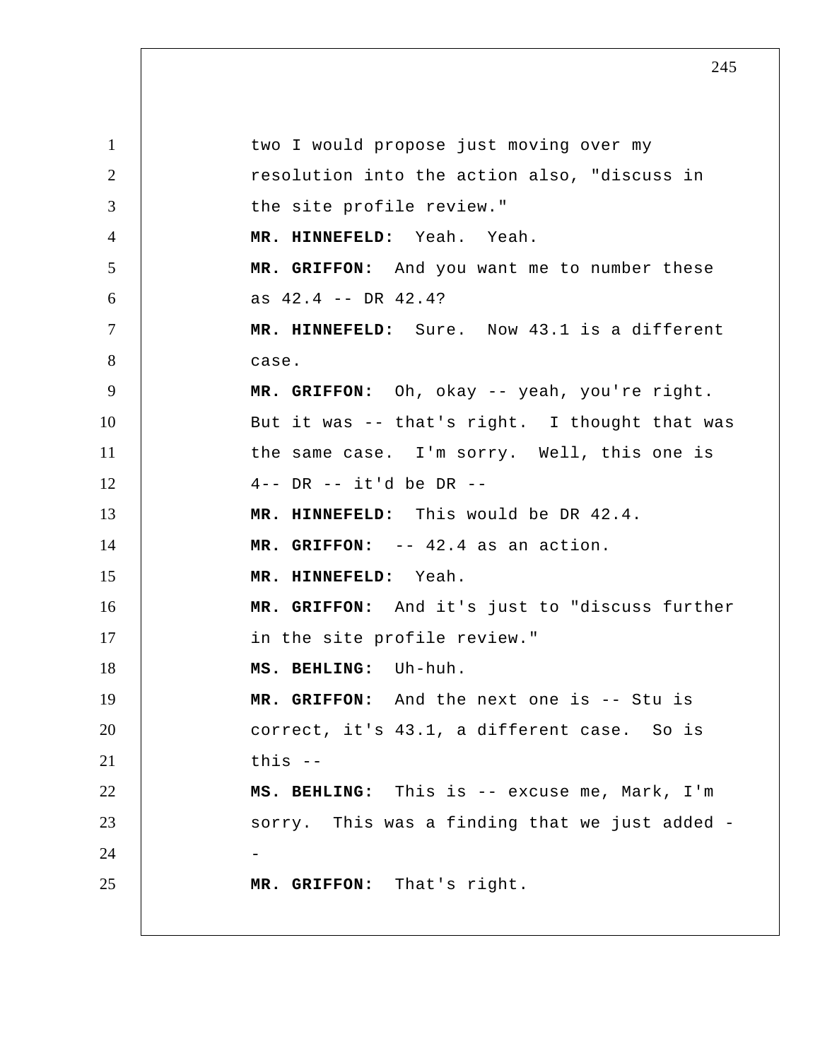two I would propose just moving over my resolution into the action also, "discuss in the site profile review."

**MR. HINNEFELD:** Yeah. Yeah.

**MR. GRIFFON:** And you want me to number these as 42.4 -- DR 42.4?

**MR. HINNEFELD:** Sure. Now 43.1 is a different case.

**MR. GRIFFON:** Oh, okay -- yeah, you're right. But it was -- that's right. I thought that was the same case. I'm sorry. Well, this one is 4-- DR -- it'd be DR --

**MR. HINNEFELD:** This would be DR 42.4.

**MR. GRIFFON:** -- 42.4 as an action.

**MR. HINNEFELD:** Yeah.

**MR. GRIFFON:** And it's just to "discuss further in the site profile review."

**MS. BEHLING:** Uh-huh.

**MR. GRIFFON:** And the next one is -- Stu is correct, it's 43.1, a different case. So is this --

**MS. BEHLING:** This is -- excuse me, Mark, I'm sorry. This was a finding that we just added --

**MR. GRIFFON:** That's right.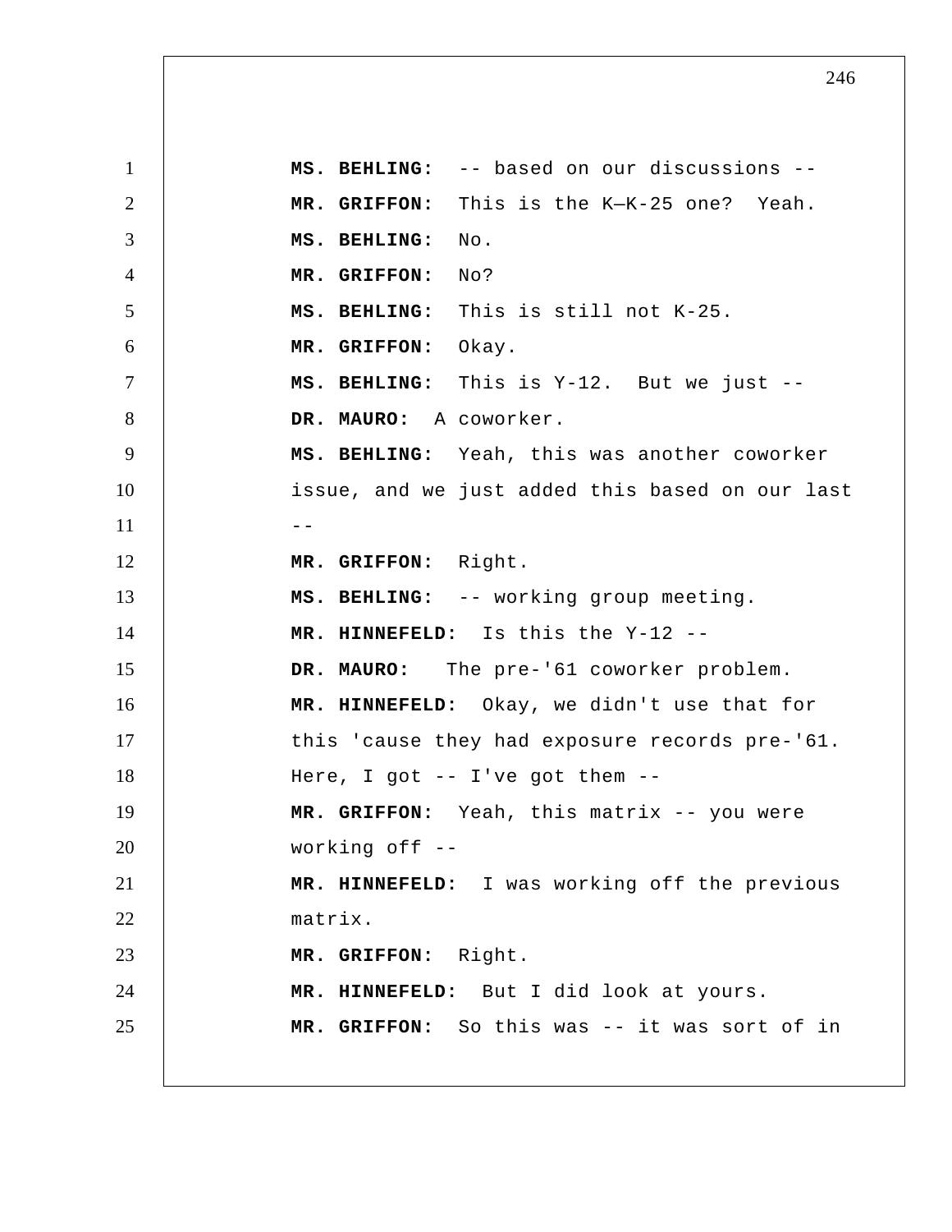**MS. BEHLING:** -- based on our discussions --

**MR. GRIFFON:** This is the K—K-25 one? Yeah.

**MS. BEHLING:** No.

**MR. GRIFFON:** No?

**MS. BEHLING:** This is still not K-25.

**MR. GRIFFON:** Okay.

**MS. BEHLING:** This is Y-12. But we just --

**DR. MAURO:** A coworker.

**MS. BEHLING:** Yeah, this was another coworker issue, and we just added this based on our last --

**MR. GRIFFON:** Right.

**MS. BEHLING:** -- working group meeting.

**MR. HINNEFELD:** Is this the Y-12 --

**DR. MAURO:** The pre-'61 coworker problem.

**MR. HINNEFELD:** Okay, we didn't use that for this 'cause they had exposure records pre-'61. Here, I got -- I've got them --

**MR. GRIFFON:** Yeah, this matrix -- you were working off --

**MR. HINNEFELD:** I was working off the previous matrix.

**MR. GRIFFON:** Right.

**MR. HINNEFELD:** But I did look at yours.

**MR. GRIFFON:** So this was -- it was sort of in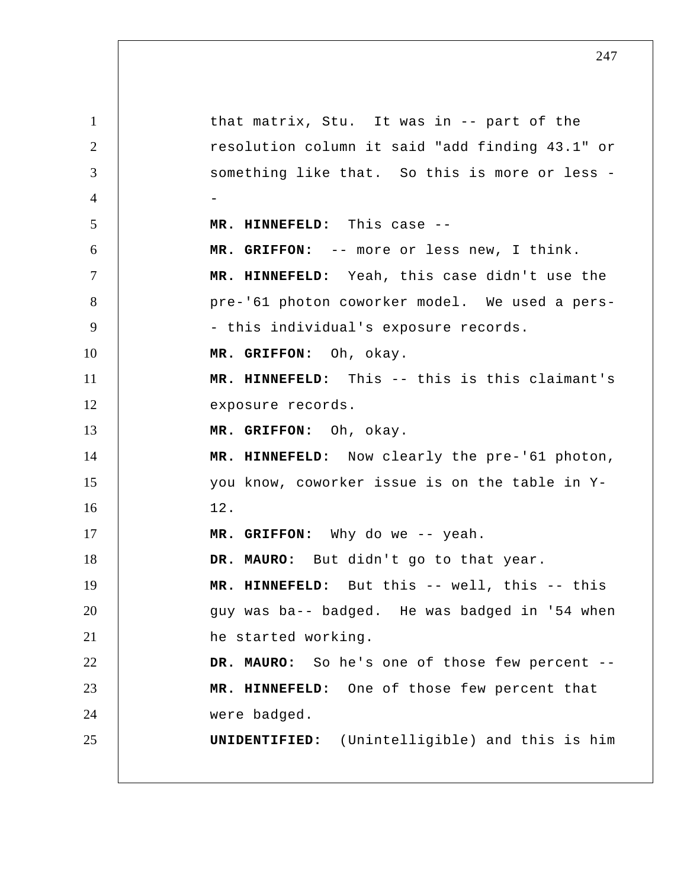that matrix, Stu. It was in -- part of the resolution column it said "add finding 43.1" or something like that. So this is more or less --

**MR. HINNEFELD:** This case --

**MR. GRIFFON:** -- more or less new, I think.

**MR. HINNEFELD:** Yeah, this case didn't use the pre-'61 photon coworker model. We used a pers-- this individual's exposure records.

**MR. GRIFFON:** Oh, okay.

**MR. HINNEFELD:** This -- this is this claimant's exposure records.

**MR. GRIFFON:** Oh, okay.

**MR. HINNEFELD:** Now clearly the pre-'61 photon, you know, coworker issue is on the table in Y-12.

**MR. GRIFFON:** Why do we -- yeah.

**DR. MAURO:** But didn't go to that year.

**MR. HINNEFELD:** But this -- well, this -- this guy was ba-- badged. He was badged in '54 when he started working.

**DR. MAURO:** So he's one of those few percent --

**MR. HINNEFELD:** One of those few percent that were badged.

**UNIDENTIFIED:** (Unintelligible) and this is him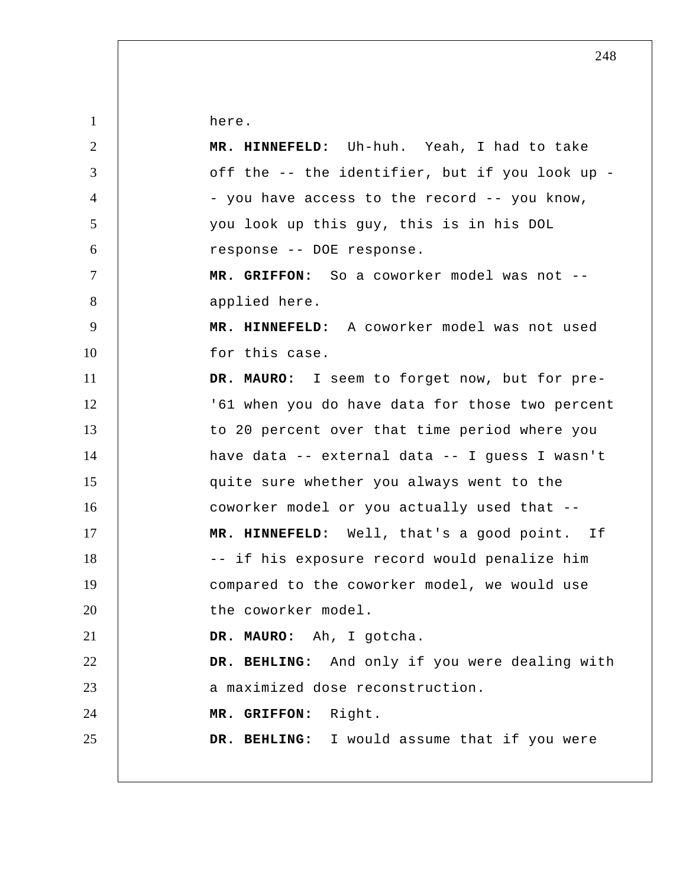here.

**MR. HINNEFELD:** Uh-huh. Yeah, I had to take off the -- the identifier, but if you look up -- you have access to the record -- you know, you look up this guy, this is in his DOL response -- DOE response.

**MR. GRIFFON:** So a coworker model was not -- applied here.

**MR. HINNEFELD:** A coworker model was not used for this case.

**DR. MAURO:** I seem to forget now, but for pre-'61 when you do have data for those two percent to 20 percent over that time period where you have data -- external data -- I guess I wasn't quite sure whether you always went to the coworker model or you actually used that --

**MR. HINNEFELD:** Well, that's a good point. If -- if his exposure record would penalize him compared to the coworker model, we would use the coworker model.

**DR. MAURO:** Ah, I gotcha.

**DR. BEHLING:** And only if you were dealing with a maximized dose reconstruction.

**MR. GRIFFON:** Right.

**DR. BEHLING:** I would assume that if you were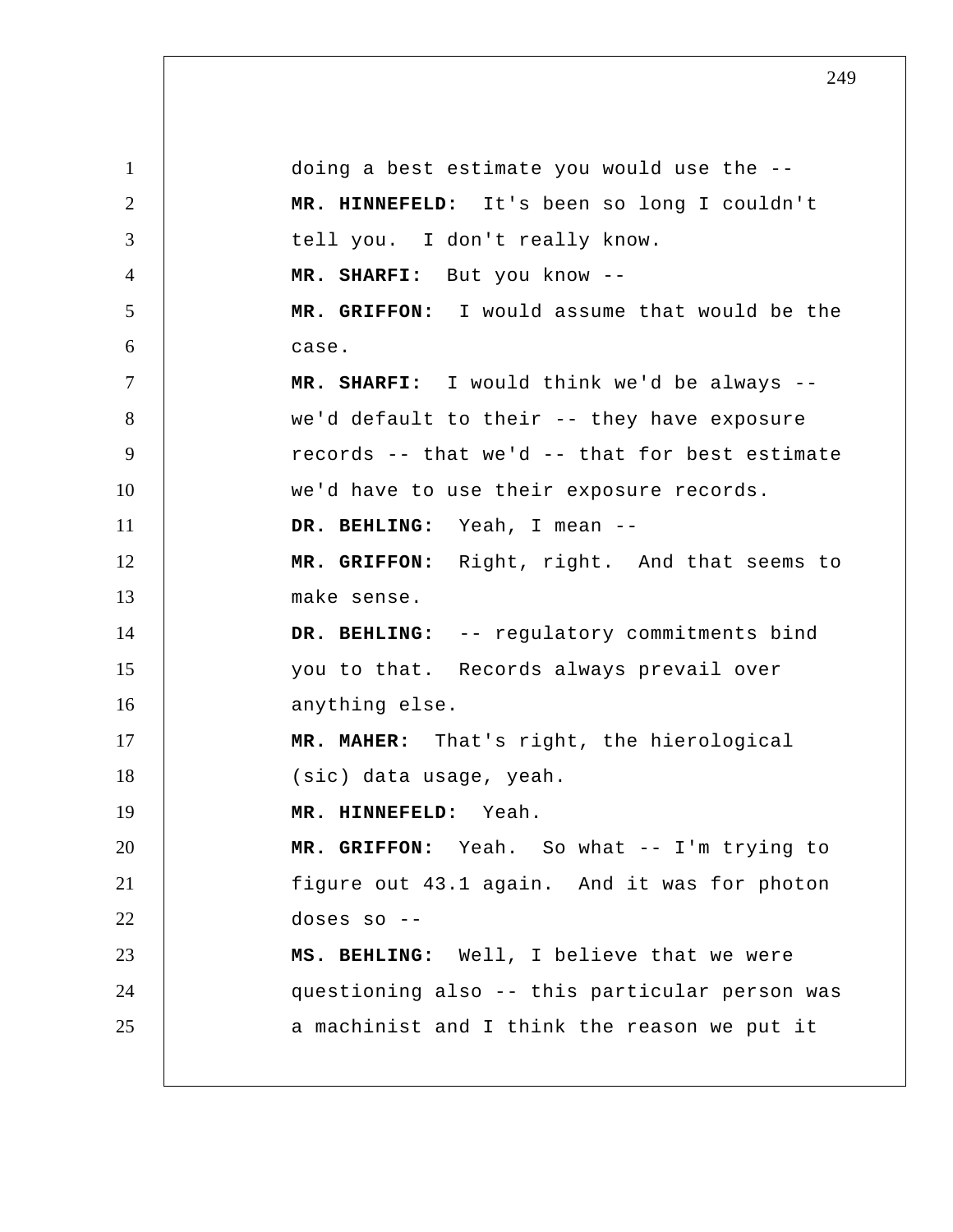doing a best estimate you would use the --

**MR. HINNEFELD:** It's been so long I couldn't tell you. I don't really know.

**MR. SHARFI:** But you know --

**MR. GRIFFON:** I would assume that would be the case.

**MR. SHARFI:** I would think we'd be always -- we'd default to their -- they have exposure records -- that we'd -- that for best estimate we'd have to use their exposure records.

**DR. BEHLING:** Yeah, I mean --

**MR. GRIFFON:** Right, right. And that seems to make sense.

**DR. BEHLING:** -- regulatory commitments bind you to that. Records always prevail over anything else.

**MR. MAHER:** That's right, the hierological (sic) data usage, yeah.

**MR. HINNEFELD:** Yeah.

**MR. GRIFFON:** Yeah. So what -- I'm trying to figure out 43.1 again. And it was for photon doses so --

**MS. BEHLING:** Well, I believe that we were questioning also -- this particular person was a machinist and I think the reason we put it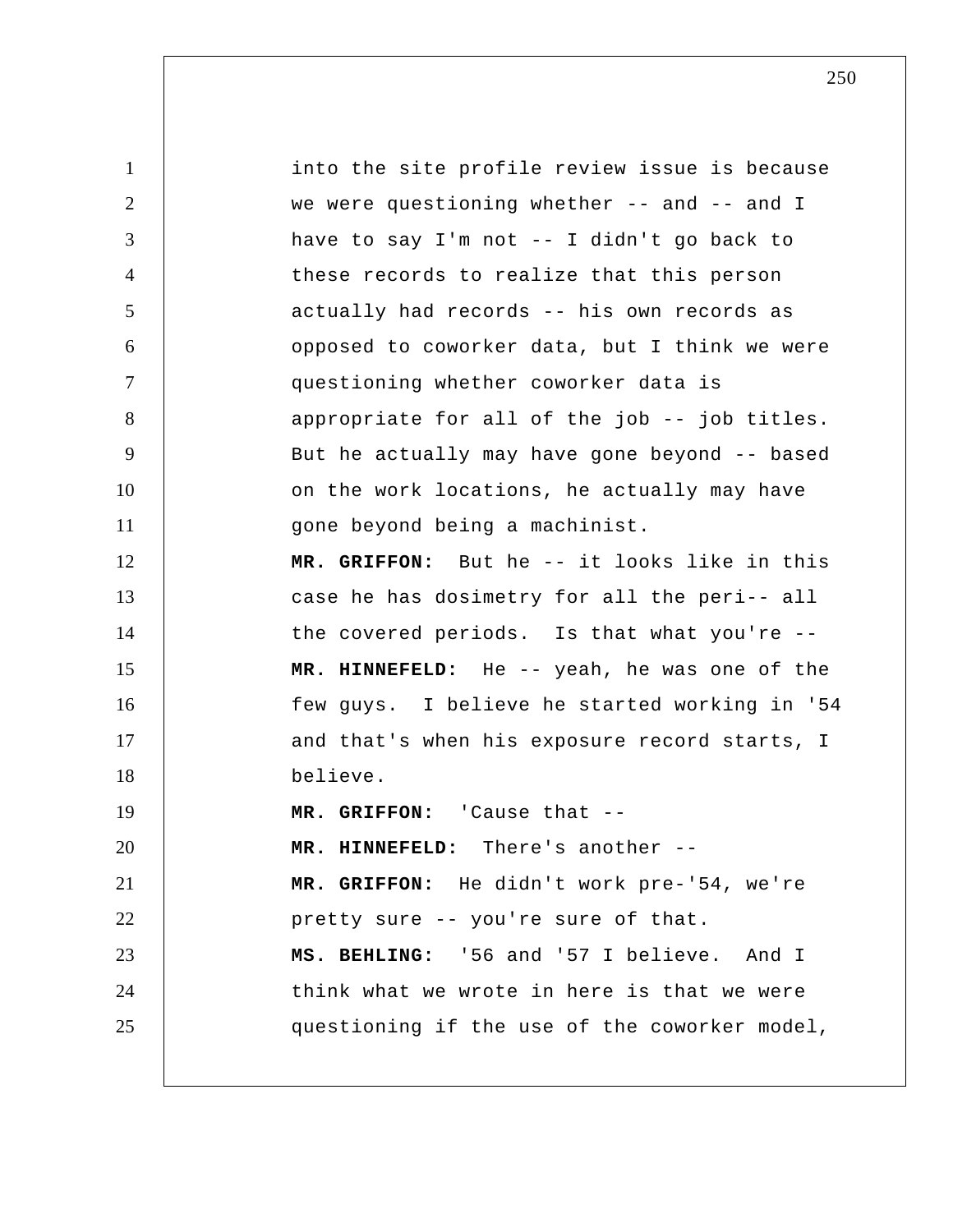into the site profile review issue is because we were questioning whether -- and -- and I have to say I'm not -- I didn't go back to these records to realize that this person actually had records -- his own records as opposed to coworker data, but I think we were questioning whether coworker data is appropriate for all of the job -- job titles. But he actually may have gone beyond -- based on the work locations, he actually may have gone beyond being a machinist.

**MR. GRIFFON:** But he -- it looks like in this case he has dosimetry for all the peri-- all the covered periods. Is that what you're --

**MR. HINNEFELD:** He -- yeah, he was one of the few guys. I believe he started working in '54 and that's when his exposure record starts, I believe.

**MR. GRIFFON:** 'Cause that --

**MR. HINNEFELD:** There's another --

**MR. GRIFFON:** He didn't work pre-'54, we're pretty sure -- you're sure of that.

**MS. BEHLING:** '56 and '57 I believe. And I think what we wrote in here is that we were questioning if the use of the coworker model,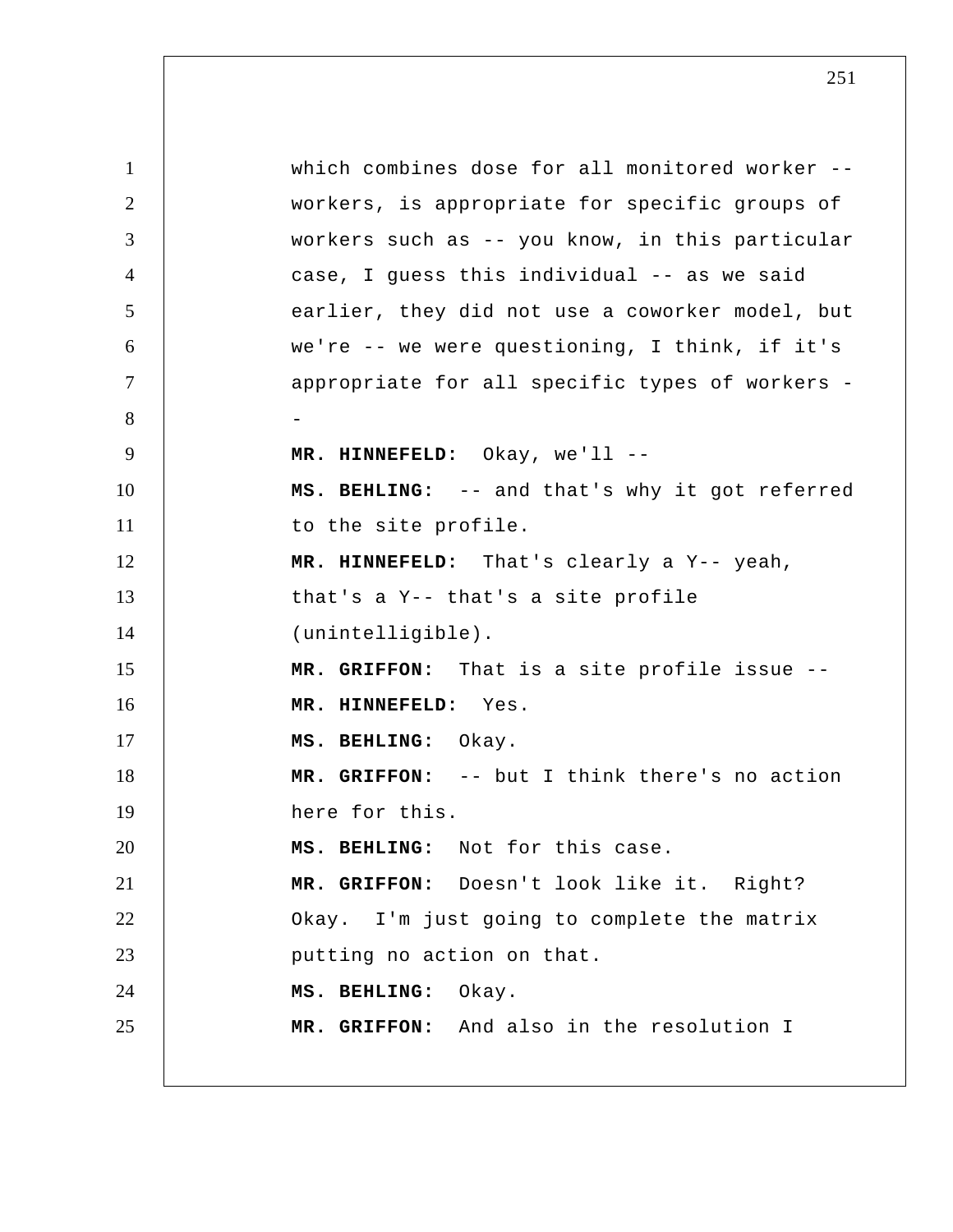which combines dose for all monitored worker -- workers, is appropriate for specific groups of workers such as -- you know, in this particular case, I guess this individual -- as we said earlier, they did not use a coworker model, but we're -- we were questioning, I think, if it's appropriate for all specific types of workers --

**MR. HINNEFELD:** Okay, we'll --

**MS. BEHLING:** -- and that's why it got referred to the site profile.

**MR. HINNEFELD:** That's clearly a Y-- yeah, that's a Y-- that's a site profile (unintelligible).

**MR. GRIFFON:** That is a site profile issue --

**MR. HINNEFELD:** Yes.

**MS. BEHLING:** Okay.

**MR. GRIFFON:** -- but I think there's no action here for this.

**MS. BEHLING:** Not for this case.

**MR. GRIFFON:** Doesn't look like it. Right? Okay. I'm just going to complete the matrix putting no action on that.

**MS. BEHLING:** Okay.

**MR. GRIFFON:** And also in the resolution I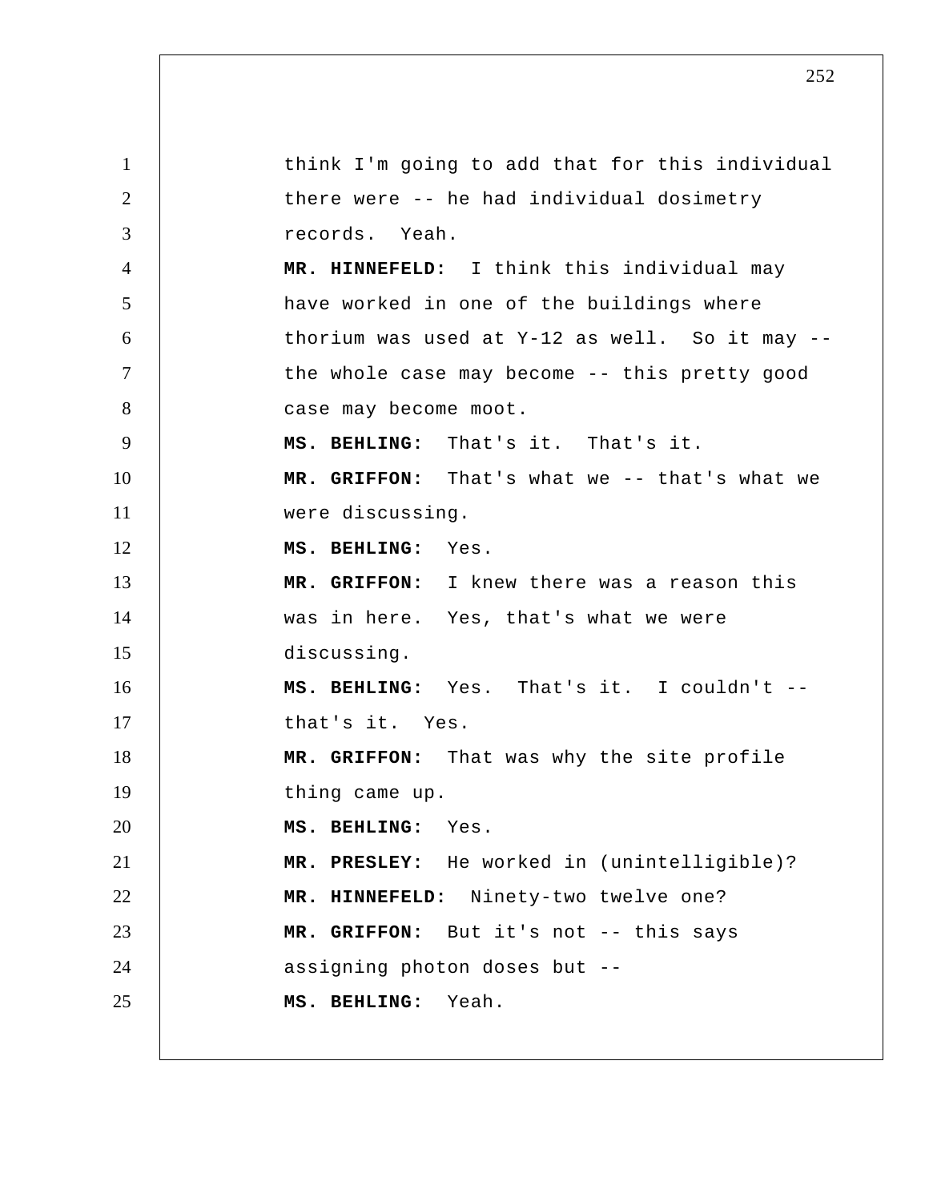think I'm going to add that for this individual there were -- he had individual dosimetry records. Yeah.

**MR. HINNEFELD:** I think this individual may have worked in one of the buildings where thorium was used at Y-12 as well. So it may -- the whole case may become -- this pretty good case may become moot.

**MS. BEHLING:** That's it. That's it.

**MR. GRIFFON:** That's what we -- that's what we were discussing.

**MS. BEHLING:** Yes.

**MR. GRIFFON:** I knew there was a reason this was in here. Yes, that's what we were discussing.

**MS. BEHLING:** Yes. That's it. I couldn't -- that's it. Yes.

**MR. GRIFFON:** That was why the site profile thing came up.

**MS. BEHLING:** Yes.

**MR. PRESLEY:** He worked in (unintelligible)?

**MR. HINNEFELD:** Ninety-two twelve one?

**MR. GRIFFON:** But it's not -- this says assigning photon doses but --

**MS. BEHLING:** Yeah.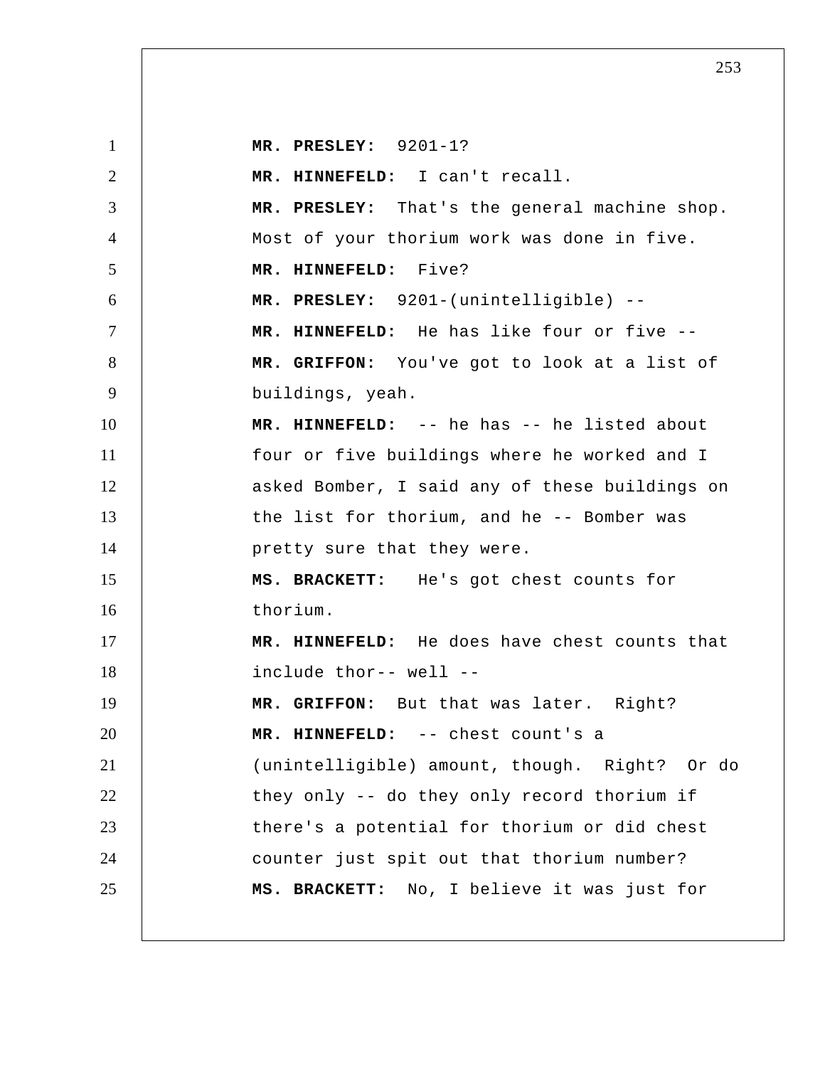**MR. PRESLEY:** 9201-1?

**MR. HINNEFELD:** I can't recall.

**MR. PRESLEY:** That's the general machine shop. Most of your thorium work was done in five.

**MR. HINNEFELD:** Five?

**MR. PRESLEY:** 9201-(unintelligible) --

**MR. HINNEFELD:** He has like four or five --

**MR. GRIFFON:** You've got to look at a list of buildings, yeah.

**MR. HINNEFELD:** -- he has -- he listed about four or five buildings where he worked and I asked Bomber, I said any of these buildings on the list for thorium, and he -- Bomber was pretty sure that they were.

**MS. BRACKETT:** He's got chest counts for thorium.

**MR. HINNEFELD:** He does have chest counts that include thor-- well --

**MR. GRIFFON:** But that was later. Right?

**MR. HINNEFELD:** -- chest count's a (unintelligible) amount, though. Right? Or do they only -- do they only record thorium if there's a potential for thorium or did chest counter just spit out that thorium number?

**MS. BRACKETT:** No, I believe it was just for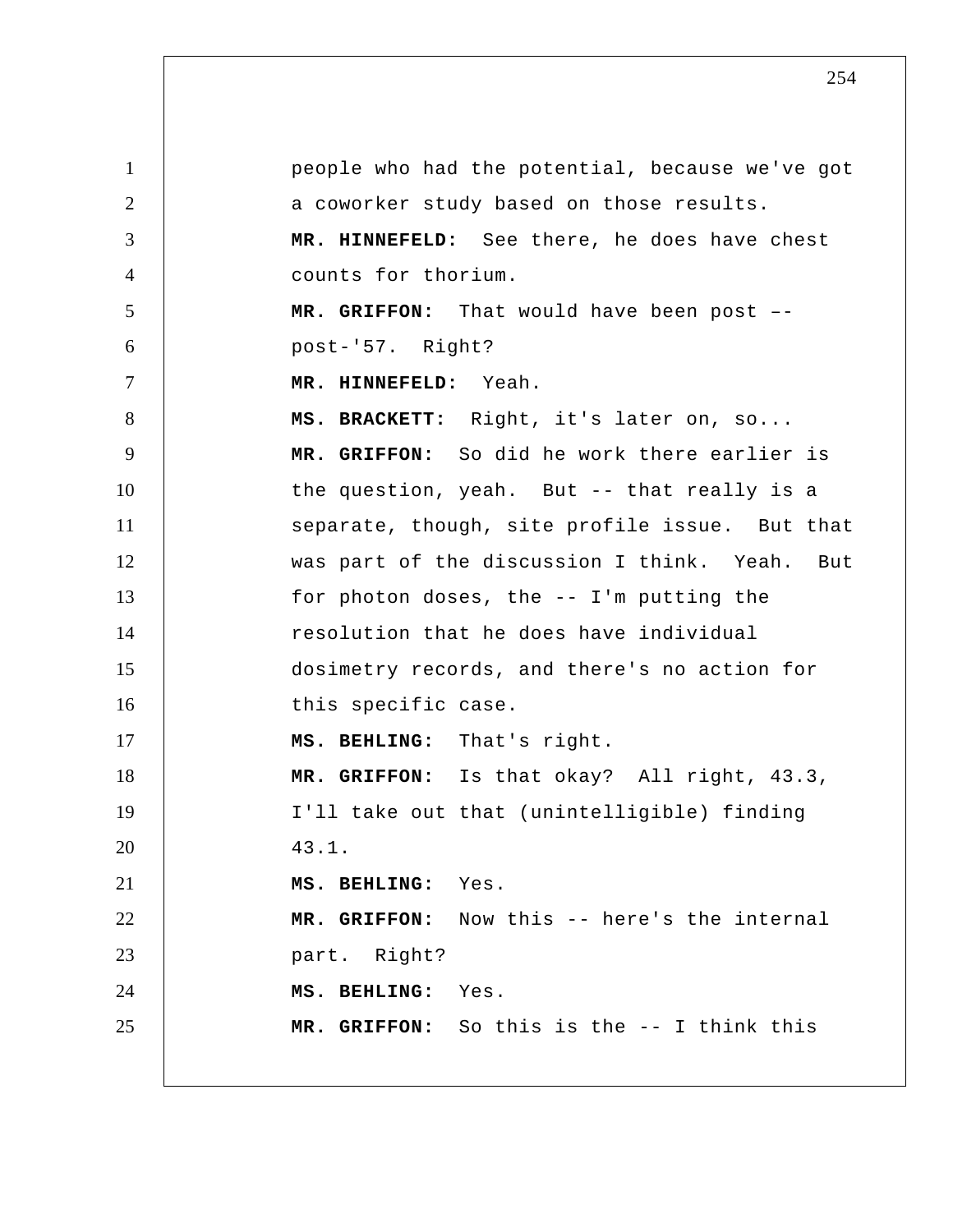people who had the potential, because we've got a coworker study based on those results.

**MR. HINNEFELD:** See there, he does have chest counts for thorium.

**MR. GRIFFON:** That would have been post –- post-'57. Right?

**MR. HINNEFELD:** Yeah.

**MS. BRACKETT:** Right, it's later on, so...

**MR. GRIFFON:** So did he work there earlier is the question, yeah. But -- that really is a separate, though, site profile issue. But that was part of the discussion I think. Yeah. But for photon doses, the -- I'm putting the resolution that he does have individual dosimetry records, and there's no action for this specific case.

**MS. BEHLING:** That's right.

**MR. GRIFFON:** Is that okay? All right, 43.3, I'll take out that (unintelligible) finding 43.1.

**MS. BEHLING:** Yes.

**MR. GRIFFON:** Now this -- here's the internal part. Right?

**MS. BEHLING:** Yes.

**MR. GRIFFON:** So this is the -- I think this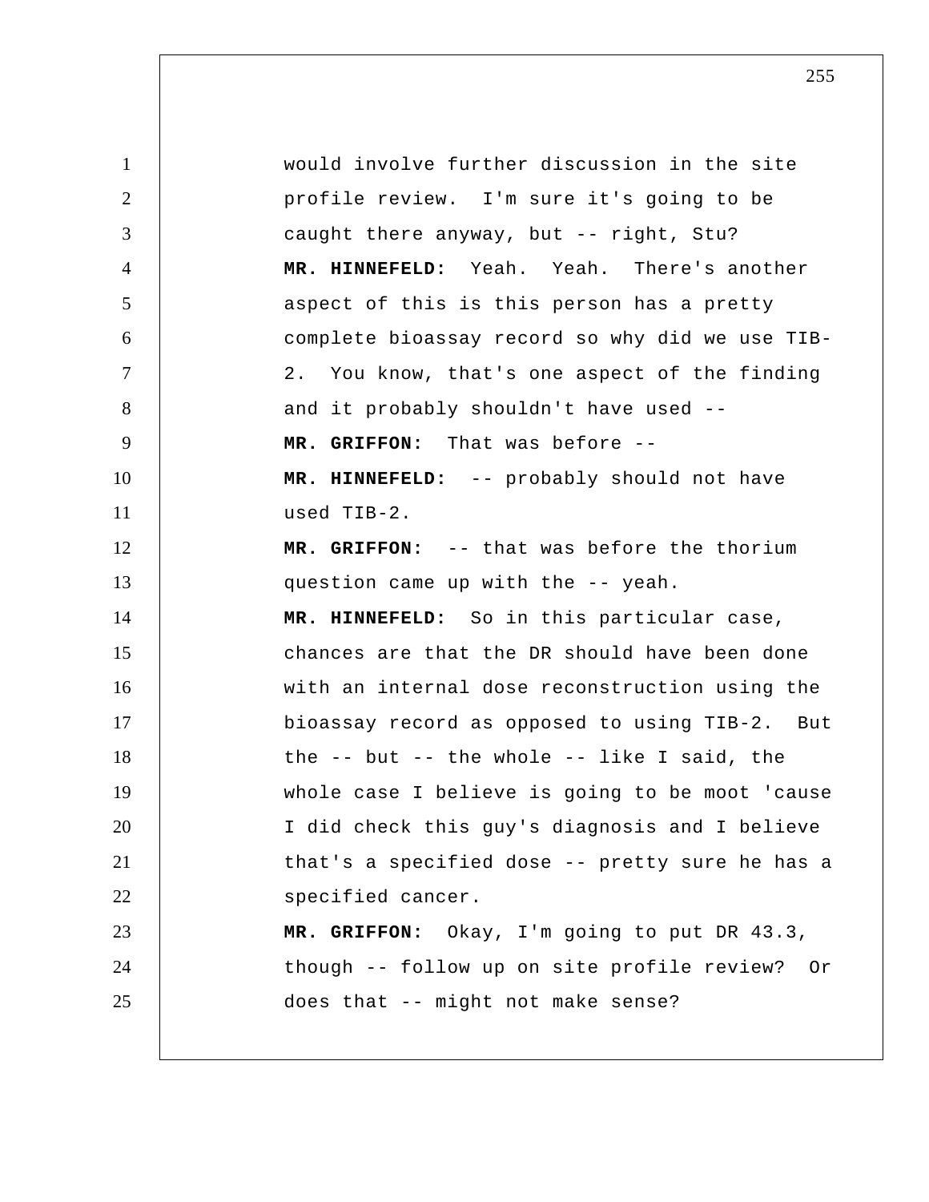would involve further discussion in the site profile review. I'm sure it's going to be caught there anyway, but -- right, Stu?

**MR. HINNEFELD:** Yeah. Yeah. There's another aspect of this is this person has a pretty complete bioassay record so why did we use TIB-2. You know, that's one aspect of the finding and it probably shouldn't have used --

**MR. GRIFFON:** That was before --

**MR. HINNEFELD:** -- probably should not have used TIB-2.

**MR. GRIFFON:** -- that was before the thorium question came up with the -- yeah.

**MR. HINNEFELD:** So in this particular case, chances are that the DR should have been done with an internal dose reconstruction using the bioassay record as opposed to using TIB-2. But the -- but -- the whole -- like I said, the whole case I believe is going to be moot 'cause I did check this guy's diagnosis and I believe that's a specified dose -- pretty sure he has a specified cancer.

**MR. GRIFFON:** Okay, I'm going to put DR 43.3, though -- follow up on site profile review? Or does that -- might not make sense?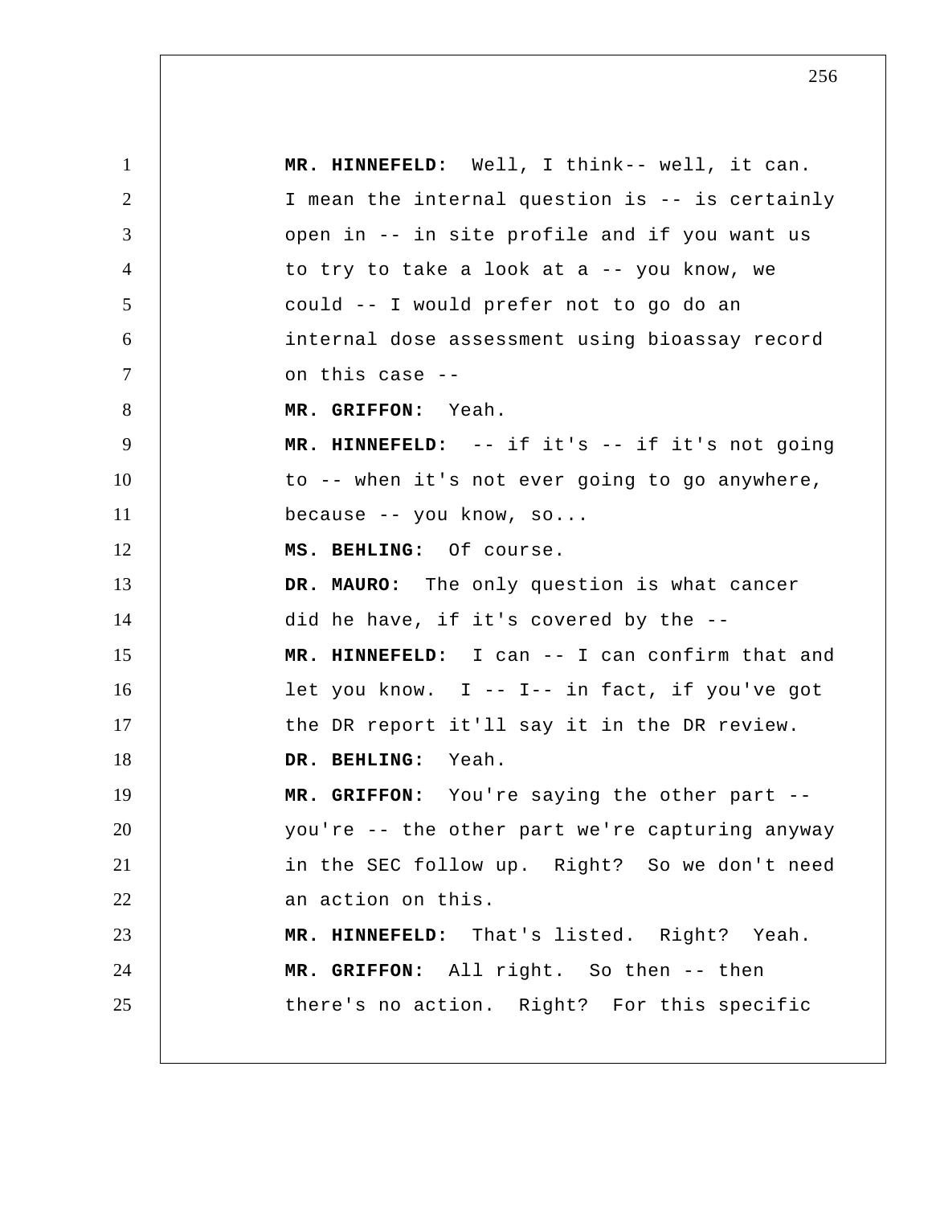**MR. HINNEFELD:** Well, I think-- well, it can. I mean the internal question is -- is certainly open in -- in site profile and if you want us to try to take a look at a -- you know, we could -- I would prefer not to go do an internal dose assessment using bioassay record on this case --

**MR. GRIFFON:** Yeah.

**MR. HINNEFELD:** -- if it's -- if it's not going to -- when it's not ever going to go anywhere, because -- you know, so...

**MS. BEHLING:** Of course.

**DR. MAURO:** The only question is what cancer did he have, if it's covered by the --

**MR. HINNEFELD:** I can -- I can confirm that and let you know. I -- I-- in fact, if you've got the DR report it'll say it in the DR review.

**DR. BEHLING:** Yeah.

**MR. GRIFFON:** You're saying the other part -- you're -- the other part we're capturing anyway in the SEC follow up. Right? So we don't need an action on this.

**MR. HINNEFELD:** That's listed. Right? Yeah.

**MR. GRIFFON:** All right. So then -- then there's no action. Right? For this specific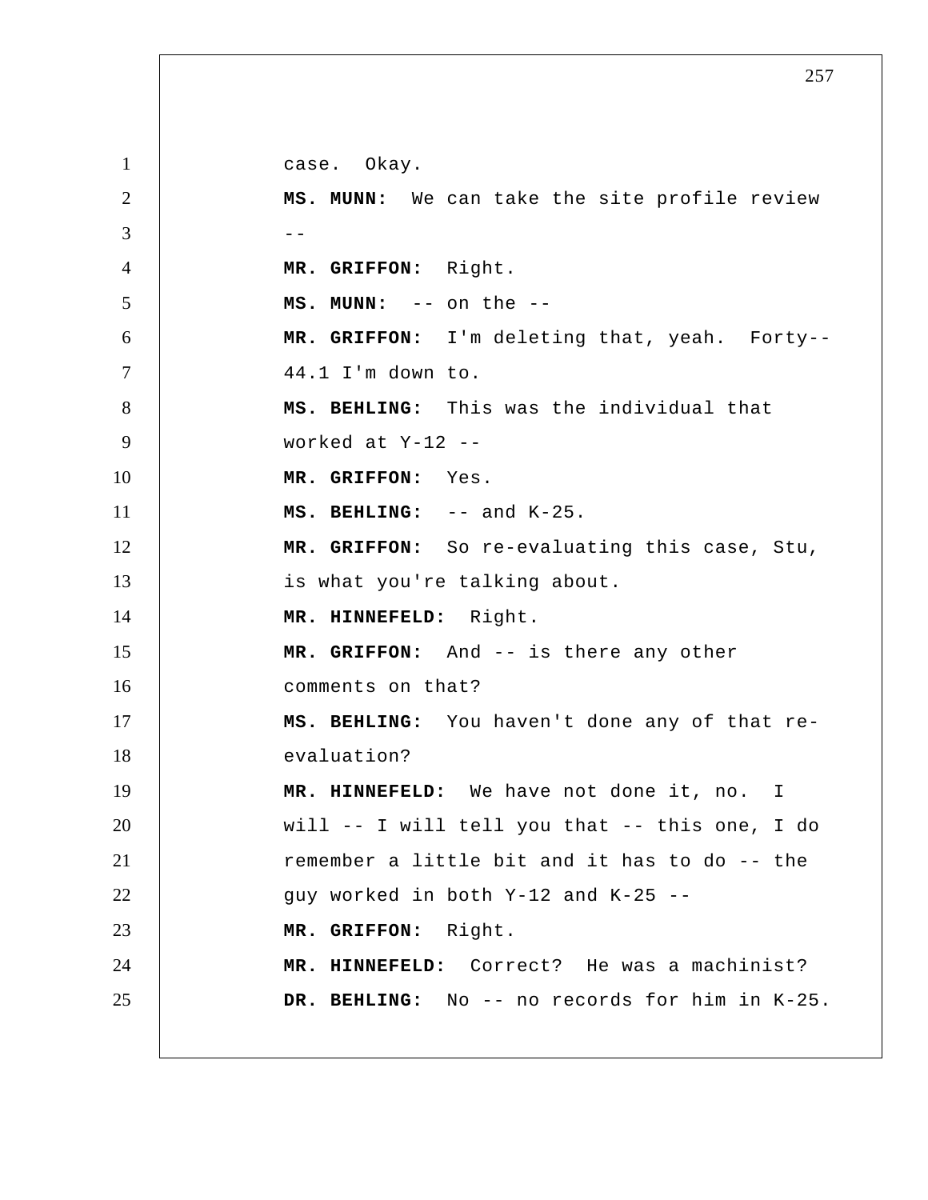case. Okay.

**MS. MUNN:** We can take the site profile review --

**MR. GRIFFON:** Right.

**MS. MUNN:** -- on the --

**MR. GRIFFON:** I'm deleting that, yeah. Forty-- 44.1 I'm down to.

**MS. BEHLING:** This was the individual that worked at Y-12 --

**MR. GRIFFON:** Yes.

**MS. BEHLING:** -- and K-25.

**MR. GRIFFON:** So re-evaluating this case, Stu, is what you're talking about.

**MR. HINNEFELD:** Right.

**MR. GRIFFON:** And -- is there any other comments on that?

**MS. BEHLING:** You haven't done any of that re-evaluation?

**MR. HINNEFELD:** We have not done it, no. I will -- I will tell you that -- this one, I do remember a little bit and it has to do -- the guy worked in both Y-12 and K-25 --

**MR. GRIFFON:** Right.

**MR. HINNEFELD:** Correct? He was a machinist?

**DR. BEHLING:** No -- no records for him in K-25.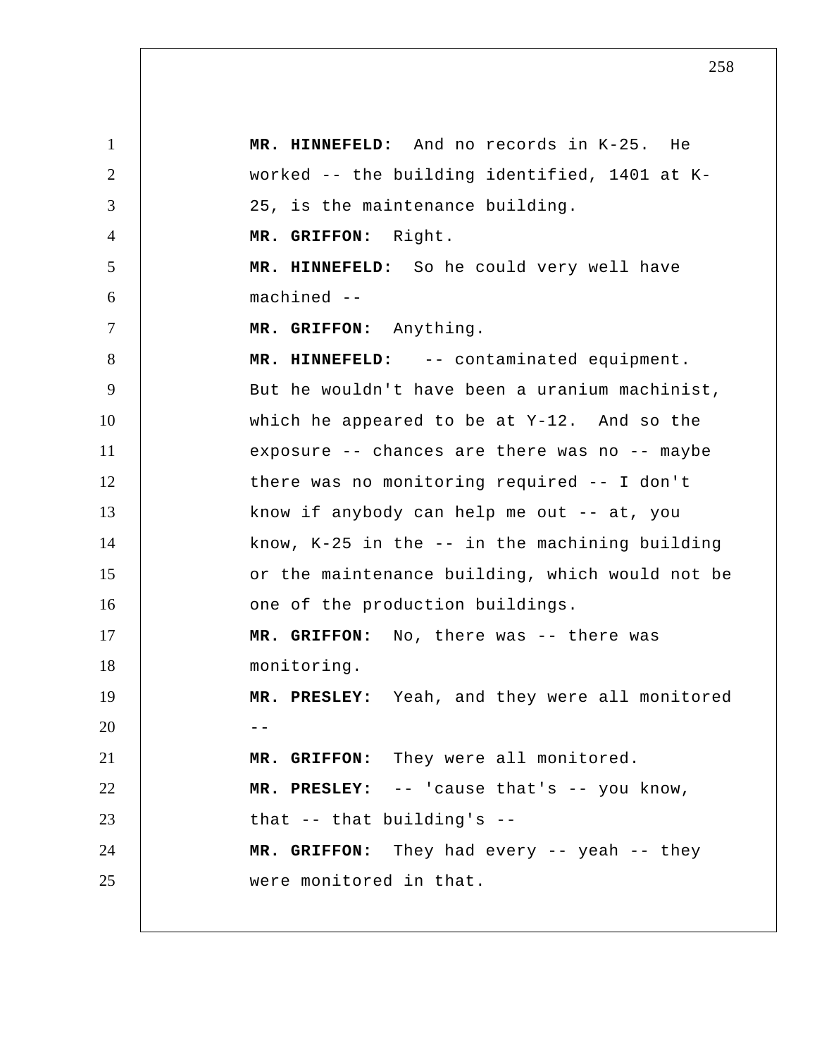**MR. HINNEFELD:** And no records in K-25. He worked -- the building identified, 1401 at K-25, is the maintenance building.

**MR. GRIFFON:** Right.

**MR. HINNEFELD:** So he could very well have machined --

**MR. GRIFFON:** Anything.

**MR. HINNEFELD:** -- contaminated equipment. But he wouldn't have been a uranium machinist, which he appeared to be at Y-12. And so the exposure -- chances are there was no -- maybe there was no monitoring required -- I don't know if anybody can help me out -- at, you know, K-25 in the -- in the machining building or the maintenance building, which would not be one of the production buildings.

**MR. GRIFFON:** No, there was -- there was monitoring.

**MR. PRESLEY:** Yeah, and they were all monitored --

**MR. GRIFFON:** They were all monitored.

**MR. PRESLEY:** -- 'cause that's -- you know, that -- that building's --

**MR. GRIFFON:** They had every -- yeah -- they were monitored in that.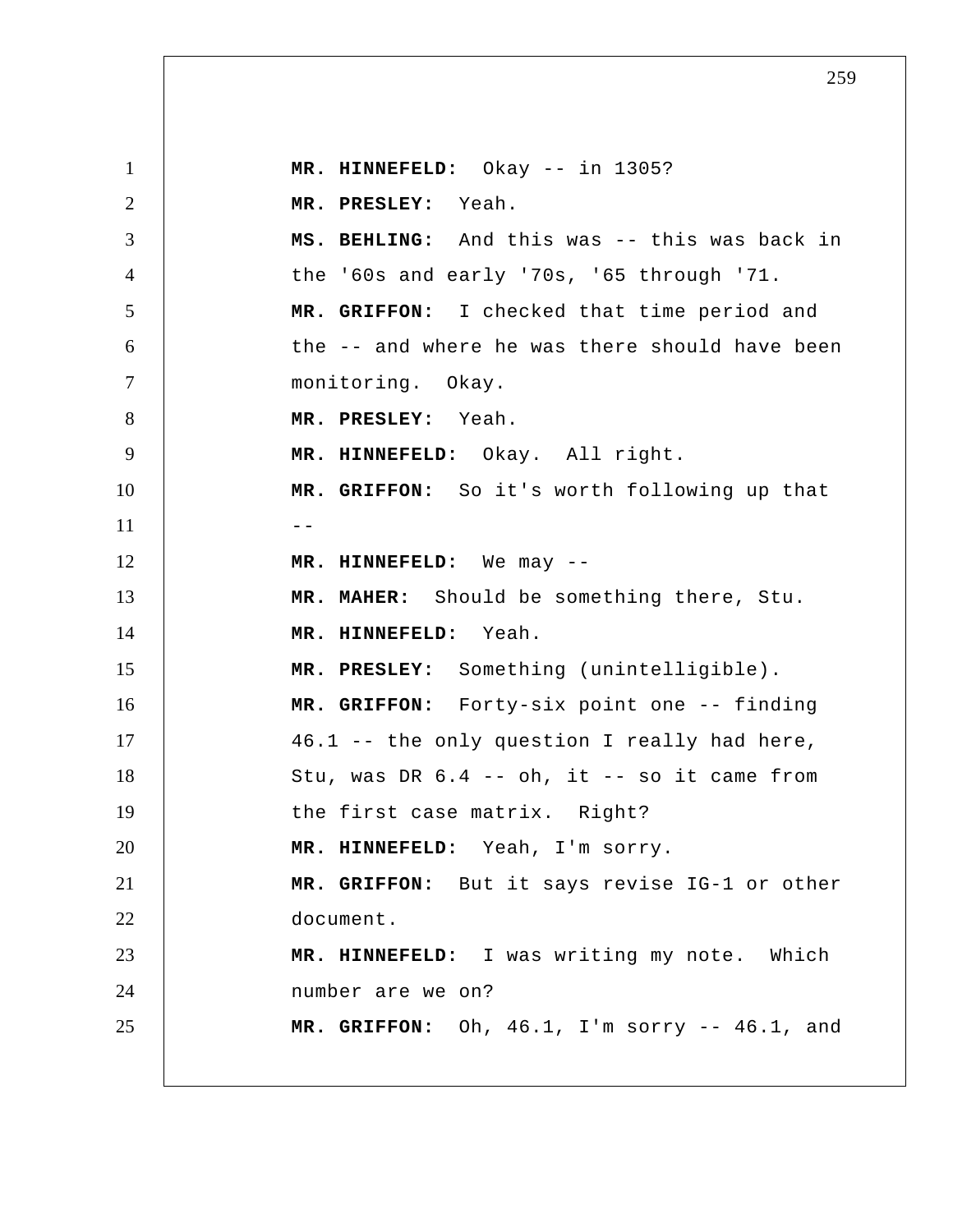**MR. HINNEFELD:** Okay -- in 1305?

**MR. PRESLEY:** Yeah.

**MS. BEHLING:** And this was -- this was back in the '60s and early '70s, '65 through '71.

**MR. GRIFFON:** I checked that time period and the -- and where he was there should have been monitoring. Okay.

**MR. PRESLEY:** Yeah.

**MR. HINNEFELD:** Okay. All right.

**MR. GRIFFON:** So it's worth following up that --

**MR. HINNEFELD:** We may --

**MR. MAHER:** Should be something there, Stu.

**MR. HINNEFELD:** Yeah.

**MR. PRESLEY:** Something (unintelligible).

**MR. GRIFFON:** Forty-six point one -- finding 46.1 -- the only question I really had here, Stu, was DR 6.4 -- oh, it -- so it came from the first case matrix. Right?

**MR. HINNEFELD:** Yeah, I'm sorry.

**MR. GRIFFON:** But it says revise IG-1 or other document.

**MR. HINNEFELD:** I was writing my note. Which number are we on?

**MR. GRIFFON:** Oh, 46.1, I'm sorry -- 46.1, and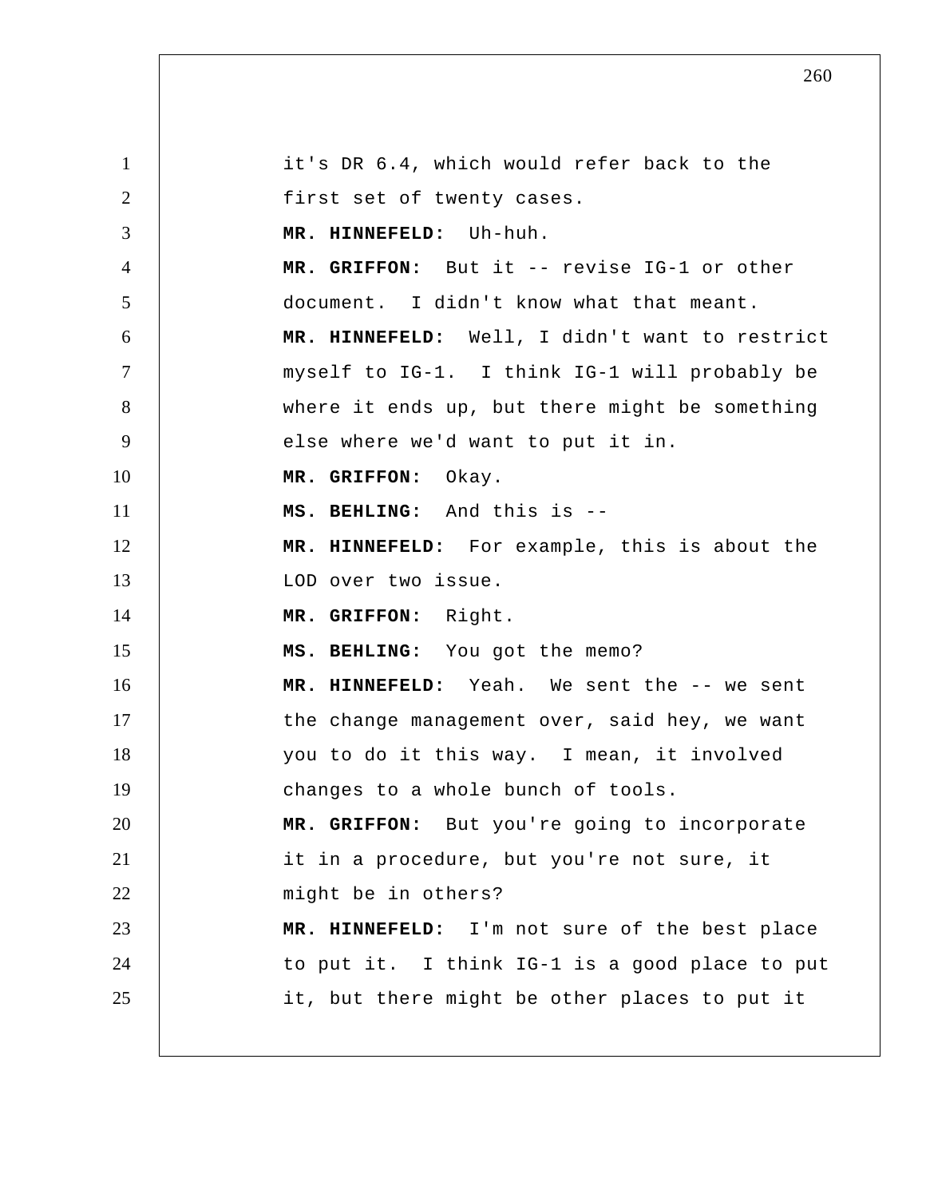it's DR 6.4, which would refer back to the first set of twenty cases.

**MR. HINNEFELD:** Uh-huh.

**MR. GRIFFON:** But it -- revise IG-1 or other document. I didn't know what that meant.

**MR. HINNEFELD:** Well, I didn't want to restrict myself to IG-1. I think IG-1 will probably be where it ends up, but there might be something else where we'd want to put it in.

**MR. GRIFFON:** Okay.

**MS. BEHLING:** And this is --

**MR. HINNEFELD:** For example, this is about the LOD over two issue.

**MR. GRIFFON:** Right.

**MS. BEHLING:** You got the memo?

**MR. HINNEFELD:** Yeah. We sent the -- we sent the change management over, said hey, we want you to do it this way. I mean, it involved changes to a whole bunch of tools.

**MR. GRIFFON:** But you're going to incorporate it in a procedure, but you're not sure, it might be in others?

**MR. HINNEFELD:** I'm not sure of the best place to put it. I think IG-1 is a good place to put it, but there might be other places to put it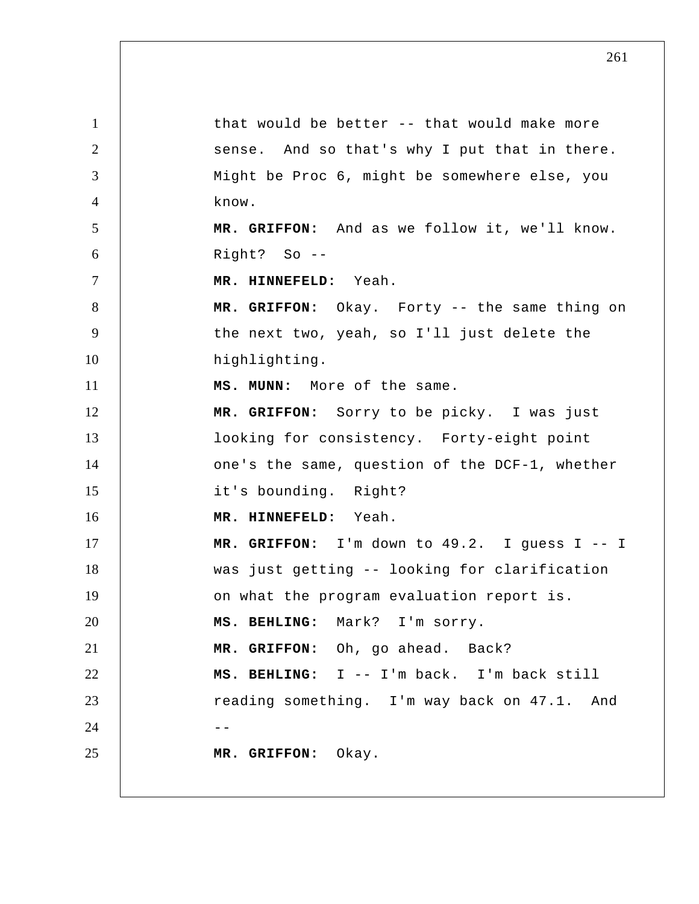that would be better -- that would make more sense. And so that's why I put that in there. Might be Proc 6, might be somewhere else, you know.

**MR. GRIFFON:** And as we follow it, we'll know. Right? So --

**MR. HINNEFELD:** Yeah.

**MR. GRIFFON:** Okay. Forty -- the same thing on the next two, yeah, so I'll just delete the highlighting.

**MS. MUNN:** More of the same.

**MR. GRIFFON:** Sorry to be picky. I was just looking for consistency. Forty-eight point one's the same, question of the DCF-1, whether it's bounding. Right?

**MR. HINNEFELD:** Yeah.

**MR. GRIFFON:** I'm down to 49.2. I guess I -- I was just getting -- looking for clarification on what the program evaluation report is.

**MS. BEHLING:** Mark? I'm sorry.

**MR. GRIFFON:** Oh, go ahead. Back?

**MS. BEHLING:** I -- I'm back. I'm back still reading something. I'm way back on 47.1. And --

**MR. GRIFFON:** Okay.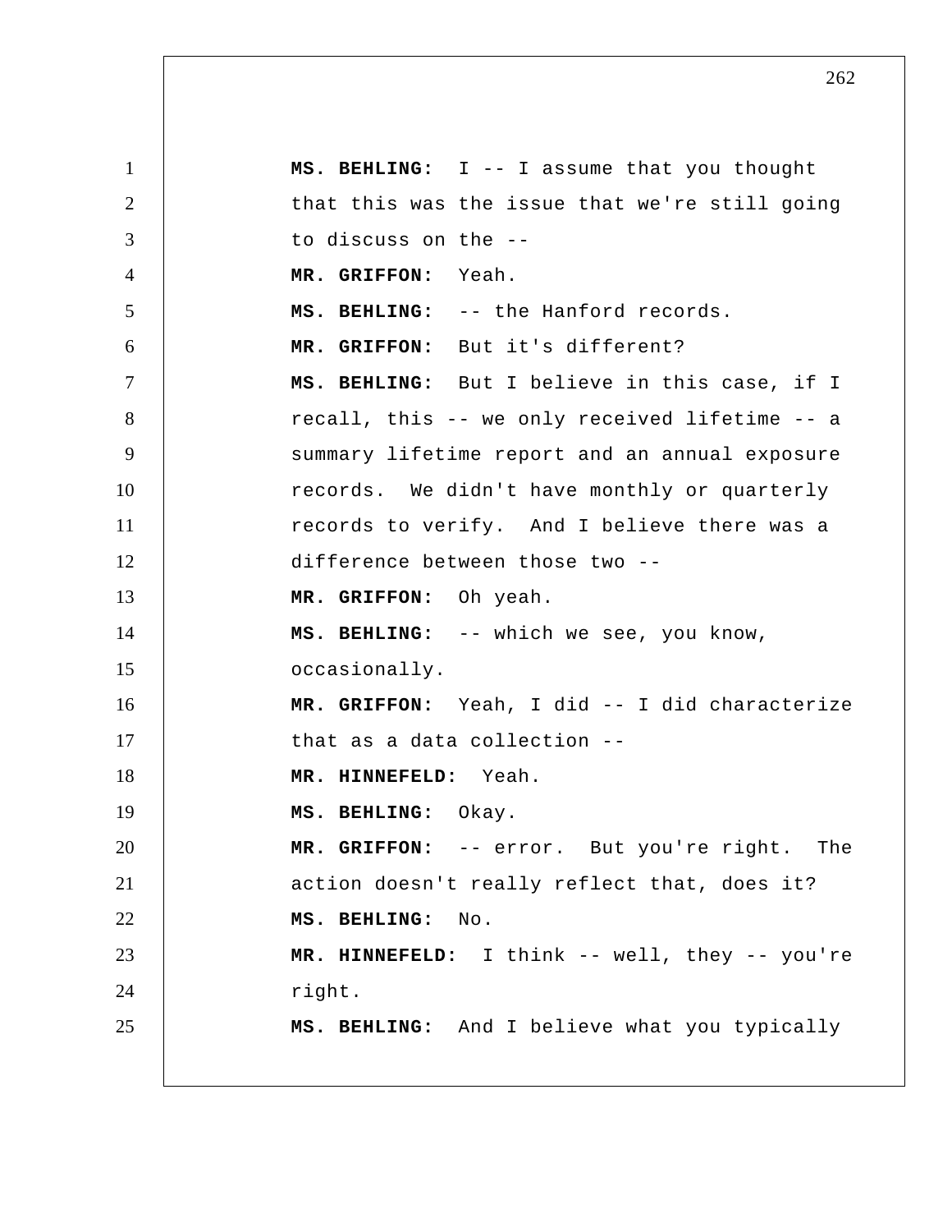**MS. BEHLING:** I -- I assume that you thought that this was the issue that we're still going to discuss on the --

**MR. GRIFFON:** Yeah.

**MS. BEHLING:** -- the Hanford records.

**MR. GRIFFON:** But it's different?

**MS. BEHLING:** But I believe in this case, if I recall, this -- we only received lifetime -- a summary lifetime report and an annual exposure records. We didn't have monthly or quarterly records to verify. And I believe there was a difference between those two --

**MR. GRIFFON:** Oh yeah.

**MS. BEHLING:** -- which we see, you know, occasionally.

**MR. GRIFFON:** Yeah, I did -- I did characterize that as a data collection --

**MR. HINNEFELD:** Yeah.

**MS. BEHLING:** Okay.

**MR. GRIFFON:** -- error. But you're right. The action doesn't really reflect that, does it?

**MS. BEHLING:** No.

**MR. HINNEFELD:** I think -- well, they -- you're right.

**MS. BEHLING:** And I believe what you typically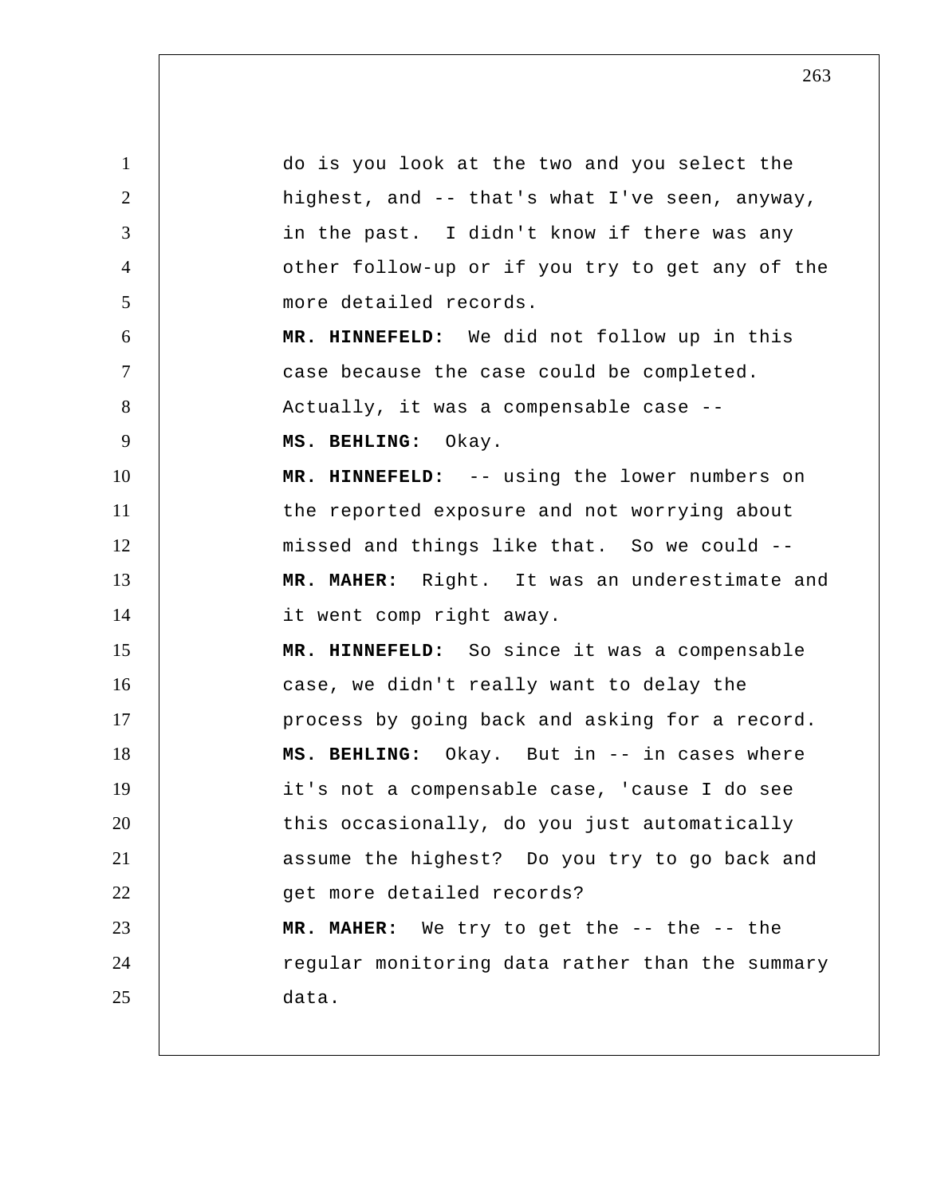do is you look at the two and you select the highest, and -- that's what I've seen, anyway, in the past. I didn't know if there was any other follow-up or if you try to get any of the more detailed records.

**MR. HINNEFELD:** We did not follow up in this case because the case could be completed. Actually, it was a compensable case --

**MS. BEHLING:** Okay.

**MR. HINNEFELD:** -- using the lower numbers on the reported exposure and not worrying about missed and things like that. So we could --

**MR. MAHER:** Right. It was an underestimate and it went comp right away.

**MR. HINNEFELD:** So since it was a compensable case, we didn't really want to delay the process by going back and asking for a record.

**MS. BEHLING:** Okay. But in -- in cases where it's not a compensable case, 'cause I do see this occasionally, do you just automatically assume the highest? Do you try to go back and get more detailed records?

**MR. MAHER:** We try to get the -- the -- the regular monitoring data rather than the summary data.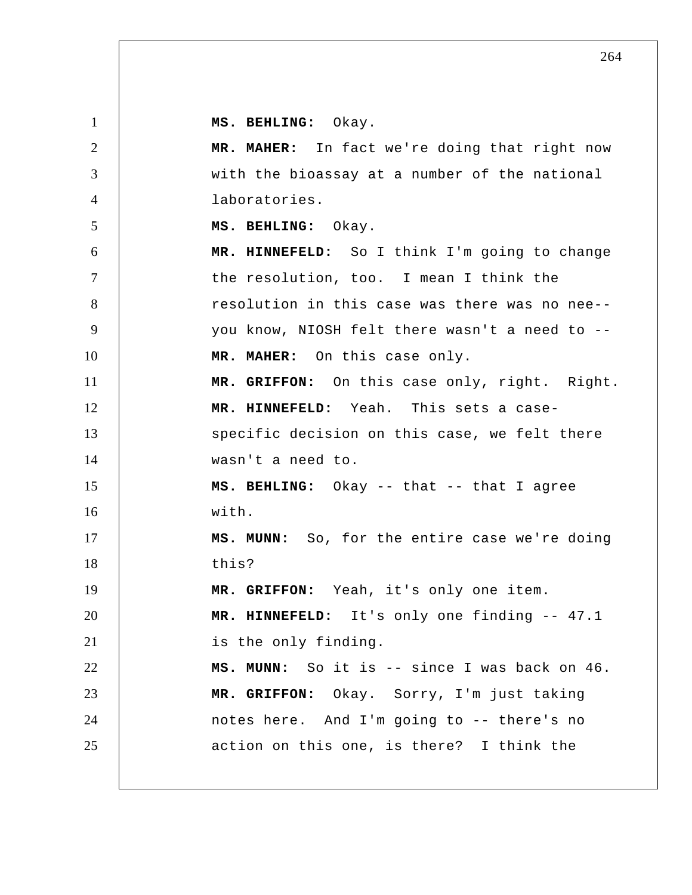**MS. BEHLING:** Okay.

**MR. MAHER:** In fact we're doing that right now with the bioassay at a number of the national laboratories.

**MS. BEHLING:** Okay.

**MR. HINNEFELD:** So I think I'm going to change the resolution, too. I mean I think the resolution in this case was there was no nee-- you know, NIOSH felt there wasn't a need to --

**MR. MAHER:** On this case only.

**MR. GRIFFON:** On this case only, right. Right.

**MR. HINNEFELD:** Yeah. This sets a case-specific decision on this case, we felt there wasn't a need to.

**MS. BEHLING:** Okay -- that -- that I agree with.

**MS. MUNN:** So, for the entire case we're doing this?

**MR. GRIFFON:** Yeah, it's only one item.

**MR. HINNEFELD:** It's only one finding -- 47.1 is the only finding.

**MS. MUNN:** So it is -- since I was back on 46.

**MR. GRIFFON:** Okay. Sorry, I'm just taking notes here. And I'm going to -- there's no action on this one, is there? I think the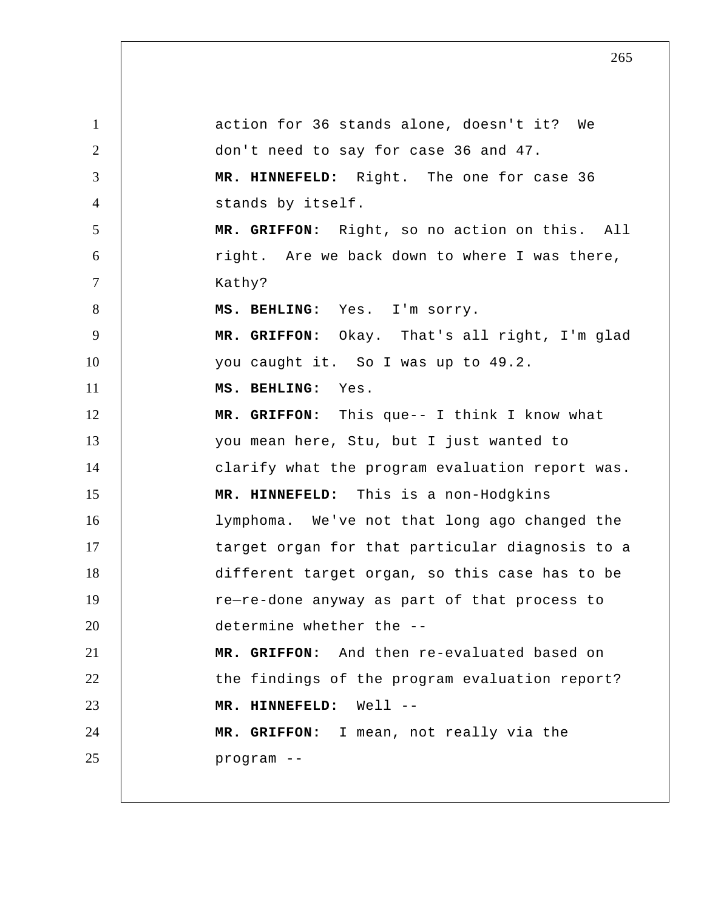action for 36 stands alone, doesn't it? We don't need to say for case 36 and 47.

**MR. HINNEFELD:** Right. The one for case 36 stands by itself.

**MR. GRIFFON:** Right, so no action on this. All right. Are we back down to where I was there, Kathy?

**MS. BEHLING:** Yes. I'm sorry.

**MR. GRIFFON:** Okay. That's all right, I'm glad you caught it. So I was up to 49.2.

**MS. BEHLING:** Yes.

**MR. GRIFFON:** This que-- I think I know what you mean here, Stu, but I just wanted to clarify what the program evaluation report was.

**MR. HINNEFELD:** This is a non-Hodgkins lymphoma. We've not that long ago changed the target organ for that particular diagnosis to a different target organ, so this case has to be re—re-done anyway as part of that process to determine whether the --

**MR. GRIFFON:** And then re-evaluated based on the findings of the program evaluation report?

**MR. HINNEFELD:** Well --

**MR. GRIFFON:** I mean, not really via the program --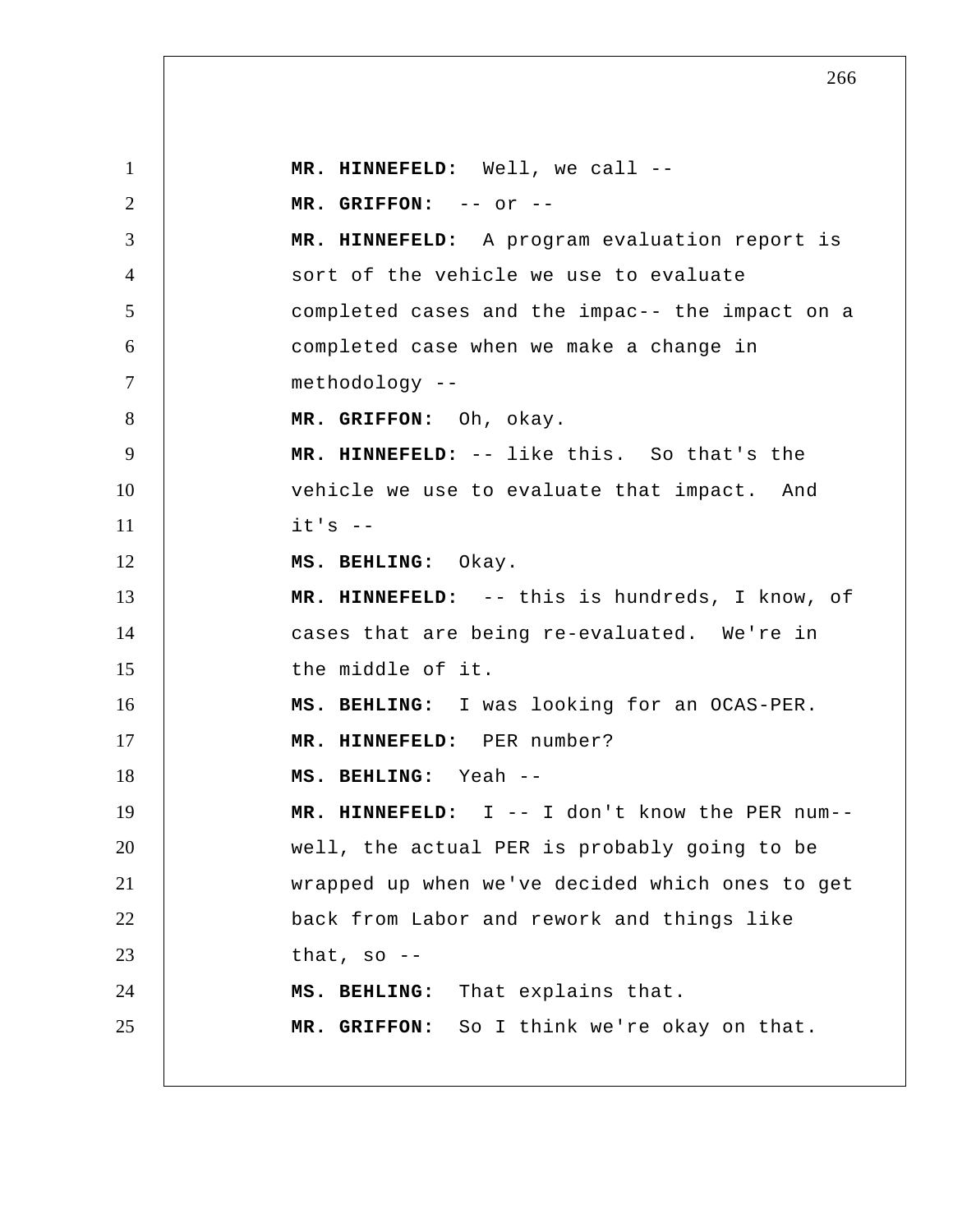**MR. HINNEFELD:** Well, we call --

**MR. GRIFFON:** -- or --

**MR. HINNEFELD:** A program evaluation report is sort of the vehicle we use to evaluate completed cases and the impac-- the impact on a completed case when we make a change in methodology --

**MR. GRIFFON:** Oh, okay.

**MR. HINNEFELD:** -- like this. So that's the vehicle we use to evaluate that impact. And it's --

**MS. BEHLING:** Okay.

**MR. HINNEFELD:** -- this is hundreds, I know, of cases that are being re-evaluated. We're in the middle of it.

**MS. BEHLING:** I was looking for an OCAS-PER.

**MR. HINNEFELD:** PER number?

**MS. BEHLING:** Yeah --

**MR. HINNEFELD:** I -- I don't know the PER num-- well, the actual PER is probably going to be wrapped up when we've decided which ones to get back from Labor and rework and things like that, so --

**MS. BEHLING:** That explains that.

**MR. GRIFFON:** So I think we're okay on that.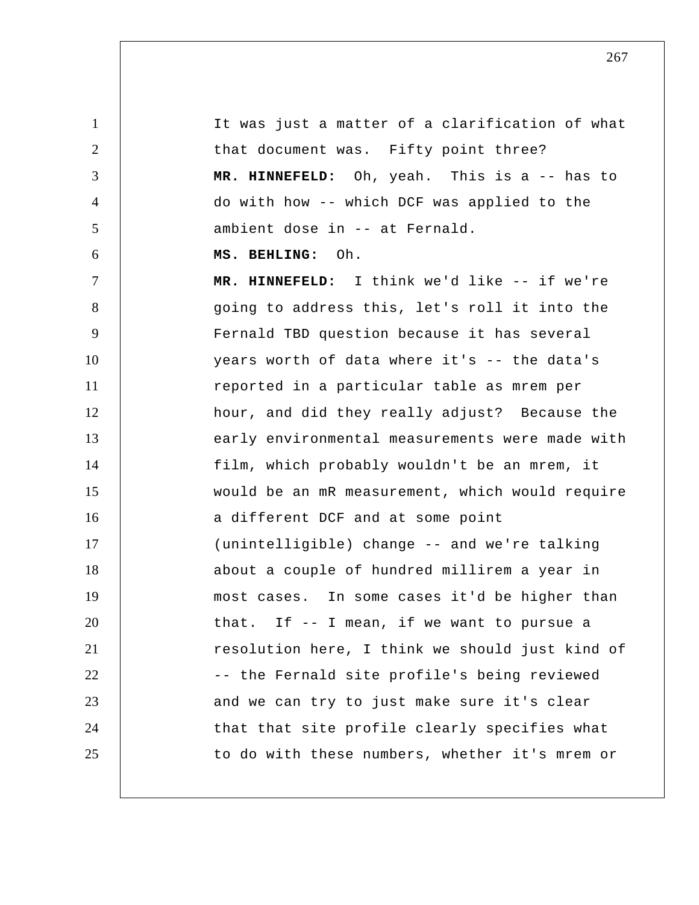It was just a matter of a clarification of what that document was. Fifty point three?

**MR. HINNEFELD:** Oh, yeah. This is a -- has to do with how -- which DCF was applied to the ambient dose in -- at Fernald.

**MS. BEHLING:** Oh.

**MR. HINNEFELD:** I think we'd like -- if we're going to address this, let's roll it into the Fernald TBD question because it has several years worth of data where it's -- the data's reported in a particular table as mrem per hour, and did they really adjust? Because the early environmental measurements were made with film, which probably wouldn't be an mrem, it would be an mR measurement, which would require a different DCF and at some point (unintelligible) change -- and we're talking about a couple of hundred millirem a year in most cases. In some cases it'd be higher than that. If -- I mean, if we want to pursue a resolution here, I think we should just kind of -- the Fernald site profile's being reviewed and we can try to just make sure it's clear that that site profile clearly specifies what to do with these numbers, whether it's mrem or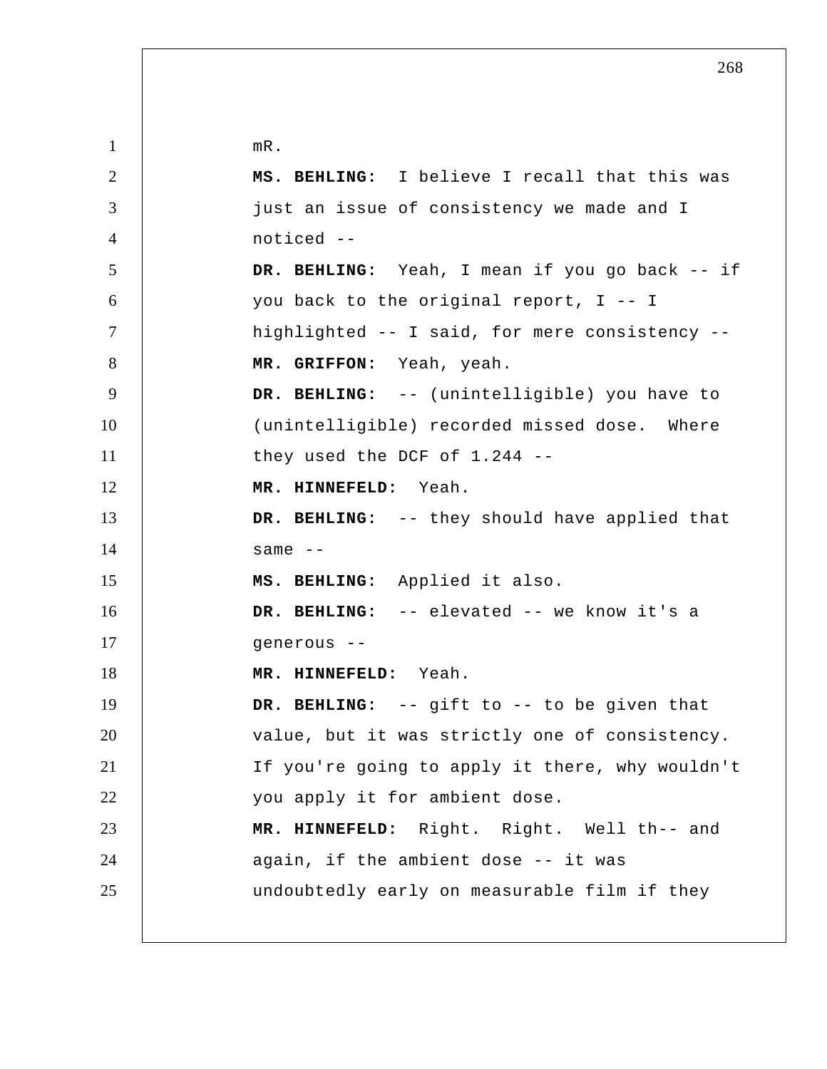mR.

**MS. BEHLING:** I believe I recall that this was just an issue of consistency we made and I noticed --

**DR. BEHLING:** Yeah, I mean if you go back -- if you back to the original report, I -- I highlighted -- I said, for mere consistency --

**MR. GRIFFON:** Yeah, yeah.

**DR. BEHLING:** -- (unintelligible) you have to (unintelligible) recorded missed dose. Where they used the DCF of 1.244 --

**MR. HINNEFELD:** Yeah.

**DR. BEHLING:** -- they should have applied that same --

**MS. BEHLING:** Applied it also.

**DR. BEHLING:** -- elevated -- we know it's a generous --

**MR. HINNEFELD:** Yeah.

**DR. BEHLING:** -- gift to -- to be given that value, but it was strictly one of consistency. If you're going to apply it there, why wouldn't you apply it for ambient dose.

**MR. HINNEFELD:** Right. Right. Well th-- and again, if the ambient dose -- it was undoubtedly early on measurable film if they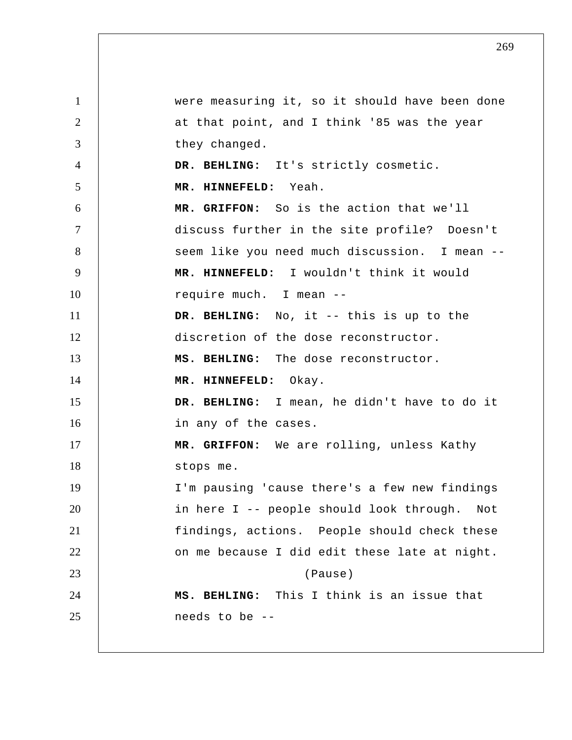were measuring it, so it should have been done at that point, and I think '85 was the year they changed.

**DR. BEHLING:** It's strictly cosmetic.

**MR. HINNEFELD:** Yeah.

**MR. GRIFFON:** So is the action that we'll discuss further in the site profile? Doesn't seem like you need much discussion. I mean --

**MR. HINNEFELD:** I wouldn't think it would require much. I mean --

**DR. BEHLING:** No, it -- this is up to the discretion of the dose reconstructor.

**MS. BEHLING:** The dose reconstructor.

**MR. HINNEFELD:** Okay.

**DR. BEHLING:** I mean, he didn't have to do it in any of the cases.

**MR. GRIFFON:** We are rolling, unless Kathy stops me.

I'm pausing 'cause there's a few new findings in here I -- people should look through. Not findings, actions. People should check these on me because I did edit these late at night.

(Pause)

**MS. BEHLING:** This I think is an issue that needs to be --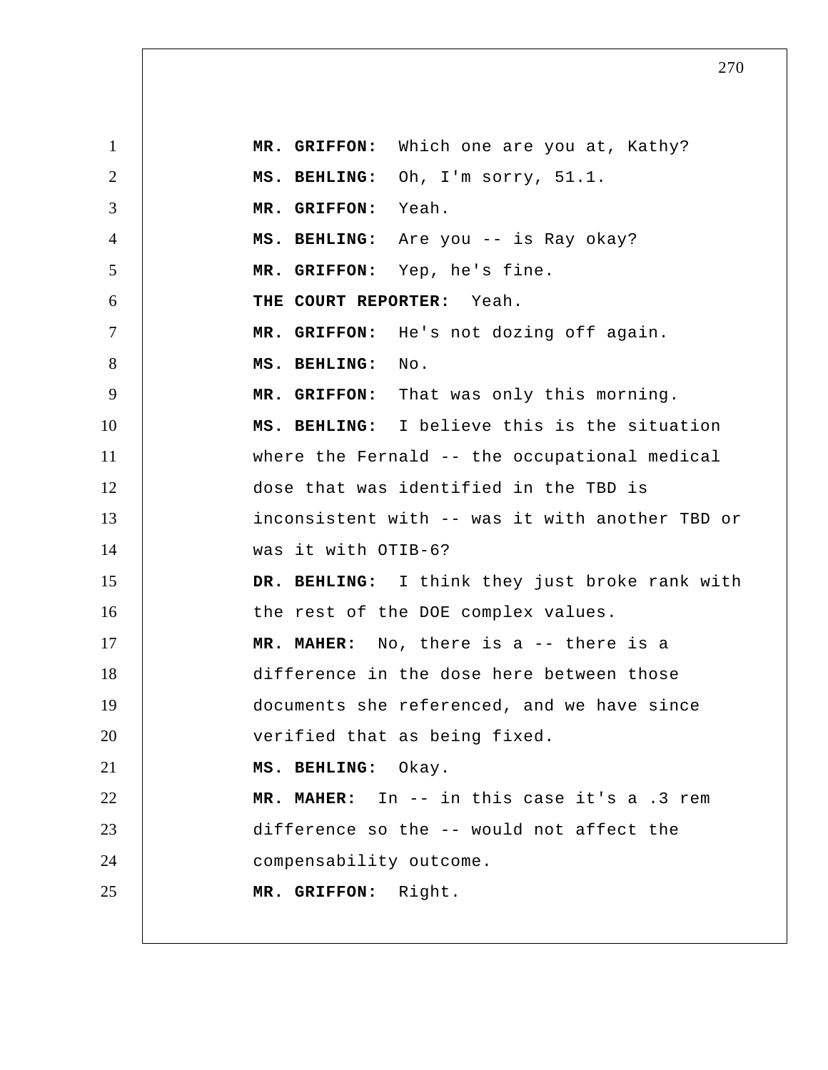**MR. GRIFFON:** Which one are you at, Kathy?

**MS. BEHLING:** Oh, I'm sorry, 51.1.

**MR. GRIFFON:** Yeah.

**MS. BEHLING:** Are you -- is Ray okay?

**MR. GRIFFON:** Yep, he's fine.

**THE COURT REPORTER:** Yeah.

**MR. GRIFFON:** He's not dozing off again.

**MS. BEHLING:** No.

**MR. GRIFFON:** That was only this morning.

**MS. BEHLING:** I believe this is the situation where the Fernald -- the occupational medical dose that was identified in the TBD is inconsistent with -- was it with another TBD or was it with OTIB-6?

**DR. BEHLING:** I think they just broke rank with the rest of the DOE complex values.

**MR. MAHER:** No, there is a -- there is a difference in the dose here between those documents she referenced, and we have since verified that as being fixed.

**MS. BEHLING:** Okay.

**MR. MAHER:** In -- in this case it's a .3 rem difference so the -- would not affect the compensability outcome.

**MR. GRIFFON:** Right.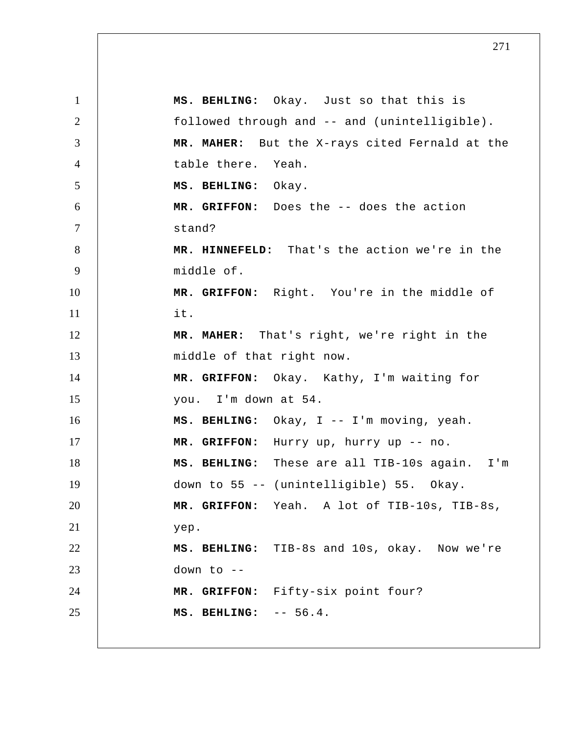**MS. BEHLING:** Okay. Just so that this is followed through and -- and (unintelligible).

**MR. MAHER:** But the X-rays cited Fernald at the table there. Yeah.

**MS. BEHLING:** Okay.

**MR. GRIFFON:** Does the -- does the action stand?

**MR. HINNEFELD:** That's the action we're in the middle of.

**MR. GRIFFON:** Right. You're in the middle of it.

**MR. MAHER:** That's right, we're right in the middle of that right now.

**MR. GRIFFON:** Okay. Kathy, I'm waiting for you. I'm down at 54.

**MS. BEHLING:** Okay, I -- I'm moving, yeah.

**MR. GRIFFON:** Hurry up, hurry up -- no.

**MS. BEHLING:** These are all TIB-10s again. I'm down to 55 -- (unintelligible) 55. Okay.

**MR. GRIFFON:** Yeah. A lot of TIB-10s, TIB-8s, yep.

**MS. BEHLING:** TIB-8s and 10s, okay. Now we're down to --

**MR. GRIFFON:** Fifty-six point four?

**MS. BEHLING:** -- 56.4.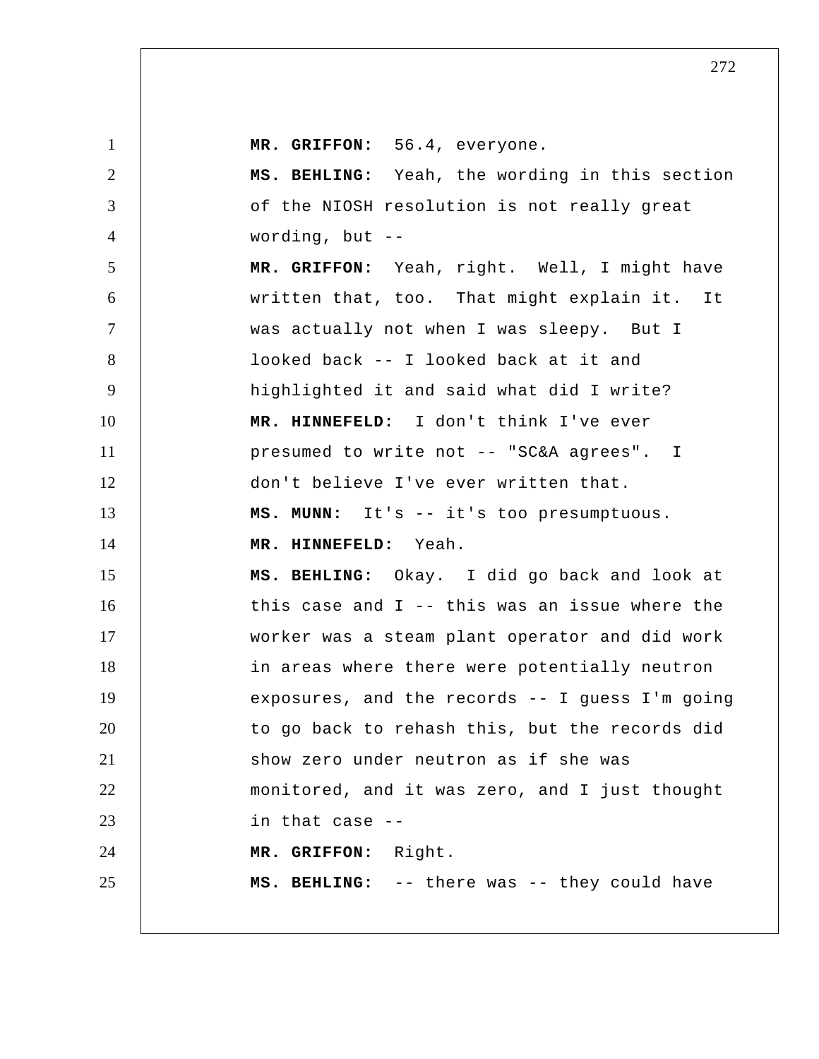**MR. GRIFFON:** 56.4, everyone.

**MS. BEHLING:** Yeah, the wording in this section of the NIOSH resolution is not really great wording, but --

**MR. GRIFFON:** Yeah, right. Well, I might have written that, too. That might explain it. It was actually not when I was sleepy. But I looked back -- I looked back at it and highlighted it and said what did I write?

**MR. HINNEFELD:** I don't think I've ever presumed to write not -- "SC&A agrees". I don't believe I've ever written that.

**MS. MUNN:** It's -- it's too presumptuous.

**MR. HINNEFELD:** Yeah.

**MS. BEHLING:** Okay. I did go back and look at this case and I -- this was an issue where the worker was a steam plant operator and did work in areas where there were potentially neutron exposures, and the records -- I guess I'm going to go back to rehash this, but the records did show zero under neutron as if she was monitored, and it was zero, and I just thought in that case --

**MR. GRIFFON:** Right.

**MS. BEHLING:** -- there was -- they could have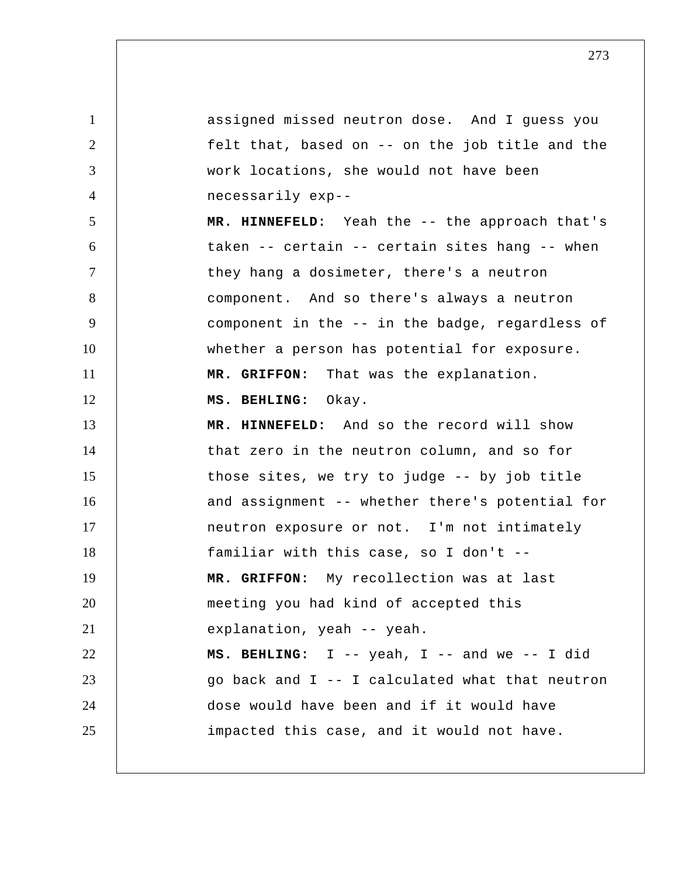assigned missed neutron dose. And I guess you felt that, based on -- on the job title and the work locations, she would not have been necessarily exp--

**MR. HINNEFELD:** Yeah the -- the approach that's taken -- certain -- certain sites hang -- when they hang a dosimeter, there's a neutron component. And so there's always a neutron component in the -- in the badge, regardless of whether a person has potential for exposure.

**MR. GRIFFON:** That was the explanation.

**MS. BEHLING:** Okay.

**MR. HINNEFELD:** And so the record will show that zero in the neutron column, and so for those sites, we try to judge -- by job title and assignment -- whether there's potential for neutron exposure or not. I'm not intimately familiar with this case, so I don't --

**MR. GRIFFON:** My recollection was at last meeting you had kind of accepted this explanation, yeah -- yeah.

**MS. BEHLING:** I -- yeah, I -- and we -- I did go back and I -- I calculated what that neutron dose would have been and if it would have impacted this case, and it would not have.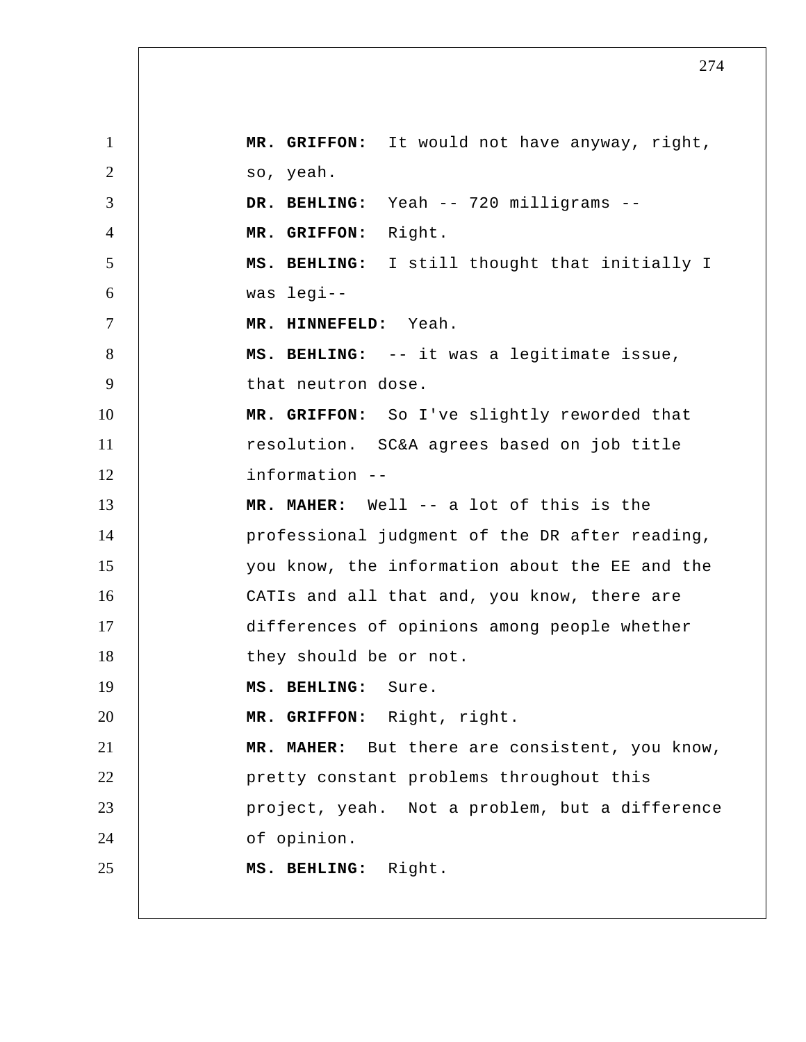**MR. GRIFFON:** It would not have anyway, right, so, yeah.

**DR. BEHLING:** Yeah -- 720 milligrams --

**MR. GRIFFON:** Right.

**MS. BEHLING:** I still thought that initially I was legi--

**MR. HINNEFELD:** Yeah.

**MS. BEHLING:** -- it was a legitimate issue, that neutron dose.

**MR. GRIFFON:** So I've slightly reworded that resolution. SC&A agrees based on job title information --

**MR. MAHER:** Well -- a lot of this is the professional judgment of the DR after reading, you know, the information about the EE and the CATIs and all that and, you know, there are differences of opinions among people whether they should be or not.

**MS. BEHLING:** Sure.

**MR. GRIFFON:** Right, right.

**MR. MAHER:** But there are consistent, you know, pretty constant problems throughout this project, yeah. Not a problem, but a difference of opinion.

**MS. BEHLING:** Right.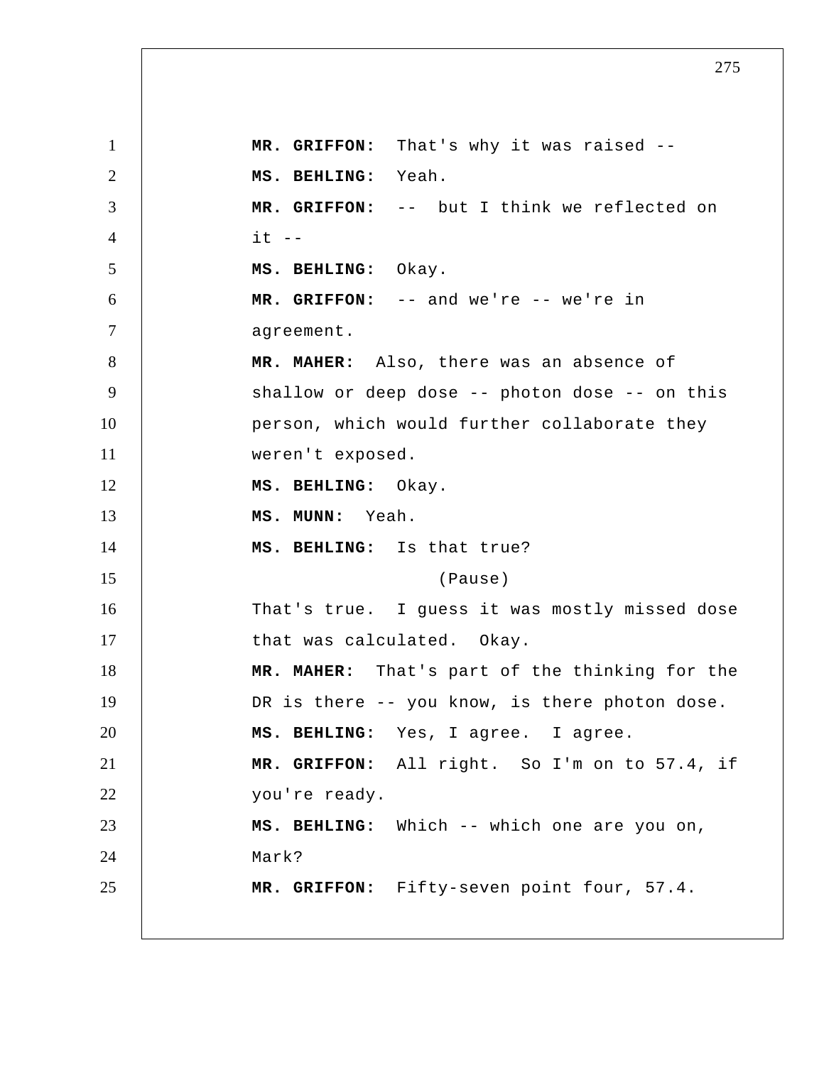**MR. GRIFFON:** That's why it was raised --

**MS. BEHLING:** Yeah.

**MR. GRIFFON:** -- but I think we reflected on it --

**MS. BEHLING:** Okay.

**MR. GRIFFON:** -- and we're -- we're in agreement.

**MR. MAHER:** Also, there was an absence of shallow or deep dose -- photon dose -- on this person, which would further collaborate they weren't exposed.

**MS. BEHLING:** Okay.

**MS. MUNN:** Yeah.

**MS. BEHLING:** Is that true?

(Pause)

That's true. I guess it was mostly missed dose that was calculated. Okay.

**MR. MAHER:** That's part of the thinking for the DR is there -- you know, is there photon dose.

**MS. BEHLING:** Yes, I agree. I agree.

**MR. GRIFFON:** All right. So I'm on to 57.4, if you're ready.

**MS. BEHLING:** Which -- which one are you on, Mark?

**MR. GRIFFON:** Fifty-seven point four, 57.4.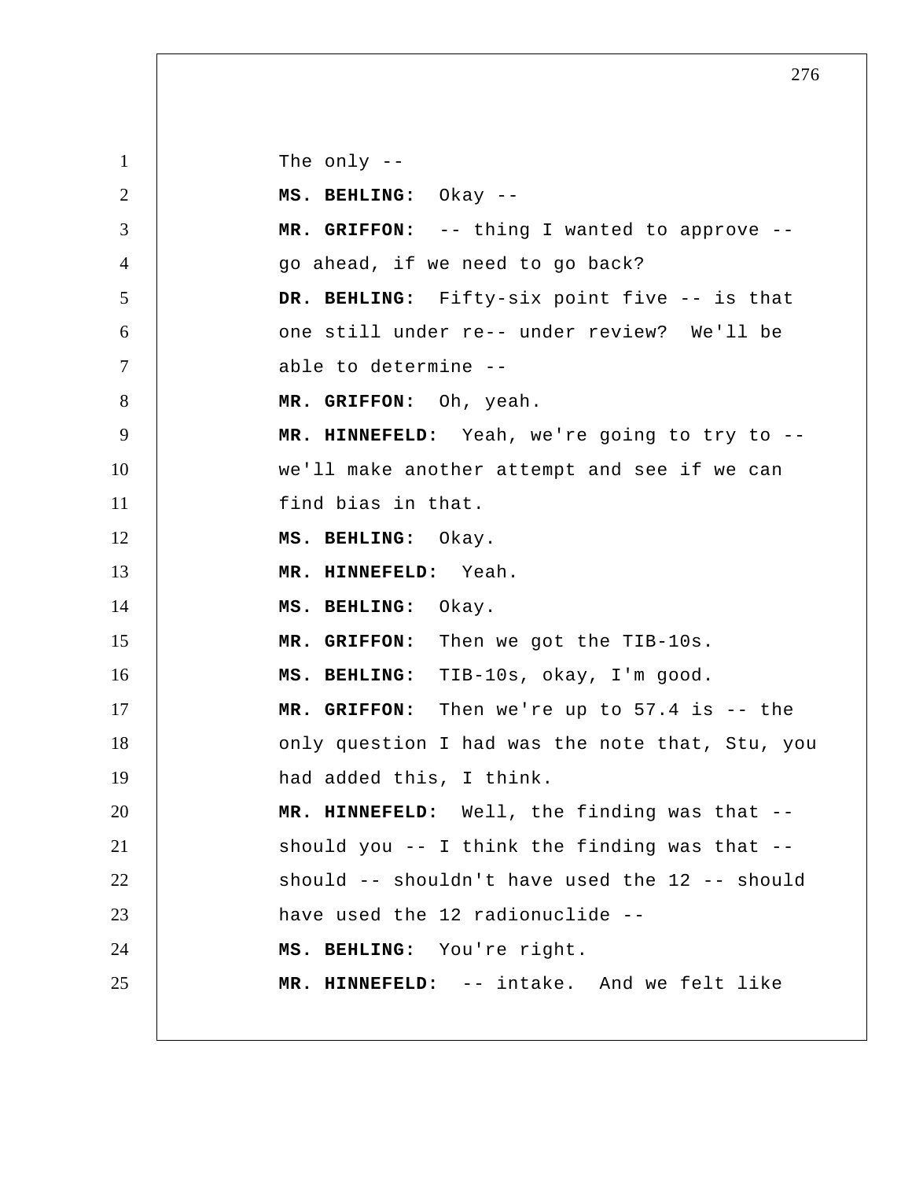The only --

**MS. BEHLING:** Okay --

**MR. GRIFFON:** -- thing I wanted to approve -- go ahead, if we need to go back?

**DR. BEHLING:** Fifty-six point five -- is that one still under re-- under review? We'll be able to determine --

**MR. GRIFFON:** Oh, yeah.

**MR. HINNEFELD:** Yeah, we're going to try to -- we'll make another attempt and see if we can find bias in that.

**MS. BEHLING:** Okay.

**MR. HINNEFELD:** Yeah.

**MS. BEHLING:** Okay.

**MR. GRIFFON:** Then we got the TIB-10s.

**MS. BEHLING:** TIB-10s, okay, I'm good.

**MR. GRIFFON:** Then we're up to 57.4 is -- the only question I had was the note that, Stu, you had added this, I think.

**MR. HINNEFELD:** Well, the finding was that -- should you -- I think the finding was that -- should -- shouldn't have used the 12 -- should have used the 12 radionuclide --

**MS. BEHLING:** You're right.

**MR. HINNEFELD:** -- intake. And we felt like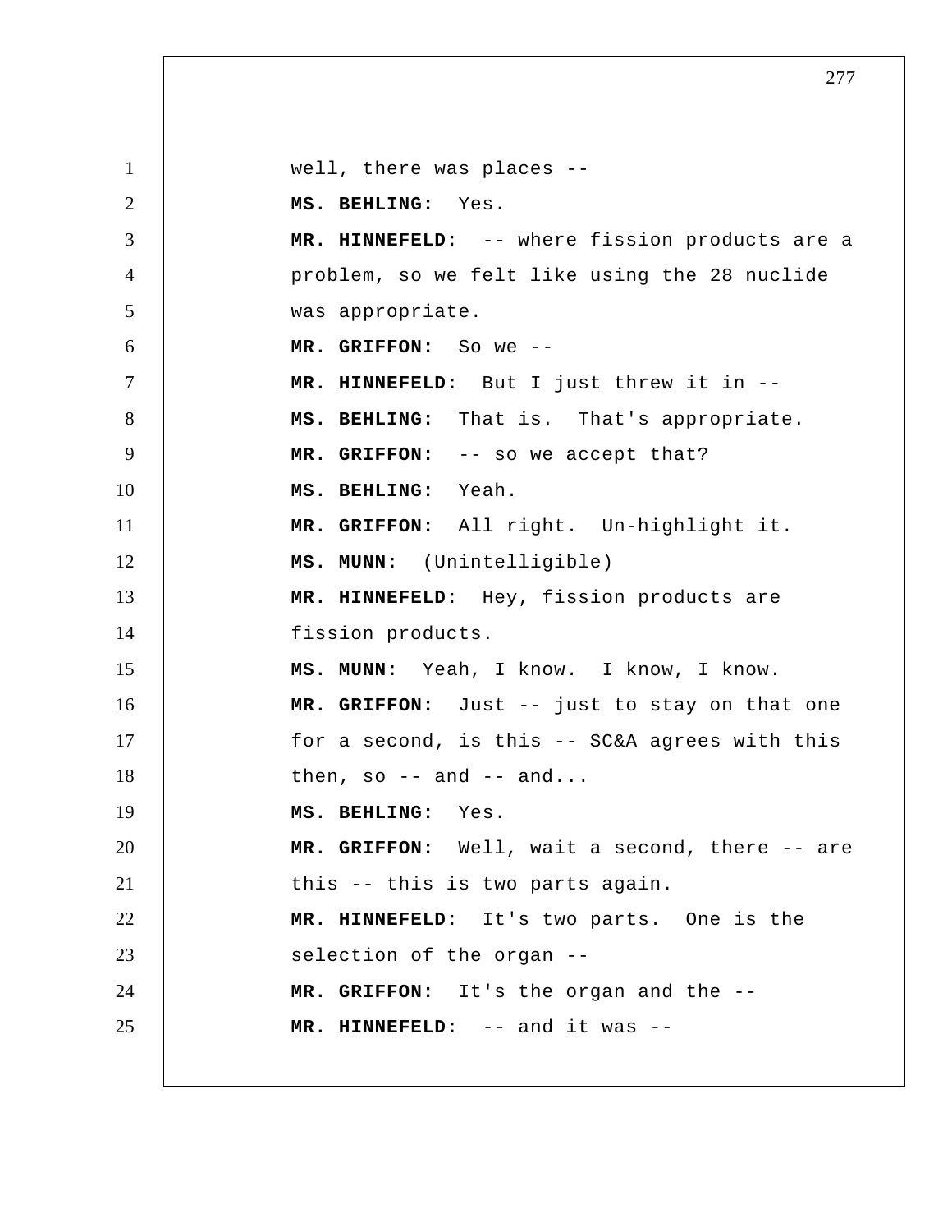well, there was places --

**MS. BEHLING:** Yes.

**MR. HINNEFELD:** -- where fission products are a problem, so we felt like using the 28 nuclide was appropriate.

**MR. GRIFFON:** So we --

**MR. HINNEFELD:** But I just threw it in --

**MS. BEHLING:** That is. That's appropriate.

**MR. GRIFFON:** -- so we accept that?

**MS. BEHLING:** Yeah.

**MR. GRIFFON:** All right. Un-highlight it.

**MS. MUNN:** (Unintelligible)

**MR. HINNEFELD:** Hey, fission products are fission products.

**MS. MUNN:** Yeah, I know. I know, I know.

**MR. GRIFFON:** Just -- just to stay on that one for a second, is this -- SC&A agrees with this then, so -- and -- and...

**MS. BEHLING:** Yes.

**MR. GRIFFON:** Well, wait a second, there -- are this -- this is two parts again.

**MR. HINNEFELD:** It's two parts. One is the selection of the organ --

**MR. GRIFFON:** It's the organ and the --

**MR. HINNEFELD:** -- and it was --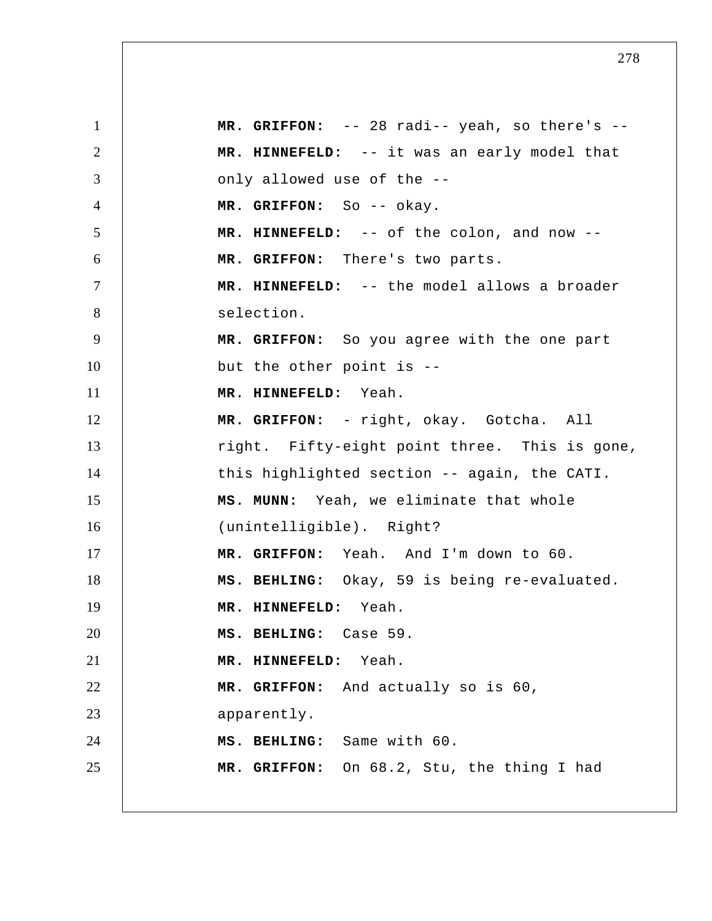**MR. GRIFFON:** -- 28 radi-- yeah, so there's --

**MR. HINNEFELD:** -- it was an early model that only allowed use of the --

**MR. GRIFFON:** So -- okay.

**MR. HINNEFELD:** -- of the colon, and now --

**MR. GRIFFON:** There's two parts.

**MR. HINNEFELD:** -- the model allows a broader selection.

**MR. GRIFFON:** So you agree with the one part but the other point is --

**MR. HINNEFELD:** Yeah.

**MR. GRIFFON:** - right, okay. Gotcha. All right. Fifty-eight point three. This is gone, this highlighted section -- again, the CATI.

**MS. MUNN:** Yeah, we eliminate that whole (unintelligible). Right?

**MR. GRIFFON:** Yeah. And I'm down to 60.

**MS. BEHLING:** Okay, 59 is being re-evaluated.

**MR. HINNEFELD:** Yeah.

**MS. BEHLING:** Case 59.

**MR. HINNEFELD:** Yeah.

**MR. GRIFFON:** And actually so is 60, apparently.

**MS. BEHLING:** Same with 60.

**MR. GRIFFON:** On 68.2, Stu, the thing I had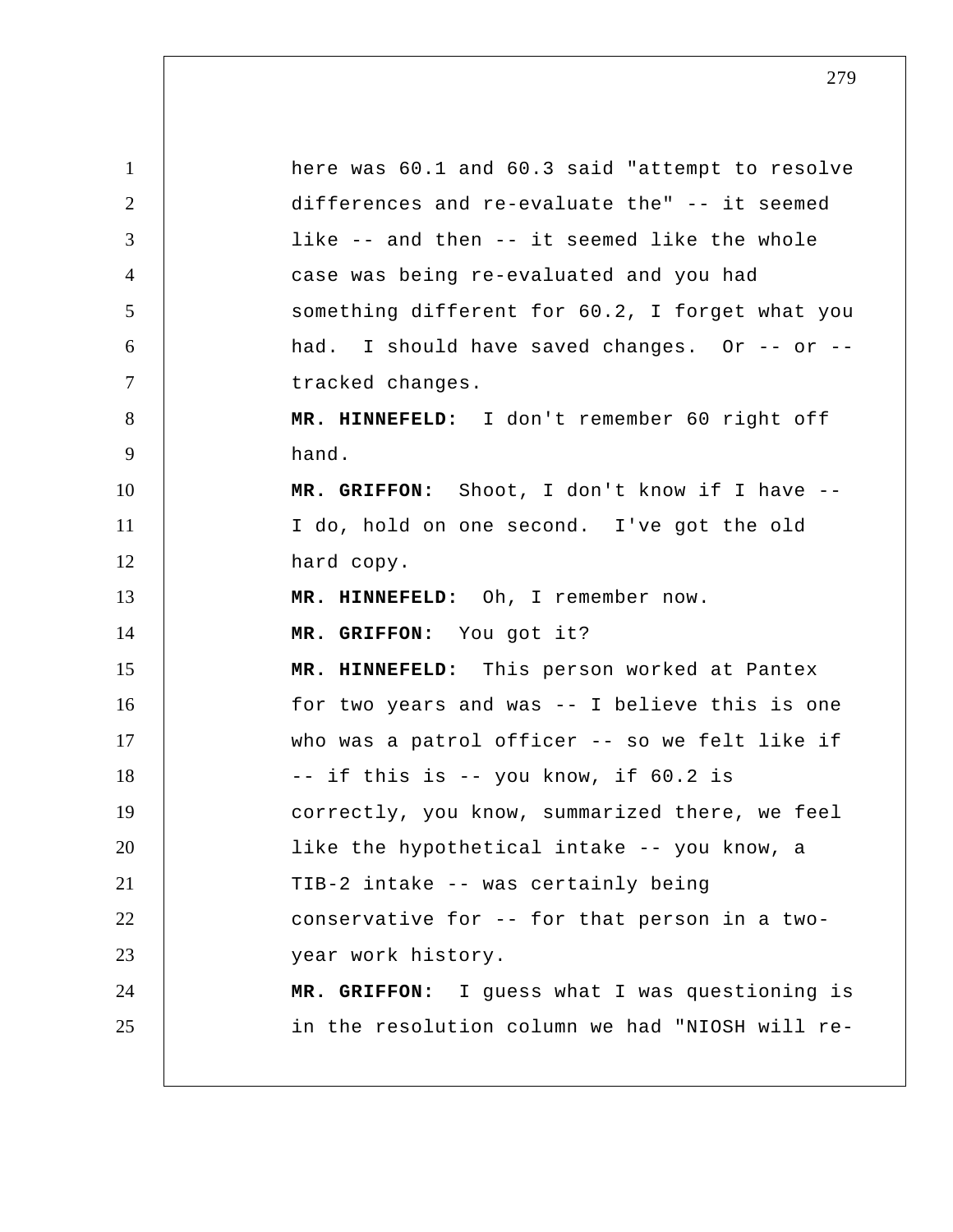here was 60.1 and 60.3 said "attempt to resolve differences and re-evaluate the" -- it seemed like -- and then -- it seemed like the whole case was being re-evaluated and you had something different for 60.2, I forget what you had. I should have saved changes. Or -- or -- tracked changes.

**MR. HINNEFELD:** I don't remember 60 right off hand.

**MR. GRIFFON:** Shoot, I don't know if I have -- I do, hold on one second. I've got the old hard copy.

**MR. HINNEFELD:** Oh, I remember now.

**MR. GRIFFON:** You got it?

**MR. HINNEFELD:** This person worked at Pantex for two years and was -- I believe this is one who was a patrol officer -- so we felt like if -- if this is -- you know, if 60.2 is correctly, you know, summarized there, we feel like the hypothetical intake -- you know, a TIB-2 intake -- was certainly being conservative for -- for that person in a two-year work history.

**MR. GRIFFON:** I guess what I was questioning is in the resolution column we had "NIOSH will re-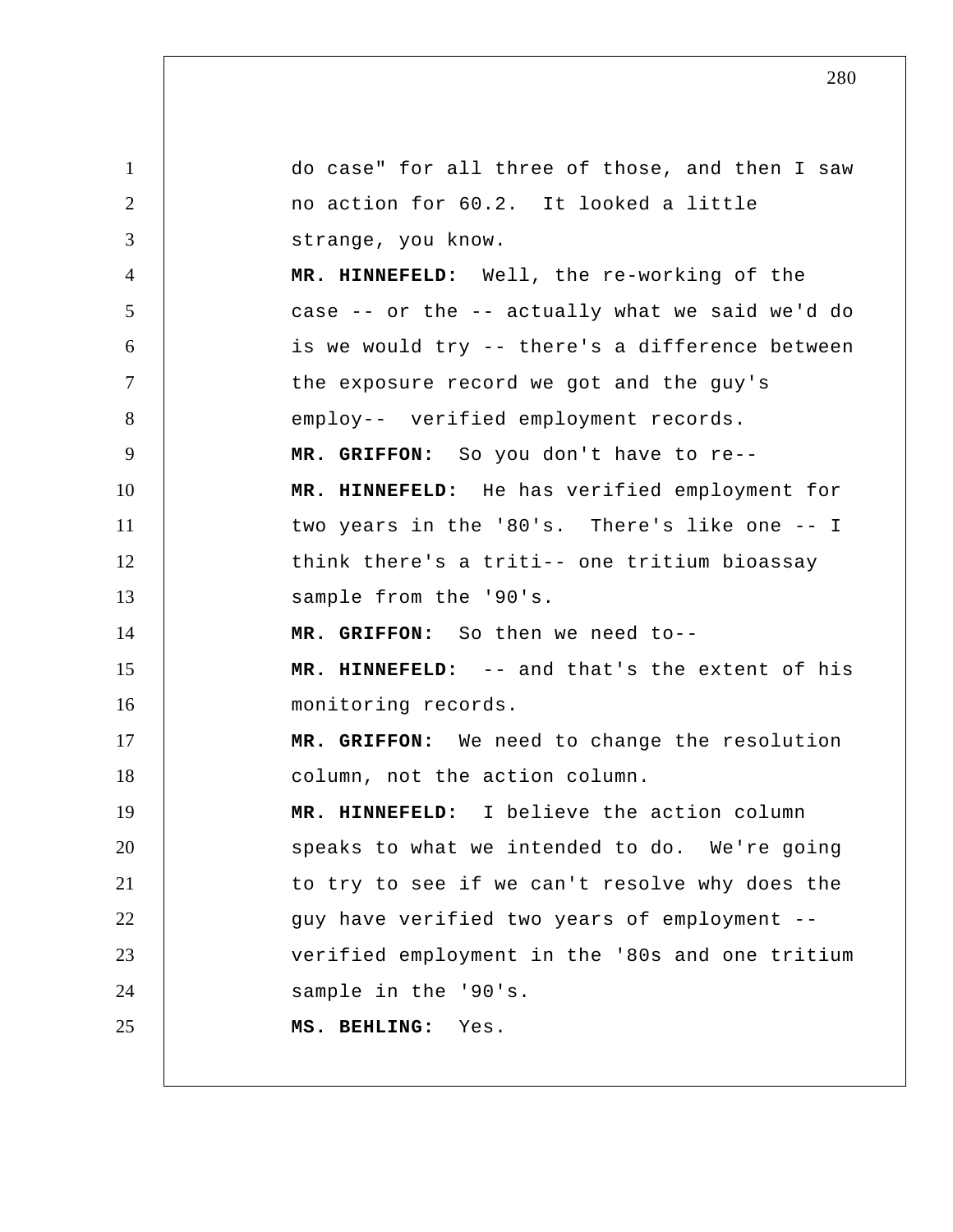do case" for all three of those, and then I saw no action for 60.2. It looked a little strange, you know.

**MR. HINNEFELD:** Well, the re-working of the case -- or the -- actually what we said we'd do is we would try -- there's a difference between the exposure record we got and the guy's employ-- verified employment records.

**MR. GRIFFON:** So you don't have to re--

**MR. HINNEFELD:** He has verified employment for two years in the '80's. There's like one -- I think there's a triti-- one tritium bioassay sample from the '90's.

**MR. GRIFFON:** So then we need to--

**MR. HINNEFELD:** -- and that's the extent of his monitoring records.

**MR. GRIFFON:** We need to change the resolution column, not the action column.

**MR. HINNEFELD:** I believe the action column speaks to what we intended to do. We're going to try to see if we can't resolve why does the guy have verified two years of employment -- verified employment in the '80s and one tritium sample in the '90's.

**MS. BEHLING:** Yes.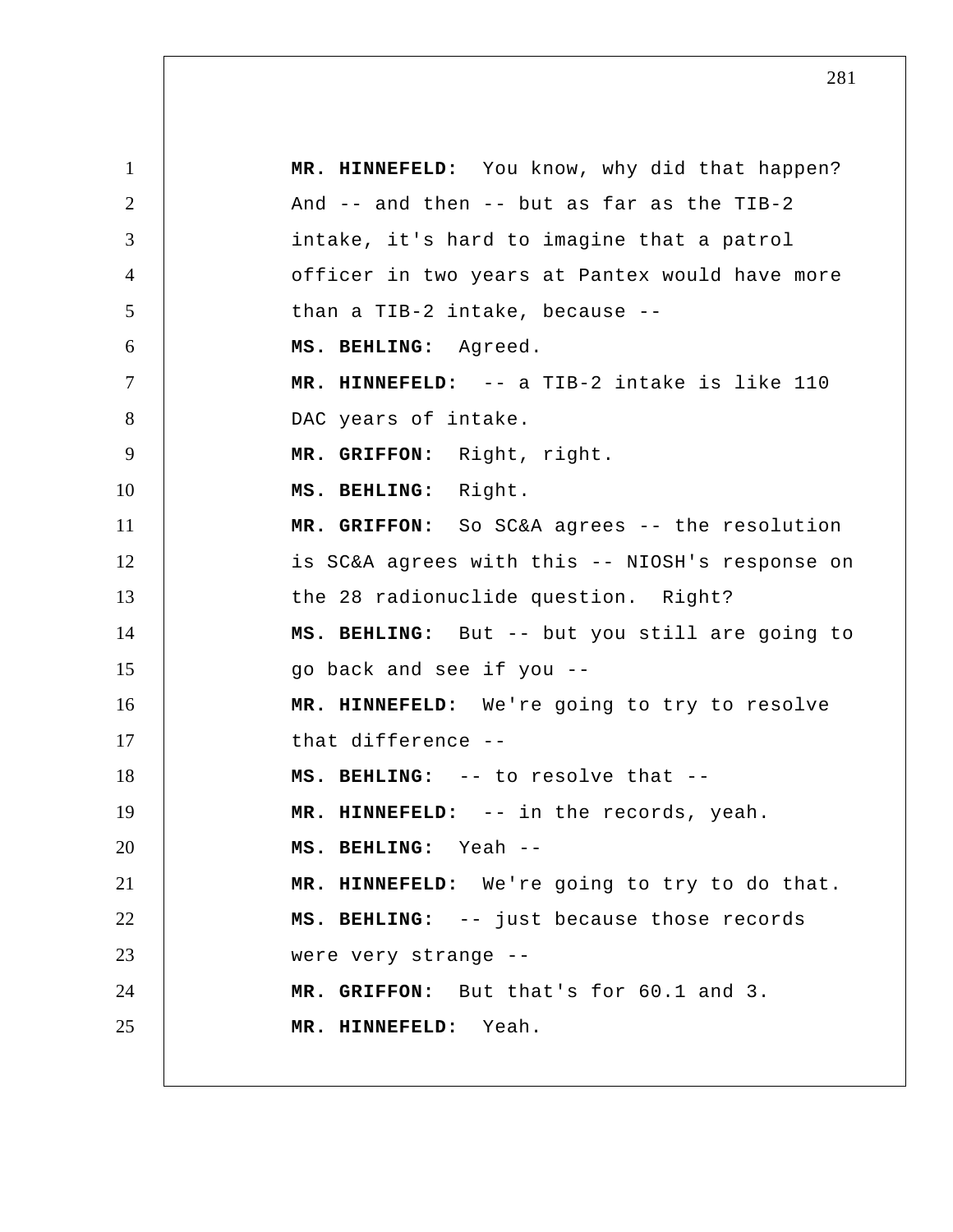**MR. HINNEFELD:** You know, why did that happen? And -- and then -- but as far as the TIB-2 intake, it's hard to imagine that a patrol officer in two years at Pantex would have more than a TIB-2 intake, because --

**MS. BEHLING:** Agreed.

**MR. HINNEFELD:** -- a TIB-2 intake is like 110 DAC years of intake.

**MR. GRIFFON:** Right, right.

**MS. BEHLING:** Right.

**MR. GRIFFON:** So SC&A agrees -- the resolution is SC&A agrees with this -- NIOSH's response on the 28 radionuclide question. Right?

**MS. BEHLING:** But -- but you still are going to go back and see if you --

**MR. HINNEFELD:** We're going to try to resolve that difference --

**MS. BEHLING:** -- to resolve that --

**MR. HINNEFELD:** -- in the records, yeah.

**MS. BEHLING:** Yeah --

**MR. HINNEFELD:** We're going to try to do that.

**MS. BEHLING:** -- just because those records were very strange --

**MR. GRIFFON:** But that's for 60.1 and 3.

**MR. HINNEFELD:** Yeah.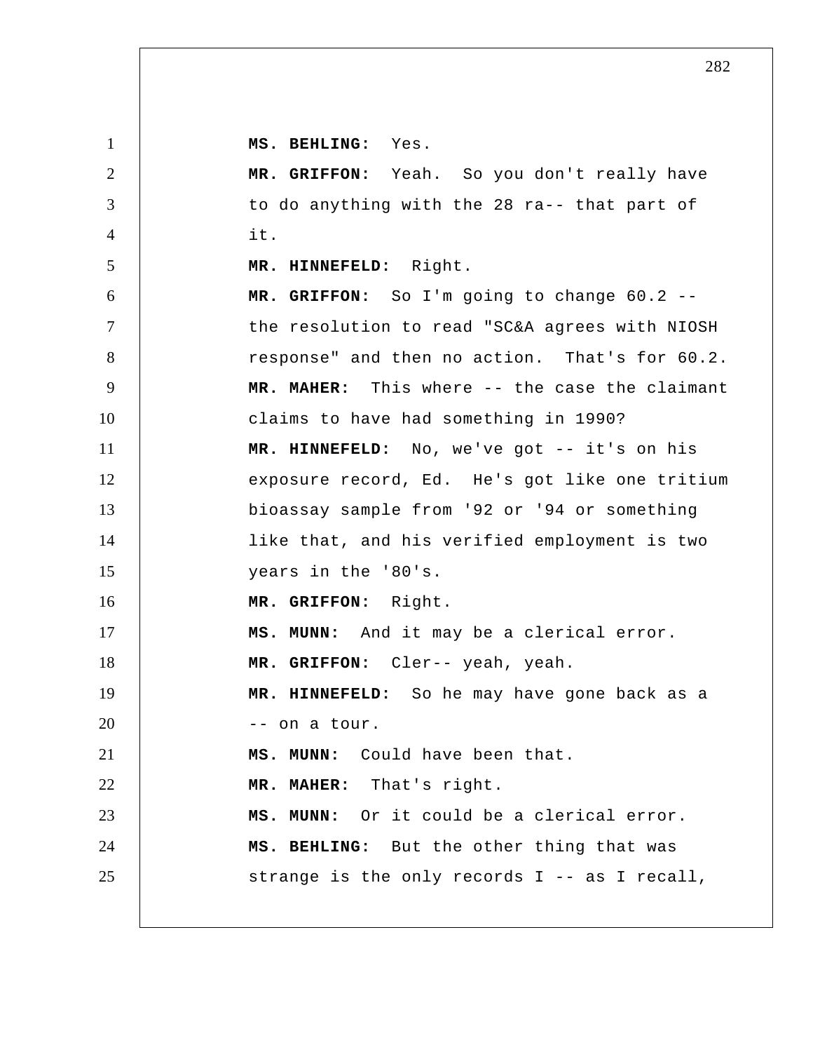**MS. BEHLING:** Yes.

**MR. GRIFFON:** Yeah. So you don't really have to do anything with the 28 ra-- that part of it.

**MR. HINNEFELD:** Right.

**MR. GRIFFON:** So I'm going to change 60.2 -- the resolution to read "SC&A agrees with NIOSH response" and then no action. That's for 60.2.

**MR. MAHER:** This where -- the case the claimant claims to have had something in 1990?

**MR. HINNEFELD:** No, we've got -- it's on his exposure record, Ed. He's got like one tritium bioassay sample from '92 or '94 or something like that, and his verified employment is two years in the '80's.

**MR. GRIFFON:** Right.

**MS. MUNN:** And it may be a clerical error.

**MR. GRIFFON:** Cler-- yeah, yeah.

**MR. HINNEFELD:** So he may have gone back as a -- on a tour.

**MS. MUNN:** Could have been that.

**MR. MAHER:** That's right.

**MS. MUNN:** Or it could be a clerical error.

**MS. BEHLING:** But the other thing that was strange is the only records I -- as I recall,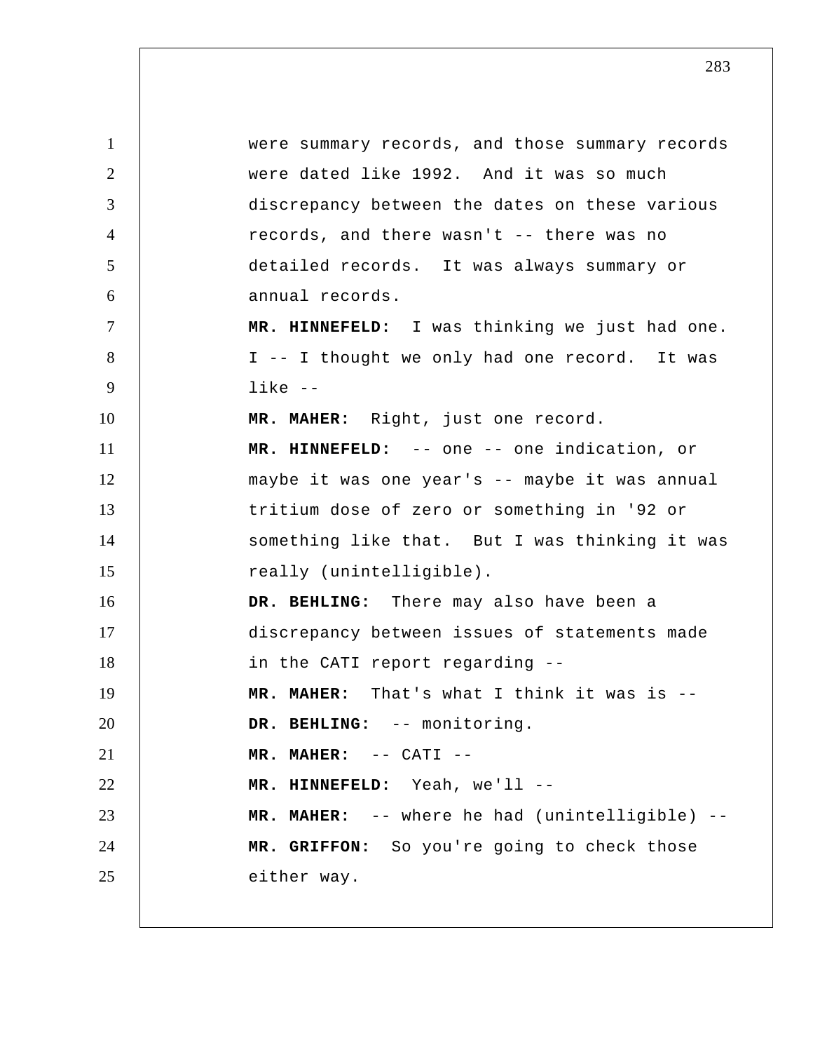were summary records, and those summary records were dated like 1992. And it was so much discrepancy between the dates on these various records, and there wasn't -- there was no detailed records. It was always summary or annual records.

**MR. HINNEFELD:** I was thinking we just had one. I -- I thought we only had one record. It was like --

**MR. MAHER:** Right, just one record.

**MR. HINNEFELD:** -- one -- one indication, or maybe it was one year's -- maybe it was annual tritium dose of zero or something in '92 or something like that. But I was thinking it was really (unintelligible).

**DR. BEHLING:** There may also have been a discrepancy between issues of statements made in the CATI report regarding --

**MR. MAHER:** That's what I think it was is --

**DR. BEHLING:** -- monitoring.

**MR. MAHER:** -- CATI --

**MR. HINNEFELD:** Yeah, we'll --

**MR. MAHER:** -- where he had (unintelligible) --

**MR. GRIFFON:** So you're going to check those either way.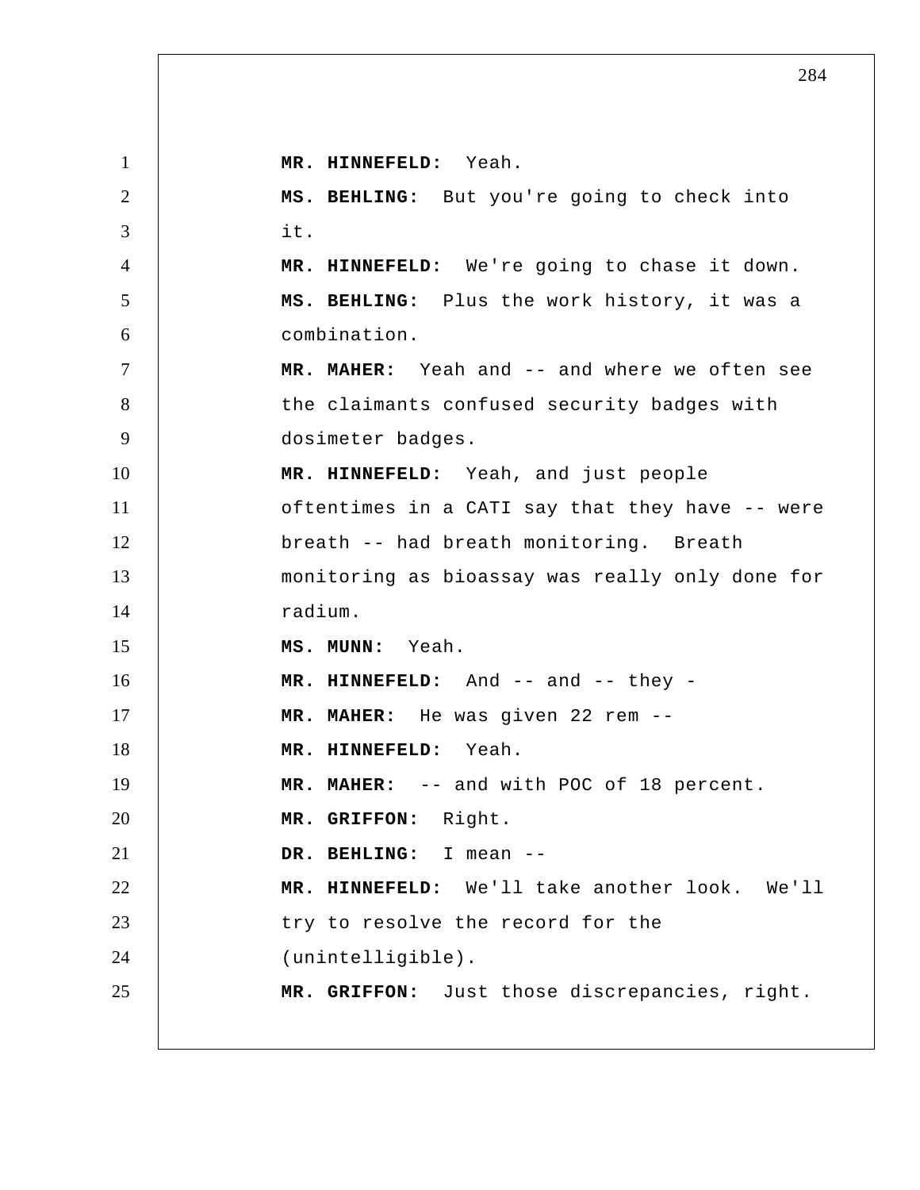**MR. HINNEFELD:** Yeah.

**MS. BEHLING:** But you're going to check into it.

**MR. HINNEFELD:** We're going to chase it down.

**MS. BEHLING:** Plus the work history, it was a combination.

**MR. MAHER:** Yeah and -- and where we often see the claimants confused security badges with dosimeter badges.

**MR. HINNEFELD:** Yeah, and just people oftentimes in a CATI say that they have -- were breath -- had breath monitoring. Breath monitoring as bioassay was really only done for radium.

**MS. MUNN:** Yeah.

**MR. HINNEFELD:** And -- and -- they -

**MR. MAHER:** He was given 22 rem --

**MR. HINNEFELD:** Yeah.

**MR. MAHER:** -- and with POC of 18 percent.

**MR. GRIFFON:** Right.

**DR. BEHLING:** I mean --

**MR. HINNEFELD:** We'll take another look. We'll try to resolve the record for the (unintelligible).

**MR. GRIFFON:** Just those discrepancies, right.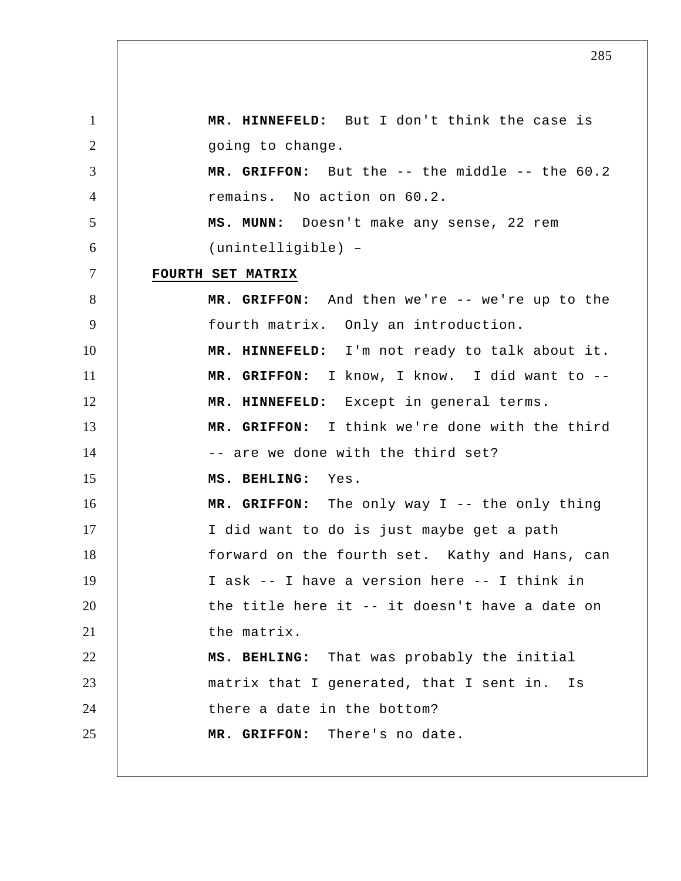**MR. HINNEFELD:** But I don't think the case is going to change.

**MR. GRIFFON:** But the -- the middle -- the 60.2 remains. No action on 60.2.

**MS. MUNN:** Doesn't make any sense, 22 rem (unintelligible) –

**FOURTH SET MATRIX**

**MR. GRIFFON:** And then we're -- we're up to the fourth matrix. Only an introduction.

**MR. HINNEFELD:** I'm not ready to talk about it.

**MR. GRIFFON:** I know, I know. I did want to --

**MR. HINNEFELD:** Except in general terms.

**MR. GRIFFON:** I think we're done with the third -- are we done with the third set?

**MS. BEHLING:** Yes.

**MR. GRIFFON:** The only way I -- the only thing I did want to do is just maybe get a path forward on the fourth set. Kathy and Hans, can I ask -- I have a version here -- I think in the title here it -- it doesn't have a date on the matrix.

**MS. BEHLING:** That was probably the initial matrix that I generated, that I sent in. Is there a date in the bottom?

**MR. GRIFFON:** There's no date.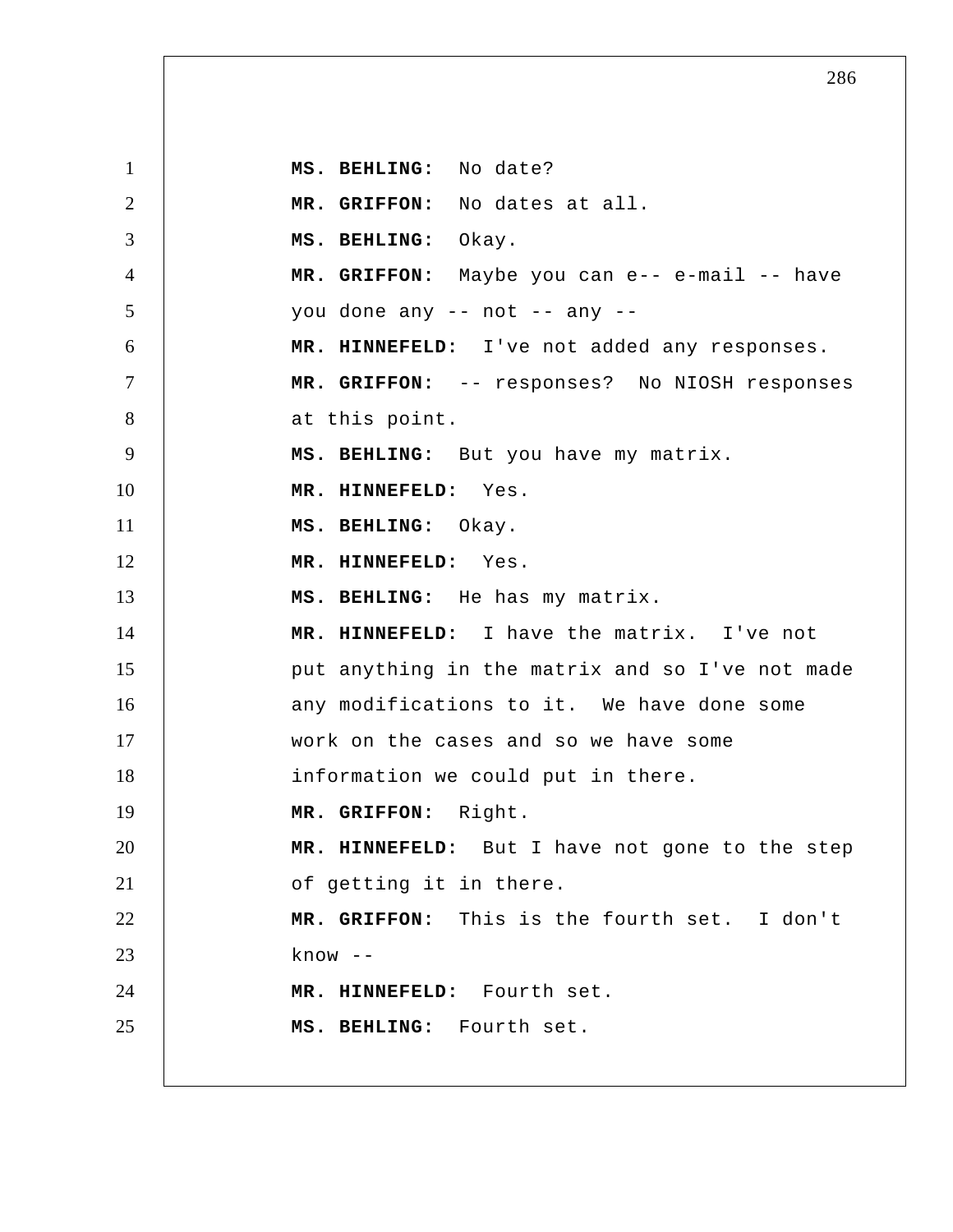**MS. BEHLING:** No date?

**MR. GRIFFON:** No dates at all.

**MS. BEHLING:** Okay.

**MR. GRIFFON:** Maybe you can e-- e-mail -- have you done any -- not -- any --

**MR. HINNEFELD:** I've not added any responses.

**MR. GRIFFON:** -- responses? No NIOSH responses at this point.

**MS. BEHLING:** But you have my matrix.

**MR. HINNEFELD:** Yes.

**MS. BEHLING:** Okay.

**MR. HINNEFELD:** Yes.

**MS. BEHLING:** He has my matrix.

**MR. HINNEFELD:** I have the matrix. I've not put anything in the matrix and so I've not made any modifications to it. We have done some work on the cases and so we have some information we could put in there.

**MR. GRIFFON:** Right.

**MR. HINNEFELD:** But I have not gone to the step of getting it in there.

**MR. GRIFFON:** This is the fourth set. I don't know --

**MR. HINNEFELD:** Fourth set.

**MS. BEHLING:** Fourth set.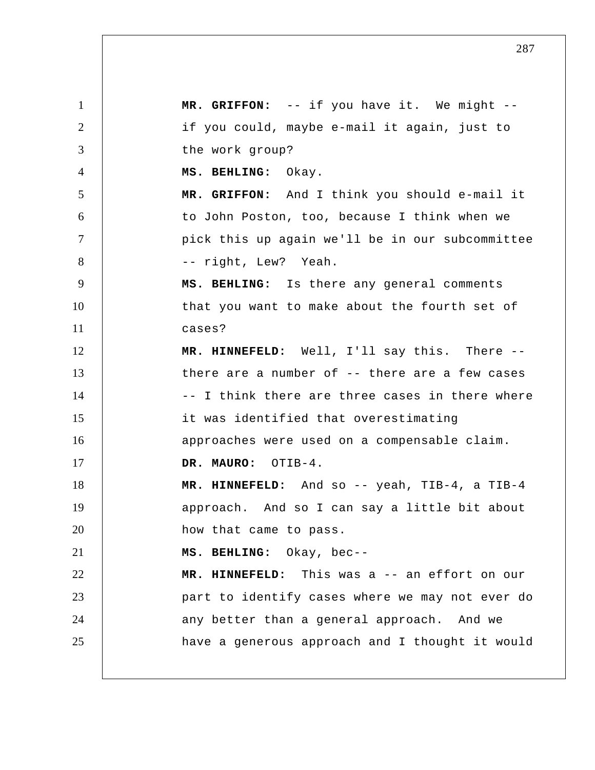**MR. GRIFFON:** -- if you have it. We might -- if you could, maybe e-mail it again, just to the work group?

**MS. BEHLING:** Okay.

**MR. GRIFFON:** And I think you should e-mail it to John Poston, too, because I think when we pick this up again we'll be in our subcommittee -- right, Lew? Yeah.

**MS. BEHLING:** Is there any general comments that you want to make about the fourth set of cases?

**MR. HINNEFELD:** Well, I'll say this. There -- there are a number of -- there are a few cases -- I think there are three cases in there where it was identified that overestimating approaches were used on a compensable claim.

**DR. MAURO:** OTIB-4.

**MR. HINNEFELD:** And so -- yeah, TIB-4, a TIB-4 approach. And so I can say a little bit about how that came to pass.

**MS. BEHLING:** Okay, bec--

**MR. HINNEFELD:** This was a -- an effort on our part to identify cases where we may not ever do any better than a general approach. And we have a generous approach and I thought it would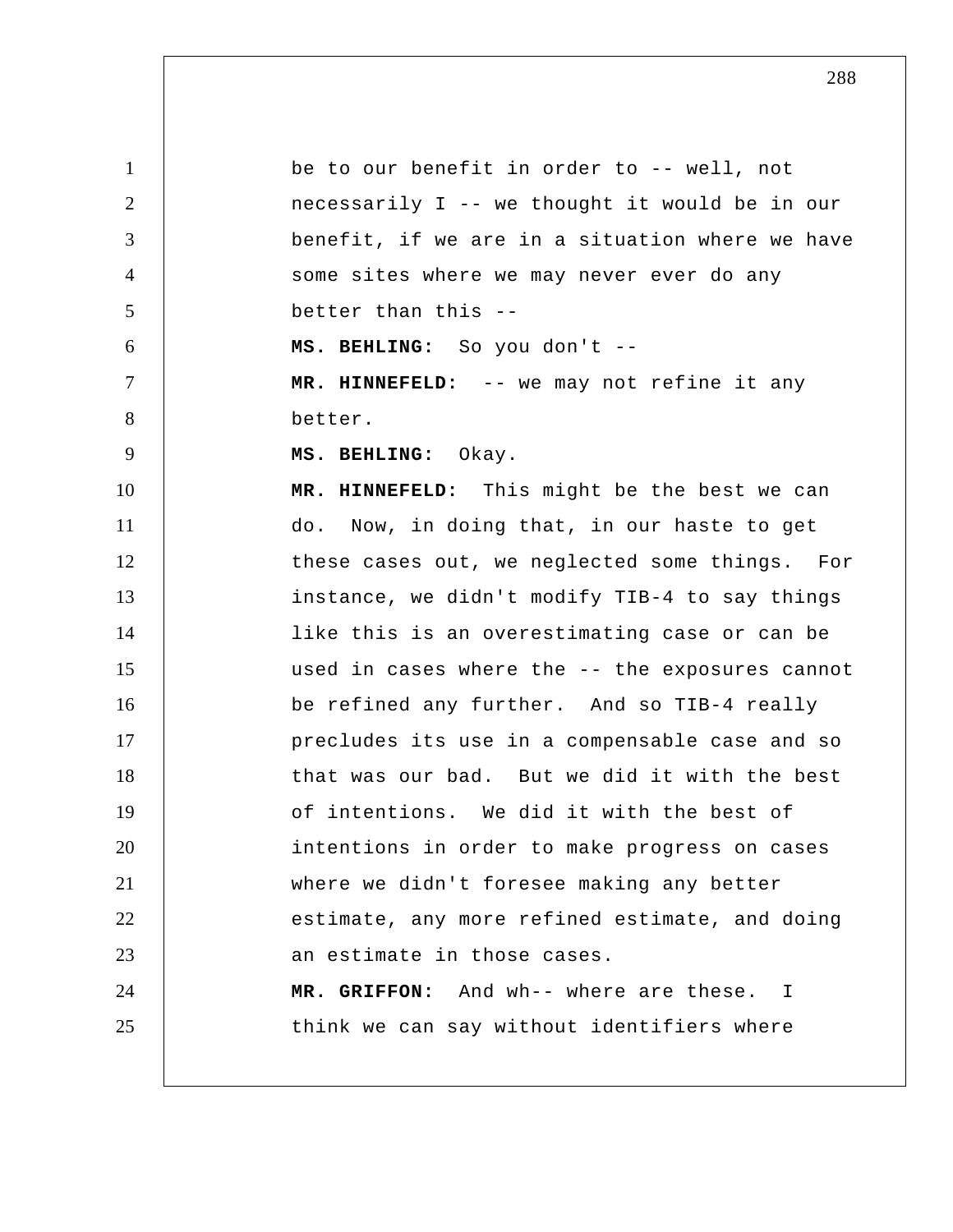be to our benefit in order to -- well, not necessarily I -- we thought it would be in our benefit, if we are in a situation where we have some sites where we may never ever do any better than this --

**MS. BEHLING:** So you don't --

**MR. HINNEFELD:** -- we may not refine it any better.

**MS. BEHLING:** Okay.

**MR. HINNEFELD:** This might be the best we can do. Now, in doing that, in our haste to get these cases out, we neglected some things. For instance, we didn't modify TIB-4 to say things like this is an overestimating case or can be used in cases where the -- the exposures cannot be refined any further. And so TIB-4 really precludes its use in a compensable case and so that was our bad. But we did it with the best of intentions. We did it with the best of intentions in order to make progress on cases where we didn't foresee making any better estimate, any more refined estimate, and doing an estimate in those cases.

**MR. GRIFFON:** And wh-- where are these. I think we can say without identifiers where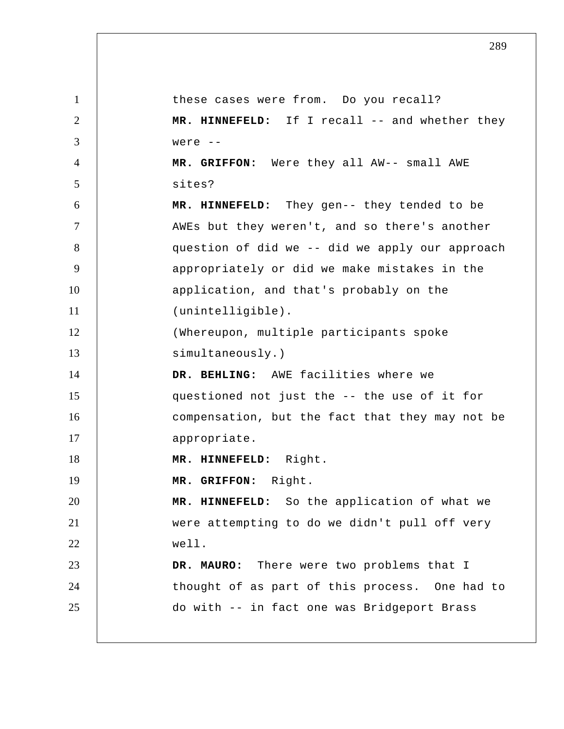these cases were from. Do you recall?

**MR. HINNEFELD:** If I recall -- and whether they were --

**MR. GRIFFON:** Were they all AW-- small AWE sites?

**MR. HINNEFELD:** They gen-- they tended to be AWEs but they weren't, and so there's another question of did we -- did we apply our approach appropriately or did we make mistakes in the application, and that's probably on the (unintelligible).

(Whereupon, multiple participants spoke simultaneously.)

**DR. BEHLING:** AWE facilities where we questioned not just the -- the use of it for compensation, but the fact that they may not be appropriate.

**MR. HINNEFELD:** Right.

**MR. GRIFFON:** Right.

**MR. HINNEFELD:** So the application of what we were attempting to do we didn't pull off very well.

**DR. MAURO:** There were two problems that I thought of as part of this process. One had to do with -- in fact one was Bridgeport Brass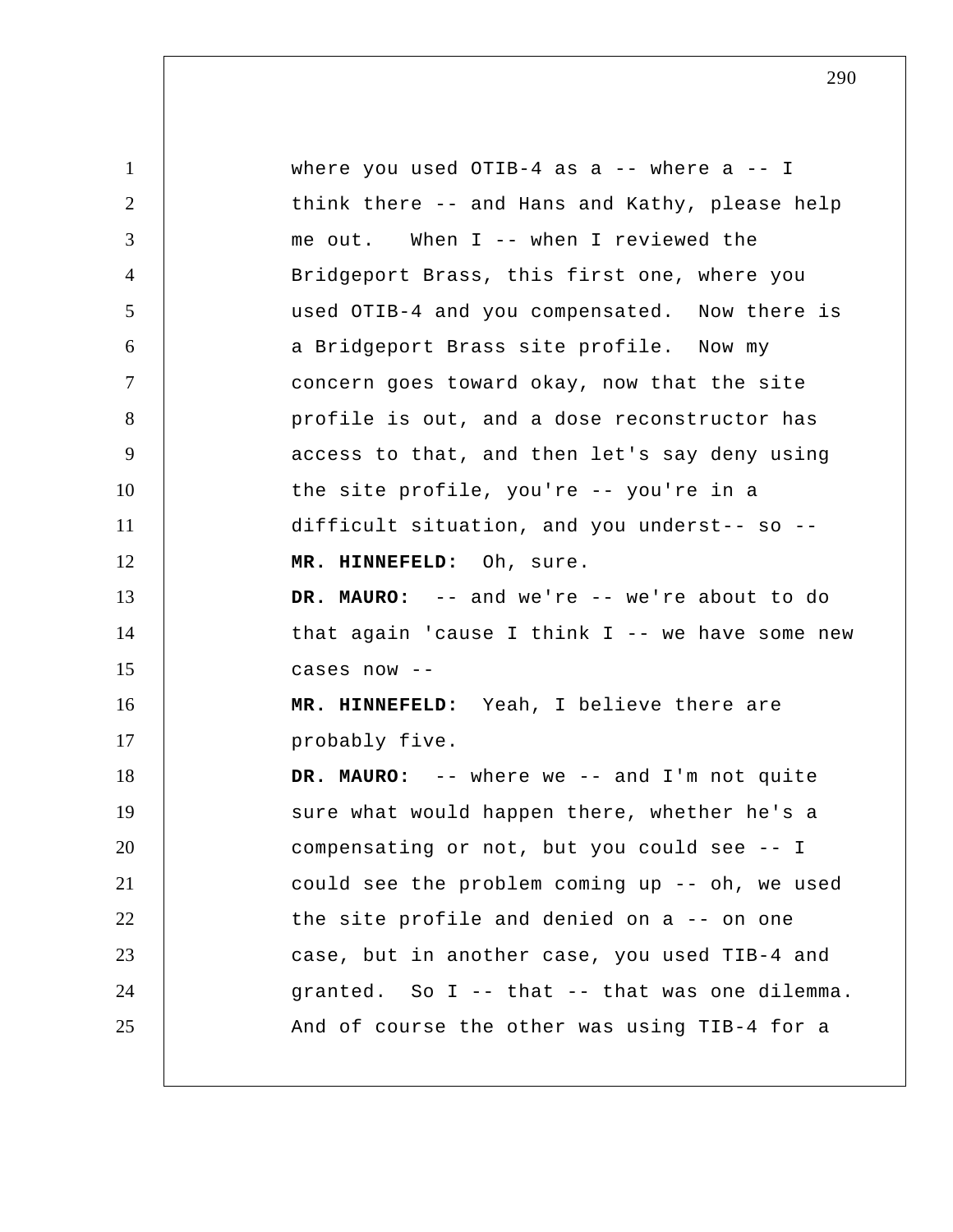where you used OTIB-4 as a -- where a -- I think there -- and Hans and Kathy, please help me out. When I -- when I reviewed the Bridgeport Brass, this first one, where you used OTIB-4 and you compensated. Now there is a Bridgeport Brass site profile. Now my concern goes toward okay, now that the site profile is out, and a dose reconstructor has access to that, and then let's say deny using the site profile, you're -- you're in a difficult situation, and you underst-- so --

**MR. HINNEFELD:** Oh, sure.

**DR. MAURO:** -- and we're -- we're about to do that again 'cause I think I -- we have some new cases now --

**MR. HINNEFELD:** Yeah, I believe there are probably five.

**DR. MAURO:** -- where we -- and I'm not quite sure what would happen there, whether he's a compensating or not, but you could see -- I could see the problem coming up -- oh, we used the site profile and denied on a -- on one case, but in another case, you used TIB-4 and granted. So I -- that -- that was one dilemma. And of course the other was using TIB-4 for a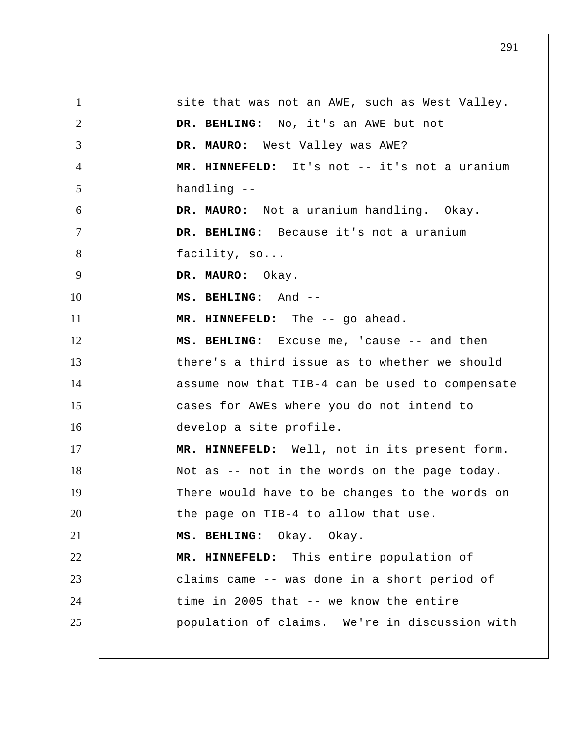site that was not an AWE, such as West Valley.

**DR. BEHLING:** No, it's an AWE but not --

**DR. MAURO:** West Valley was AWE?

**MR. HINNEFELD:** It's not -- it's not a uranium handling --

**DR. MAURO:** Not a uranium handling. Okay.

**DR. BEHLING:** Because it's not a uranium facility, so...

**DR. MAURO:** Okay.

**MS. BEHLING:** And --

**MR. HINNEFELD:** The -- go ahead.

**MS. BEHLING:** Excuse me, 'cause -- and then there's a third issue as to whether we should assume now that TIB-4 can be used to compensate cases for AWEs where you do not intend to develop a site profile.

**MR. HINNEFELD:** Well, not in its present form. Not as -- not in the words on the page today. There would have to be changes to the words on the page on TIB-4 to allow that use.

**MS. BEHLING:** Okay. Okay.

**MR. HINNEFELD:** This entire population of claims came -- was done in a short period of time in 2005 that -- we know the entire population of claims. We're in discussion with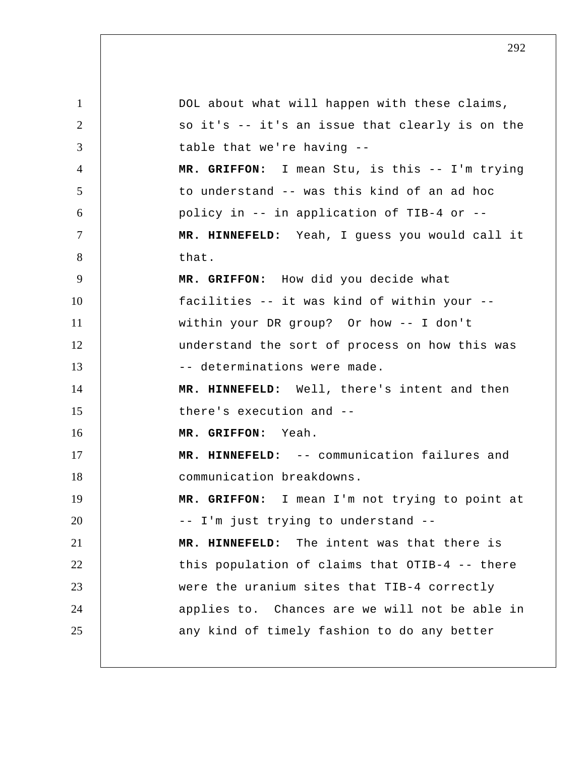DOL about what will happen with these claims, so it's -- it's an issue that clearly is on the table that we're having --

**MR. GRIFFON:** I mean Stu, is this -- I'm trying to understand -- was this kind of an ad hoc policy in -- in application of TIB-4 or --

**MR. HINNEFELD:** Yeah, I guess you would call it that.

**MR. GRIFFON:** How did you decide what facilities -- it was kind of within your -- within your DR group? Or how -- I don't understand the sort of process on how this was -- determinations were made.

**MR. HINNEFELD:** Well, there's intent and then there's execution and --

**MR. GRIFFON:** Yeah.

**MR. HINNEFELD:** -- communication failures and communication breakdowns.

**MR. GRIFFON:** I mean I'm not trying to point at -- I'm just trying to understand --

**MR. HINNEFELD:** The intent was that there is this population of claims that OTIB-4 -- there were the uranium sites that TIB-4 correctly applies to. Chances are we will not be able in any kind of timely fashion to do any better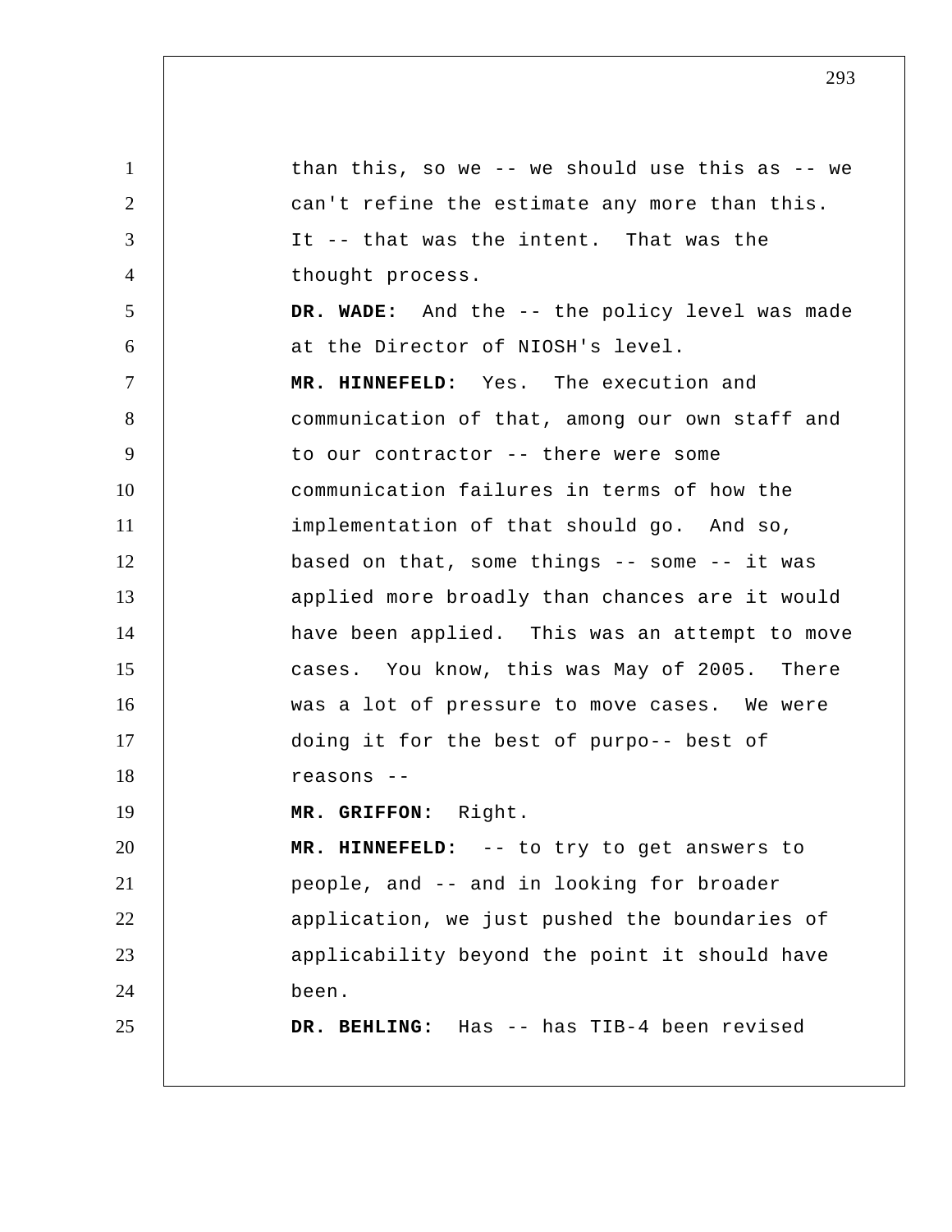than this, so we -- we should use this as -- we can't refine the estimate any more than this. It -- that was the intent. That was the thought process.

**DR. WADE:** And the -- the policy level was made at the Director of NIOSH's level.

**MR. HINNEFELD:** Yes. The execution and communication of that, among our own staff and to our contractor -- there were some communication failures in terms of how the implementation of that should go. And so, based on that, some things -- some -- it was applied more broadly than chances are it would have been applied. This was an attempt to move cases. You know, this was May of 2005. There was a lot of pressure to move cases. We were doing it for the best of purpo-- best of reasons --

**MR. GRIFFON:** Right.

**MR. HINNEFELD:** -- to try to get answers to people, and -- and in looking for broader application, we just pushed the boundaries of applicability beyond the point it should have been.

**DR. BEHLING:** Has -- has TIB-4 been revised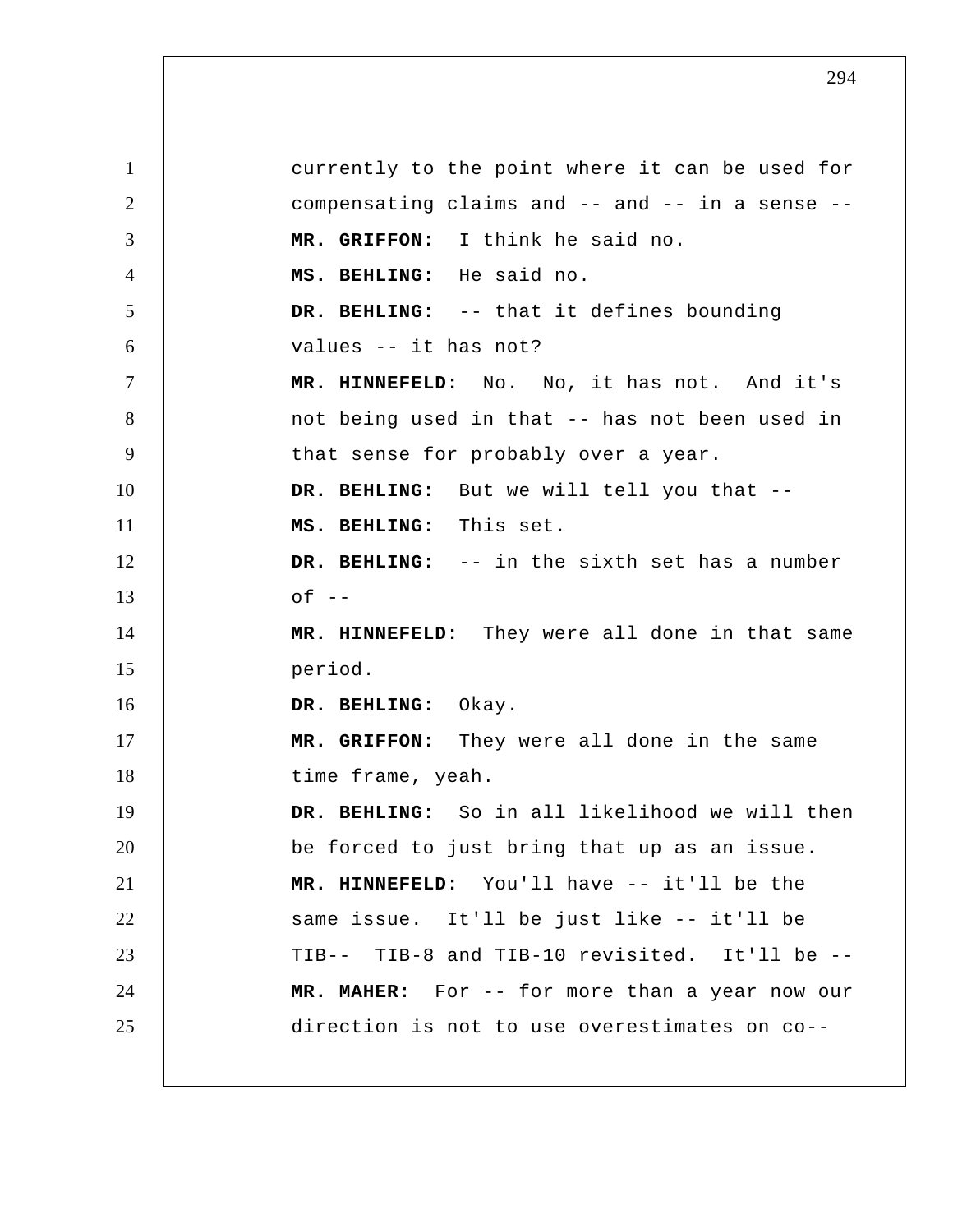currently to the point where it can be used for compensating claims and -- and -- in a sense --

**MR. GRIFFON:** I think he said no.

**MS. BEHLING:** He said no.

**DR. BEHLING:** -- that it defines bounding values -- it has not?

**MR. HINNEFELD:** No. No, it has not. And it's not being used in that -- has not been used in that sense for probably over a year.

**DR. BEHLING:** But we will tell you that --

**MS. BEHLING:** This set.

**DR. BEHLING:** -- in the sixth set has a number of --

**MR. HINNEFELD:** They were all done in that same period.

**DR. BEHLING:** Okay.

**MR. GRIFFON:** They were all done in the same time frame, yeah.

**DR. BEHLING:** So in all likelihood we will then be forced to just bring that up as an issue.

**MR. HINNEFELD:** You'll have -- it'll be the same issue. It'll be just like -- it'll be TIB-- TIB-8 and TIB-10 revisited. It'll be --

**MR. MAHER:** For -- for more than a year now our direction is not to use overestimates on co--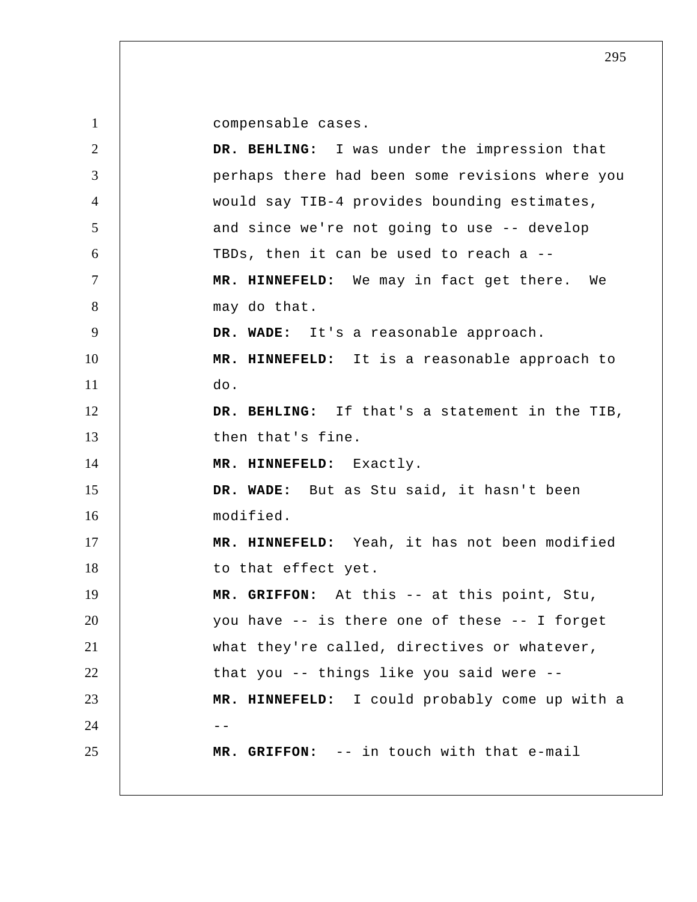compensable cases.

**DR. BEHLING:** I was under the impression that perhaps there had been some revisions where you would say TIB-4 provides bounding estimates, and since we're not going to use -- develop TBDs, then it can be used to reach a --

**MR. HINNEFELD:** We may in fact get there. We may do that.

**DR. WADE:** It's a reasonable approach.

**MR. HINNEFELD:** It is a reasonable approach to do.

**DR. BEHLING:** If that's a statement in the TIB, then that's fine.

**MR. HINNEFELD:** Exactly.

**DR. WADE:** But as Stu said, it hasn't been modified.

**MR. HINNEFELD:** Yeah, it has not been modified to that effect yet.

**MR. GRIFFON:** At this -- at this point, Stu, you have -- is there one of these -- I forget what they're called, directives or whatever, that you -- things like you said were --

**MR. HINNEFELD:** I could probably come up with a --

**MR. GRIFFON:** -- in touch with that e-mail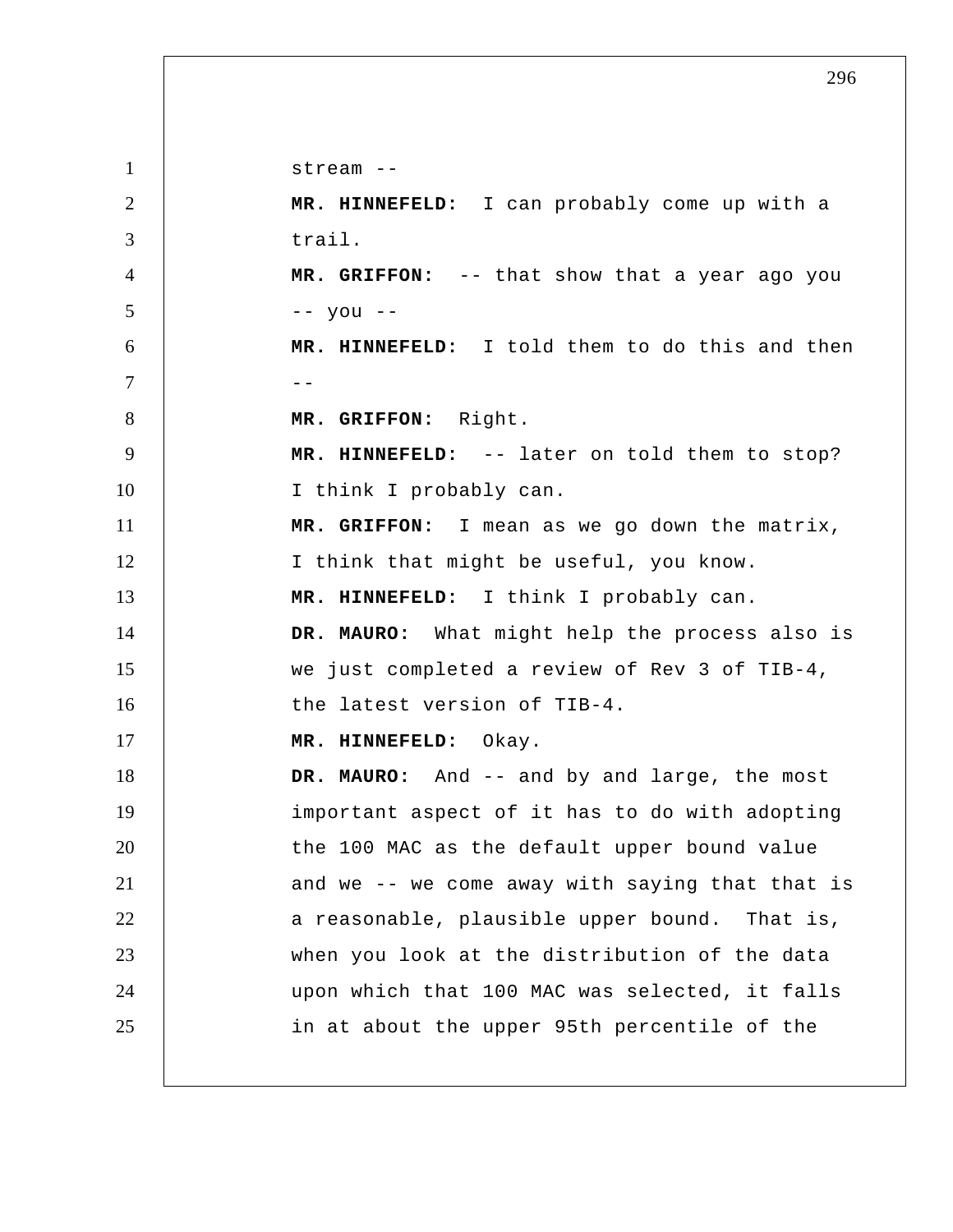stream --

**MR. HINNEFELD:** I can probably come up with a trail.

**MR. GRIFFON:** -- that show that a year ago you -- you --

**MR. HINNEFELD:** I told them to do this and then --

**MR. GRIFFON:** Right.

**MR. HINNEFELD:** -- later on told them to stop? I think I probably can.

**MR. GRIFFON:** I mean as we go down the matrix, I think that might be useful, you know.

**MR. HINNEFELD:** I think I probably can.

**DR. MAURO:** What might help the process also is we just completed a review of Rev 3 of TIB-4, the latest version of TIB-4.

**MR. HINNEFELD:** Okay.

**DR. MAURO:** And -- and by and large, the most important aspect of it has to do with adopting the 100 MAC as the default upper bound value and we -- we come away with saying that that is a reasonable, plausible upper bound. That is, when you look at the distribution of the data upon which that 100 MAC was selected, it falls in at about the upper 95th percentile of the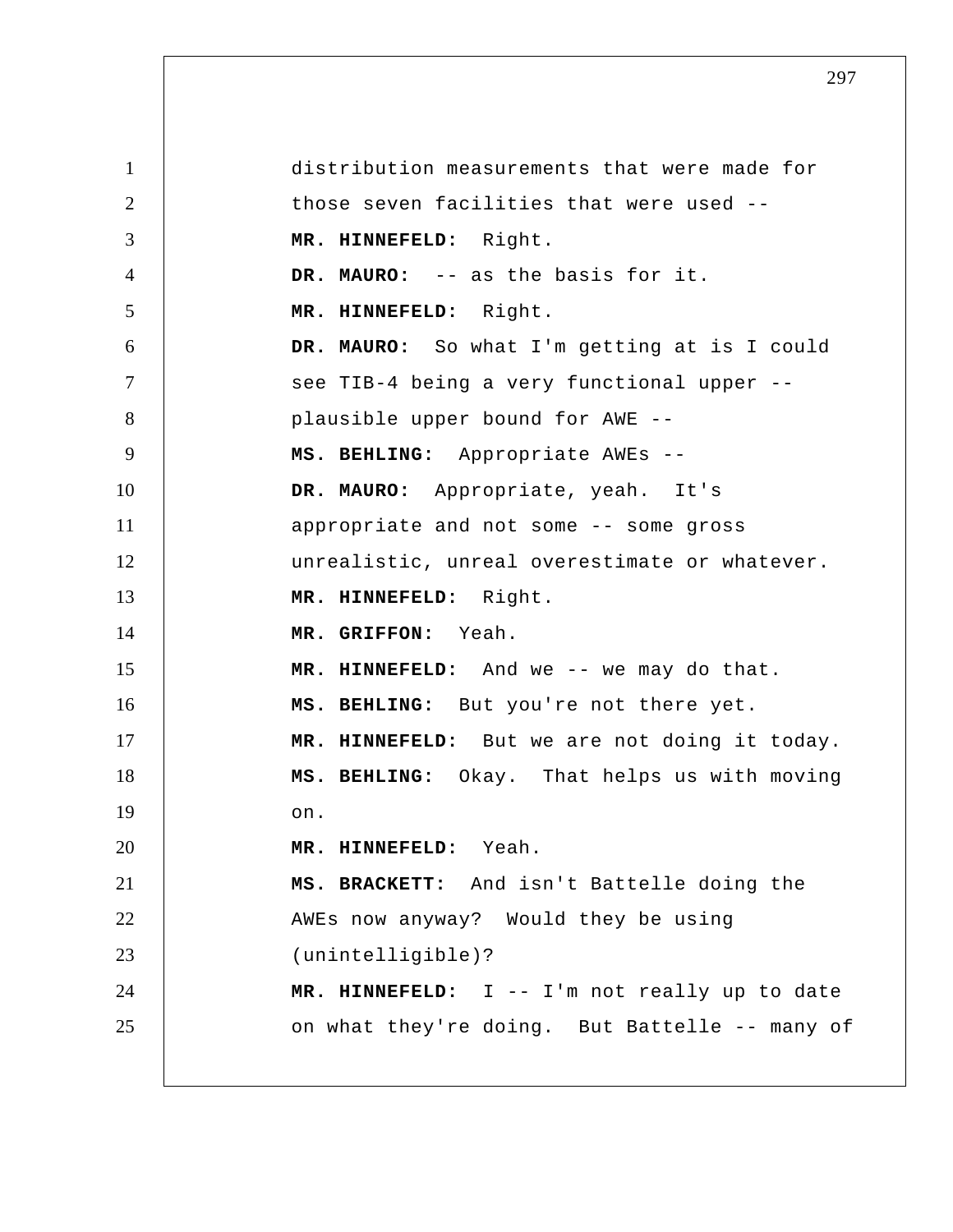distribution measurements that were made for those seven facilities that were used --

**MR. HINNEFELD:** Right.

**DR. MAURO:** -- as the basis for it.

**MR. HINNEFELD:** Right.

**DR. MAURO:** So what I'm getting at is I could see TIB-4 being a very functional upper -- plausible upper bound for AWE --

**MS. BEHLING:** Appropriate AWEs --

**DR. MAURO:** Appropriate, yeah. It's appropriate and not some -- some gross unrealistic, unreal overestimate or whatever.

**MR. HINNEFELD:** Right.

**MR. GRIFFON:** Yeah.

**MR. HINNEFELD:** And we -- we may do that.

**MS. BEHLING:** But you're not there yet.

**MR. HINNEFELD:** But we are not doing it today.

**MS. BEHLING:** Okay. That helps us with moving on.

**MR. HINNEFELD:** Yeah.

**MS. BRACKETT:** And isn't Battelle doing the AWEs now anyway? Would they be using (unintelligible)?

**MR. HINNEFELD:** I -- I'm not really up to date on what they're doing. But Battelle -- many of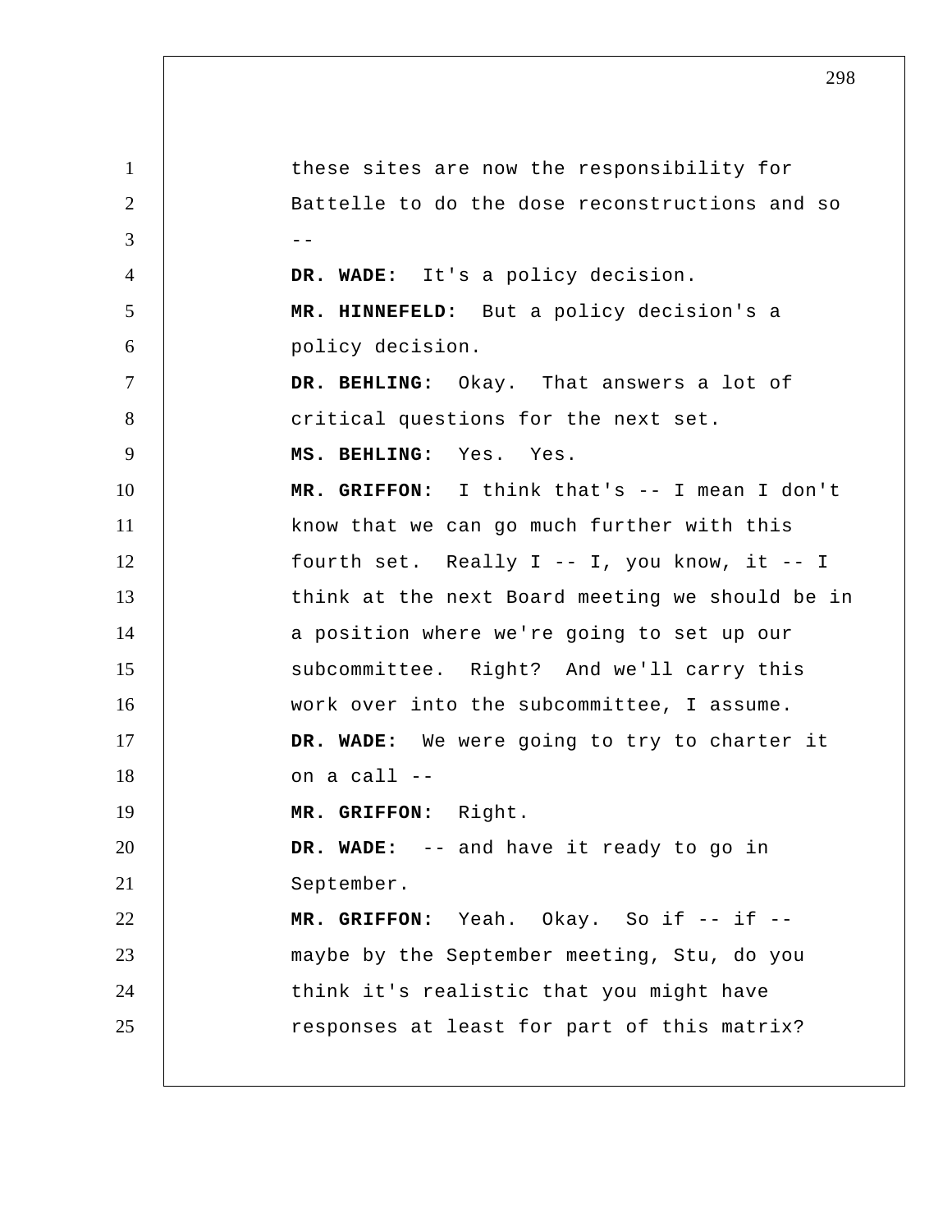these sites are now the responsibility for Battelle to do the dose reconstructions and so --

**DR. WADE:** It's a policy decision.

**MR. HINNEFELD:** But a policy decision's a policy decision.

**DR. BEHLING:** Okay. That answers a lot of critical questions for the next set.

**MS. BEHLING:** Yes. Yes.

**MR. GRIFFON:** I think that's -- I mean I don't know that we can go much further with this fourth set. Really I -- I, you know, it -- I think at the next Board meeting we should be in a position where we're going to set up our subcommittee. Right? And we'll carry this work over into the subcommittee, I assume.

**DR. WADE:** We were going to try to charter it on a call --

**MR. GRIFFON:** Right.

**DR. WADE:** -- and have it ready to go in September.

**MR. GRIFFON:** Yeah. Okay. So if -- if -- maybe by the September meeting, Stu, do you think it's realistic that you might have responses at least for part of this matrix?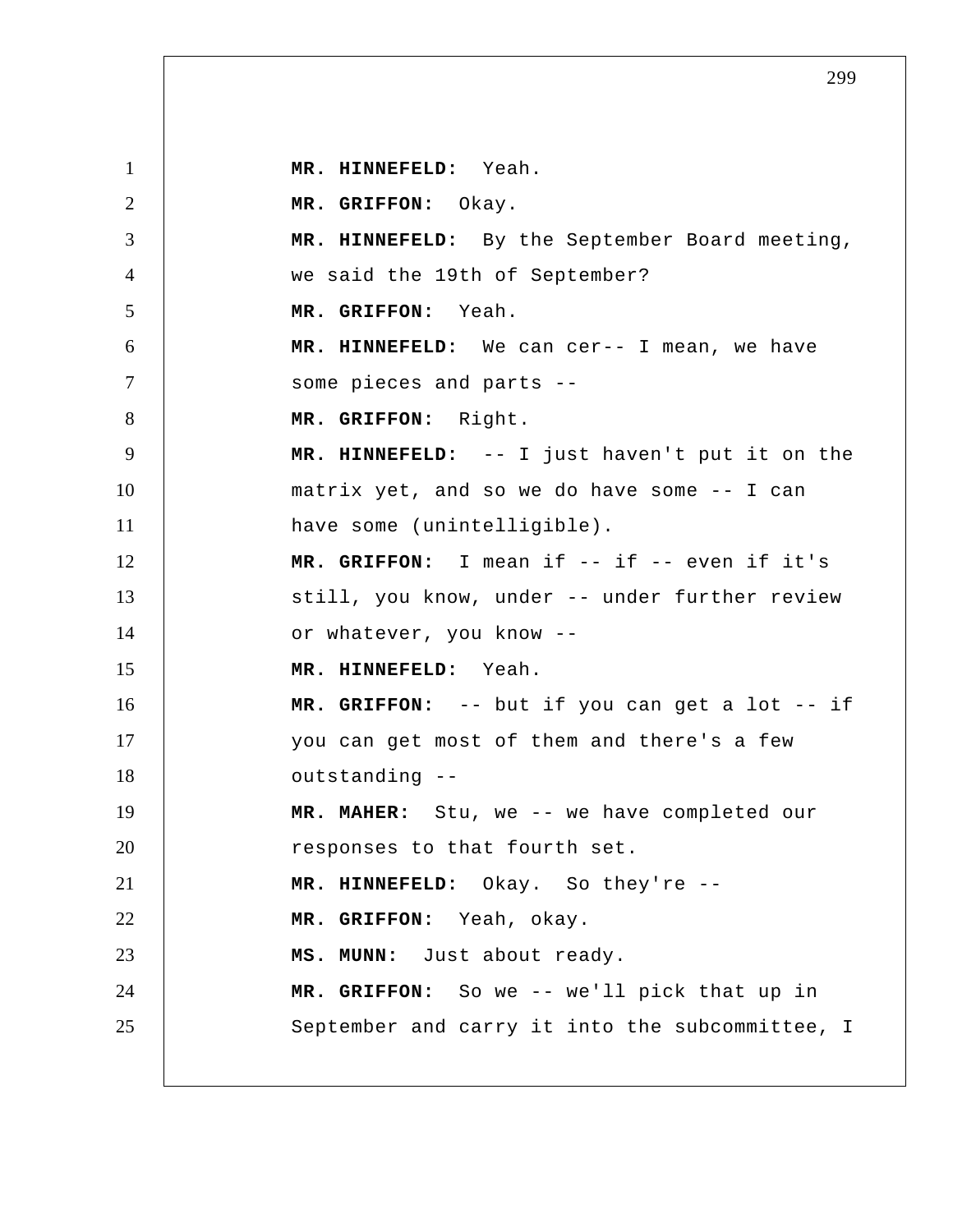**MR. HINNEFELD:** Yeah.

**MR. GRIFFON:** Okay.

**MR. HINNEFELD:** By the September Board meeting, we said the 19th of September?

**MR. GRIFFON:** Yeah.

**MR. HINNEFELD:** We can cer-- I mean, we have some pieces and parts --

**MR. GRIFFON:** Right.

**MR. HINNEFELD:** -- I just haven't put it on the matrix yet, and so we do have some -- I can have some (unintelligible).

**MR. GRIFFON:** I mean if -- if -- even if it's still, you know, under -- under further review or whatever, you know --

**MR. HINNEFELD:** Yeah.

**MR. GRIFFON:** -- but if you can get a lot -- if you can get most of them and there's a few outstanding --

**MR. MAHER:** Stu, we -- we have completed our responses to that fourth set.

**MR. HINNEFELD:** Okay. So they're --

**MR. GRIFFON:** Yeah, okay.

**MS. MUNN:** Just about ready.

**MR. GRIFFON:** So we -- we'll pick that up in September and carry it into the subcommittee, I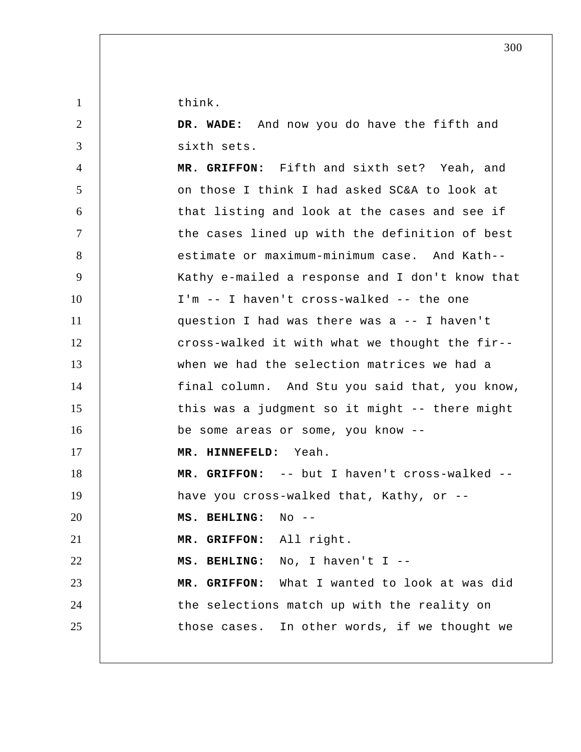think.

**DR. WADE:** And now you do have the fifth and sixth sets.

**MR. GRIFFON:** Fifth and sixth set? Yeah, and on those I think I had asked SC&A to look at that listing and look at the cases and see if the cases lined up with the definition of best estimate or maximum-minimum case. And Kath-- Kathy e-mailed a response and I don't know that I'm -- I haven't cross-walked -- the one question I had was there was a -- I haven't cross-walked it with what we thought the fir-- when we had the selection matrices we had a final column. And Stu you said that, you know, this was a judgment so it might -- there might be some areas or some, you know --

**MR. HINNEFELD:** Yeah.

**MR. GRIFFON:** -- but I haven't cross-walked -- have you cross-walked that, Kathy, or --

**MS. BEHLING:** No --

**MR. GRIFFON:** All right.

**MS. BEHLING:** No, I haven't I --

**MR. GRIFFON:** What I wanted to look at was did the selections match up with the reality on those cases. In other words, if we thought we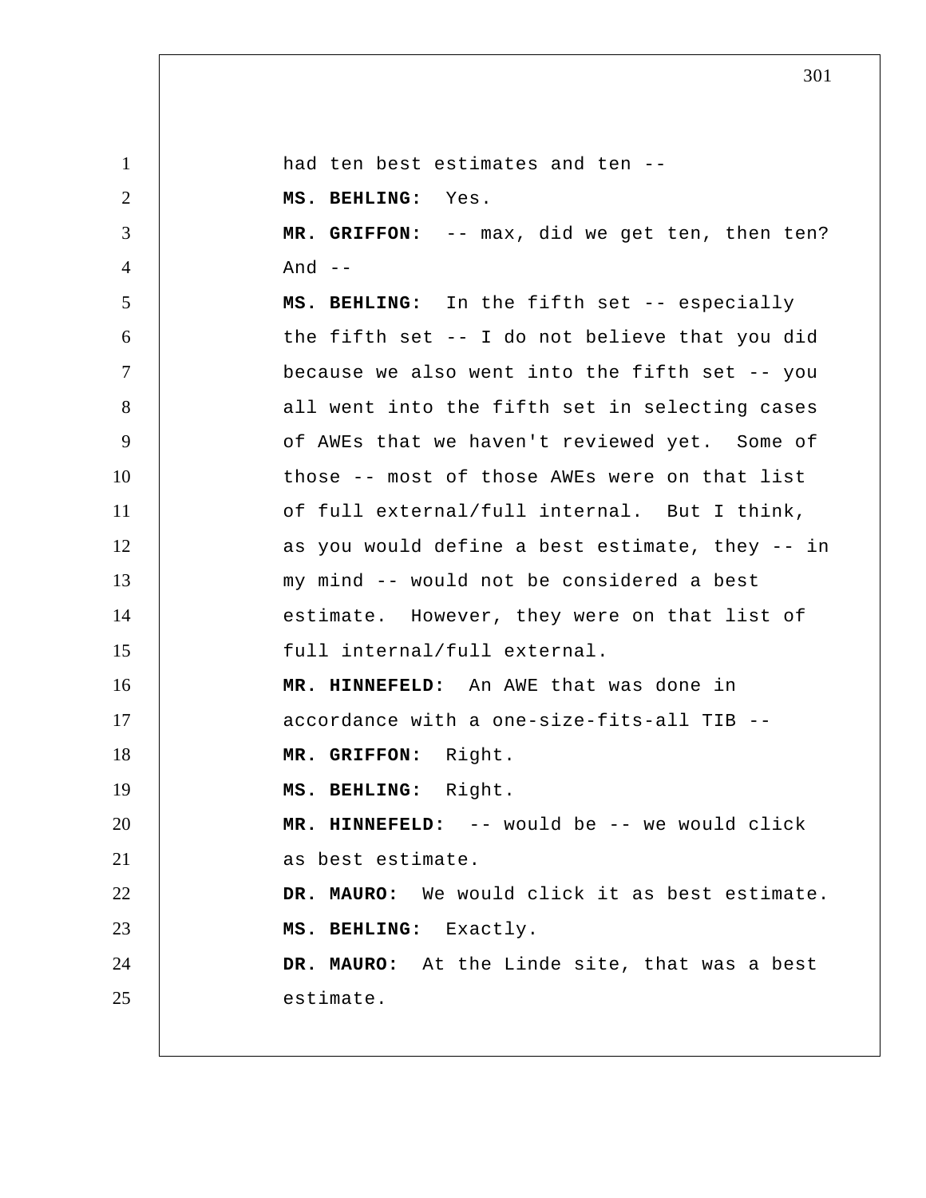had ten best estimates and ten --

**MS. BEHLING:** Yes.

**MR. GRIFFON:** -- max, did we get ten, then ten? And --

**MS. BEHLING:** In the fifth set -- especially the fifth set -- I do not believe that you did because we also went into the fifth set -- you all went into the fifth set in selecting cases of AWEs that we haven't reviewed yet. Some of those -- most of those AWEs were on that list of full external/full internal. But I think, as you would define a best estimate, they -- in my mind -- would not be considered a best estimate. However, they were on that list of full internal/full external.

**MR. HINNEFELD:** An AWE that was done in accordance with a one-size-fits-all TIB --

**MR. GRIFFON:** Right.

**MS. BEHLING:** Right.

**MR. HINNEFELD:** -- would be -- we would click as best estimate.

**DR. MAURO:** We would click it as best estimate.

**MS. BEHLING:** Exactly.

**DR. MAURO:** At the Linde site, that was a best estimate.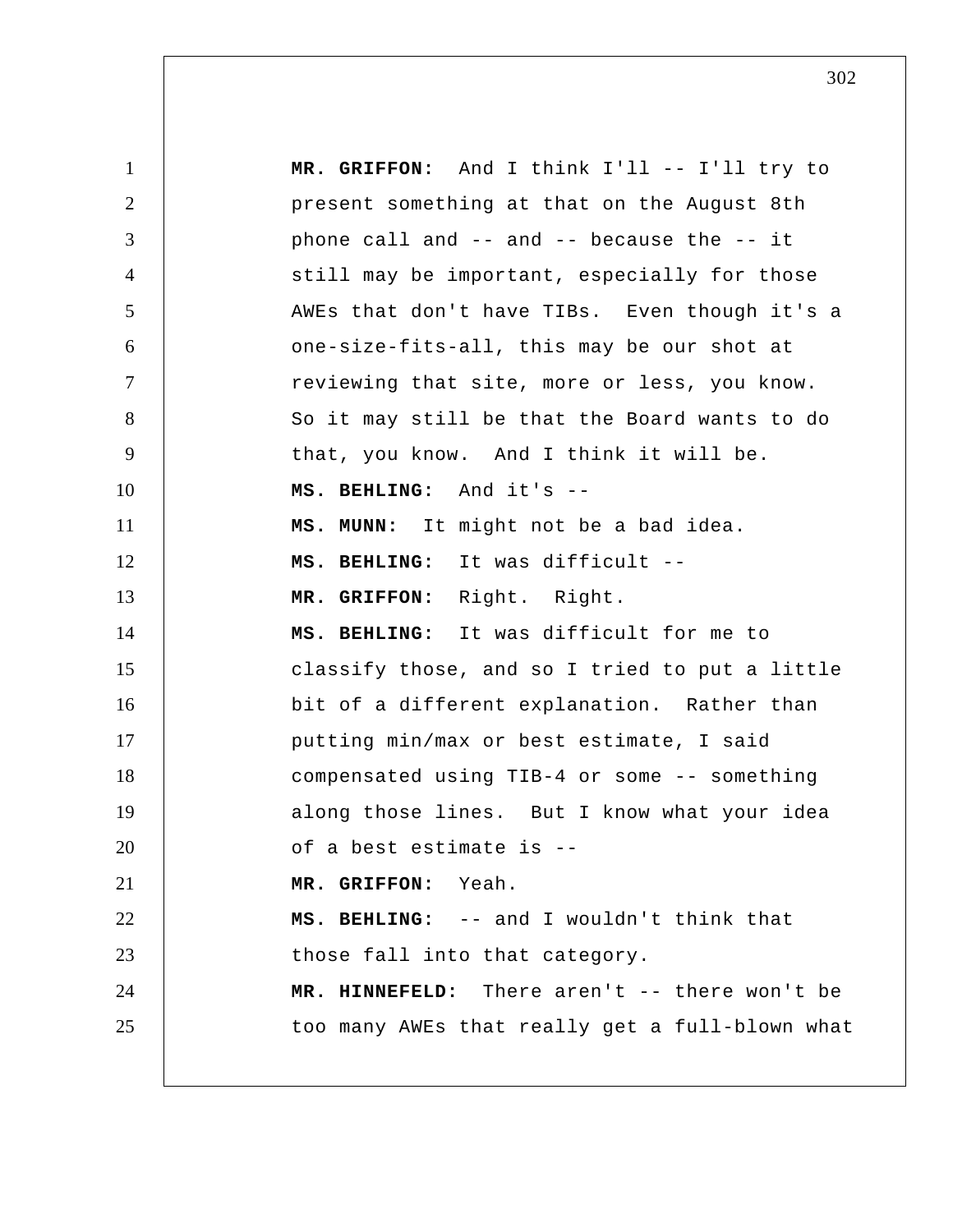**MR. GRIFFON:** And I think I'll -- I'll try to present something at that on the August 8th phone call and -- and -- because the -- it still may be important, especially for those AWEs that don't have TIBs. Even though it's a one-size-fits-all, this may be our shot at reviewing that site, more or less, you know. So it may still be that the Board wants to do that, you know. And I think it will be.

**MS. BEHLING:** And it's --

**MS. MUNN:** It might not be a bad idea.

**MS. BEHLING:** It was difficult --

**MR. GRIFFON:** Right. Right.

**MS. BEHLING:** It was difficult for me to classify those, and so I tried to put a little bit of a different explanation. Rather than putting min/max or best estimate, I said compensated using TIB-4 or some -- something along those lines. But I know what your idea of a best estimate is --

**MR. GRIFFON:** Yeah.

**MS. BEHLING:** -- and I wouldn't think that those fall into that category.

**MR. HINNEFELD:** There aren't -- there won't be too many AWEs that really get a full-blown what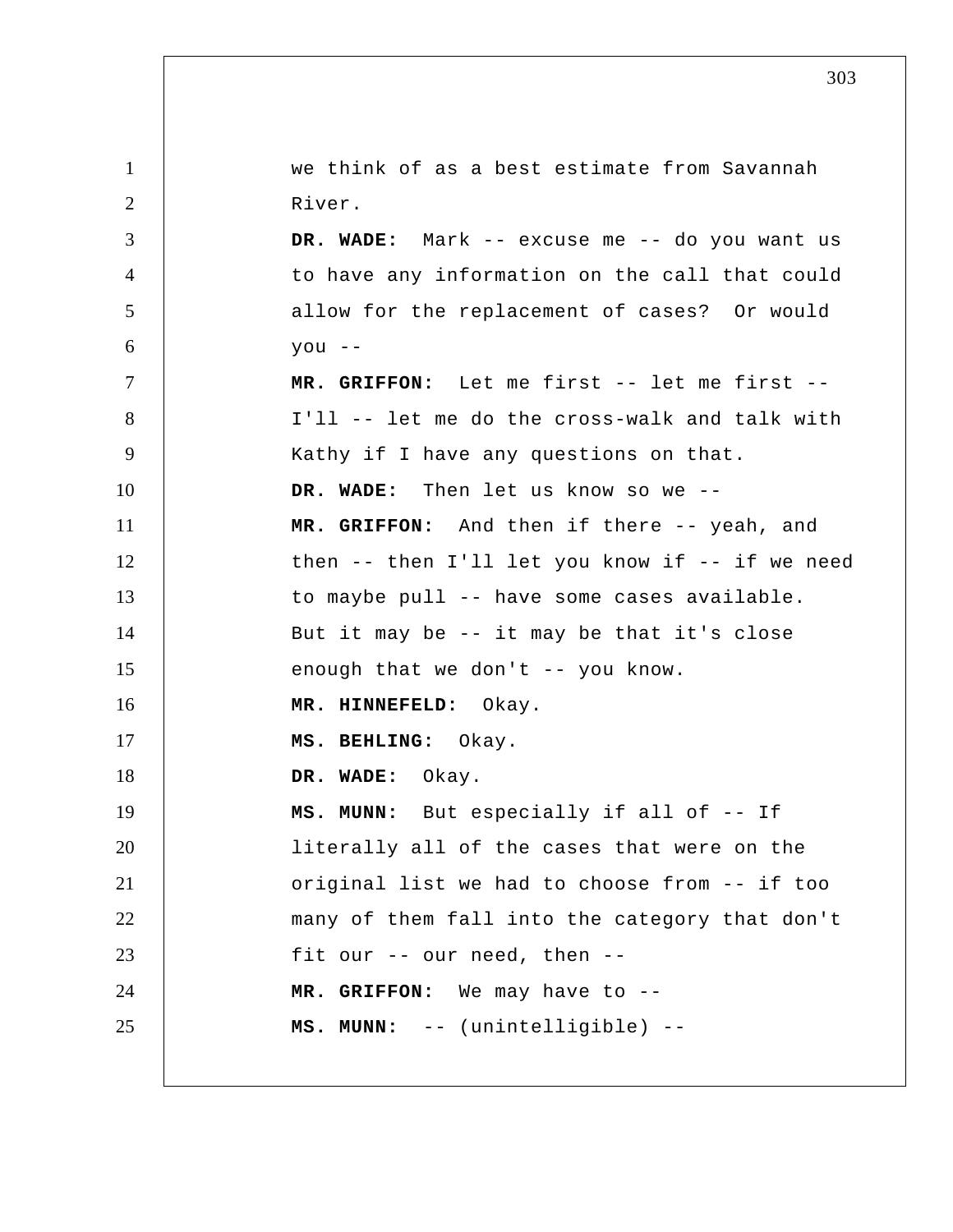we think of as a best estimate from Savannah River.

**DR. WADE:** Mark -- excuse me -- do you want us to have any information on the call that could allow for the replacement of cases? Or would you --

**MR. GRIFFON:** Let me first -- let me first -- I'll -- let me do the cross-walk and talk with Kathy if I have any questions on that.

**DR. WADE:** Then let us know so we --

**MR. GRIFFON:** And then if there -- yeah, and then -- then I'll let you know if -- if we need to maybe pull -- have some cases available. But it may be -- it may be that it's close enough that we don't -- you know.

**MR. HINNEFELD:** Okay.

**MS. BEHLING:** Okay.

**DR. WADE:** Okay.

**MS. MUNN:** But especially if all of -- If literally all of the cases that were on the original list we had to choose from -- if too many of them fall into the category that don't fit our -- our need, then --

**MR. GRIFFON:** We may have to --

**MS. MUNN:** -- (unintelligible) --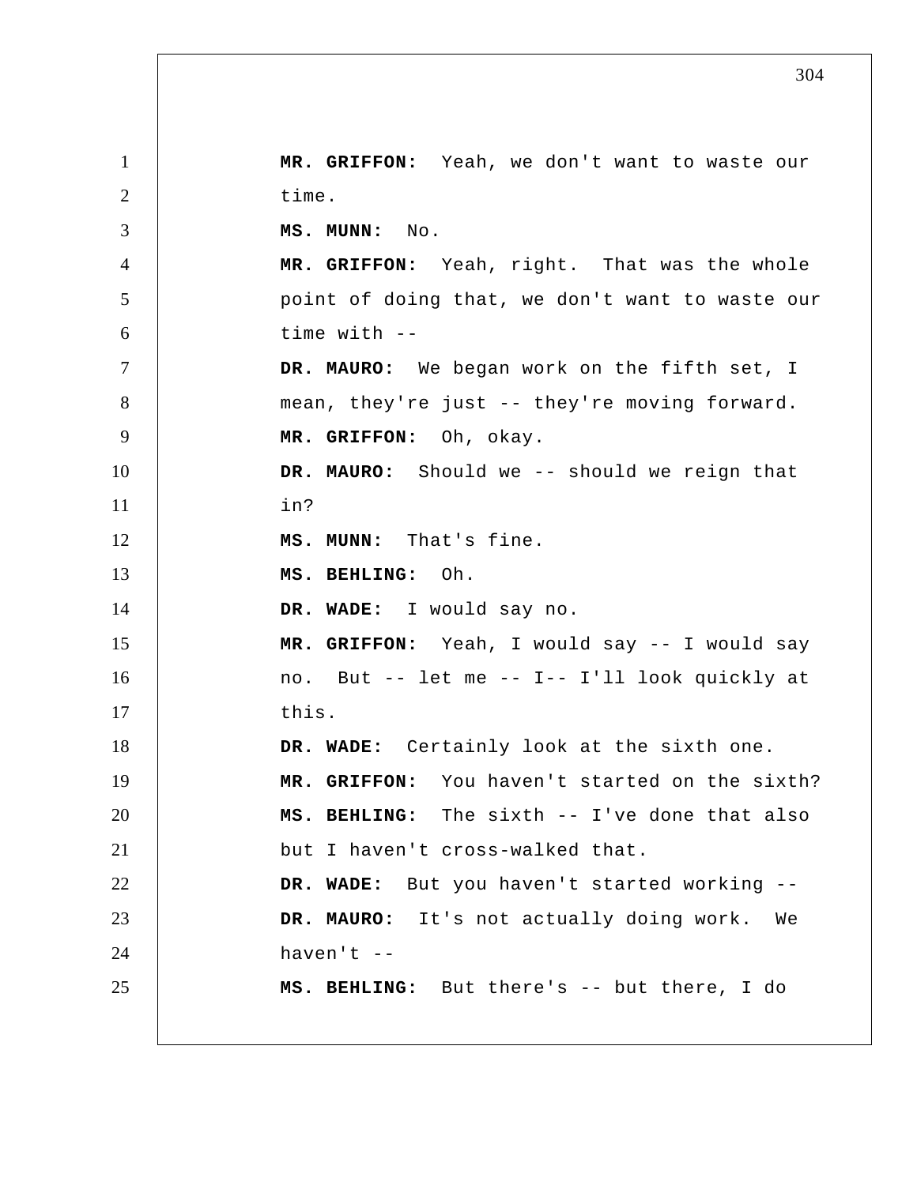**MR. GRIFFON:** Yeah, we don't want to waste our time.

**MS. MUNN:** No.

**MR. GRIFFON:** Yeah, right. That was the whole point of doing that, we don't want to waste our time with --

**DR. MAURO:** We began work on the fifth set, I mean, they're just -- they're moving forward.

**MR. GRIFFON:** Oh, okay.

**DR. MAURO:** Should we -- should we reign that in?

**MS. MUNN:** That's fine.

**MS. BEHLING:** Oh.

**DR. WADE:** I would say no.

**MR. GRIFFON:** Yeah, I would say -- I would say no. But -- let me -- I-- I'll look quickly at this.

**DR. WADE:** Certainly look at the sixth one.

**MR. GRIFFON:** You haven't started on the sixth?

**MS. BEHLING:** The sixth -- I've done that also but I haven't cross-walked that.

**DR. WADE:** But you haven't started working --

**DR. MAURO:** It's not actually doing work. We haven't --

**MS. BEHLING:** But there's -- but there, I do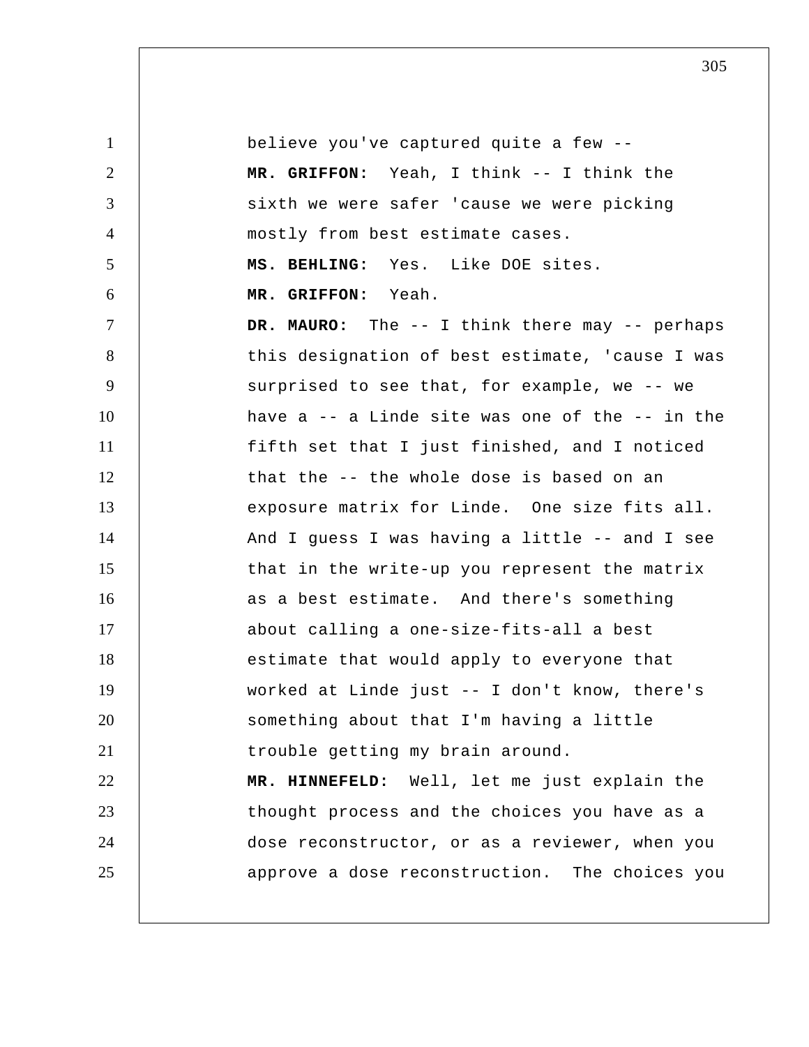believe you've captured quite a few --

**MR. GRIFFON:** Yeah, I think -- I think the sixth we were safer 'cause we were picking mostly from best estimate cases.

**MS. BEHLING:** Yes. Like DOE sites.

**MR. GRIFFON:** Yeah.

**DR. MAURO:** The -- I think there may -- perhaps this designation of best estimate, 'cause I was surprised to see that, for example, we -- we have a -- a Linde site was one of the -- in the fifth set that I just finished, and I noticed that the -- the whole dose is based on an exposure matrix for Linde. One size fits all. And I guess I was having a little -- and I see that in the write-up you represent the matrix as a best estimate. And there's something about calling a one-size-fits-all a best estimate that would apply to everyone that worked at Linde just -- I don't know, there's something about that I'm having a little trouble getting my brain around.

**MR. HINNEFELD:** Well, let me just explain the thought process and the choices you have as a dose reconstructor, or as a reviewer, when you approve a dose reconstruction. The choices you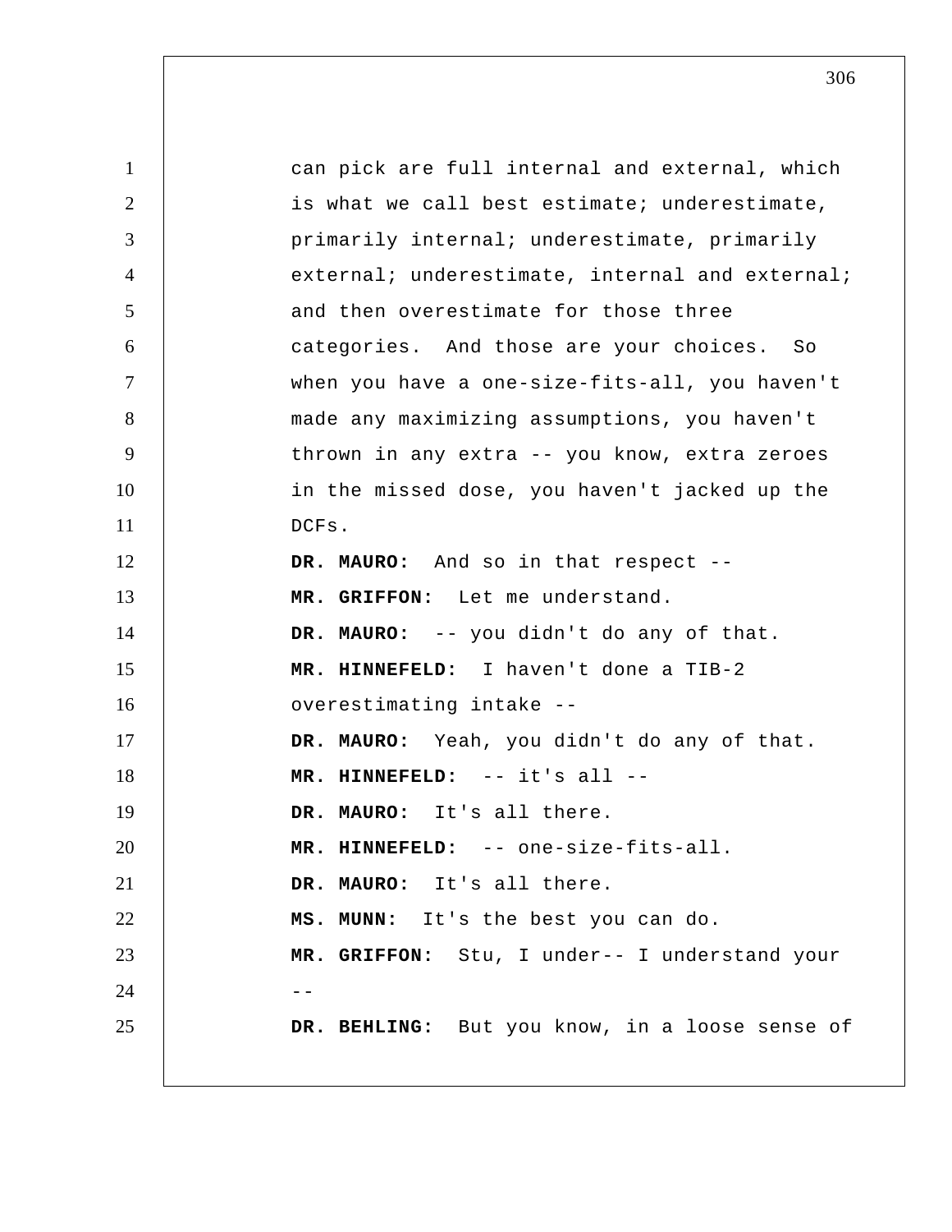can pick are full internal and external, which is what we call best estimate; underestimate, primarily internal; underestimate, primarily external; underestimate, internal and external; and then overestimate for those three categories. And those are your choices. So when you have a one-size-fits-all, you haven't made any maximizing assumptions, you haven't thrown in any extra -- you know, extra zeroes in the missed dose, you haven't jacked up the DCFs.

**DR. MAURO:** And so in that respect --

**MR. GRIFFON:** Let me understand.

**DR. MAURO:** -- you didn't do any of that.

**MR. HINNEFELD:** I haven't done a TIB-2 overestimating intake --

**DR. MAURO:** Yeah, you didn't do any of that.

**MR. HINNEFELD:** -- it's all --

**DR. MAURO:** It's all there.

**MR. HINNEFELD:** -- one-size-fits-all.

**DR. MAURO:** It's all there.

**MS. MUNN:** It's the best you can do.

**MR. GRIFFON:** Stu, I under-- I understand your --

**DR. BEHLING:** But you know, in a loose sense of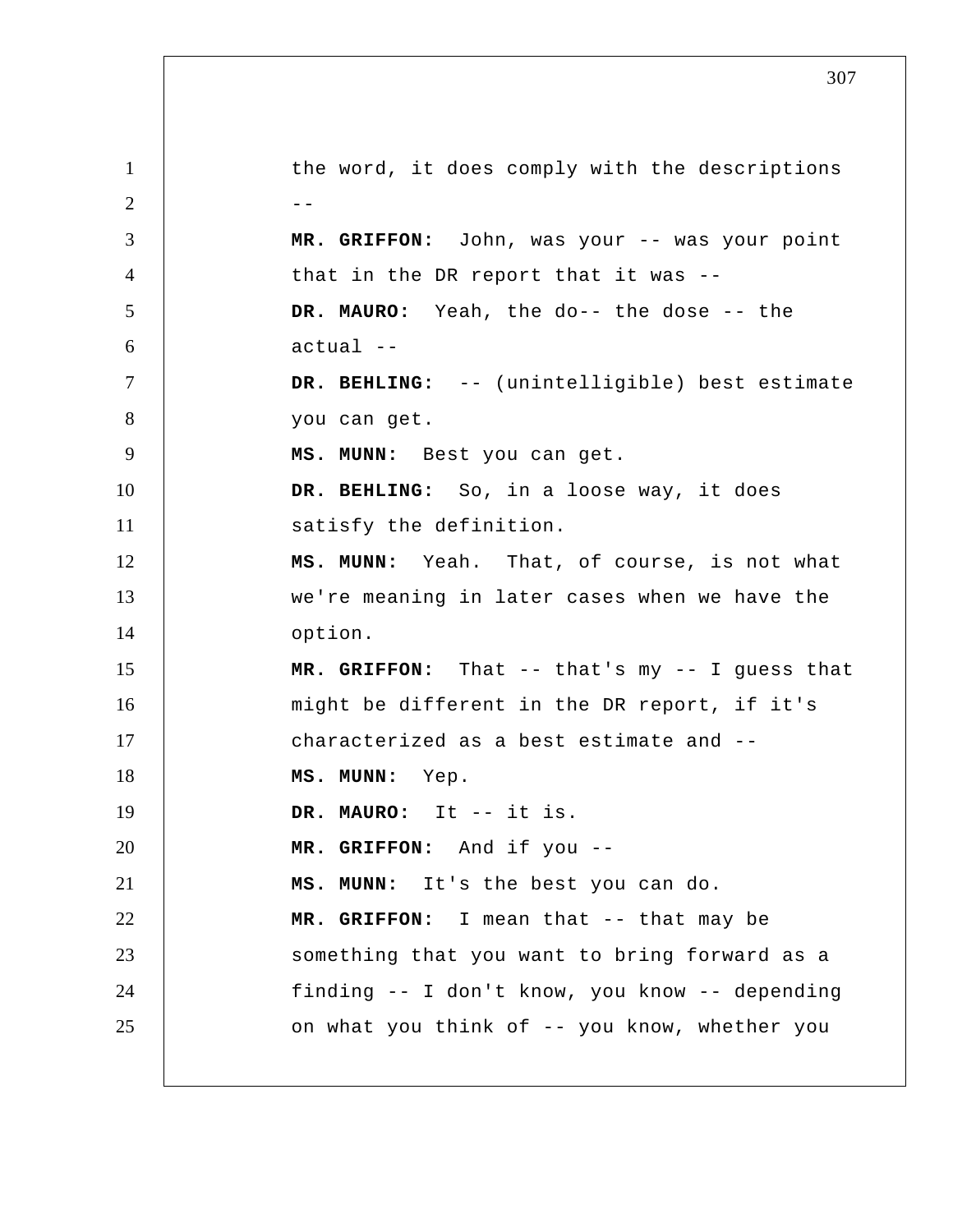the word, it does comply with the descriptions --

**MR. GRIFFON:** John, was your -- was your point that in the DR report that it was --

**DR. MAURO:** Yeah, the do-- the dose -- the actual --

**DR. BEHLING:** -- (unintelligible) best estimate you can get.

**MS. MUNN:** Best you can get.

**DR. BEHLING:** So, in a loose way, it does satisfy the definition.

**MS. MUNN:** Yeah. That, of course, is not what we're meaning in later cases when we have the option.

**MR. GRIFFON:** That -- that's my -- I guess that might be different in the DR report, if it's characterized as a best estimate and --

**MS. MUNN:** Yep.

**DR. MAURO:** It -- it is.

**MR. GRIFFON:** And if you --

**MS. MUNN:** It's the best you can do.

**MR. GRIFFON:** I mean that -- that may be something that you want to bring forward as a finding -- I don't know, you know -- depending on what you think of -- you know, whether you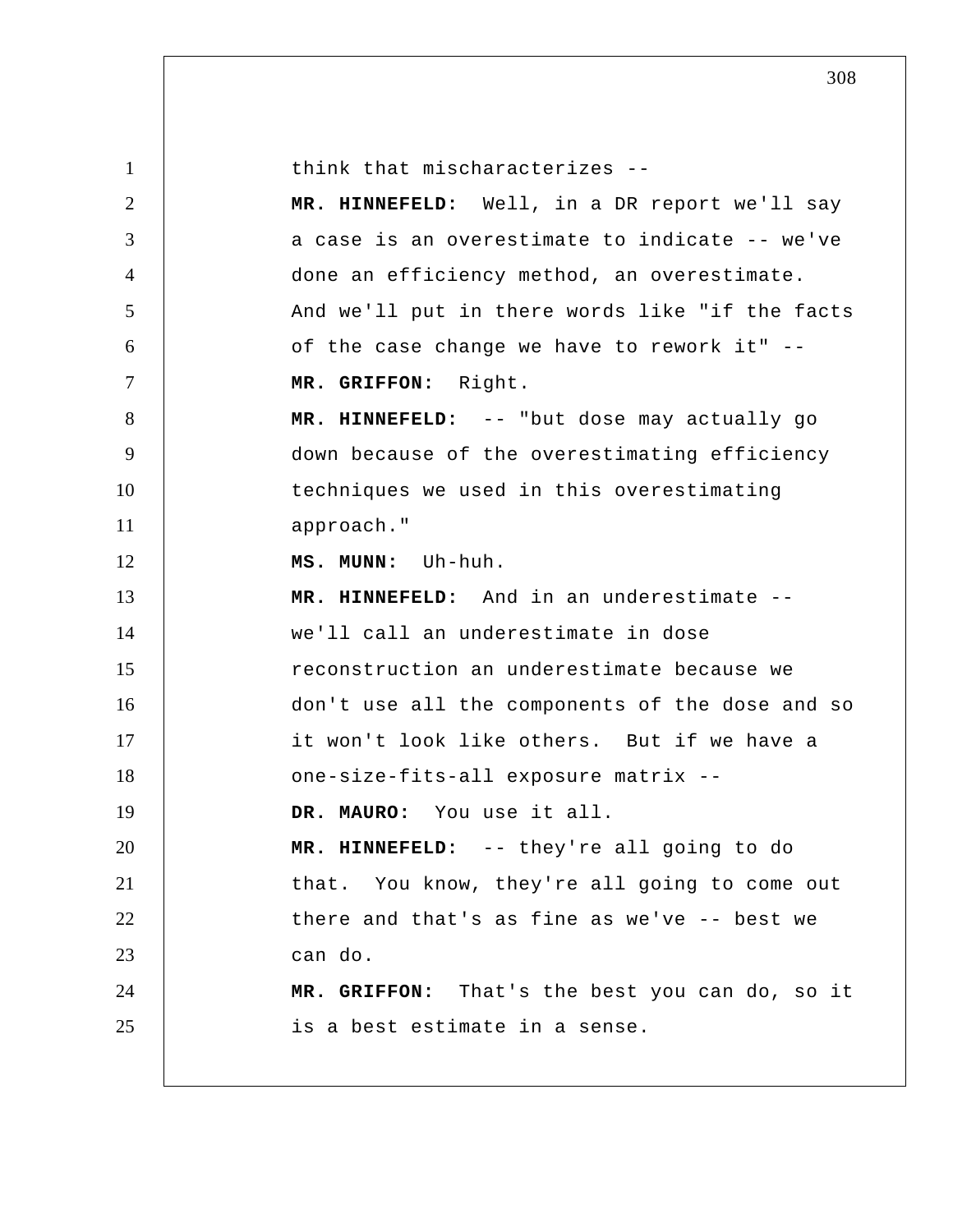think that mischaracterizes --

**MR. HINNEFELD:** Well, in a DR report we'll say a case is an overestimate to indicate -- we've done an efficiency method, an overestimate. And we'll put in there words like "if the facts of the case change we have to rework it" --

**MR. GRIFFON:** Right.

**MR. HINNEFELD:** -- "but dose may actually go down because of the overestimating efficiency techniques we used in this overestimating approach."

**MS. MUNN:** Uh-huh.

**MR. HINNEFELD:** And in an underestimate -- we'll call an underestimate in dose reconstruction an underestimate because we don't use all the components of the dose and so it won't look like others. But if we have a one-size-fits-all exposure matrix --

**DR. MAURO:** You use it all.

**MR. HINNEFELD:** -- they're all going to do that. You know, they're all going to come out there and that's as fine as we've -- best we can do.

**MR. GRIFFON:** That's the best you can do, so it is a best estimate in a sense.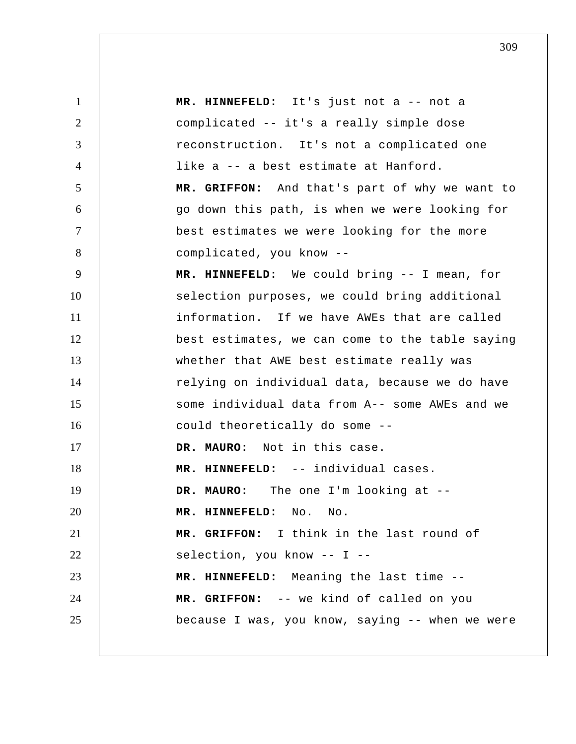**MR. HINNEFELD:** It's just not a -- not a complicated -- it's a really simple dose reconstruction. It's not a complicated one like a -- a best estimate at Hanford.

**MR. GRIFFON:** And that's part of why we want to go down this path, is when we were looking for best estimates we were looking for the more complicated, you know --

**MR. HINNEFELD:** We could bring -- I mean, for selection purposes, we could bring additional information. If we have AWEs that are called best estimates, we can come to the table saying whether that AWE best estimate really was relying on individual data, because we do have some individual data from A-- some AWEs and we could theoretically do some --

**DR. MAURO:** Not in this case.

**MR. HINNEFELD:** -- individual cases.

**DR. MAURO:** The one I'm looking at --

**MR. HINNEFELD:** No. No.

**MR. GRIFFON:** I think in the last round of selection, you know -- I --

**MR. HINNEFELD:** Meaning the last time --

**MR. GRIFFON:** -- we kind of called on you because I was, you know, saying -- when we were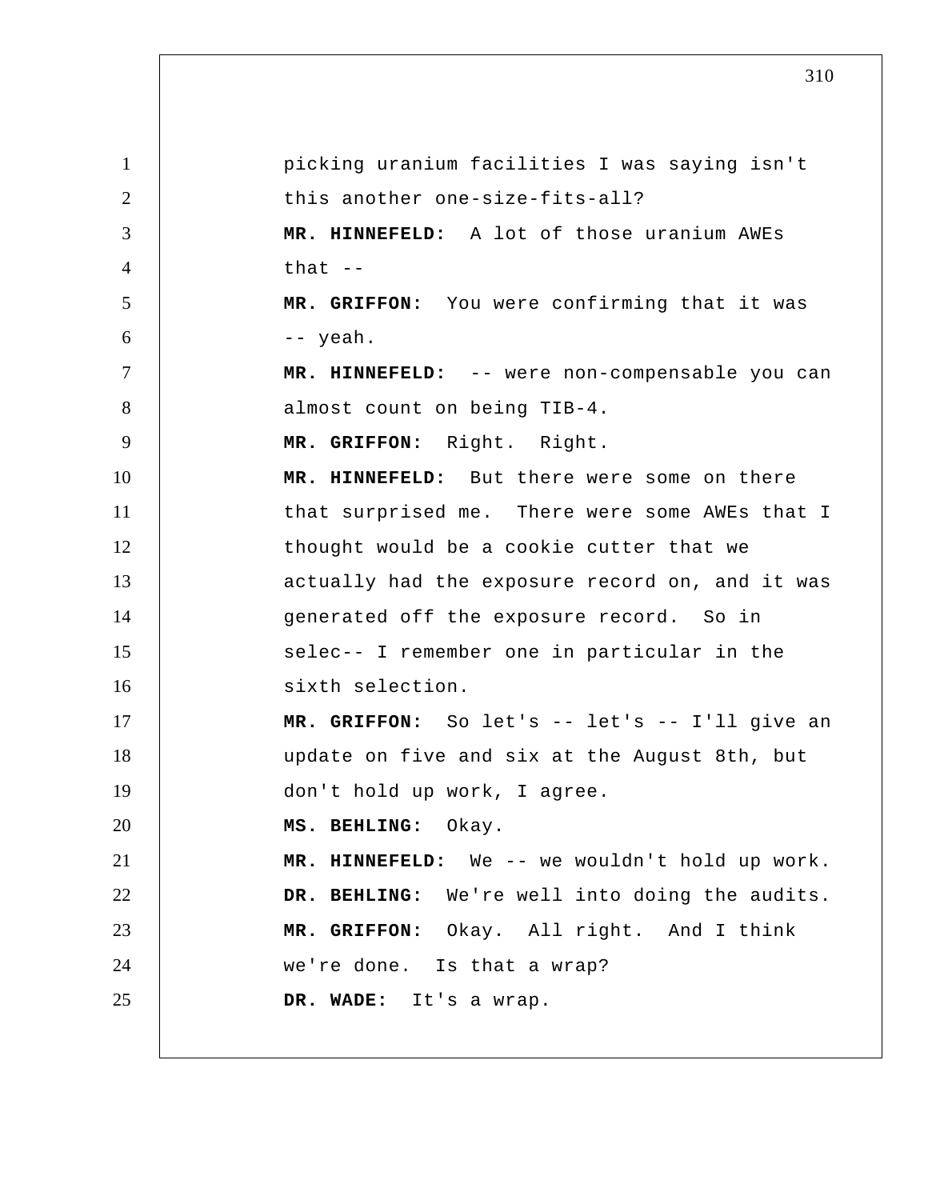picking uranium facilities I was saying isn't this another one-size-fits-all?

**MR. HINNEFELD:** A lot of those uranium AWEs that --

**MR. GRIFFON:** You were confirming that it was -- yeah.

**MR. HINNEFELD:** -- were non-compensable you can almost count on being TIB-4.

**MR. GRIFFON:** Right. Right.

**MR. HINNEFELD:** But there were some on there that surprised me. There were some AWEs that I thought would be a cookie cutter that we actually had the exposure record on, and it was generated off the exposure record. So in selec-- I remember one in particular in the sixth selection.

**MR. GRIFFON:** So let's -- let's -- I'll give an update on five and six at the August 8th, but don't hold up work, I agree.

**MS. BEHLING:** Okay.

**MR. HINNEFELD:** We -- we wouldn't hold up work.

**DR. BEHLING:** We're well into doing the audits.

**MR. GRIFFON:** Okay. All right. And I think we're done. Is that a wrap?

**DR. WADE:** It's a wrap.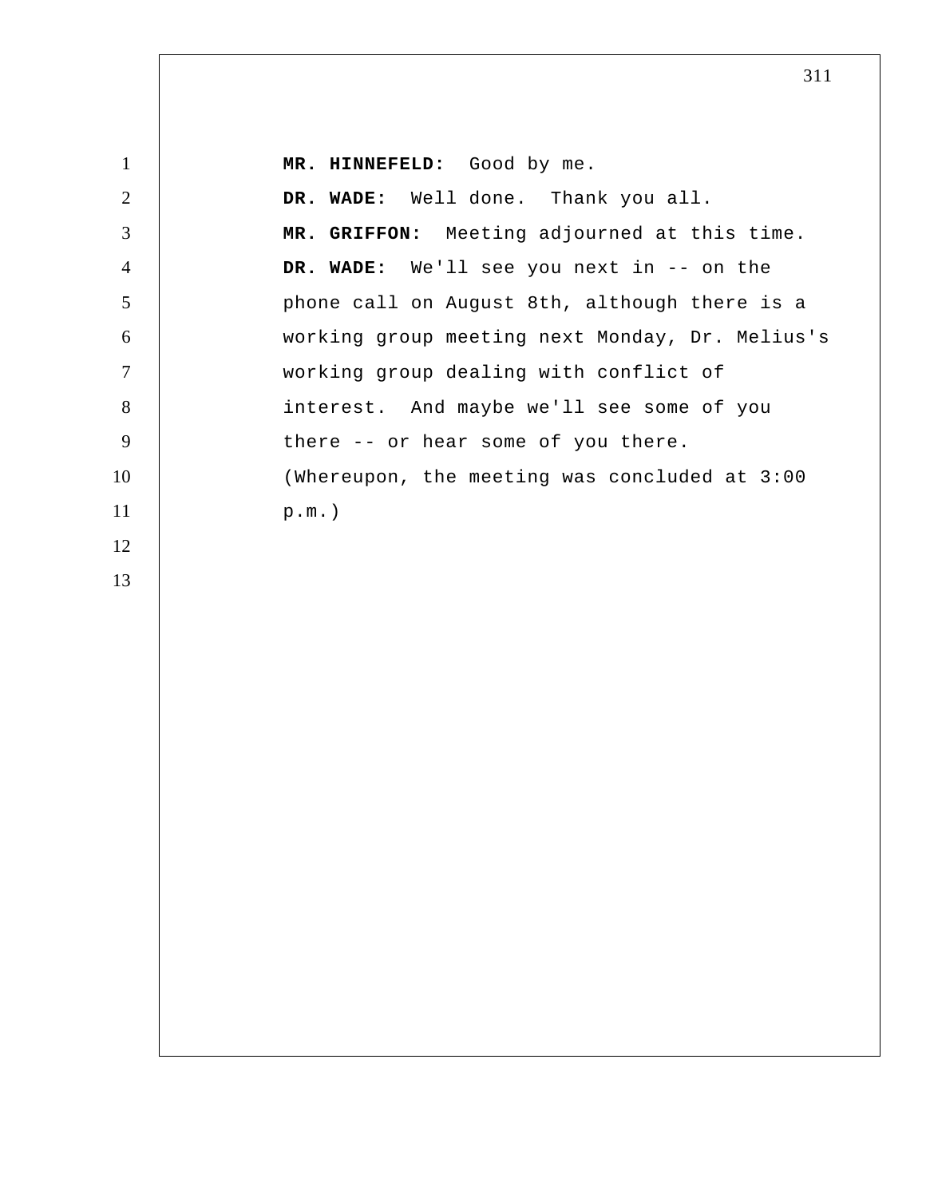**MR. HINNEFELD:** Good by me.

**DR. WADE:** Well done. Thank you all.

**MR. GRIFFON:** Meeting adjourned at this time.

**DR. WADE:** We'll see you next in -- on the phone call on August 8th, although there is a working group meeting next Monday, Dr. Melius's working group dealing with conflict of interest. And maybe we'll see some of you there -- or hear some of you there.

(Whereupon, the meeting was concluded at 3:00 p.m.)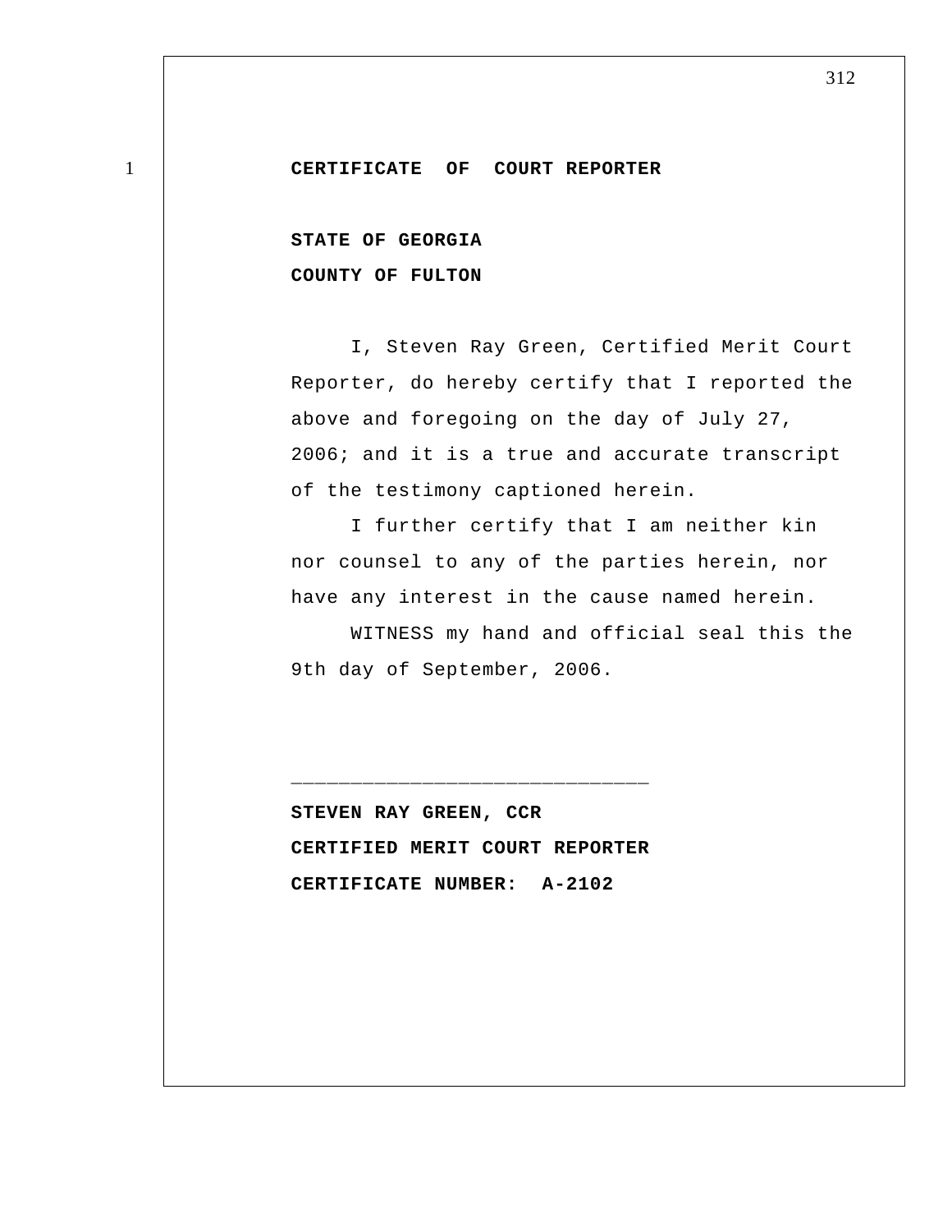**CERTIFICATE OF COURT REPORTER**

**STATE OF GEORGIA**
**COUNTY OF FULTON**

I, Steven Ray Green, Certified Merit Court Reporter, do hereby certify that I reported the above and foregoing on the day of July 27, 2006; and it is a true and accurate transcript of the testimony captioned herein.

I further certify that I am neither kin nor counsel to any of the parties herein, nor have any interest in the cause named herein.

WITNESS my hand and official seal this the 9th day of September, 2006.

______________________________

**STEVEN RAY GREEN, CCR**
**CERTIFIED MERIT COURT REPORTER**
**CERTIFICATE NUMBER: A-2102**